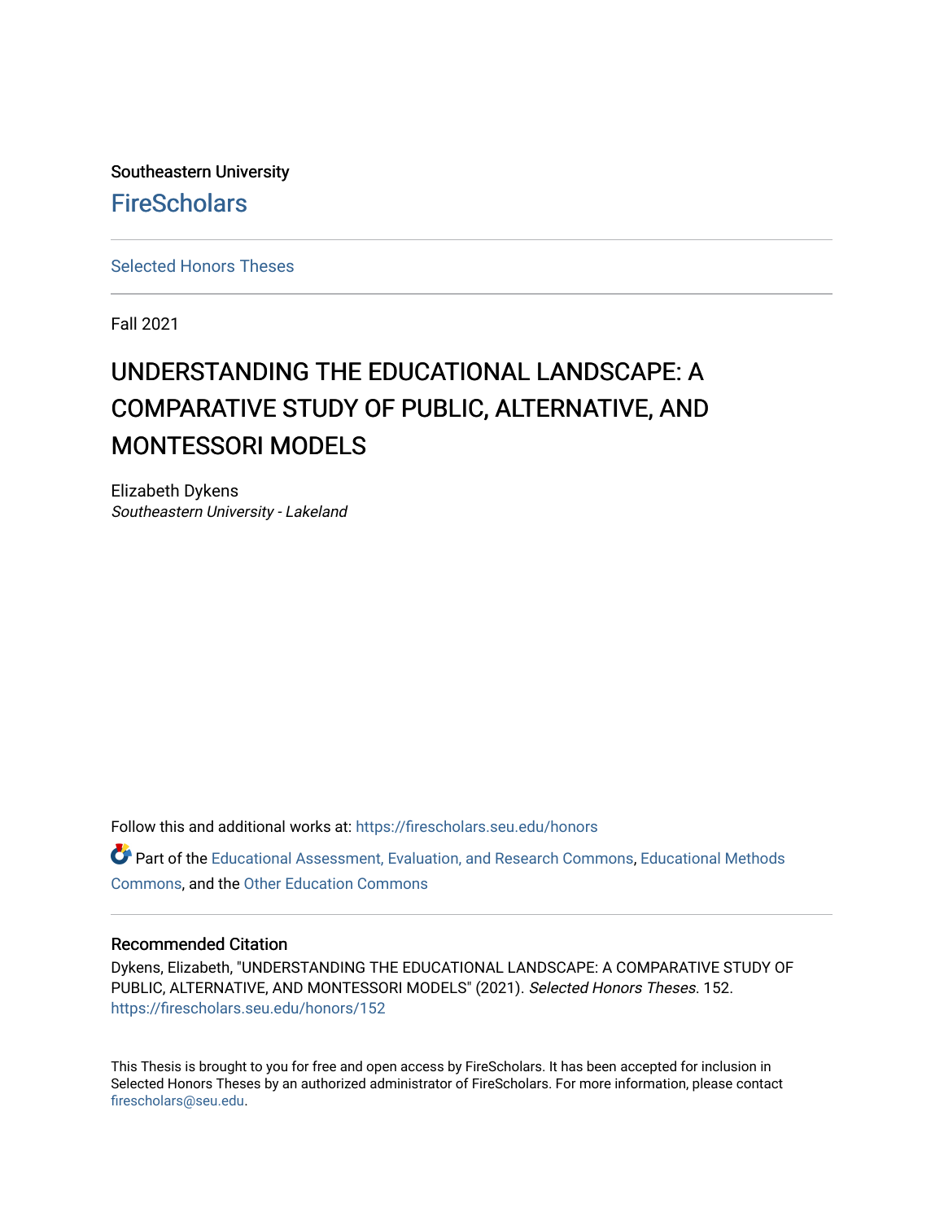Southeastern University

FireScholars

Selected Honors Theses

Fall 2021

# UNDERSTANDING THE EDUCATIONAL LANDSCAPE: A COMPARATIVE STUDY OF PUBLIC, ALTERNATIVE, AND MONTESSORI MODELS

Elizabeth Dykens
*Southeastern University - Lakeland*

Follow this and additional works at: https://firescholars.seu.edu/honors

Part of the Educational Assessment, Evaluation, and Research Commons, Educational Methods Commons, and the Other Education Commons

### Recommended Citation

Dykens, Elizabeth, "UNDERSTANDING THE EDUCATIONAL LANDSCAPE: A COMPARATIVE STUDY OF PUBLIC, ALTERNATIVE, AND MONTESSORI MODELS" (2021). *Selected Honors Theses*. 152.
https://firescholars.seu.edu/honors/152

This Thesis is brought to you for free and open access by FireScholars. It has been accepted for inclusion in Selected Honors Theses by an authorized administrator of FireScholars. For more information, please contact firescholars@seu.edu.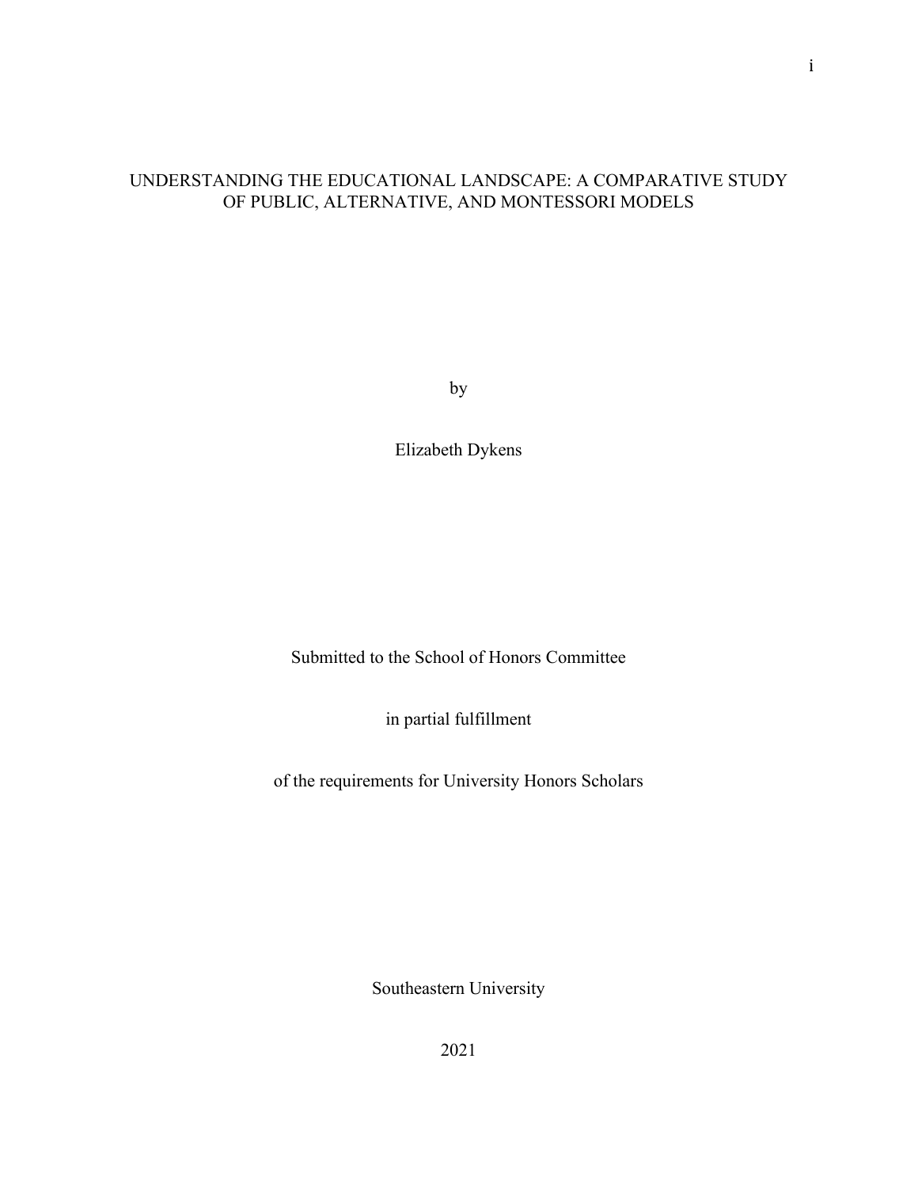# UNDERSTANDING THE EDUCATIONAL LANDSCAPE: A COMPARATIVE STUDY OF PUBLIC, ALTERNATIVE, AND MONTESSORI MODELS

by

Elizabeth Dykens

Submitted to the School of Honors Committee

in partial fulfillment

of the requirements for University Honors Scholars

Southeastern University

2021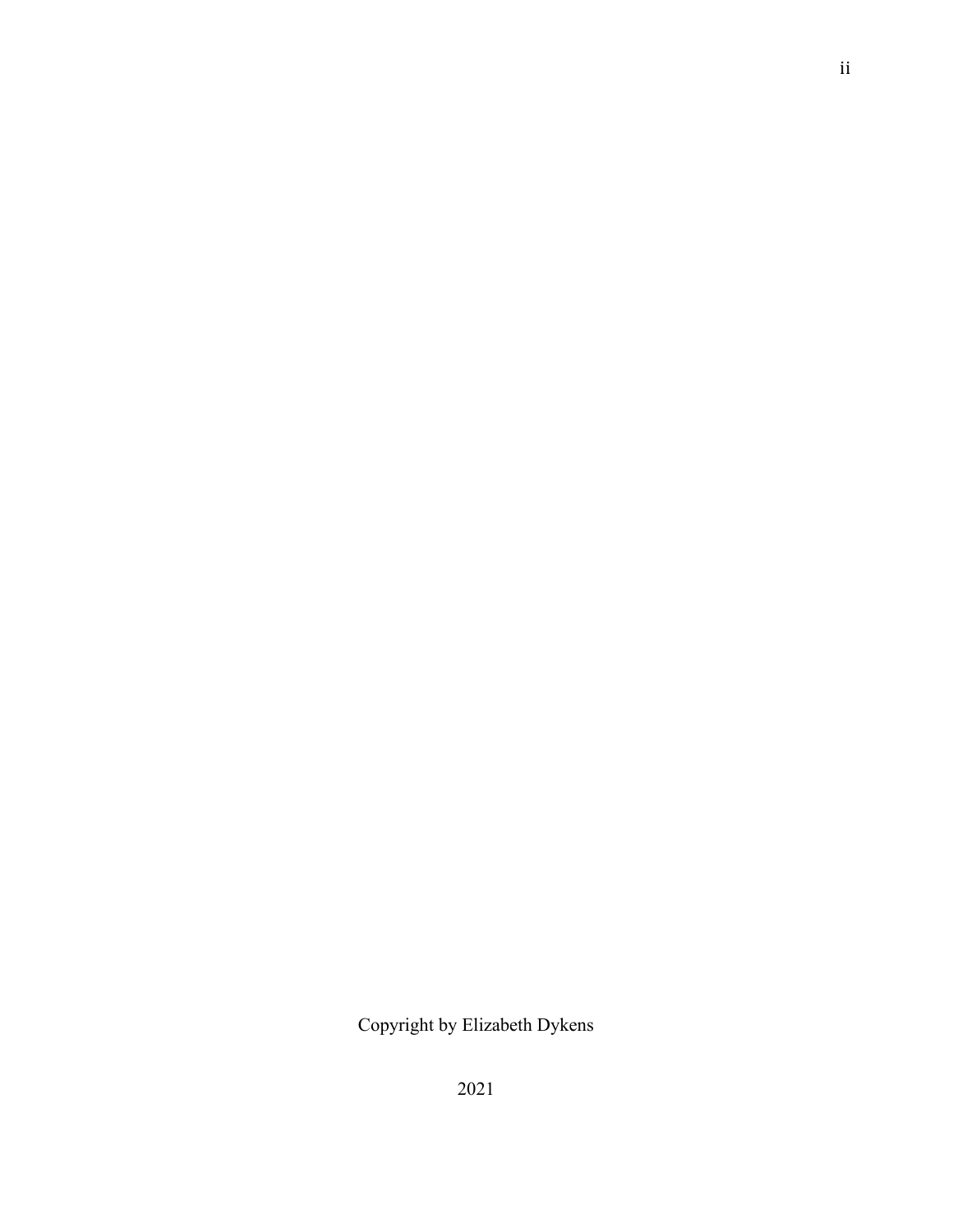Copyright by Elizabeth Dykens

2021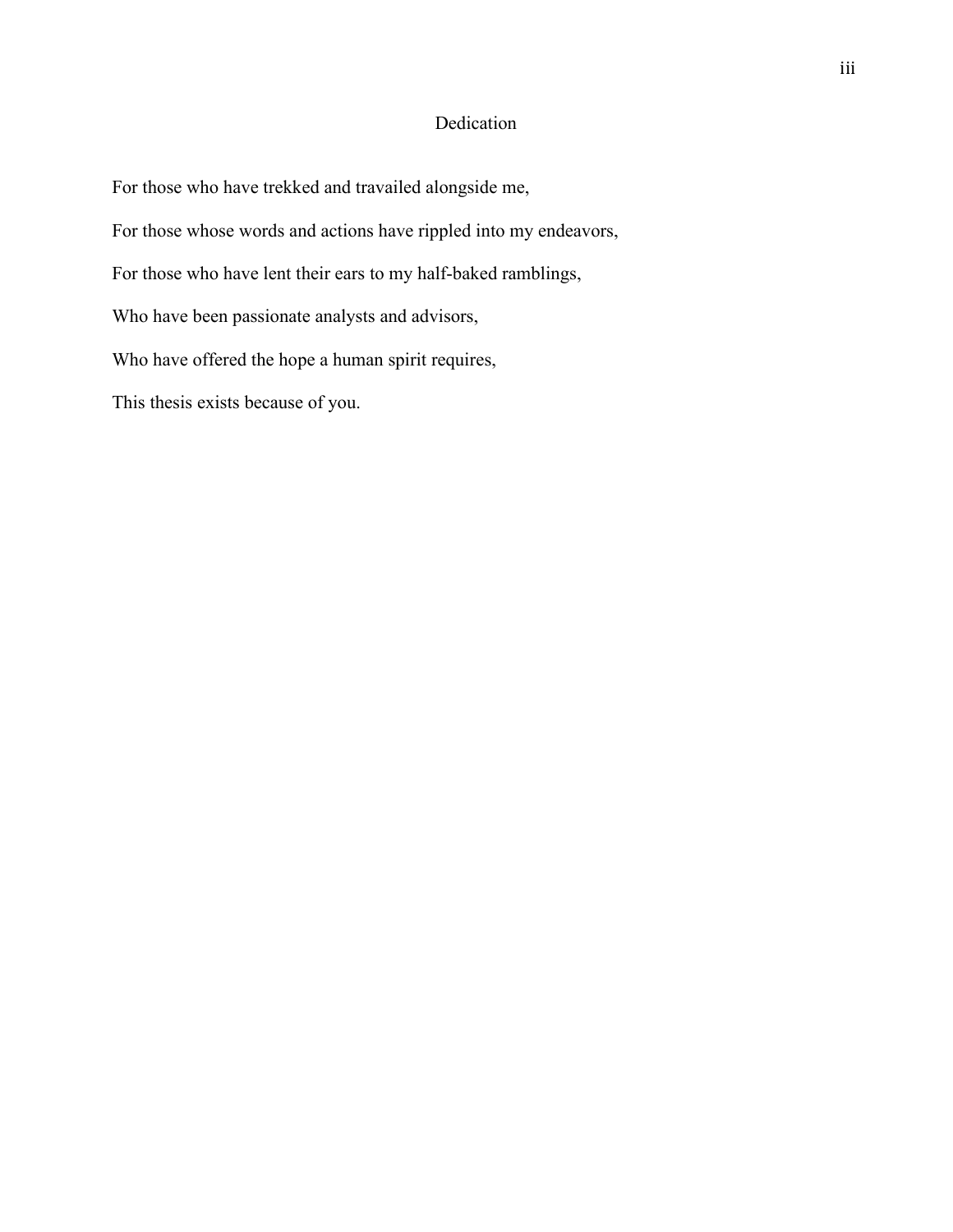# Dedication

For those who have trekked and travailed alongside me,

For those whose words and actions have rippled into my endeavors,

For those who have lent their ears to my half-baked ramblings,

Who have been passionate analysts and advisors,

Who have offered the hope a human spirit requires,

This thesis exists because of you.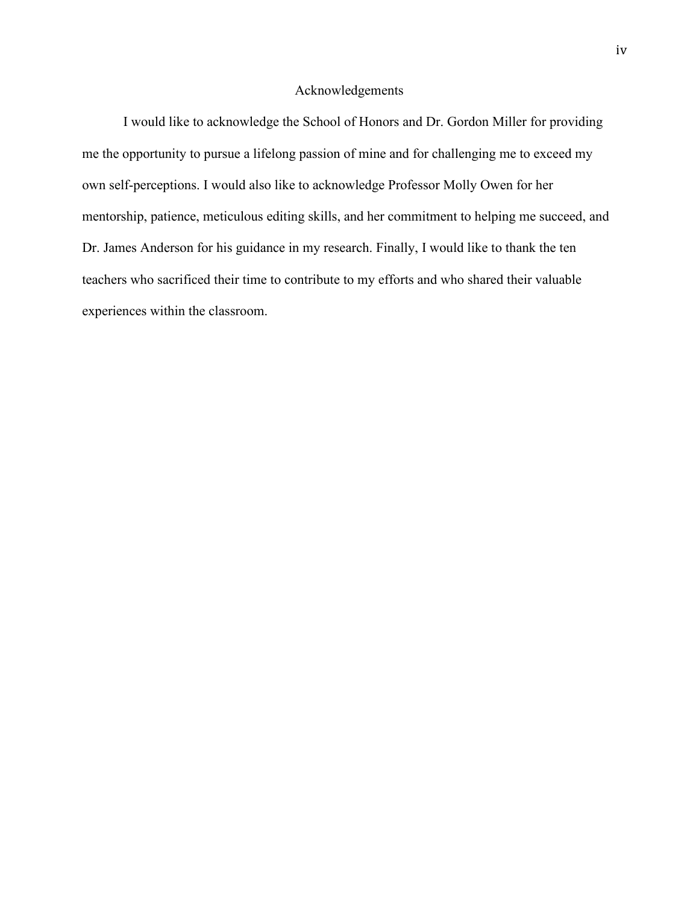# Acknowledgements

I would like to acknowledge the School of Honors and Dr. Gordon Miller for providing me the opportunity to pursue a lifelong passion of mine and for challenging me to exceed my own self-perceptions. I would also like to acknowledge Professor Molly Owen for her mentorship, patience, meticulous editing skills, and her commitment to helping me succeed, and Dr. James Anderson for his guidance in my research. Finally, I would like to thank the ten teachers who sacrificed their time to contribute to my efforts and who shared their valuable experiences within the classroom.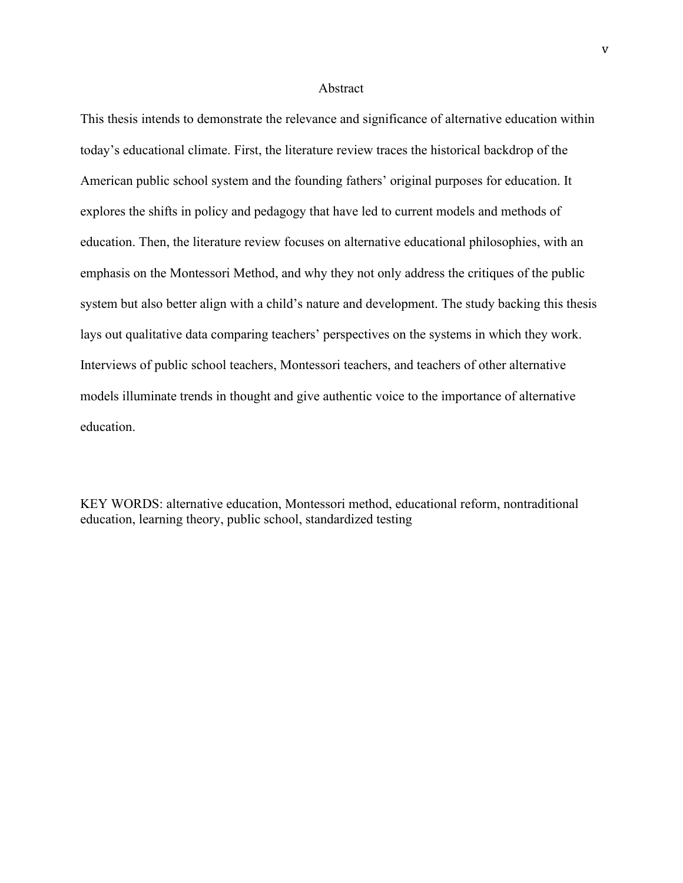# Abstract

This thesis intends to demonstrate the relevance and significance of alternative education within today's educational climate. First, the literature review traces the historical backdrop of the American public school system and the founding fathers' original purposes for education. It explores the shifts in policy and pedagogy that have led to current models and methods of education. Then, the literature review focuses on alternative educational philosophies, with an emphasis on the Montessori Method, and why they not only address the critiques of the public system but also better align with a child's nature and development. The study backing this thesis lays out qualitative data comparing teachers' perspectives on the systems in which they work. Interviews of public school teachers, Montessori teachers, and teachers of other alternative models illuminate trends in thought and give authentic voice to the importance of alternative education.

KEY WORDS: alternative education, Montessori method, educational reform, nontraditional education, learning theory, public school, standardized testing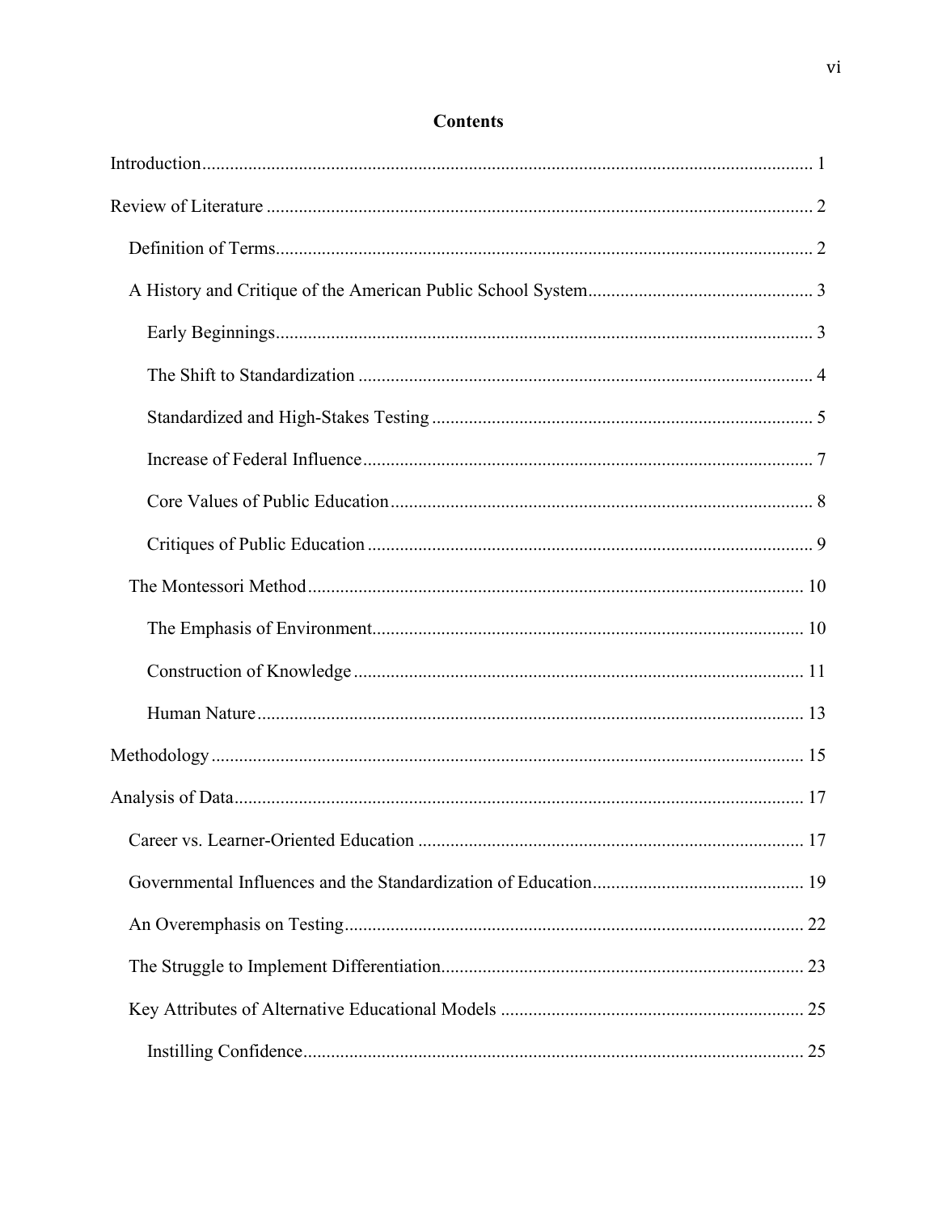# Contents

Introduction .......... 1

Review of Literature .......... 2

- Definition of Terms .......... 2
- A History and Critique of the American Public School System .......... 3
  - Early Beginnings .......... 3
  - The Shift to Standardization .......... 4
  - Standardized and High-Stakes Testing .......... 5
  - Increase of Federal Influence .......... 7
  - Core Values of Public Education .......... 8
  - Critiques of Public Education .......... 9
- The Montessori Method .......... 10
  - The Emphasis of Environment .......... 10
  - Construction of Knowledge .......... 11
  - Human Nature .......... 13

Methodology .......... 15

Analysis of Data .......... 17

- Career vs. Learner-Oriented Education .......... 17
- Governmental Influences and the Standardization of Education .......... 19
- An Overemphasis on Testing .......... 22
- The Struggle to Implement Differentiation .......... 23
- Key Attributes of Alternative Educational Models .......... 25
  - Instilling Confidence .......... 25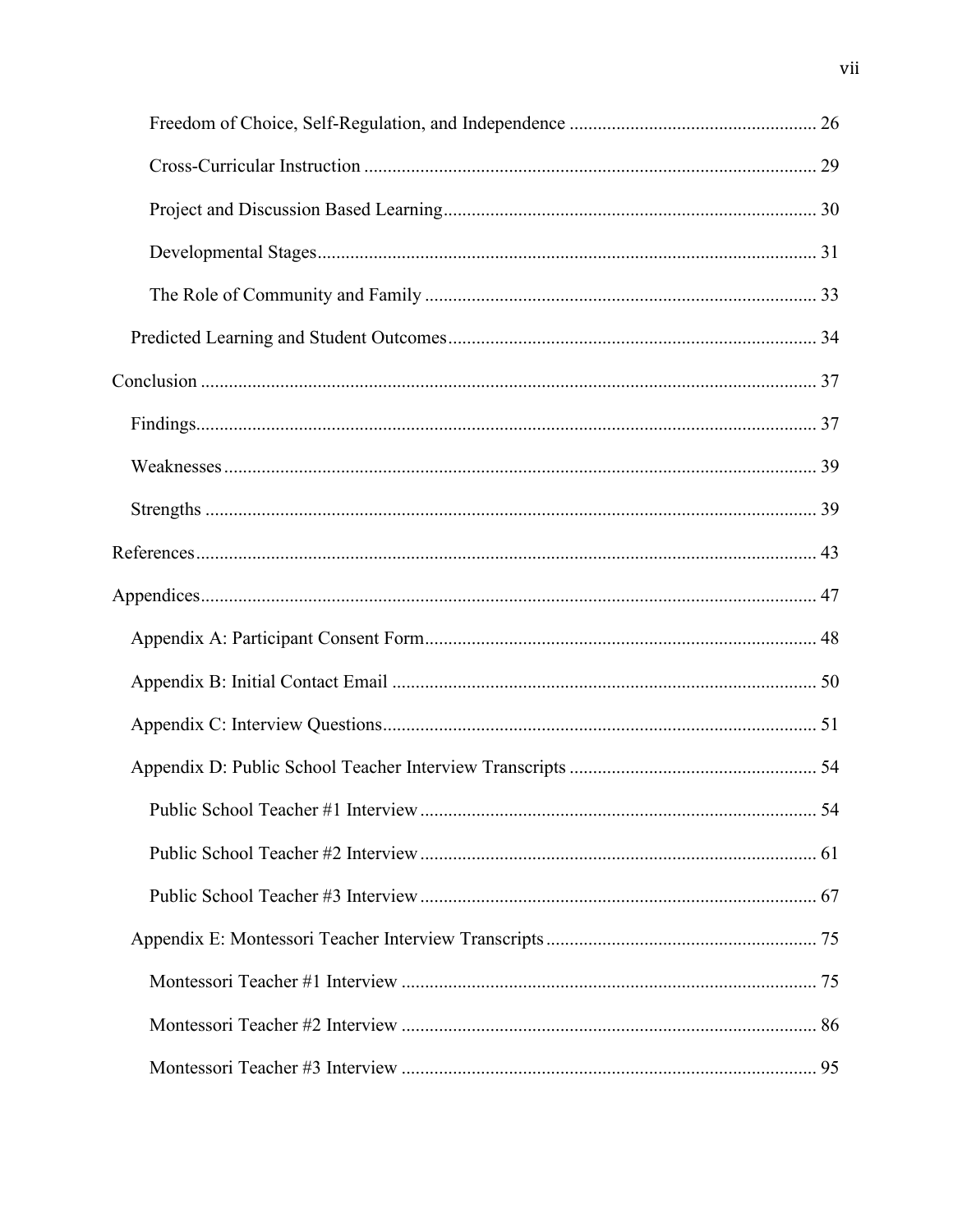Freedom of Choice, Self-Regulation, and Independence .................................................... 26

Cross-Curricular Instruction ................................................................................................ 29

Project and Discussion Based Learning ............................................................................... 30

Developmental Stages .......................................................................................................... 31

The Role of Community and Family ................................................................................... 33

Predicted Learning and Student Outcomes .............................................................................. 34

Conclusion ...................................................................................................................................... 37

Findings ...................................................................................................................................... 37

Weaknesses ................................................................................................................................ 39

Strengths .................................................................................................................................... 39

References ...................................................................................................................................... 43

Appendices ..................................................................................................................................... 47

Appendix A: Participant Consent Form .................................................................................... 48

Appendix B: Initial Contact Email ............................................................................................ 50

Appendix C: Interview Questions .............................................................................................. 51

Appendix D: Public School Teacher Interview Transcripts ....................................................... 54

Public School Teacher #1 Interview .................................................................................... 54

Public School Teacher #2 Interview .................................................................................... 61

Public School Teacher #3 Interview .................................................................................... 67

Appendix E: Montessori Teacher Interview Transcripts ........................................................... 75

Montessori Teacher #1 Interview ........................................................................................ 75

Montessori Teacher #2 Interview ........................................................................................ 86

Montessori Teacher #3 Interview ........................................................................................ 95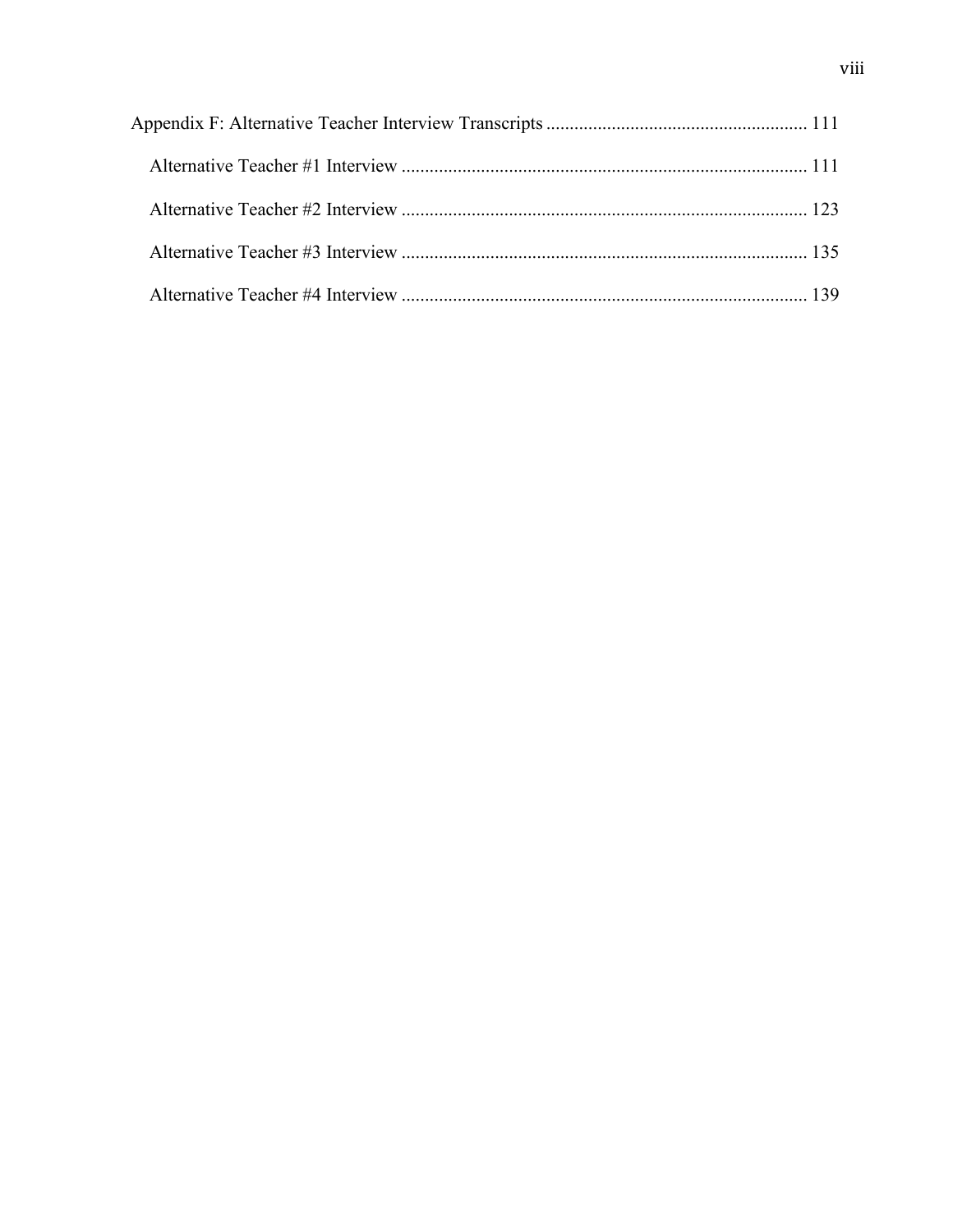Appendix F: Alternative Teacher Interview Transcripts ....................................................... 111

Alternative Teacher #1 Interview ...................................................................................... 111

Alternative Teacher #2 Interview ...................................................................................... 123

Alternative Teacher #3 Interview ...................................................................................... 135

Alternative Teacher #4 Interview ...................................................................................... 139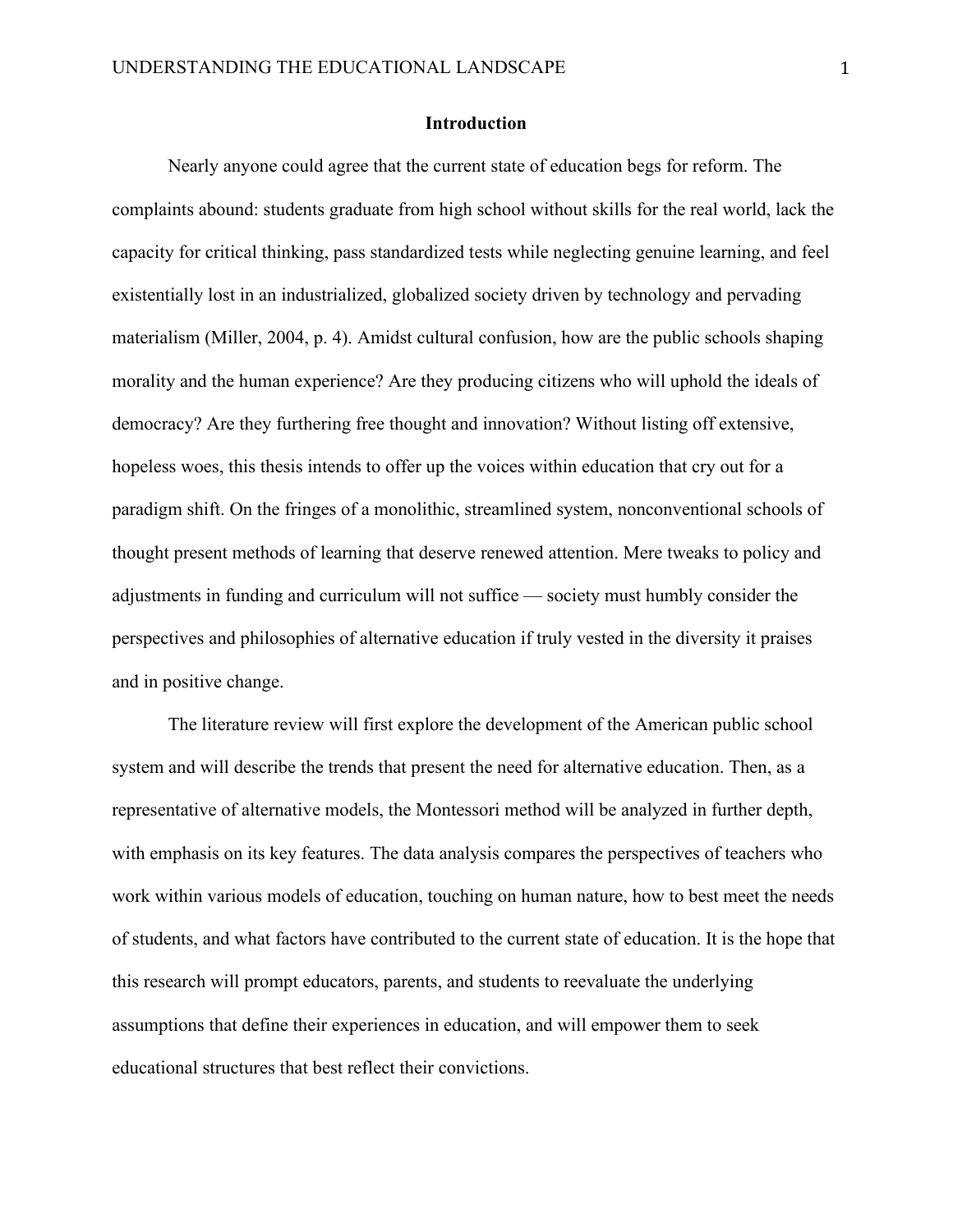## Introduction

Nearly anyone could agree that the current state of education begs for reform. The complaints abound: students graduate from high school without skills for the real world, lack the capacity for critical thinking, pass standardized tests while neglecting genuine learning, and feel existentially lost in an industrialized, globalized society driven by technology and pervading materialism (Miller, 2004, p. 4). Amidst cultural confusion, how are the public schools shaping morality and the human experience? Are they producing citizens who will uphold the ideals of democracy? Are they furthering free thought and innovation? Without listing off extensive, hopeless woes, this thesis intends to offer up the voices within education that cry out for a paradigm shift. On the fringes of a monolithic, streamlined system, nonconventional schools of thought present methods of learning that deserve renewed attention. Mere tweaks to policy and adjustments in funding and curriculum will not suffice — society must humbly consider the perspectives and philosophies of alternative education if truly vested in the diversity it praises and in positive change.

The literature review will first explore the development of the American public school system and will describe the trends that present the need for alternative education. Then, as a representative of alternative models, the Montessori method will be analyzed in further depth, with emphasis on its key features. The data analysis compares the perspectives of teachers who work within various models of education, touching on human nature, how to best meet the needs of students, and what factors have contributed to the current state of education. It is the hope that this research will prompt educators, parents, and students to reevaluate the underlying assumptions that define their experiences in education, and will empower them to seek educational structures that best reflect their convictions.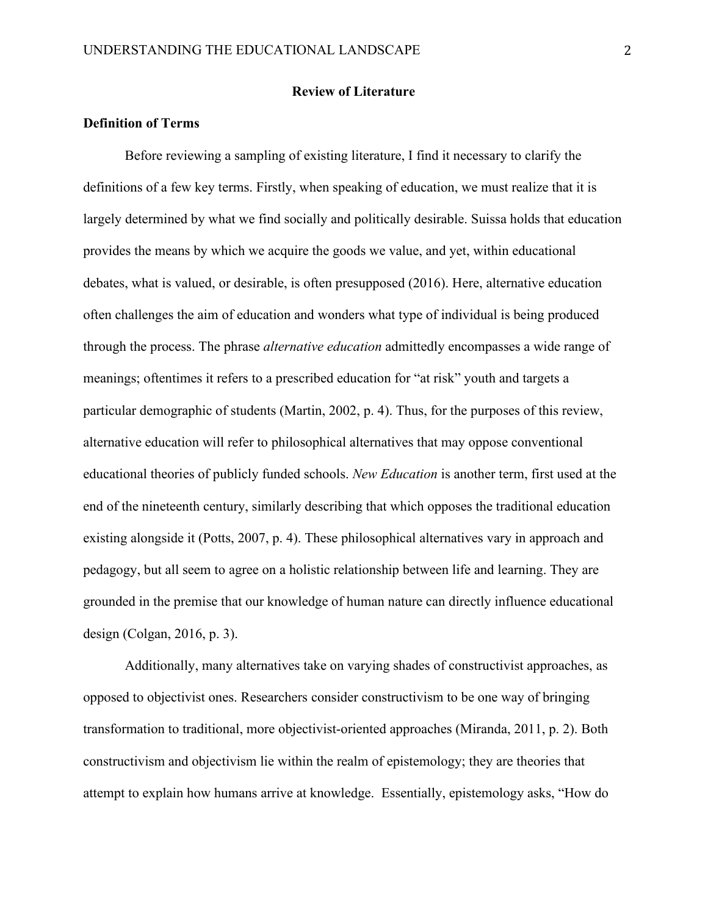## Review of Literature

### Definition of Terms

Before reviewing a sampling of existing literature, I find it necessary to clarify the definitions of a few key terms. Firstly, when speaking of education, we must realize that it is largely determined by what we find socially and politically desirable. Suissa holds that education provides the means by which we acquire the goods we value, and yet, within educational debates, what is valued, or desirable, is often presupposed (2016). Here, alternative education often challenges the aim of education and wonders what type of individual is being produced through the process. The phrase *alternative education* admittedly encompasses a wide range of meanings; oftentimes it refers to a prescribed education for "at risk" youth and targets a particular demographic of students (Martin, 2002, p. 4). Thus, for the purposes of this review, alternative education will refer to philosophical alternatives that may oppose conventional educational theories of publicly funded schools. *New Education* is another term, first used at the end of the nineteenth century, similarly describing that which opposes the traditional education existing alongside it (Potts, 2007, p. 4). These philosophical alternatives vary in approach and pedagogy, but all seem to agree on a holistic relationship between life and learning. They are grounded in the premise that our knowledge of human nature can directly influence educational design (Colgan, 2016, p. 3).

Additionally, many alternatives take on varying shades of constructivist approaches, as opposed to objectivist ones. Researchers consider constructivism to be one way of bringing transformation to traditional, more objectivist-oriented approaches (Miranda, 2011, p. 2). Both constructivism and objectivism lie within the realm of epistemology; they are theories that attempt to explain how humans arrive at knowledge. Essentially, epistemology asks, "How do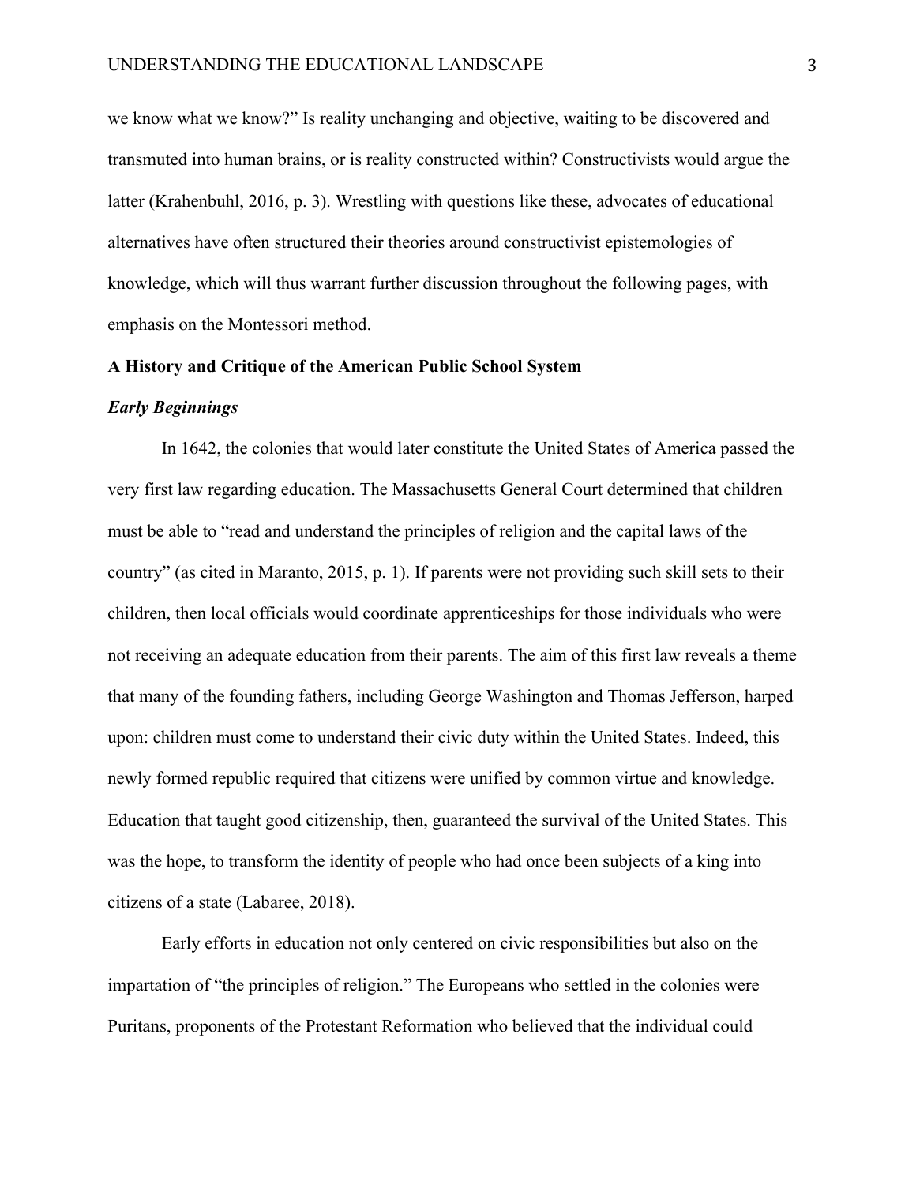we know what we know?" Is reality unchanging and objective, waiting to be discovered and transmuted into human brains, or is reality constructed within? Constructivists would argue the latter (Krahenbuhl, 2016, p. 3). Wrestling with questions like these, advocates of educational alternatives have often structured their theories around constructivist epistemologies of knowledge, which will thus warrant further discussion throughout the following pages, with emphasis on the Montessori method.

## A History and Critique of the American Public School System

### *Early Beginnings*

In 1642, the colonies that would later constitute the United States of America passed the very first law regarding education. The Massachusetts General Court determined that children must be able to "read and understand the principles of religion and the capital laws of the country" (as cited in Maranto, 2015, p. 1). If parents were not providing such skill sets to their children, then local officials would coordinate apprenticeships for those individuals who were not receiving an adequate education from their parents. The aim of this first law reveals a theme that many of the founding fathers, including George Washington and Thomas Jefferson, harped upon: children must come to understand their civic duty within the United States. Indeed, this newly formed republic required that citizens were unified by common virtue and knowledge. Education that taught good citizenship, then, guaranteed the survival of the United States. This was the hope, to transform the identity of people who had once been subjects of a king into citizens of a state (Labaree, 2018).

Early efforts in education not only centered on civic responsibilities but also on the impartation of "the principles of religion." The Europeans who settled in the colonies were Puritans, proponents of the Protestant Reformation who believed that the individual could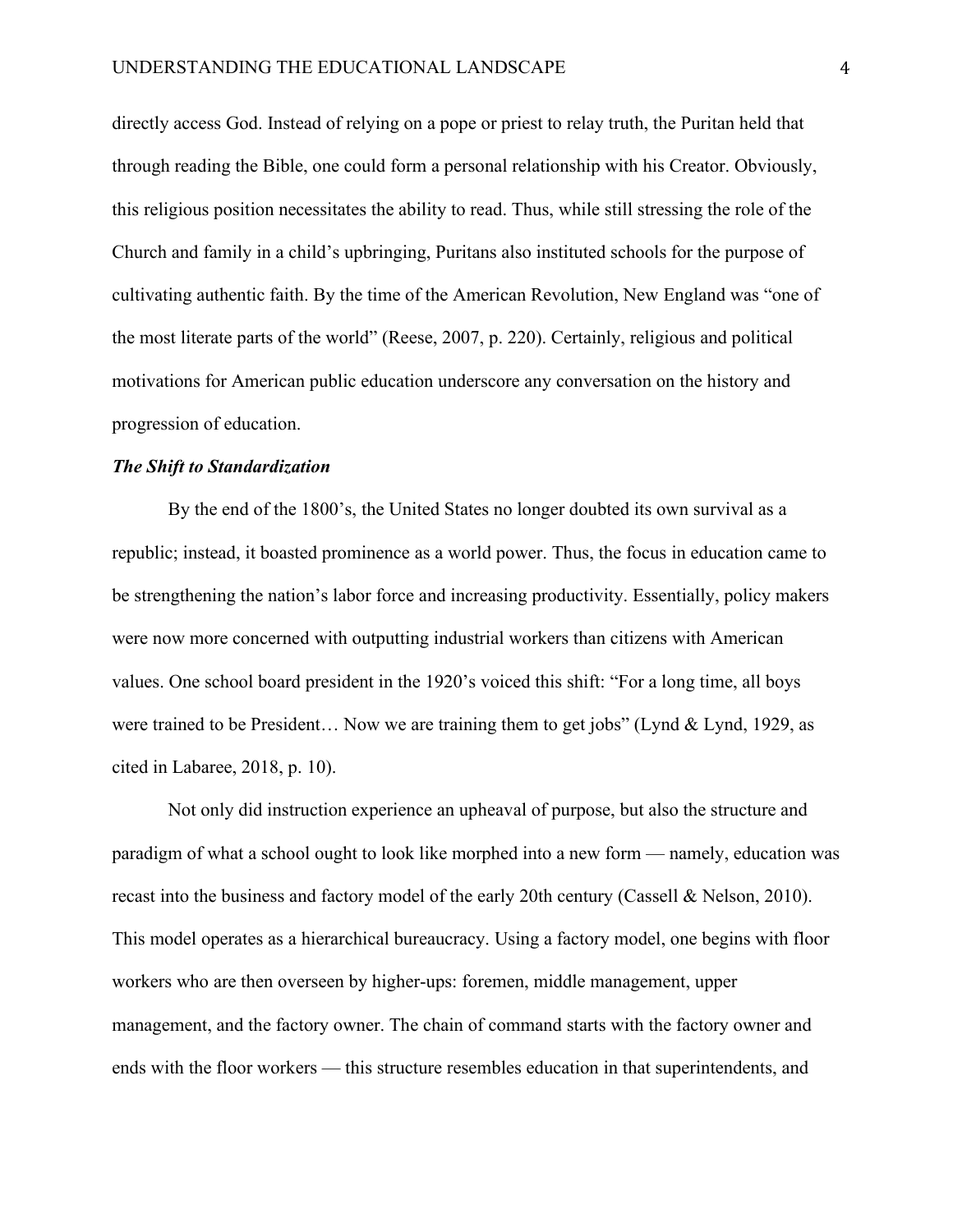directly access God. Instead of relying on a pope or priest to relay truth, the Puritan held that through reading the Bible, one could form a personal relationship with his Creator. Obviously, this religious position necessitates the ability to read. Thus, while still stressing the role of the Church and family in a child's upbringing, Puritans also instituted schools for the purpose of cultivating authentic faith. By the time of the American Revolution, New England was "one of the most literate parts of the world" (Reese, 2007, p. 220). Certainly, religious and political motivations for American public education underscore any conversation on the history and progression of education.

### *The Shift to Standardization*

By the end of the 1800's, the United States no longer doubted its own survival as a republic; instead, it boasted prominence as a world power. Thus, the focus in education came to be strengthening the nation's labor force and increasing productivity. Essentially, policy makers were now more concerned with outputting industrial workers than citizens with American values. One school board president in the 1920's voiced this shift: "For a long time, all boys were trained to be President… Now we are training them to get jobs" (Lynd & Lynd, 1929, as cited in Labaree, 2018, p. 10).

Not only did instruction experience an upheaval of purpose, but also the structure and paradigm of what a school ought to look like morphed into a new form — namely, education was recast into the business and factory model of the early 20th century (Cassell & Nelson, 2010). This model operates as a hierarchical bureaucracy. Using a factory model, one begins with floor workers who are then overseen by higher-ups: foremen, middle management, upper management, and the factory owner. The chain of command starts with the factory owner and ends with the floor workers — this structure resembles education in that superintendents, and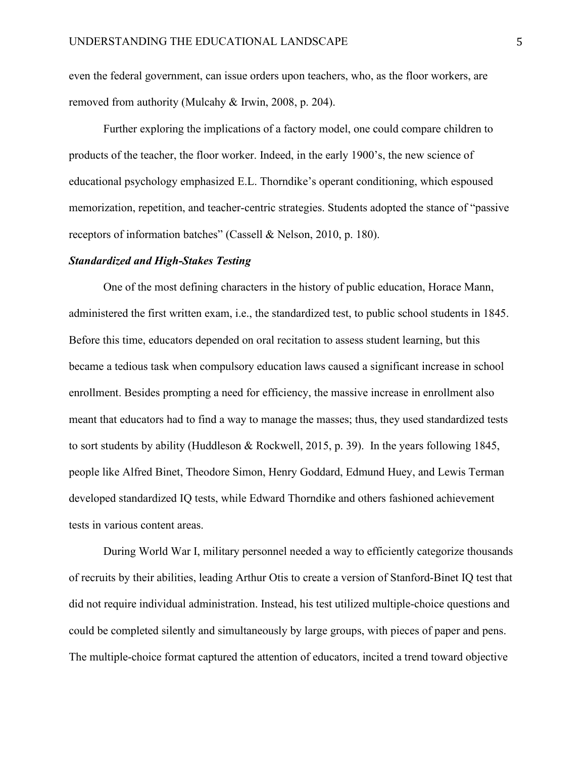even the federal government, can issue orders upon teachers, who, as the floor workers, are removed from authority (Mulcahy & Irwin, 2008, p. 204).

Further exploring the implications of a factory model, one could compare children to products of the teacher, the floor worker. Indeed, in the early 1900's, the new science of educational psychology emphasized E.L. Thorndike's operant conditioning, which espoused memorization, repetition, and teacher-centric strategies. Students adopted the stance of "passive receptors of information batches" (Cassell & Nelson, 2010, p. 180).

***Standardized and High-Stakes Testing***

One of the most defining characters in the history of public education, Horace Mann, administered the first written exam, i.e., the standardized test, to public school students in 1845. Before this time, educators depended on oral recitation to assess student learning, but this became a tedious task when compulsory education laws caused a significant increase in school enrollment. Besides prompting a need for efficiency, the massive increase in enrollment also meant that educators had to find a way to manage the masses; thus, they used standardized tests to sort students by ability (Huddleson & Rockwell, 2015, p. 39). In the years following 1845, people like Alfred Binet, Theodore Simon, Henry Goddard, Edmund Huey, and Lewis Terman developed standardized IQ tests, while Edward Thorndike and others fashioned achievement tests in various content areas.

During World War I, military personnel needed a way to efficiently categorize thousands of recruits by their abilities, leading Arthur Otis to create a version of Stanford-Binet IQ test that did not require individual administration. Instead, his test utilized multiple-choice questions and could be completed silently and simultaneously by large groups, with pieces of paper and pens. The multiple-choice format captured the attention of educators, incited a trend toward objective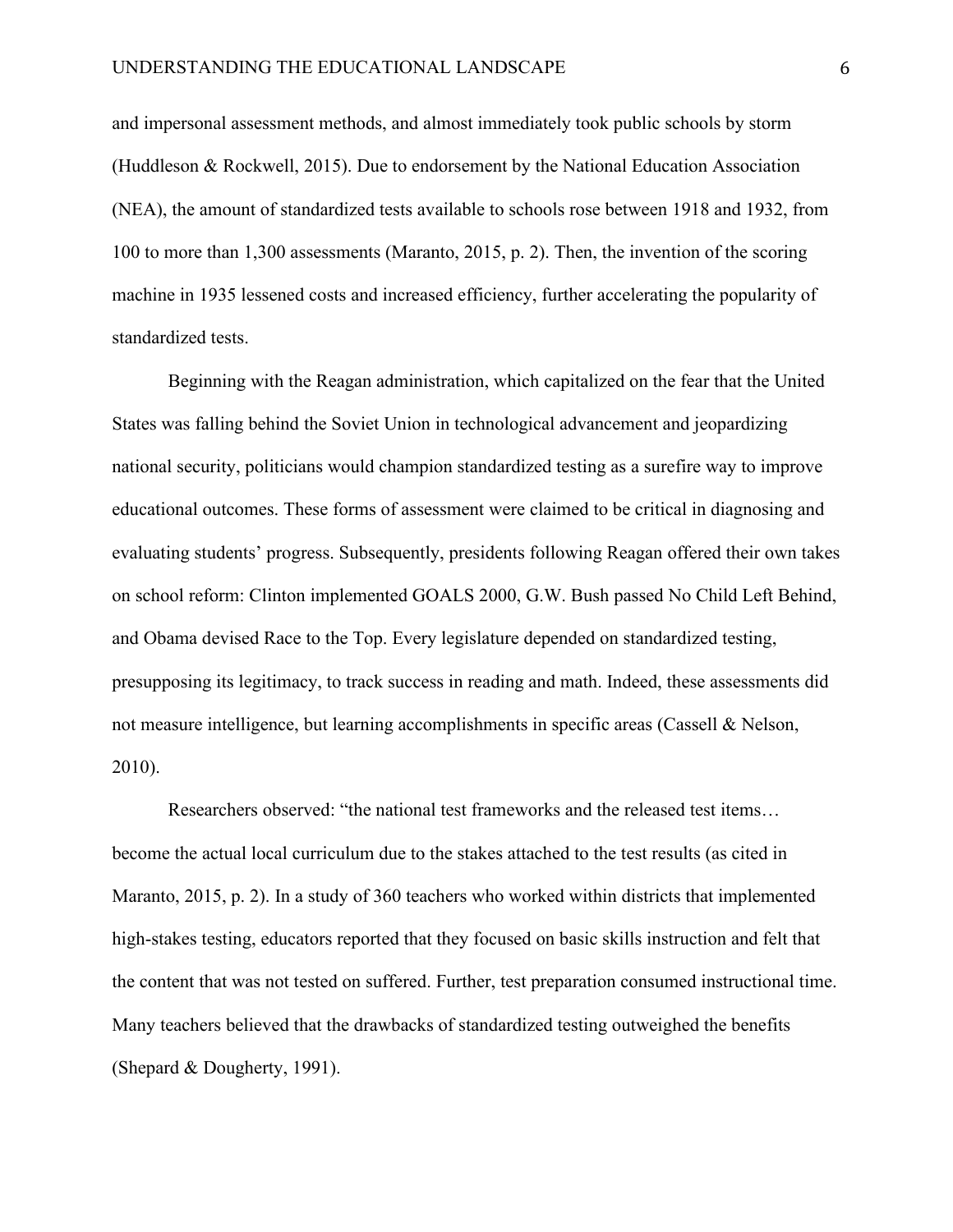and impersonal assessment methods, and almost immediately took public schools by storm (Huddleson & Rockwell, 2015). Due to endorsement by the National Education Association (NEA), the amount of standardized tests available to schools rose between 1918 and 1932, from 100 to more than 1,300 assessments (Maranto, 2015, p. 2). Then, the invention of the scoring machine in 1935 lessened costs and increased efficiency, further accelerating the popularity of standardized tests.

Beginning with the Reagan administration, which capitalized on the fear that the United States was falling behind the Soviet Union in technological advancement and jeopardizing national security, politicians would champion standardized testing as a surefire way to improve educational outcomes. These forms of assessment were claimed to be critical in diagnosing and evaluating students' progress. Subsequently, presidents following Reagan offered their own takes on school reform: Clinton implemented GOALS 2000, G.W. Bush passed No Child Left Behind, and Obama devised Race to the Top. Every legislature depended on standardized testing, presupposing its legitimacy, to track success in reading and math. Indeed, these assessments did not measure intelligence, but learning accomplishments in specific areas (Cassell & Nelson, 2010).

Researchers observed: "the national test frameworks and the released test items… become the actual local curriculum due to the stakes attached to the test results (as cited in Maranto, 2015, p. 2). In a study of 360 teachers who worked within districts that implemented high-stakes testing, educators reported that they focused on basic skills instruction and felt that the content that was not tested on suffered. Further, test preparation consumed instructional time. Many teachers believed that the drawbacks of standardized testing outweighed the benefits (Shepard & Dougherty, 1991).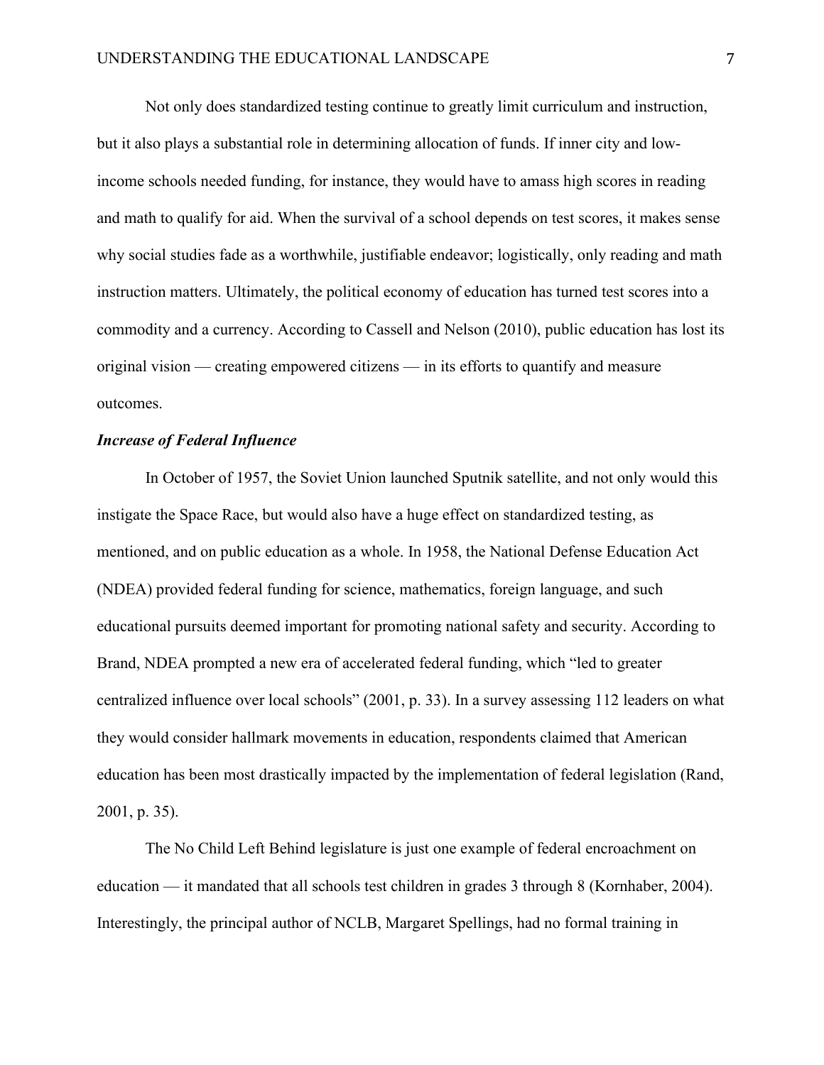Not only does standardized testing continue to greatly limit curriculum and instruction, but it also plays a substantial role in determining allocation of funds. If inner city and low-income schools needed funding, for instance, they would have to amass high scores in reading and math to qualify for aid. When the survival of a school depends on test scores, it makes sense why social studies fade as a worthwhile, justifiable endeavor; logistically, only reading and math instruction matters. Ultimately, the political economy of education has turned test scores into a commodity and a currency. According to Cassell and Nelson (2010), public education has lost its original vision — creating empowered citizens — in its efforts to quantify and measure outcomes.

***Increase of Federal Influence***

In October of 1957, the Soviet Union launched Sputnik satellite, and not only would this instigate the Space Race, but would also have a huge effect on standardized testing, as mentioned, and on public education as a whole. In 1958, the National Defense Education Act (NDEA) provided federal funding for science, mathematics, foreign language, and such educational pursuits deemed important for promoting national safety and security. According to Brand, NDEA prompted a new era of accelerated federal funding, which "led to greater centralized influence over local schools" (2001, p. 33). In a survey assessing 112 leaders on what they would consider hallmark movements in education, respondents claimed that American education has been most drastically impacted by the implementation of federal legislation (Rand, 2001, p. 35).

The No Child Left Behind legislature is just one example of federal encroachment on education — it mandated that all schools test children in grades 3 through 8 (Kornhaber, 2004). Interestingly, the principal author of NCLB, Margaret Spellings, had no formal training in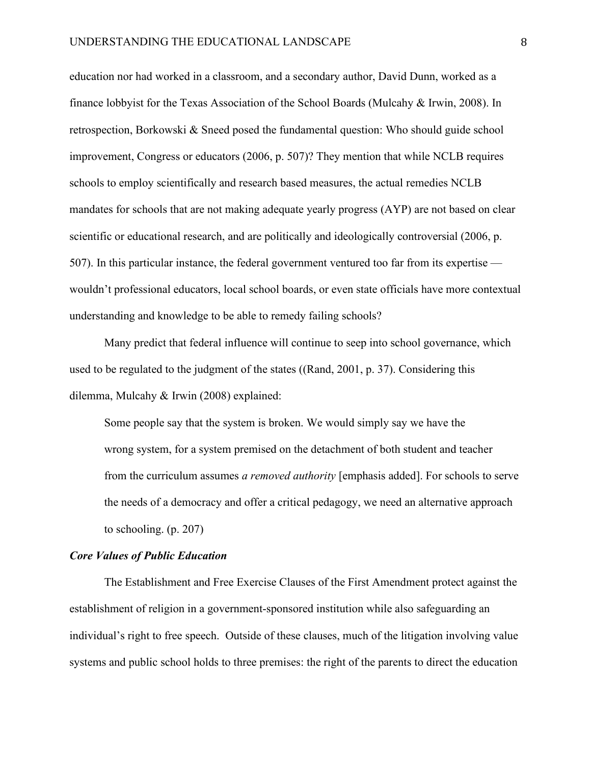education nor had worked in a classroom, and a secondary author, David Dunn, worked as a finance lobbyist for the Texas Association of the School Boards (Mulcahy & Irwin, 2008). In retrospection, Borkowski & Sneed posed the fundamental question: Who should guide school improvement, Congress or educators (2006, p. 507)? They mention that while NCLB requires schools to employ scientifically and research based measures, the actual remedies NCLB mandates for schools that are not making adequate yearly progress (AYP) are not based on clear scientific or educational research, and are politically and ideologically controversial (2006, p. 507). In this particular instance, the federal government ventured too far from its expertise — wouldn't professional educators, local school boards, or even state officials have more contextual understanding and knowledge to be able to remedy failing schools?

Many predict that federal influence will continue to seep into school governance, which used to be regulated to the judgment of the states ((Rand, 2001, p. 37). Considering this dilemma, Mulcahy & Irwin (2008) explained:

> Some people say that the system is broken. We would simply say we have the wrong system, for a system premised on the detachment of both student and teacher from the curriculum assumes *a removed authority* [emphasis added]. For schools to serve the needs of a democracy and offer a critical pedagogy, we need an alternative approach to schooling. (p. 207)

### *Core Values of Public Education*

The Establishment and Free Exercise Clauses of the First Amendment protect against the establishment of religion in a government-sponsored institution while also safeguarding an individual's right to free speech. Outside of these clauses, much of the litigation involving value systems and public school holds to three premises: the right of the parents to direct the education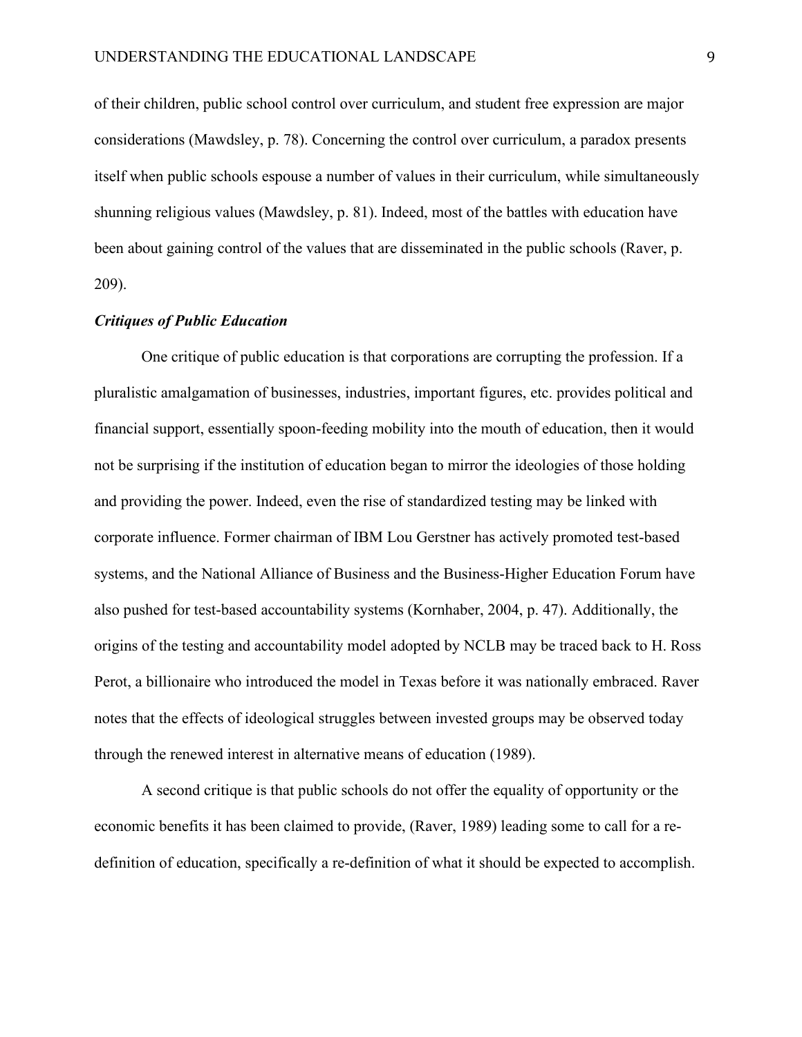of their children, public school control over curriculum, and student free expression are major considerations (Mawdsley, p. 78). Concerning the control over curriculum, a paradox presents itself when public schools espouse a number of values in their curriculum, while simultaneously shunning religious values (Mawdsley, p. 81). Indeed, most of the battles with education have been about gaining control of the values that are disseminated in the public schools (Raver, p. 209).

### ***Critiques of Public Education***

One critique of public education is that corporations are corrupting the profession. If a pluralistic amalgamation of businesses, industries, important figures, etc. provides political and financial support, essentially spoon-feeding mobility into the mouth of education, then it would not be surprising if the institution of education began to mirror the ideologies of those holding and providing the power. Indeed, even the rise of standardized testing may be linked with corporate influence. Former chairman of IBM Lou Gerstner has actively promoted test-based systems, and the National Alliance of Business and the Business-Higher Education Forum have also pushed for test-based accountability systems (Kornhaber, 2004, p. 47). Additionally, the origins of the testing and accountability model adopted by NCLB may be traced back to H. Ross Perot, a billionaire who introduced the model in Texas before it was nationally embraced. Raver notes that the effects of ideological struggles between invested groups may be observed today through the renewed interest in alternative means of education (1989).

A second critique is that public schools do not offer the equality of opportunity or the economic benefits it has been claimed to provide, (Raver, 1989) leading some to call for a re-definition of education, specifically a re-definition of what it should be expected to accomplish.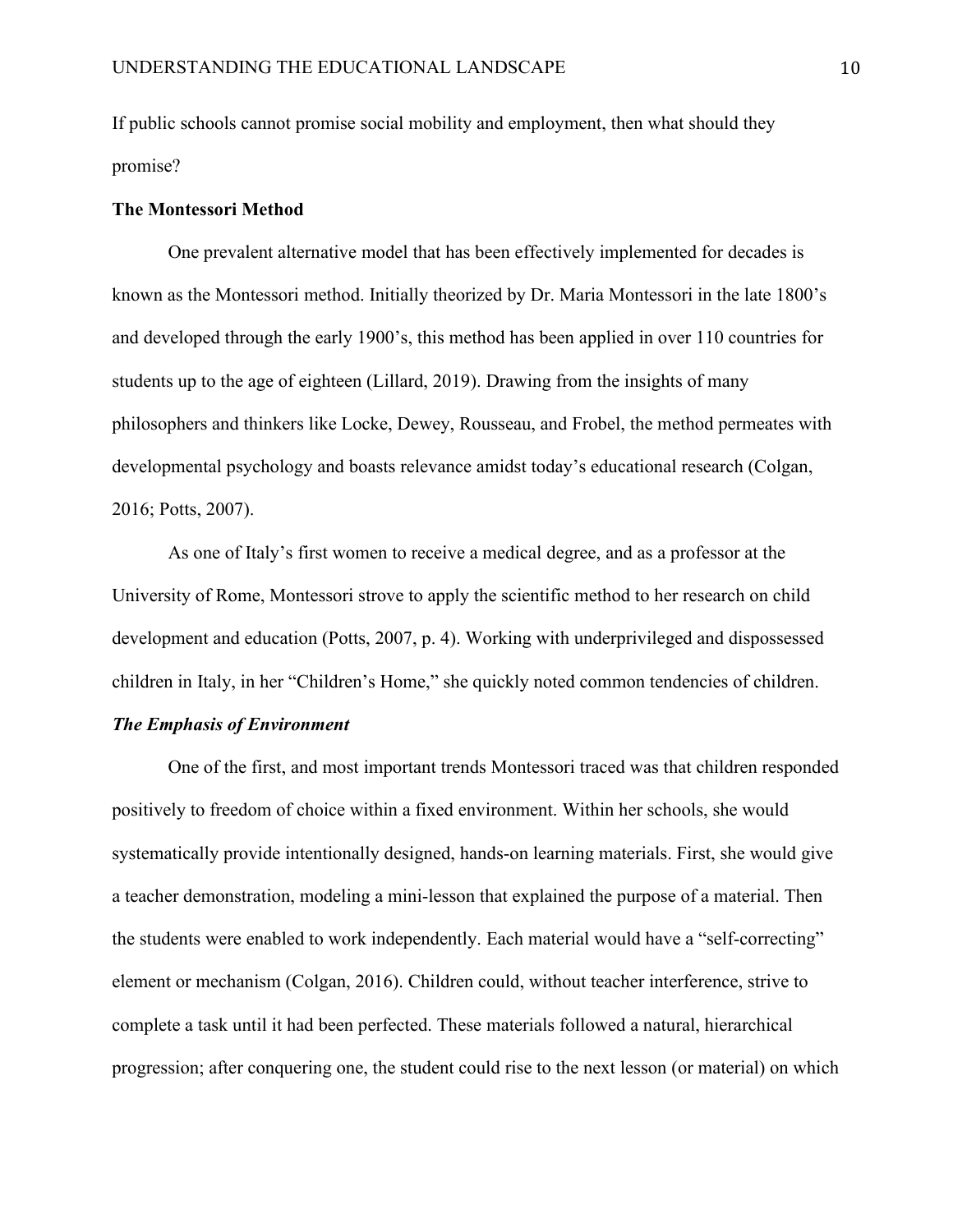If public schools cannot promise social mobility and employment, then what should they promise?

## The Montessori Method

One prevalent alternative model that has been effectively implemented for decades is known as the Montessori method. Initially theorized by Dr. Maria Montessori in the late 1800's and developed through the early 1900's, this method has been applied in over 110 countries for students up to the age of eighteen (Lillard, 2019). Drawing from the insights of many philosophers and thinkers like Locke, Dewey, Rousseau, and Frobel, the method permeates with developmental psychology and boasts relevance amidst today's educational research (Colgan, 2016; Potts, 2007).

As one of Italy's first women to receive a medical degree, and as a professor at the University of Rome, Montessori strove to apply the scientific method to her research on child development and education (Potts, 2007, p. 4). Working with underprivileged and dispossessed children in Italy, in her "Children's Home," she quickly noted common tendencies of children.

### *The Emphasis of Environment*

One of the first, and most important trends Montessori traced was that children responded positively to freedom of choice within a fixed environment. Within her schools, she would systematically provide intentionally designed, hands-on learning materials. First, she would give a teacher demonstration, modeling a mini-lesson that explained the purpose of a material. Then the students were enabled to work independently. Each material would have a "self-correcting" element or mechanism (Colgan, 2016). Children could, without teacher interference, strive to complete a task until it had been perfected. These materials followed a natural, hierarchical progression; after conquering one, the student could rise to the next lesson (or material) on which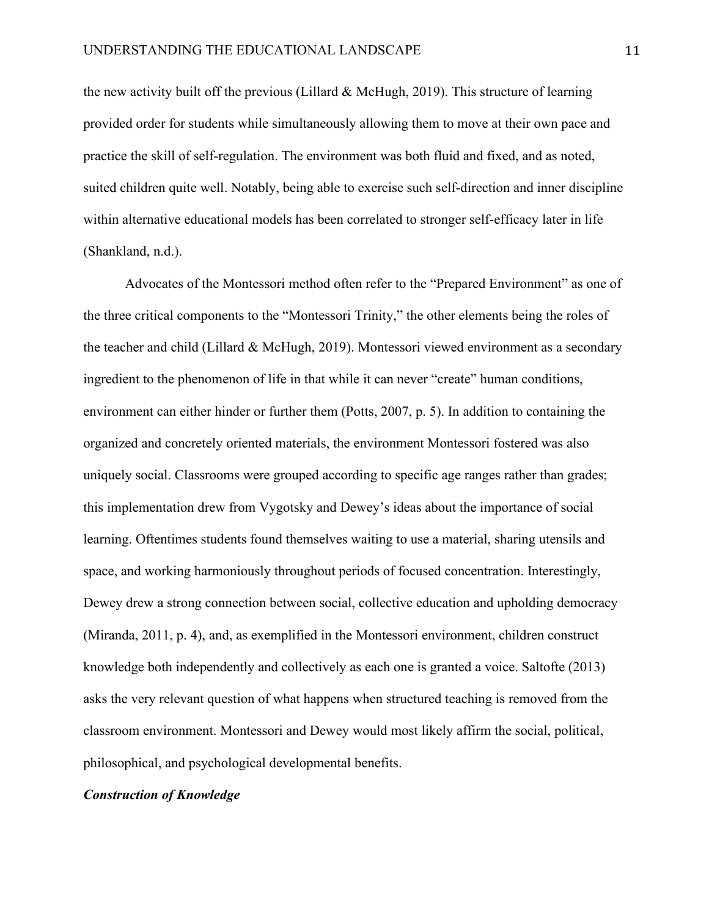the new activity built off the previous (Lillard & McHugh, 2019). This structure of learning provided order for students while simultaneously allowing them to move at their own pace and practice the skill of self-regulation. The environment was both fluid and fixed, and as noted, suited children quite well. Notably, being able to exercise such self-direction and inner discipline within alternative educational models has been correlated to stronger self-efficacy later in life (Shankland, n.d.).

Advocates of the Montessori method often refer to the "Prepared Environment" as one of the three critical components to the "Montessori Trinity," the other elements being the roles of the teacher and child (Lillard & McHugh, 2019). Montessori viewed environment as a secondary ingredient to the phenomenon of life in that while it can never "create" human conditions, environment can either hinder or further them (Potts, 2007, p. 5). In addition to containing the organized and concretely oriented materials, the environment Montessori fostered was also uniquely social. Classrooms were grouped according to specific age ranges rather than grades; this implementation drew from Vygotsky and Dewey's ideas about the importance of social learning. Oftentimes students found themselves waiting to use a material, sharing utensils and space, and working harmoniously throughout periods of focused concentration. Interestingly, Dewey drew a strong connection between social, collective education and upholding democracy (Miranda, 2011, p. 4), and, as exemplified in the Montessori environment, children construct knowledge both independently and collectively as each one is granted a voice. Saltofte (2013) asks the very relevant question of what happens when structured teaching is removed from the classroom environment. Montessori and Dewey would most likely affirm the social, political, philosophical, and psychological developmental benefits.

***Construction of Knowledge***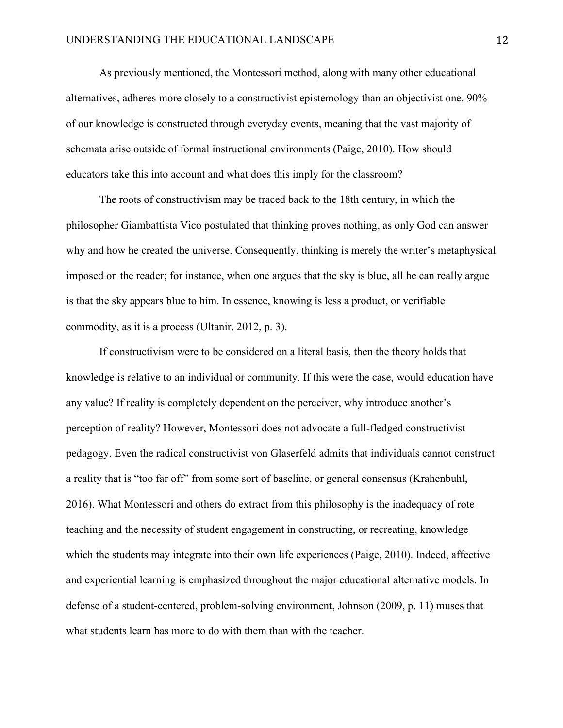As previously mentioned, the Montessori method, along with many other educational alternatives, adheres more closely to a constructivist epistemology than an objectivist one. 90% of our knowledge is constructed through everyday events, meaning that the vast majority of schemata arise outside of formal instructional environments (Paige, 2010). How should educators take this into account and what does this imply for the classroom?

The roots of constructivism may be traced back to the 18th century, in which the philosopher Giambattista Vico postulated that thinking proves nothing, as only God can answer why and how he created the universe. Consequently, thinking is merely the writer's metaphysical imposed on the reader; for instance, when one argues that the sky is blue, all he can really argue is that the sky appears blue to him. In essence, knowing is less a product, or verifiable commodity, as it is a process (Ultanir, 2012, p. 3).

If constructivism were to be considered on a literal basis, then the theory holds that knowledge is relative to an individual or community. If this were the case, would education have any value? If reality is completely dependent on the perceiver, why introduce another's perception of reality? However, Montessori does not advocate a full-fledged constructivist pedagogy. Even the radical constructivist von Glaserfeld admits that individuals cannot construct a reality that is "too far off" from some sort of baseline, or general consensus (Krahenbuhl, 2016). What Montessori and others do extract from this philosophy is the inadequacy of rote teaching and the necessity of student engagement in constructing, or recreating, knowledge which the students may integrate into their own life experiences (Paige, 2010). Indeed, affective and experiential learning is emphasized throughout the major educational alternative models. In defense of a student-centered, problem-solving environment, Johnson (2009, p. 11) muses that what students learn has more to do with them than with the teacher.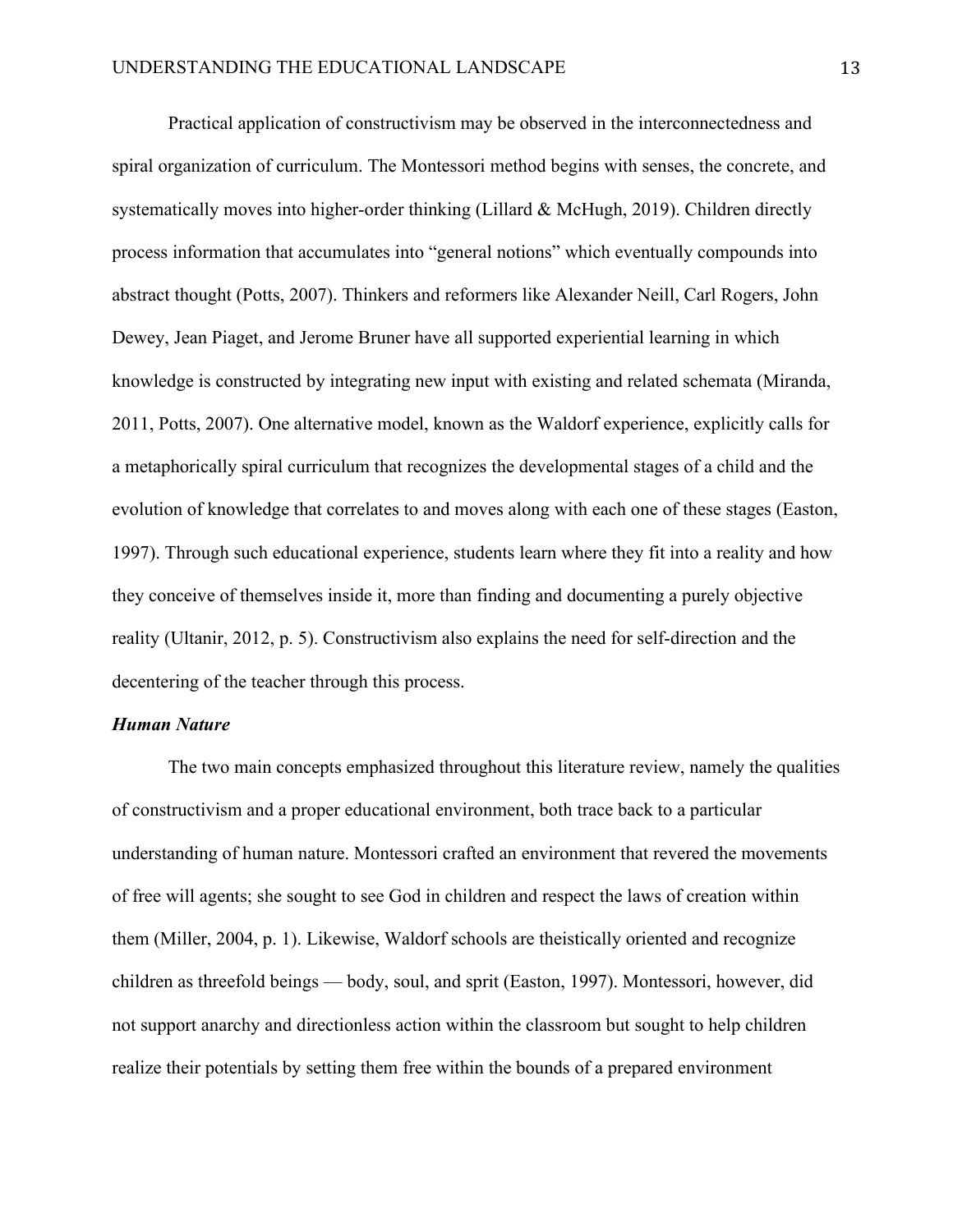Practical application of constructivism may be observed in the interconnectedness and spiral organization of curriculum. The Montessori method begins with senses, the concrete, and systematically moves into higher-order thinking (Lillard & McHugh, 2019). Children directly process information that accumulates into "general notions" which eventually compounds into abstract thought (Potts, 2007). Thinkers and reformers like Alexander Neill, Carl Rogers, John Dewey, Jean Piaget, and Jerome Bruner have all supported experiential learning in which knowledge is constructed by integrating new input with existing and related schemata (Miranda, 2011, Potts, 2007). One alternative model, known as the Waldorf experience, explicitly calls for a metaphorically spiral curriculum that recognizes the developmental stages of a child and the evolution of knowledge that correlates to and moves along with each one of these stages (Easton, 1997). Through such educational experience, students learn where they fit into a reality and how they conceive of themselves inside it, more than finding and documenting a purely objective reality (Ultanir, 2012, p. 5). Constructivism also explains the need for self-direction and the decentering of the teacher through this process.

### *Human Nature*

The two main concepts emphasized throughout this literature review, namely the qualities of constructivism and a proper educational environment, both trace back to a particular understanding of human nature. Montessori crafted an environment that revered the movements of free will agents; she sought to see God in children and respect the laws of creation within them (Miller, 2004, p. 1). Likewise, Waldorf schools are theistically oriented and recognize children as threefold beings — body, soul, and sprit (Easton, 1997). Montessori, however, did not support anarchy and directionless action within the classroom but sought to help children realize their potentials by setting them free within the bounds of a prepared environment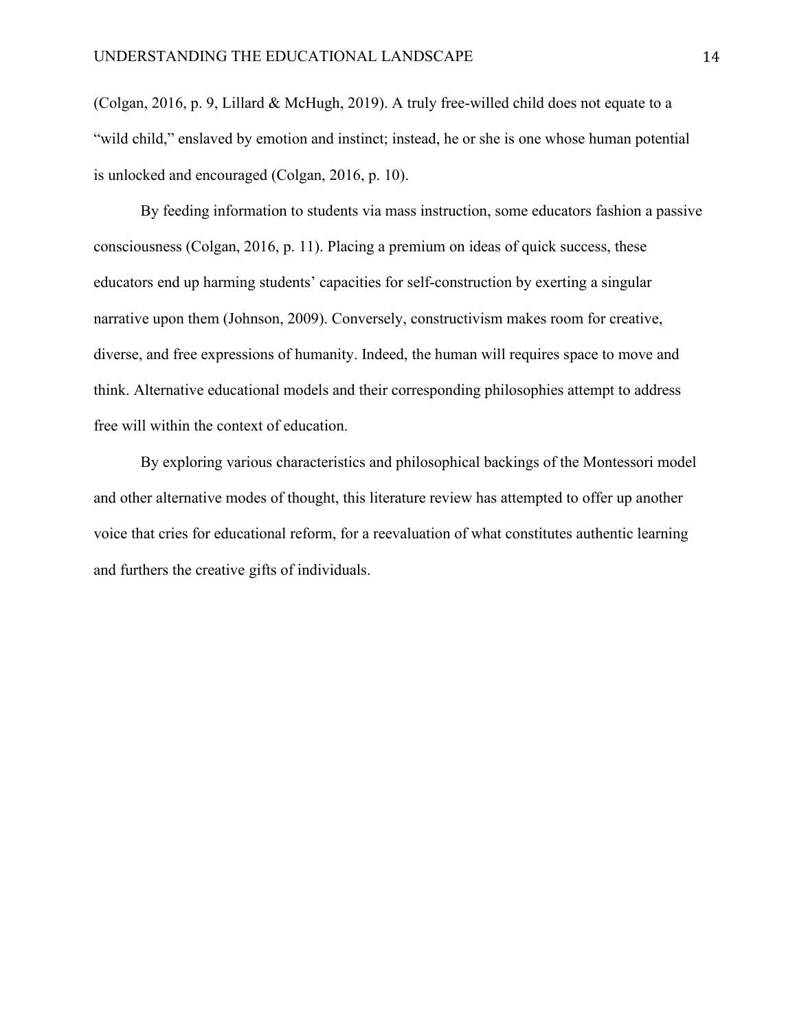(Colgan, 2016, p. 9, Lillard & McHugh, 2019). A truly free-willed child does not equate to a "wild child," enslaved by emotion and instinct; instead, he or she is one whose human potential is unlocked and encouraged (Colgan, 2016, p. 10).

By feeding information to students via mass instruction, some educators fashion a passive consciousness (Colgan, 2016, p. 11). Placing a premium on ideas of quick success, these educators end up harming students' capacities for self-construction by exerting a singular narrative upon them (Johnson, 2009). Conversely, constructivism makes room for creative, diverse, and free expressions of humanity. Indeed, the human will requires space to move and think. Alternative educational models and their corresponding philosophies attempt to address free will within the context of education.

By exploring various characteristics and philosophical backings of the Montessori model and other alternative modes of thought, this literature review has attempted to offer up another voice that cries for educational reform, for a reevaluation of what constitutes authentic learning and furthers the creative gifts of individuals.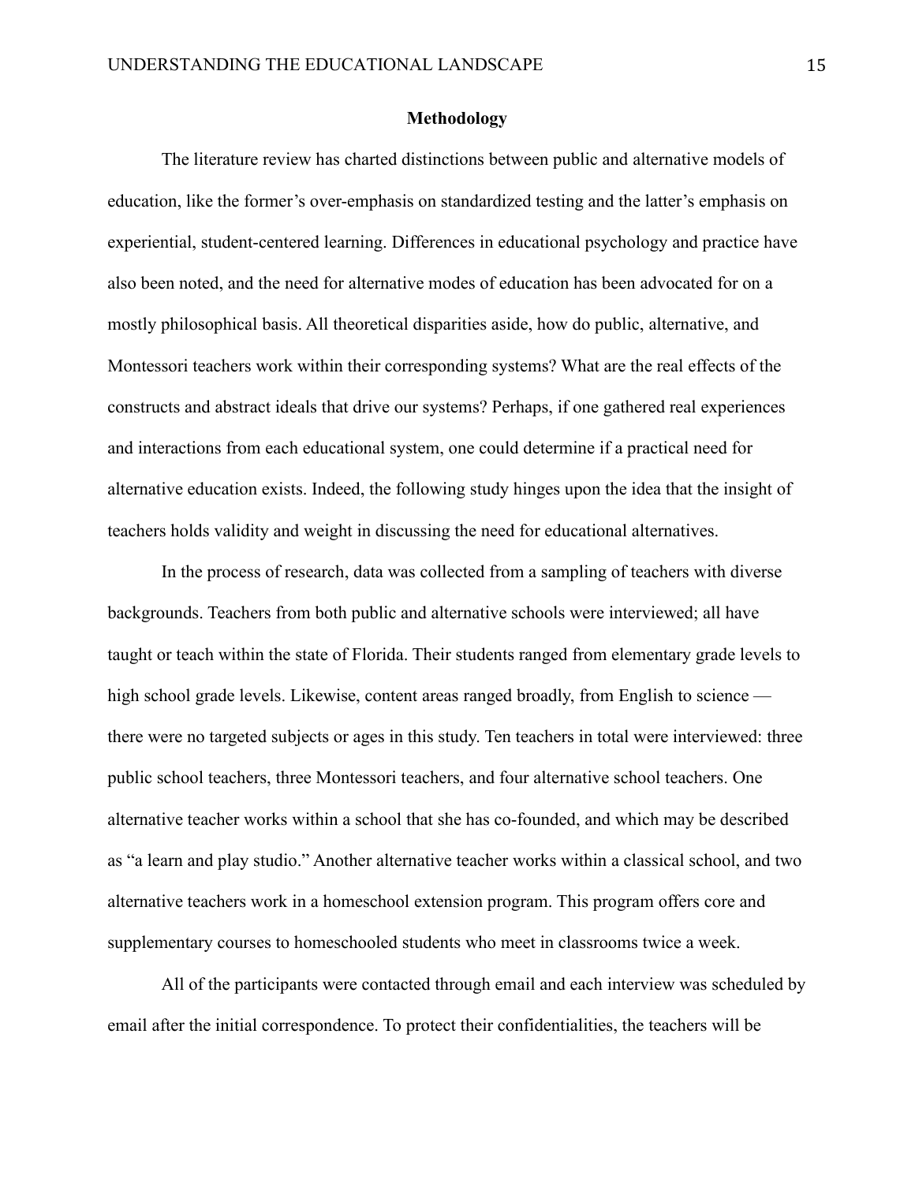## Methodology

The literature review has charted distinctions between public and alternative models of education, like the former's over-emphasis on standardized testing and the latter's emphasis on experiential, student-centered learning. Differences in educational psychology and practice have also been noted, and the need for alternative modes of education has been advocated for on a mostly philosophical basis. All theoretical disparities aside, how do public, alternative, and Montessori teachers work within their corresponding systems? What are the real effects of the constructs and abstract ideals that drive our systems? Perhaps, if one gathered real experiences and interactions from each educational system, one could determine if a practical need for alternative education exists. Indeed, the following study hinges upon the idea that the insight of teachers holds validity and weight in discussing the need for educational alternatives.

In the process of research, data was collected from a sampling of teachers with diverse backgrounds. Teachers from both public and alternative schools were interviewed; all have taught or teach within the state of Florida. Their students ranged from elementary grade levels to high school grade levels. Likewise, content areas ranged broadly, from English to science — there were no targeted subjects or ages in this study. Ten teachers in total were interviewed: three public school teachers, three Montessori teachers, and four alternative school teachers. One alternative teacher works within a school that she has co-founded, and which may be described as "a learn and play studio." Another alternative teacher works within a classical school, and two alternative teachers work in a homeschool extension program. This program offers core and supplementary courses to homeschooled students who meet in classrooms twice a week.

All of the participants were contacted through email and each interview was scheduled by email after the initial correspondence. To protect their confidentialities, the teachers will be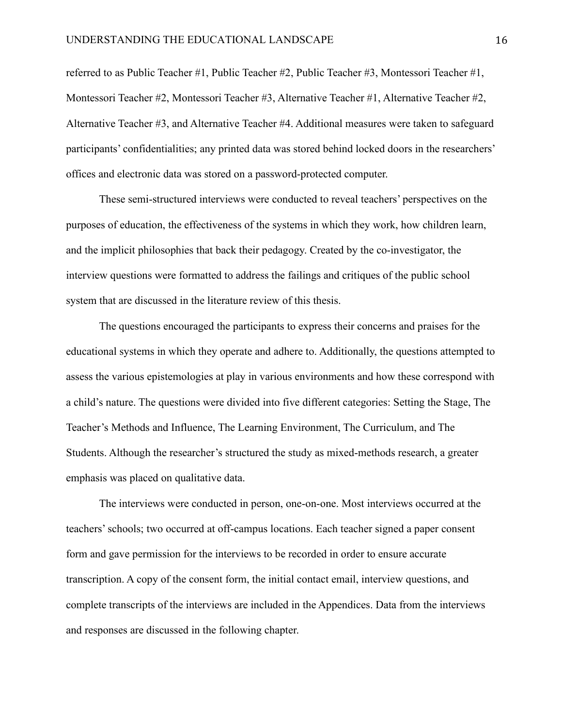referred to as Public Teacher #1, Public Teacher #2, Public Teacher #3, Montessori Teacher #1, Montessori Teacher #2, Montessori Teacher #3, Alternative Teacher #1, Alternative Teacher #2, Alternative Teacher #3, and Alternative Teacher #4. Additional measures were taken to safeguard participants' confidentialities; any printed data was stored behind locked doors in the researchers' offices and electronic data was stored on a password-protected computer.

These semi-structured interviews were conducted to reveal teachers' perspectives on the purposes of education, the effectiveness of the systems in which they work, how children learn, and the implicit philosophies that back their pedagogy. Created by the co-investigator, the interview questions were formatted to address the failings and critiques of the public school system that are discussed in the literature review of this thesis.

The questions encouraged the participants to express their concerns and praises for the educational systems in which they operate and adhere to. Additionally, the questions attempted to assess the various epistemologies at play in various environments and how these correspond with a child's nature. The questions were divided into five different categories: Setting the Stage, The Teacher's Methods and Influence, The Learning Environment, The Curriculum, and The Students. Although the researcher's structured the study as mixed-methods research, a greater emphasis was placed on qualitative data.

The interviews were conducted in person, one-on-one. Most interviews occurred at the teachers' schools; two occurred at off-campus locations. Each teacher signed a paper consent form and gave permission for the interviews to be recorded in order to ensure accurate transcription. A copy of the consent form, the initial contact email, interview questions, and complete transcripts of the interviews are included in the Appendices. Data from the interviews and responses are discussed in the following chapter.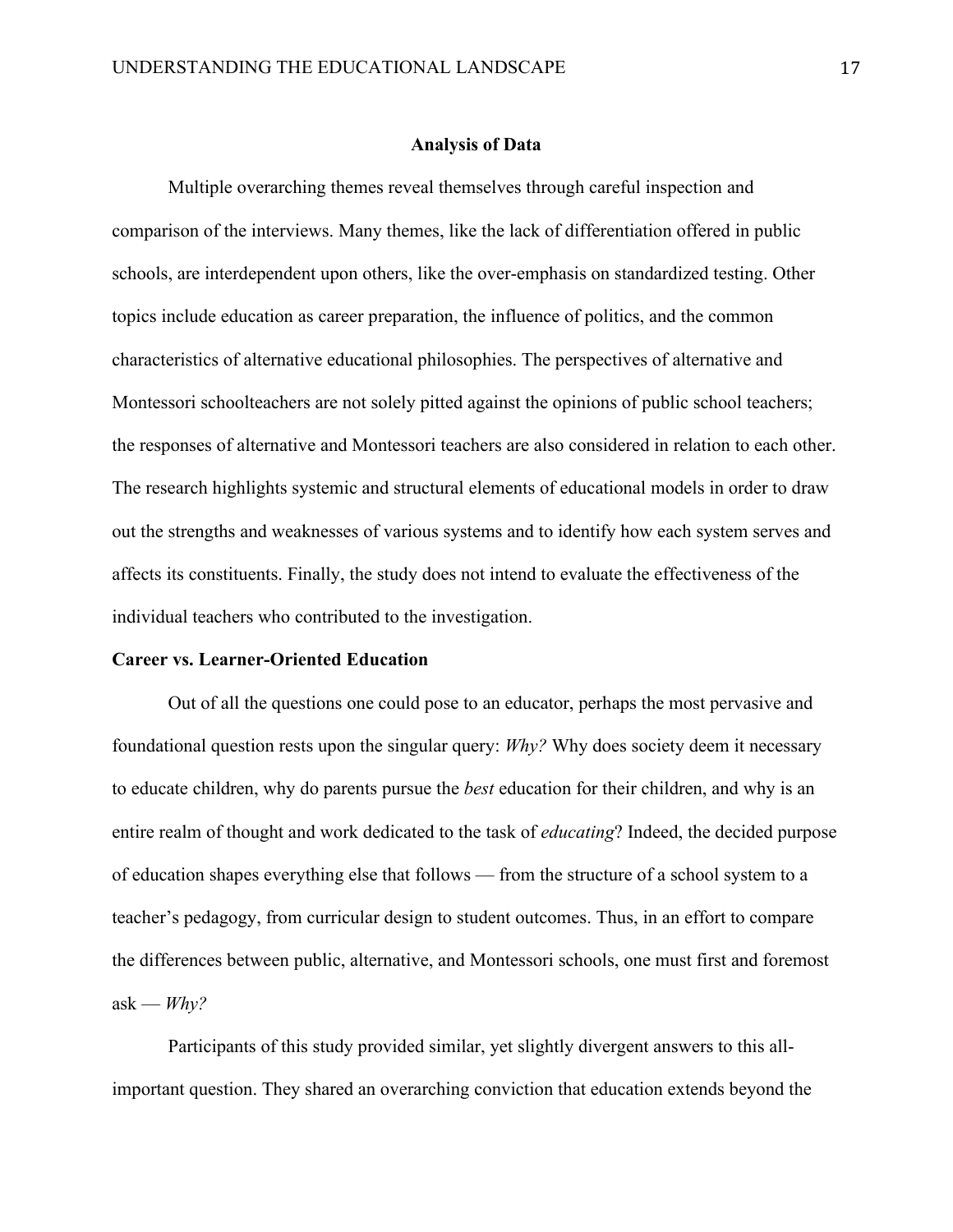## Analysis of Data

Multiple overarching themes reveal themselves through careful inspection and comparison of the interviews. Many themes, like the lack of differentiation offered in public schools, are interdependent upon others, like the over-emphasis on standardized testing. Other topics include education as career preparation, the influence of politics, and the common characteristics of alternative educational philosophies. The perspectives of alternative and Montessori schoolteachers are not solely pitted against the opinions of public school teachers; the responses of alternative and Montessori teachers are also considered in relation to each other. The research highlights systemic and structural elements of educational models in order to draw out the strengths and weaknesses of various systems and to identify how each system serves and affects its constituents. Finally, the study does not intend to evaluate the effectiveness of the individual teachers who contributed to the investigation.

### Career vs. Learner-Oriented Education

Out of all the questions one could pose to an educator, perhaps the most pervasive and foundational question rests upon the singular query: *Why?* Why does society deem it necessary to educate children, why do parents pursue the *best* education for their children, and why is an entire realm of thought and work dedicated to the task of *educating*? Indeed, the decided purpose of education shapes everything else that follows — from the structure of a school system to a teacher's pedagogy, from curricular design to student outcomes. Thus, in an effort to compare the differences between public, alternative, and Montessori schools, one must first and foremost ask — *Why?*

Participants of this study provided similar, yet slightly divergent answers to this all-important question. They shared an overarching conviction that education extends beyond the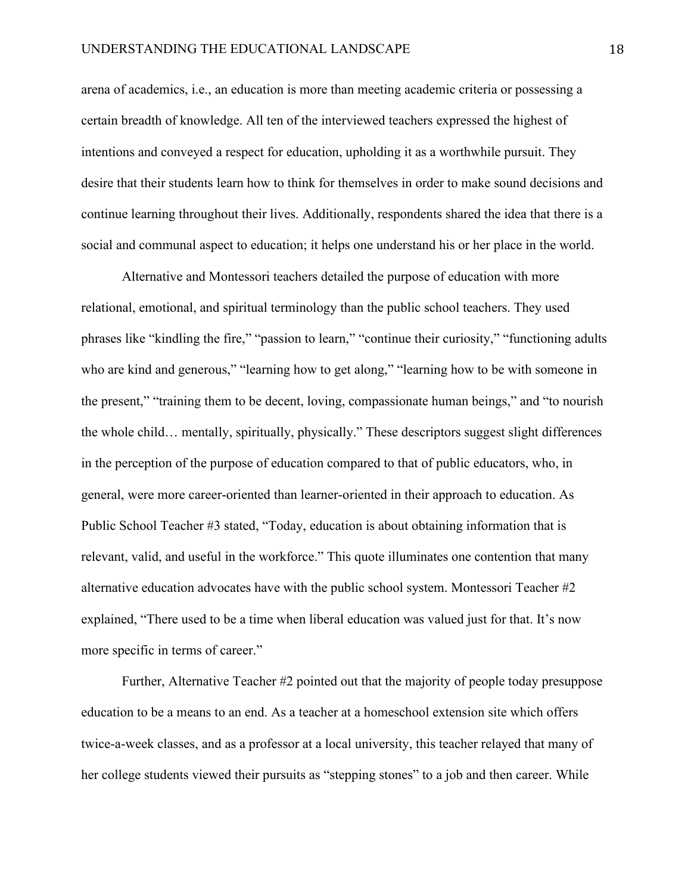arena of academics, i.e., an education is more than meeting academic criteria or possessing a certain breadth of knowledge. All ten of the interviewed teachers expressed the highest of intentions and conveyed a respect for education, upholding it as a worthwhile pursuit. They desire that their students learn how to think for themselves in order to make sound decisions and continue learning throughout their lives. Additionally, respondents shared the idea that there is a social and communal aspect to education; it helps one understand his or her place in the world.

Alternative and Montessori teachers detailed the purpose of education with more relational, emotional, and spiritual terminology than the public school teachers. They used phrases like "kindling the fire," "passion to learn," "continue their curiosity," "functioning adults who are kind and generous," "learning how to get along," "learning how to be with someone in the present," "training them to be decent, loving, compassionate human beings," and "to nourish the whole child… mentally, spiritually, physically." These descriptors suggest slight differences in the perception of the purpose of education compared to that of public educators, who, in general, were more career-oriented than learner-oriented in their approach to education. As Public School Teacher #3 stated, "Today, education is about obtaining information that is relevant, valid, and useful in the workforce." This quote illuminates one contention that many alternative education advocates have with the public school system. Montessori Teacher #2 explained, "There used to be a time when liberal education was valued just for that. It's now more specific in terms of career."

Further, Alternative Teacher #2 pointed out that the majority of people today presuppose education to be a means to an end. As a teacher at a homeschool extension site which offers twice-a-week classes, and as a professor at a local university, this teacher relayed that many of her college students viewed their pursuits as "stepping stones" to a job and then career. While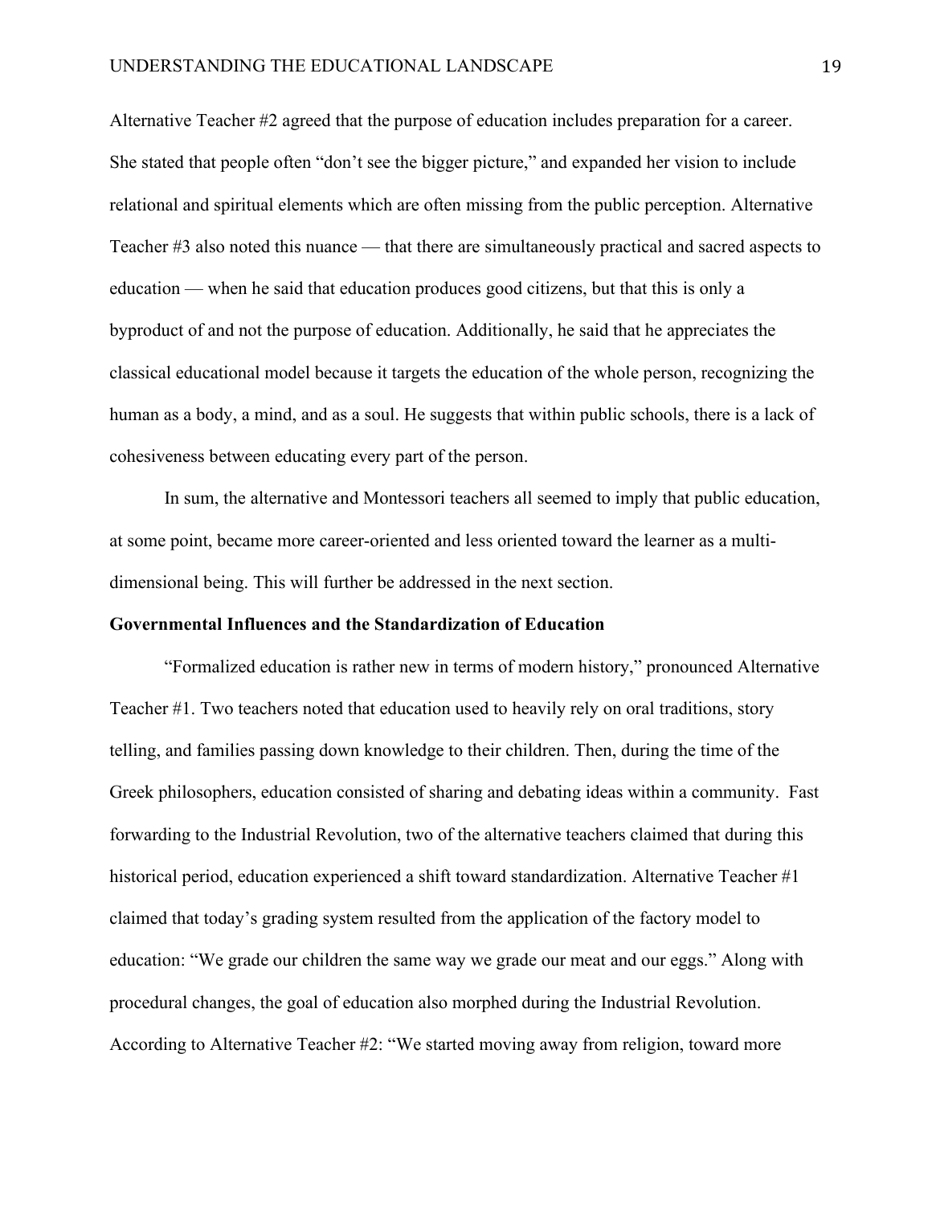Alternative Teacher #2 agreed that the purpose of education includes preparation for a career. She stated that people often "don't see the bigger picture," and expanded her vision to include relational and spiritual elements which are often missing from the public perception. Alternative Teacher #3 also noted this nuance — that there are simultaneously practical and sacred aspects to education — when he said that education produces good citizens, but that this is only a byproduct of and not the purpose of education. Additionally, he said that he appreciates the classical educational model because it targets the education of the whole person, recognizing the human as a body, a mind, and as a soul. He suggests that within public schools, there is a lack of cohesiveness between educating every part of the person.

In sum, the alternative and Montessori teachers all seemed to imply that public education, at some point, became more career-oriented and less oriented toward the learner as a multi-dimensional being. This will further be addressed in the next section.

**Governmental Influences and the Standardization of Education**

"Formalized education is rather new in terms of modern history," pronounced Alternative Teacher #1. Two teachers noted that education used to heavily rely on oral traditions, story telling, and families passing down knowledge to their children. Then, during the time of the Greek philosophers, education consisted of sharing and debating ideas within a community. Fast forwarding to the Industrial Revolution, two of the alternative teachers claimed that during this historical period, education experienced a shift toward standardization. Alternative Teacher #1 claimed that today's grading system resulted from the application of the factory model to education: "We grade our children the same way we grade our meat and our eggs." Along with procedural changes, the goal of education also morphed during the Industrial Revolution. According to Alternative Teacher #2: "We started moving away from religion, toward more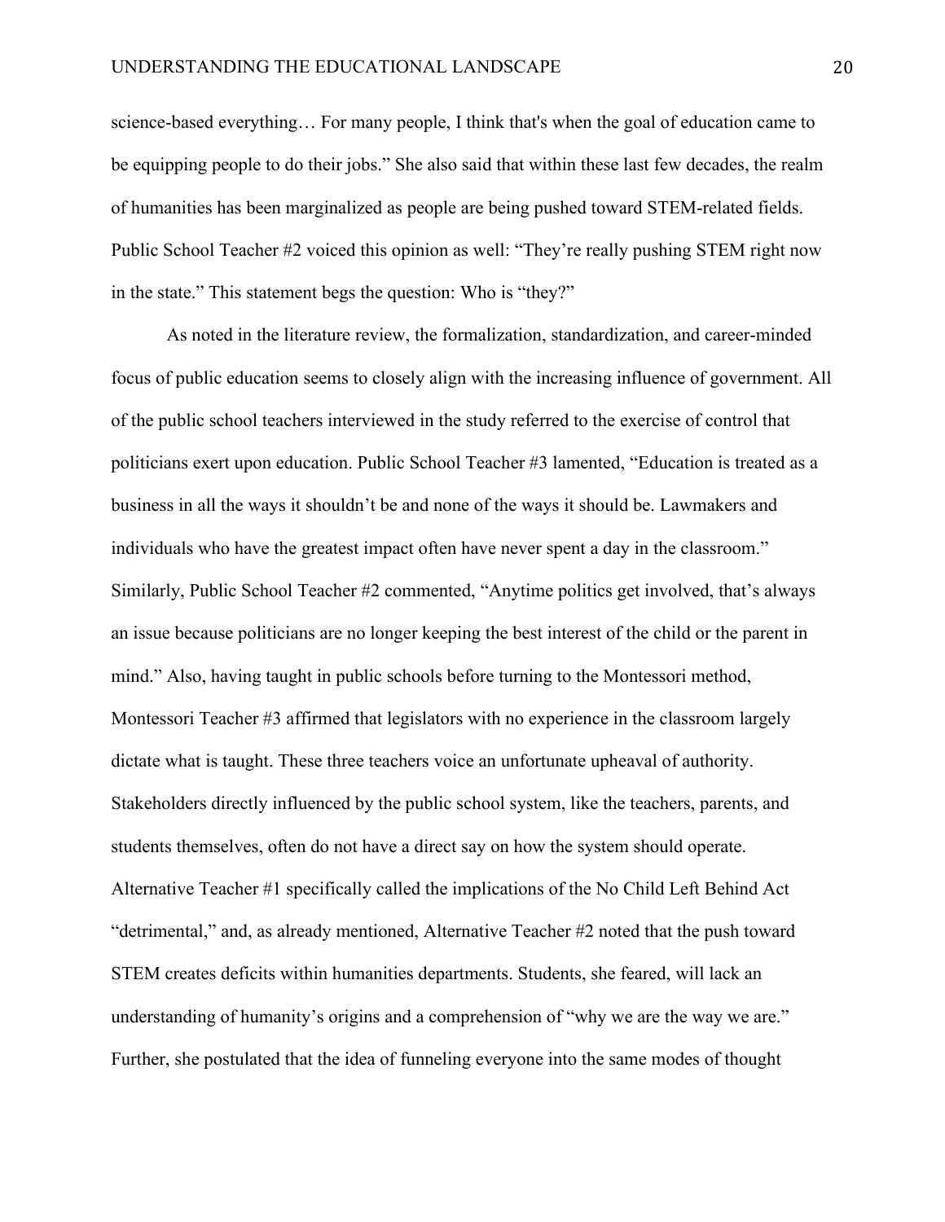science-based everything… For many people, I think that's when the goal of education came to be equipping people to do their jobs." She also said that within these last few decades, the realm of humanities has been marginalized as people are being pushed toward STEM-related fields. Public School Teacher #2 voiced this opinion as well: "They're really pushing STEM right now in the state." This statement begs the question: Who is "they?"

As noted in the literature review, the formalization, standardization, and career-minded focus of public education seems to closely align with the increasing influence of government. All of the public school teachers interviewed in the study referred to the exercise of control that politicians exert upon education. Public School Teacher #3 lamented, "Education is treated as a business in all the ways it shouldn't be and none of the ways it should be. Lawmakers and individuals who have the greatest impact often have never spent a day in the classroom." Similarly, Public School Teacher #2 commented, "Anytime politics get involved, that's always an issue because politicians are no longer keeping the best interest of the child or the parent in mind." Also, having taught in public schools before turning to the Montessori method, Montessori Teacher #3 affirmed that legislators with no experience in the classroom largely dictate what is taught. These three teachers voice an unfortunate upheaval of authority. Stakeholders directly influenced by the public school system, like the teachers, parents, and students themselves, often do not have a direct say on how the system should operate. Alternative Teacher #1 specifically called the implications of the No Child Left Behind Act "detrimental," and, as already mentioned, Alternative Teacher #2 noted that the push toward STEM creates deficits within humanities departments. Students, she feared, will lack an understanding of humanity's origins and a comprehension of "why we are the way we are." Further, she postulated that the idea of funneling everyone into the same modes of thought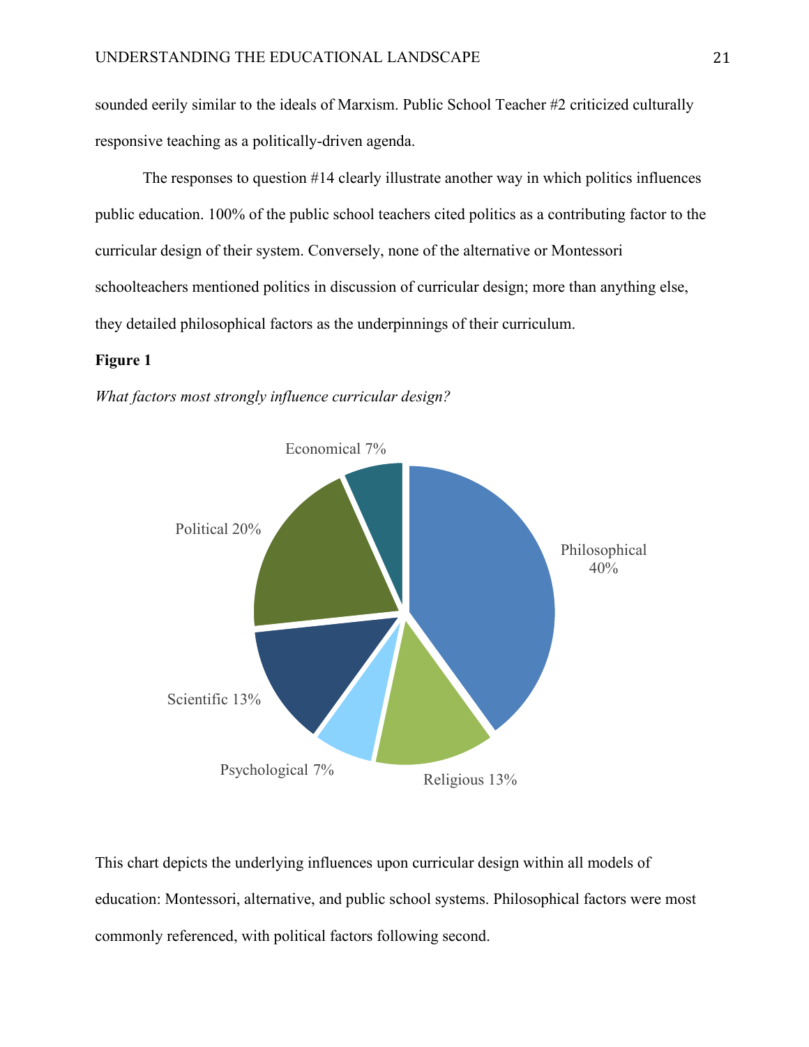sounded eerily similar to the ideals of Marxism. Public School Teacher #2 criticized culturally responsive teaching as a politically-driven agenda.

The responses to question #14 clearly illustrate another way in which politics influences public education. 100% of the public school teachers cited politics as a contributing factor to the curricular design of their system. Conversely, none of the alternative or Montessori schoolteachers mentioned politics in discussion of curricular design; more than anything else, they detailed philosophical factors as the underpinnings of their curriculum.

**Figure 1**

*What factors most strongly influence curricular design?*

| Factor | Percentage |
|---|---|
| Philosophical | 40% |
| Political | 20% |
| Religious | 13% |
| Scientific | 13% |
| Economical | 7% |
| Psychological | 7% |

This chart depicts the underlying influences upon curricular design within all models of education: Montessori, alternative, and public school systems. Philosophical factors were most commonly referenced, with political factors following second.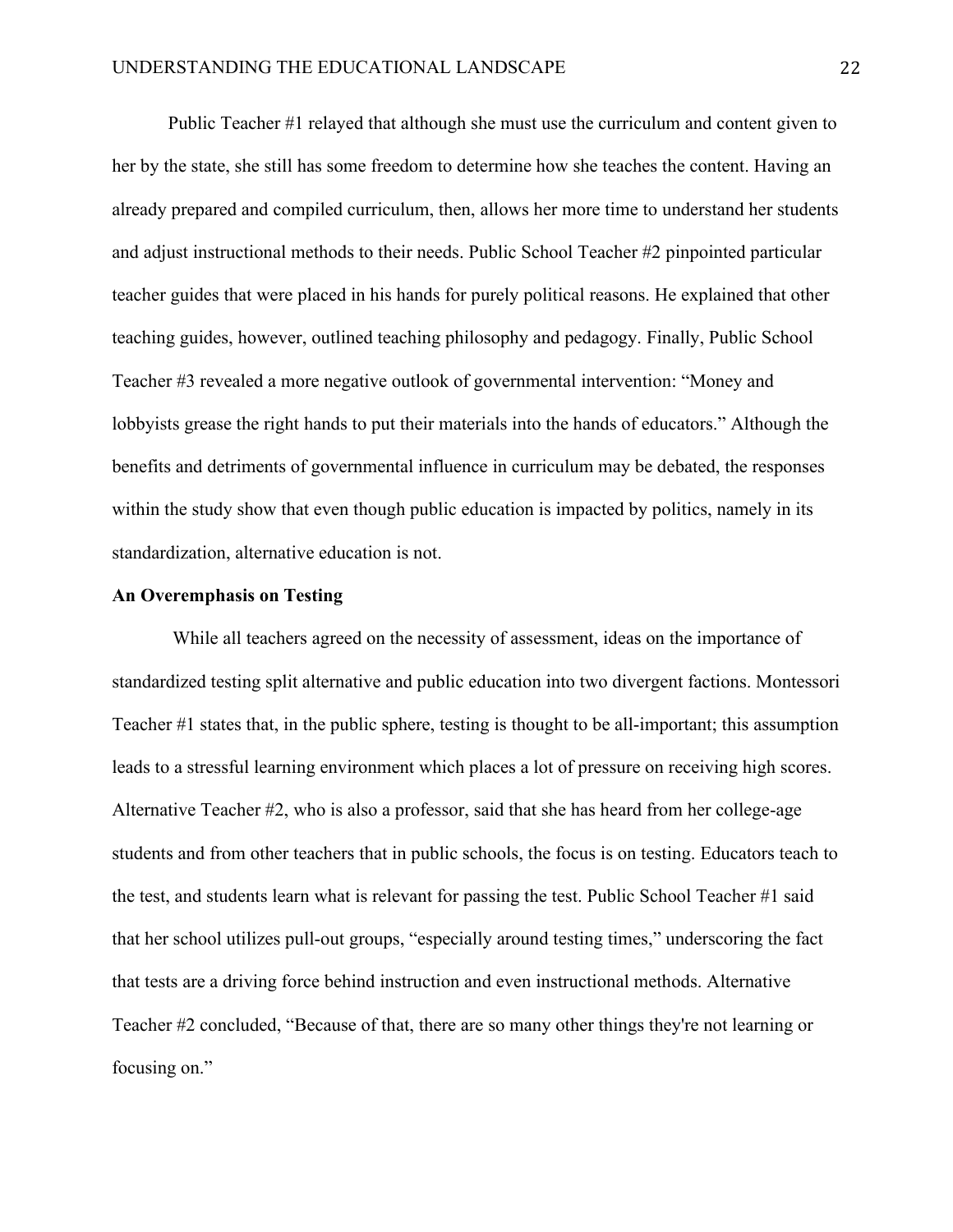Public Teacher #1 relayed that although she must use the curriculum and content given to her by the state, she still has some freedom to determine how she teaches the content. Having an already prepared and compiled curriculum, then, allows her more time to understand her students and adjust instructional methods to their needs. Public School Teacher #2 pinpointed particular teacher guides that were placed in his hands for purely political reasons. He explained that other teaching guides, however, outlined teaching philosophy and pedagogy. Finally, Public School Teacher #3 revealed a more negative outlook of governmental intervention: "Money and lobbyists grease the right hands to put their materials into the hands of educators." Although the benefits and detriments of governmental influence in curriculum may be debated, the responses within the study show that even though public education is impacted by politics, namely in its standardization, alternative education is not.

**An Overemphasis on Testing**

While all teachers agreed on the necessity of assessment, ideas on the importance of standardized testing split alternative and public education into two divergent factions. Montessori Teacher #1 states that, in the public sphere, testing is thought to be all-important; this assumption leads to a stressful learning environment which places a lot of pressure on receiving high scores. Alternative Teacher #2, who is also a professor, said that she has heard from her college-age students and from other teachers that in public schools, the focus is on testing. Educators teach to the test, and students learn what is relevant for passing the test. Public School Teacher #1 said that her school utilizes pull-out groups, "especially around testing times," underscoring the fact that tests are a driving force behind instruction and even instructional methods. Alternative Teacher #2 concluded, "Because of that, there are so many other things they're not learning or focusing on."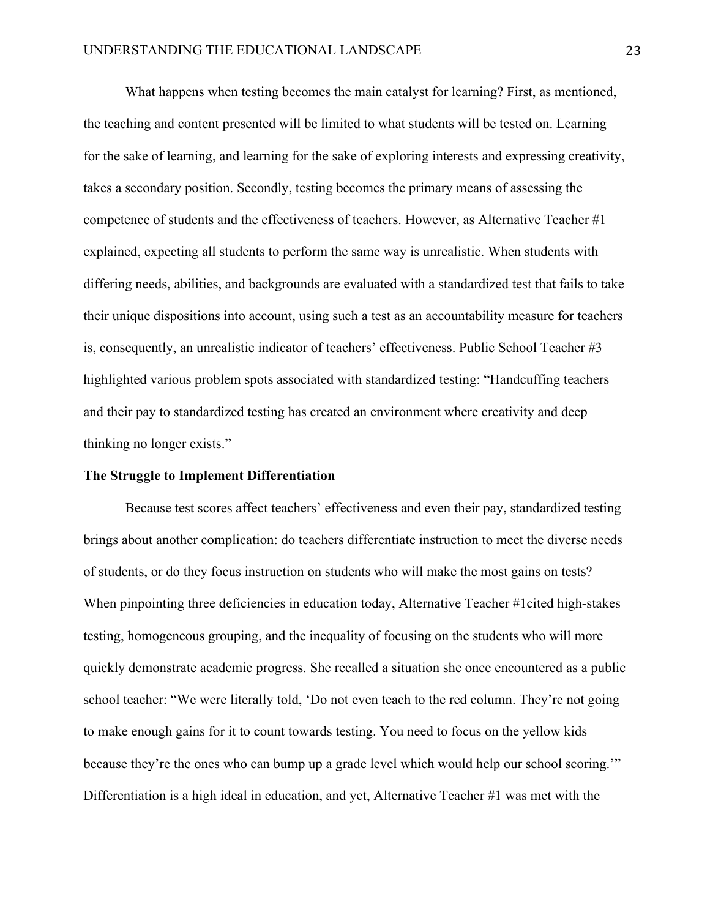What happens when testing becomes the main catalyst for learning? First, as mentioned, the teaching and content presented will be limited to what students will be tested on. Learning for the sake of learning, and learning for the sake of exploring interests and expressing creativity, takes a secondary position. Secondly, testing becomes the primary means of assessing the competence of students and the effectiveness of teachers. However, as Alternative Teacher #1 explained, expecting all students to perform the same way is unrealistic. When students with differing needs, abilities, and backgrounds are evaluated with a standardized test that fails to take their unique dispositions into account, using such a test as an accountability measure for teachers is, consequently, an unrealistic indicator of teachers' effectiveness. Public School Teacher #3 highlighted various problem spots associated with standardized testing: "Handcuffing teachers and their pay to standardized testing has created an environment where creativity and deep thinking no longer exists."

## The Struggle to Implement Differentiation

Because test scores affect teachers' effectiveness and even their pay, standardized testing brings about another complication: do teachers differentiate instruction to meet the diverse needs of students, or do they focus instruction on students who will make the most gains on tests? When pinpointing three deficiencies in education today, Alternative Teacher #1cited high-stakes testing, homogeneous grouping, and the inequality of focusing on the students who will more quickly demonstrate academic progress. She recalled a situation she once encountered as a public school teacher: "We were literally told, 'Do not even teach to the red column. They're not going to make enough gains for it to count towards testing. You need to focus on the yellow kids because they're the ones who can bump up a grade level which would help our school scoring.'" Differentiation is a high ideal in education, and yet, Alternative Teacher #1 was met with the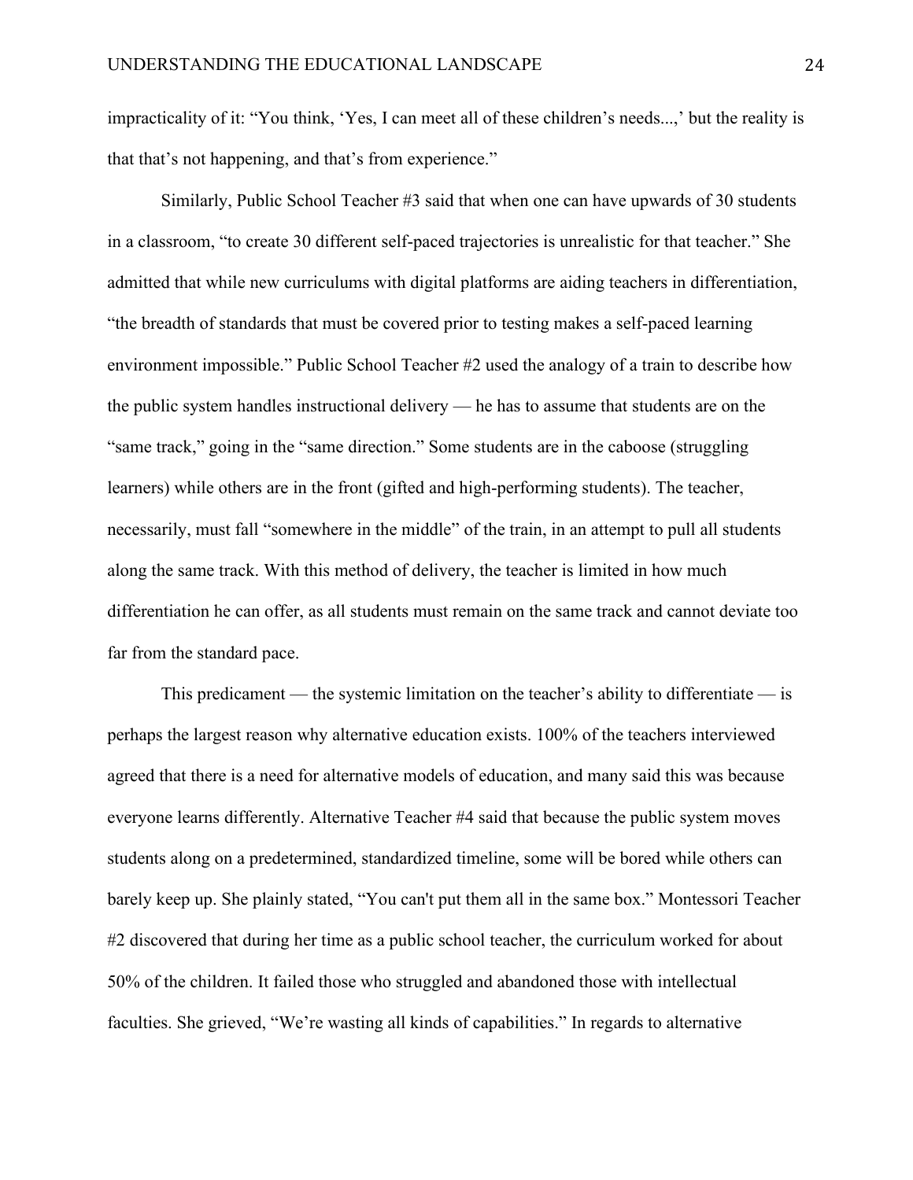impracticality of it: “You think, ‘Yes, I can meet all of these children’s needs...,’ but the reality is that that’s not happening, and that’s from experience.”

Similarly, Public School Teacher #3 said that when one can have upwards of 30 students in a classroom, “to create 30 different self-paced trajectories is unrealistic for that teacher.” She admitted that while new curriculums with digital platforms are aiding teachers in differentiation, “the breadth of standards that must be covered prior to testing makes a self-paced learning environment impossible.” Public School Teacher #2 used the analogy of a train to describe how the public system handles instructional delivery — he has to assume that students are on the “same track,” going in the “same direction.” Some students are in the caboose (struggling learners) while others are in the front (gifted and high-performing students). The teacher, necessarily, must fall “somewhere in the middle” of the train, in an attempt to pull all students along the same track. With this method of delivery, the teacher is limited in how much differentiation he can offer, as all students must remain on the same track and cannot deviate too far from the standard pace.

This predicament — the systemic limitation on the teacher’s ability to differentiate — is perhaps the largest reason why alternative education exists. 100% of the teachers interviewed agreed that there is a need for alternative models of education, and many said this was because everyone learns differently. Alternative Teacher #4 said that because the public system moves students along on a predetermined, standardized timeline, some will be bored while others can barely keep up. She plainly stated, “You can't put them all in the same box.” Montessori Teacher #2 discovered that during her time as a public school teacher, the curriculum worked for about 50% of the children. It failed those who struggled and abandoned those with intellectual faculties. She grieved, “We’re wasting all kinds of capabilities.” In regards to alternative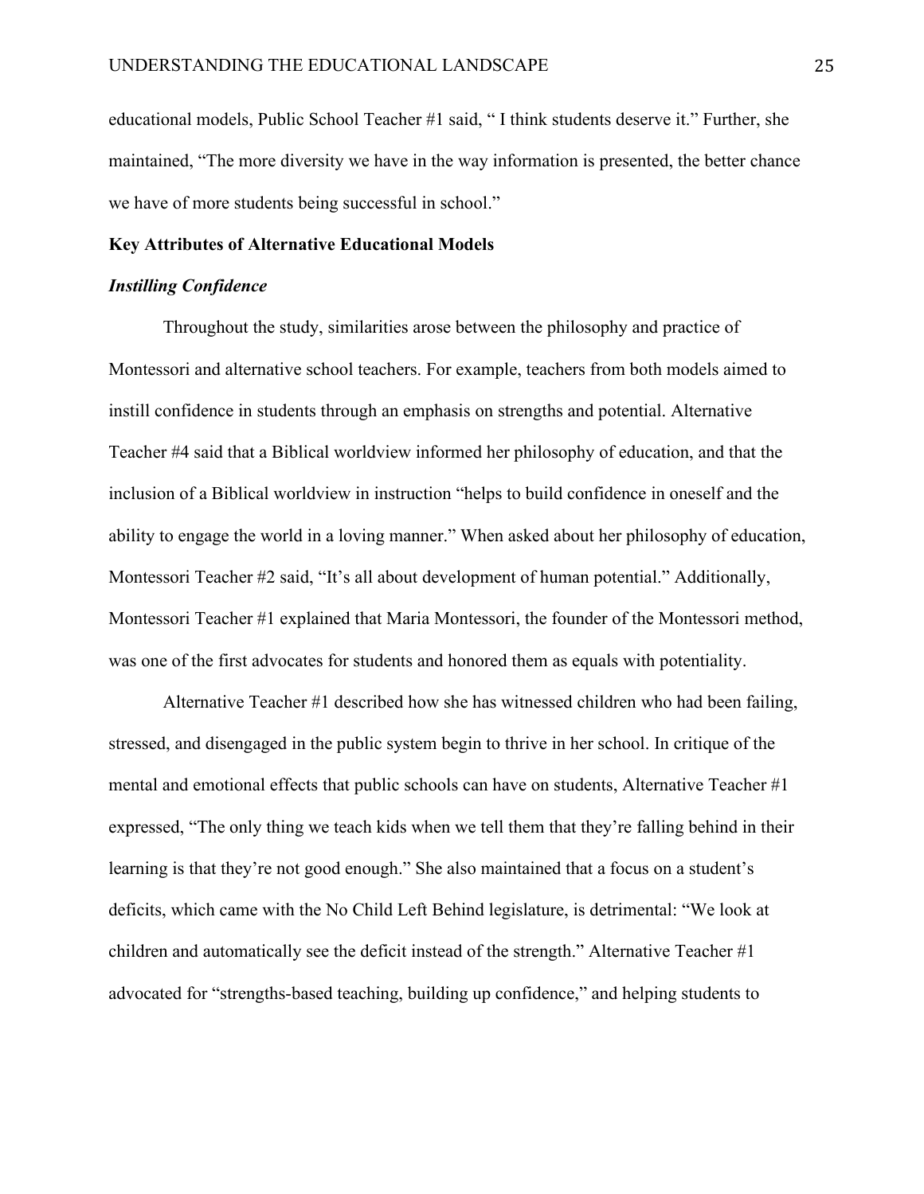educational models, Public School Teacher #1 said, " I think students deserve it." Further, she maintained, "The more diversity we have in the way information is presented, the better chance we have of more students being successful in school."

## Key Attributes of Alternative Educational Models

### *Instilling Confidence*

Throughout the study, similarities arose between the philosophy and practice of Montessori and alternative school teachers. For example, teachers from both models aimed to instill confidence in students through an emphasis on strengths and potential. Alternative Teacher #4 said that a Biblical worldview informed her philosophy of education, and that the inclusion of a Biblical worldview in instruction "helps to build confidence in oneself and the ability to engage the world in a loving manner." When asked about her philosophy of education, Montessori Teacher #2 said, "It's all about development of human potential." Additionally, Montessori Teacher #1 explained that Maria Montessori, the founder of the Montessori method, was one of the first advocates for students and honored them as equals with potentiality.

Alternative Teacher #1 described how she has witnessed children who had been failing, stressed, and disengaged in the public system begin to thrive in her school. In critique of the mental and emotional effects that public schools can have on students, Alternative Teacher #1 expressed, "The only thing we teach kids when we tell them that they're falling behind in their learning is that they're not good enough." She also maintained that a focus on a student's deficits, which came with the No Child Left Behind legislature, is detrimental: "We look at children and automatically see the deficit instead of the strength." Alternative Teacher #1 advocated for "strengths-based teaching, building up confidence," and helping students to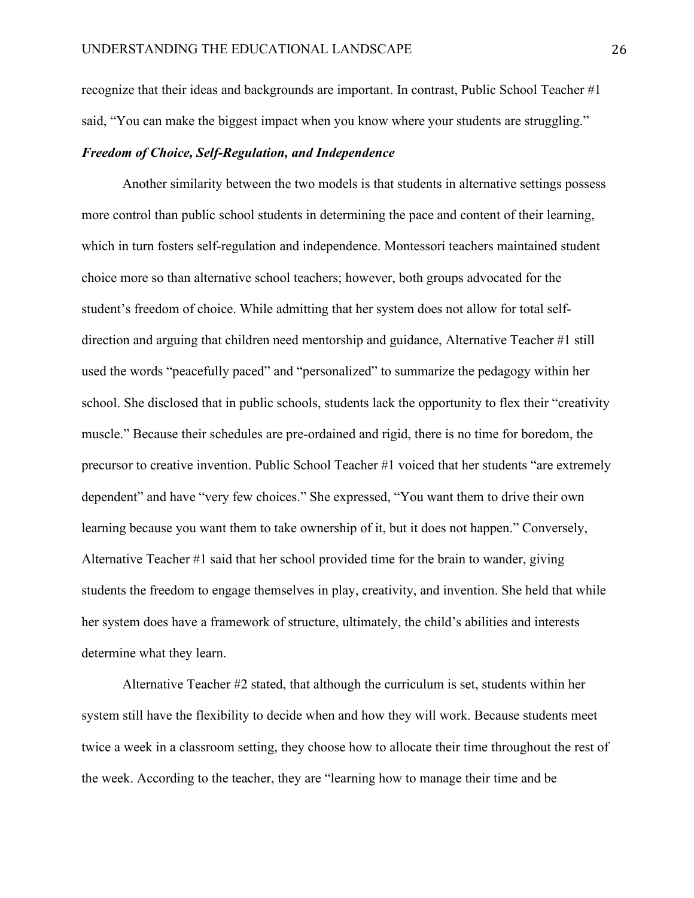recognize that their ideas and backgrounds are important. In contrast, Public School Teacher #1 said, "You can make the biggest impact when you know where your students are struggling."

### ***Freedom of Choice, Self-Regulation, and Independence***

Another similarity between the two models is that students in alternative settings possess more control than public school students in determining the pace and content of their learning, which in turn fosters self-regulation and independence. Montessori teachers maintained student choice more so than alternative school teachers; however, both groups advocated for the student's freedom of choice. While admitting that her system does not allow for total self-direction and arguing that children need mentorship and guidance, Alternative Teacher #1 still used the words "peacefully paced" and "personalized" to summarize the pedagogy within her school. She disclosed that in public schools, students lack the opportunity to flex their "creativity muscle." Because their schedules are pre-ordained and rigid, there is no time for boredom, the precursor to creative invention. Public School Teacher #1 voiced that her students "are extremely dependent" and have "very few choices." She expressed, "You want them to drive their own learning because you want them to take ownership of it, but it does not happen." Conversely, Alternative Teacher #1 said that her school provided time for the brain to wander, giving students the freedom to engage themselves in play, creativity, and invention. She held that while her system does have a framework of structure, ultimately, the child's abilities and interests determine what they learn.

Alternative Teacher #2 stated, that although the curriculum is set, students within her system still have the flexibility to decide when and how they will work. Because students meet twice a week in a classroom setting, they choose how to allocate their time throughout the rest of the week. According to the teacher, they are "learning how to manage their time and be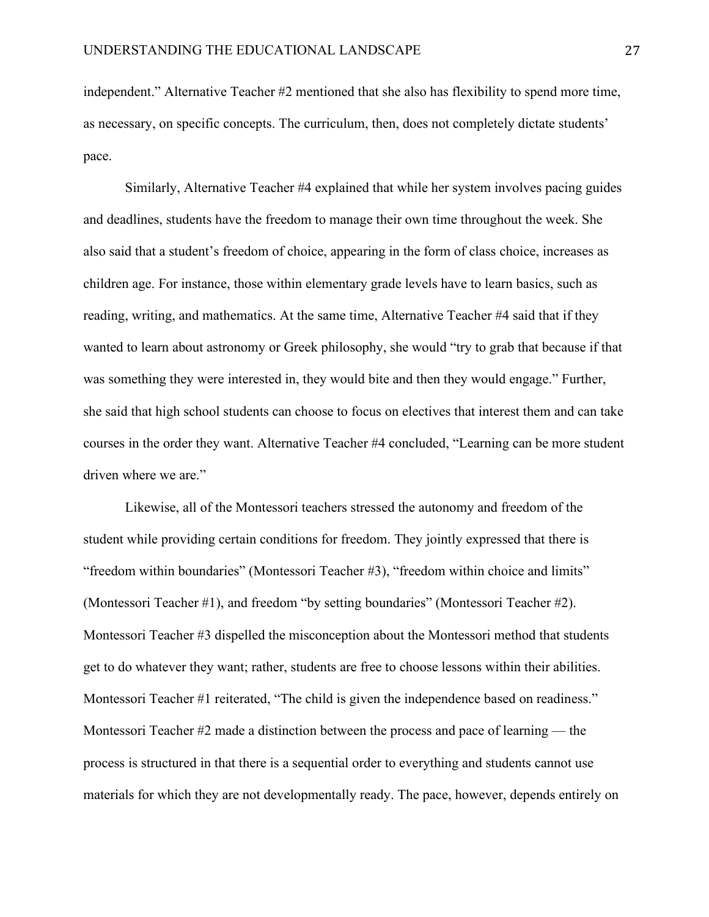independent." Alternative Teacher #2 mentioned that she also has flexibility to spend more time, as necessary, on specific concepts. The curriculum, then, does not completely dictate students' pace.

Similarly, Alternative Teacher #4 explained that while her system involves pacing guides and deadlines, students have the freedom to manage their own time throughout the week. She also said that a student's freedom of choice, appearing in the form of class choice, increases as children age. For instance, those within elementary grade levels have to learn basics, such as reading, writing, and mathematics. At the same time, Alternative Teacher #4 said that if they wanted to learn about astronomy or Greek philosophy, she would "try to grab that because if that was something they were interested in, they would bite and then they would engage." Further, she said that high school students can choose to focus on electives that interest them and can take courses in the order they want. Alternative Teacher #4 concluded, "Learning can be more student driven where we are."

Likewise, all of the Montessori teachers stressed the autonomy and freedom of the student while providing certain conditions for freedom. They jointly expressed that there is "freedom within boundaries" (Montessori Teacher #3), "freedom within choice and limits" (Montessori Teacher #1), and freedom "by setting boundaries" (Montessori Teacher #2). Montessori Teacher #3 dispelled the misconception about the Montessori method that students get to do whatever they want; rather, students are free to choose lessons within their abilities. Montessori Teacher #1 reiterated, "The child is given the independence based on readiness." Montessori Teacher #2 made a distinction between the process and pace of learning — the process is structured in that there is a sequential order to everything and students cannot use materials for which they are not developmentally ready. The pace, however, depends entirely on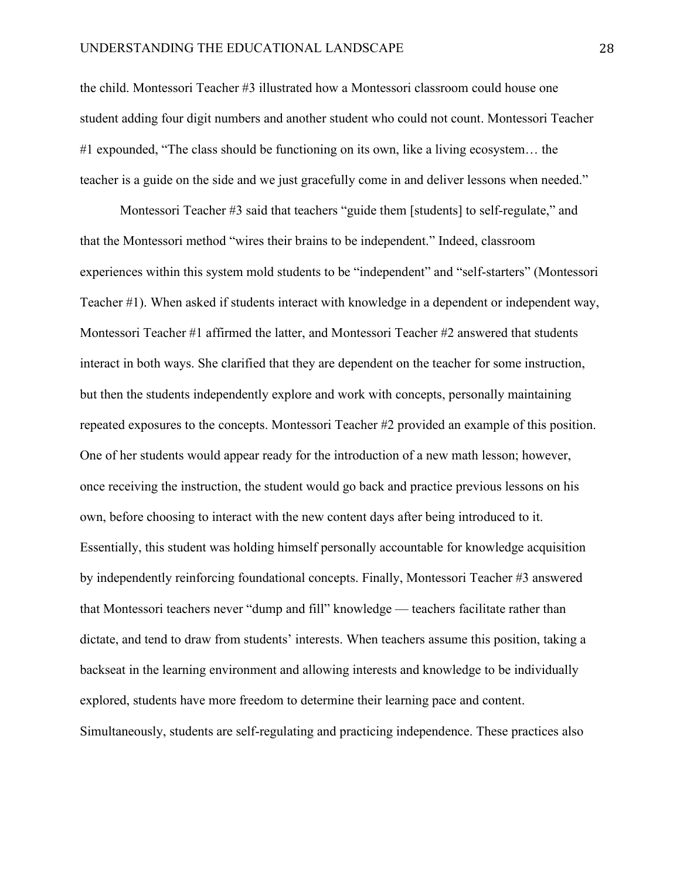the child. Montessori Teacher #3 illustrated how a Montessori classroom could house one student adding four digit numbers and another student who could not count. Montessori Teacher #1 expounded, "The class should be functioning on its own, like a living ecosystem… the teacher is a guide on the side and we just gracefully come in and deliver lessons when needed."

Montessori Teacher #3 said that teachers "guide them [students] to self-regulate," and that the Montessori method "wires their brains to be independent." Indeed, classroom experiences within this system mold students to be "independent" and "self-starters" (Montessori Teacher #1). When asked if students interact with knowledge in a dependent or independent way, Montessori Teacher #1 affirmed the latter, and Montessori Teacher #2 answered that students interact in both ways. She clarified that they are dependent on the teacher for some instruction, but then the students independently explore and work with concepts, personally maintaining repeated exposures to the concepts. Montessori Teacher #2 provided an example of this position. One of her students would appear ready for the introduction of a new math lesson; however, once receiving the instruction, the student would go back and practice previous lessons on his own, before choosing to interact with the new content days after being introduced to it. Essentially, this student was holding himself personally accountable for knowledge acquisition by independently reinforcing foundational concepts. Finally, Montessori Teacher #3 answered that Montessori teachers never "dump and fill" knowledge — teachers facilitate rather than dictate, and tend to draw from students' interests. When teachers assume this position, taking a backseat in the learning environment and allowing interests and knowledge to be individually explored, students have more freedom to determine their learning pace and content. Simultaneously, students are self-regulating and practicing independence. These practices also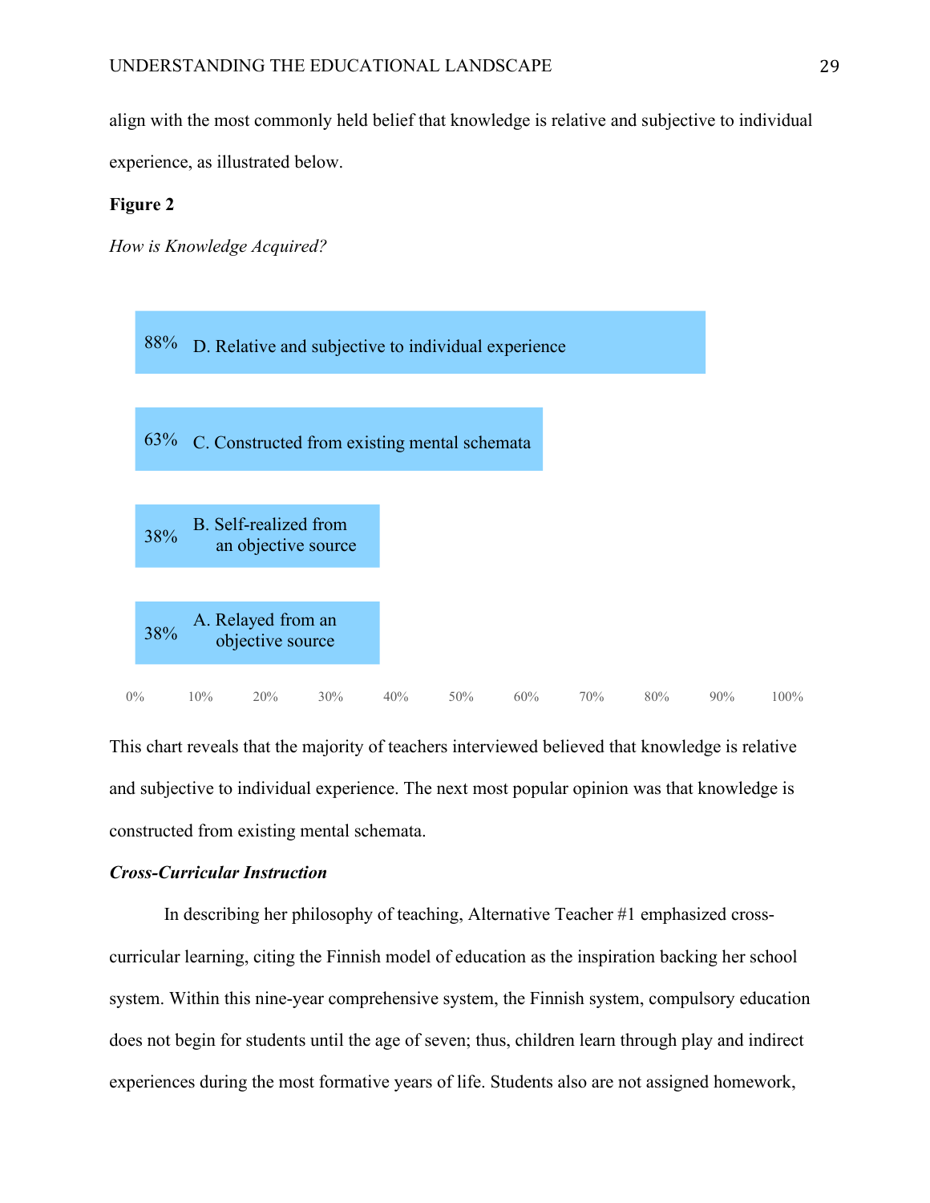align with the most commonly held belief that knowledge is relative and subjective to individual experience, as illustrated below.

**Figure 2**

*How is Knowledge Acquired?*

| Response | Percentage |
|---|---|
| D. Relative and subjective to individual experience | 88% |
| C. Constructed from existing mental schemata | 63% |
| B. Self-realized from an objective source | 38% |
| A. Relayed from an objective source | 38% |

This chart reveals that the majority of teachers interviewed believed that knowledge is relative and subjective to individual experience. The next most popular opinion was that knowledge is constructed from existing mental schemata.

***Cross-Curricular Instruction***

In describing her philosophy of teaching, Alternative Teacher #1 emphasized cross-curricular learning, citing the Finnish model of education as the inspiration backing her school system. Within this nine-year comprehensive system, the Finnish system, compulsory education does not begin for students until the age of seven; thus, children learn through play and indirect experiences during the most formative years of life. Students also are not assigned homework,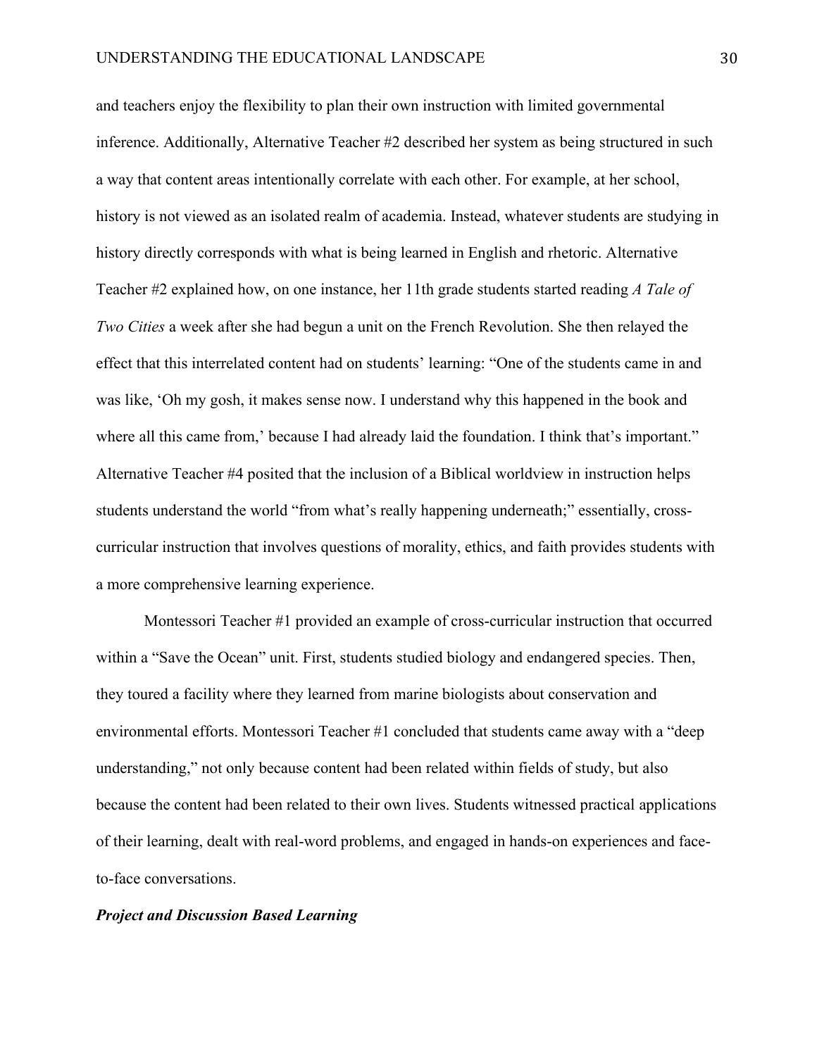and teachers enjoy the flexibility to plan their own instruction with limited governmental inference. Additionally, Alternative Teacher #2 described her system as being structured in such a way that content areas intentionally correlate with each other. For example, at her school, history is not viewed as an isolated realm of academia. Instead, whatever students are studying in history directly corresponds with what is being learned in English and rhetoric. Alternative Teacher #2 explained how, on one instance, her 11th grade students started reading *A Tale of Two Cities* a week after she had begun a unit on the French Revolution. She then relayed the effect that this interrelated content had on students' learning: "One of the students came in and was like, 'Oh my gosh, it makes sense now. I understand why this happened in the book and where all this came from,' because I had already laid the foundation. I think that's important." Alternative Teacher #4 posited that the inclusion of a Biblical worldview in instruction helps students understand the world "from what's really happening underneath;" essentially, cross-curricular instruction that involves questions of morality, ethics, and faith provides students with a more comprehensive learning experience.

Montessori Teacher #1 provided an example of cross-curricular instruction that occurred within a "Save the Ocean" unit. First, students studied biology and endangered species. Then, they toured a facility where they learned from marine biologists about conservation and environmental efforts. Montessori Teacher #1 concluded that students came away with a "deep understanding," not only because content had been related within fields of study, but also because the content had been related to their own lives. Students witnessed practical applications of their learning, dealt with real-word problems, and engaged in hands-on experiences and face-to-face conversations.

### ***Project and Discussion Based Learning***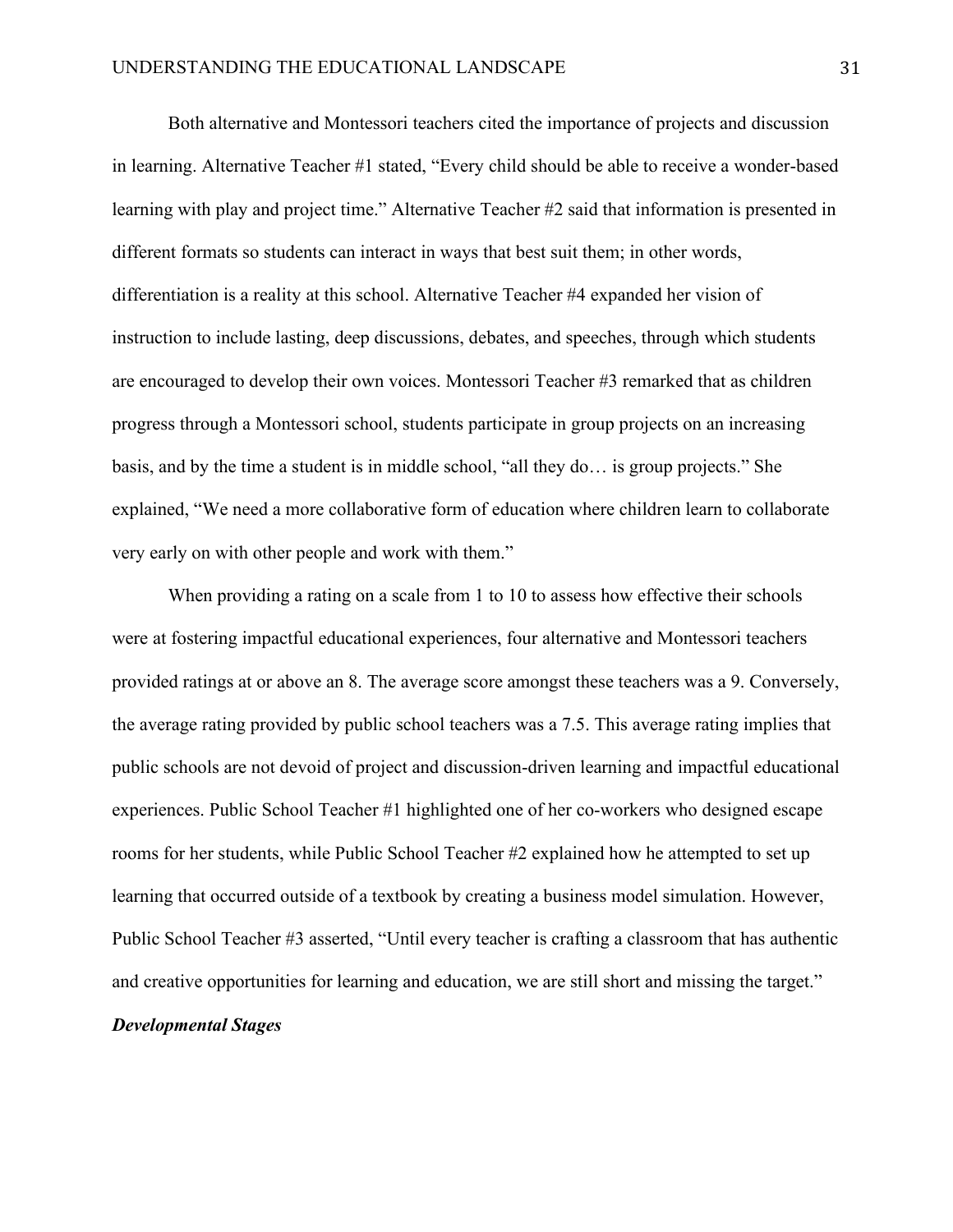Both alternative and Montessori teachers cited the importance of projects and discussion in learning. Alternative Teacher #1 stated, “Every child should be able to receive a wonder-based learning with play and project time.” Alternative Teacher #2 said that information is presented in different formats so students can interact in ways that best suit them; in other words, differentiation is a reality at this school. Alternative Teacher #4 expanded her vision of instruction to include lasting, deep discussions, debates, and speeches, through which students are encouraged to develop their own voices. Montessori Teacher #3 remarked that as children progress through a Montessori school, students participate in group projects on an increasing basis, and by the time a student is in middle school, “all they do… is group projects.” She explained, “We need a more collaborative form of education where children learn to collaborate very early on with other people and work with them.”

When providing a rating on a scale from 1 to 10 to assess how effective their schools were at fostering impactful educational experiences, four alternative and Montessori teachers provided ratings at or above an 8. The average score amongst these teachers was a 9. Conversely, the average rating provided by public school teachers was a 7.5. This average rating implies that public schools are not devoid of project and discussion-driven learning and impactful educational experiences. Public School Teacher #1 highlighted one of her co-workers who designed escape rooms for her students, while Public School Teacher #2 explained how he attempted to set up learning that occurred outside of a textbook by creating a business model simulation. However, Public School Teacher #3 asserted, “Until every teacher is crafting a classroom that has authentic and creative opportunities for learning and education, we are still short and missing the target.”

***Developmental Stages***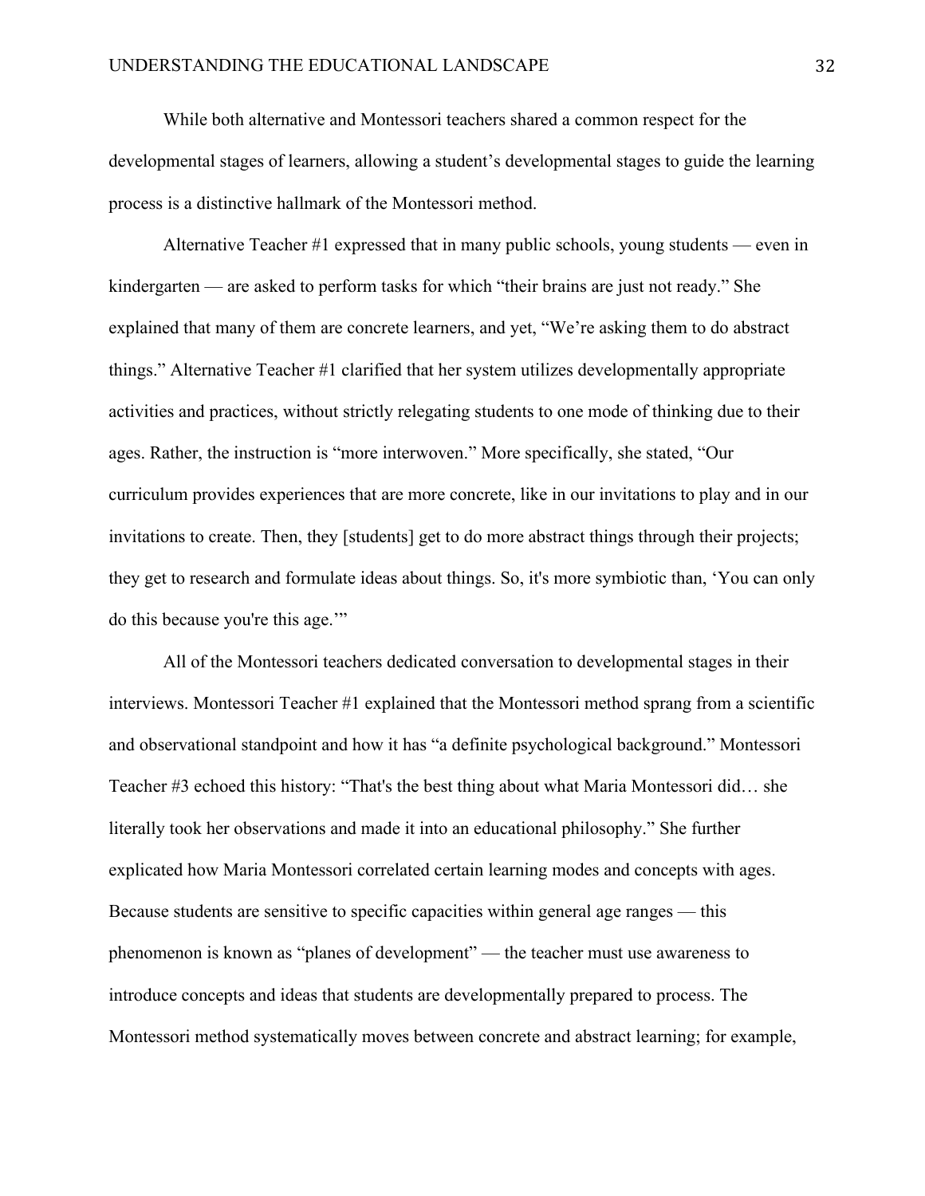While both alternative and Montessori teachers shared a common respect for the developmental stages of learners, allowing a student's developmental stages to guide the learning process is a distinctive hallmark of the Montessori method.

Alternative Teacher #1 expressed that in many public schools, young students — even in kindergarten — are asked to perform tasks for which "their brains are just not ready." She explained that many of them are concrete learners, and yet, "We're asking them to do abstract things." Alternative Teacher #1 clarified that her system utilizes developmentally appropriate activities and practices, without strictly relegating students to one mode of thinking due to their ages. Rather, the instruction is "more interwoven." More specifically, she stated, "Our curriculum provides experiences that are more concrete, like in our invitations to play and in our invitations to create. Then, they [students] get to do more abstract things through their projects; they get to research and formulate ideas about things. So, it's more symbiotic than, 'You can only do this because you're this age.'"

All of the Montessori teachers dedicated conversation to developmental stages in their interviews. Montessori Teacher #1 explained that the Montessori method sprang from a scientific and observational standpoint and how it has "a definite psychological background." Montessori Teacher #3 echoed this history: "That's the best thing about what Maria Montessori did… she literally took her observations and made it into an educational philosophy." She further explicated how Maria Montessori correlated certain learning modes and concepts with ages. Because students are sensitive to specific capacities within general age ranges — this phenomenon is known as "planes of development" — the teacher must use awareness to introduce concepts and ideas that students are developmentally prepared to process. The Montessori method systematically moves between concrete and abstract learning; for example,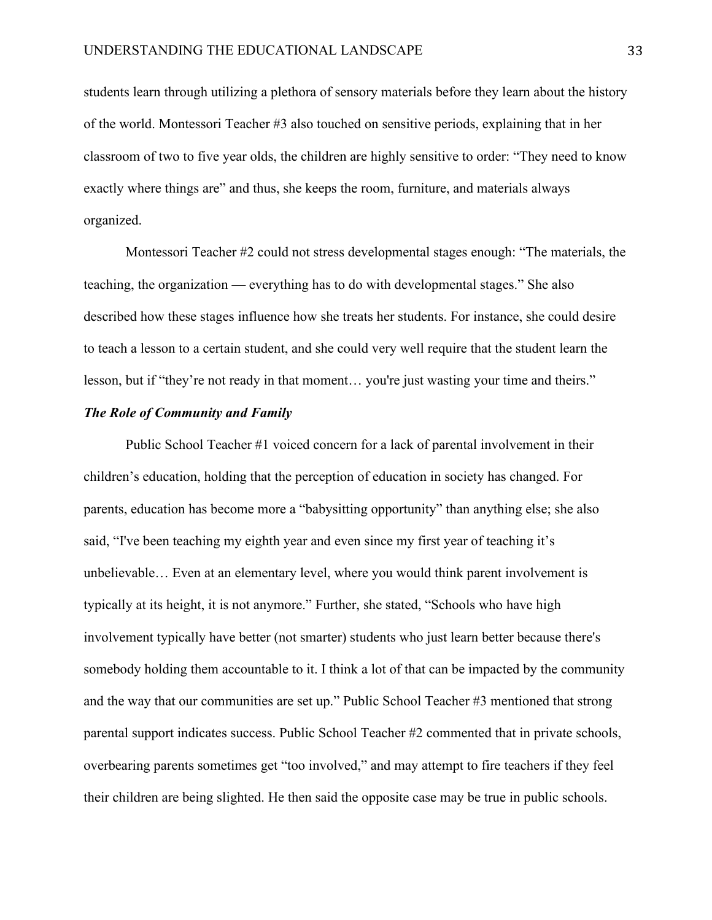students learn through utilizing a plethora of sensory materials before they learn about the history of the world. Montessori Teacher #3 also touched on sensitive periods, explaining that in her classroom of two to five year olds, the children are highly sensitive to order: "They need to know exactly where things are" and thus, she keeps the room, furniture, and materials always organized.

Montessori Teacher #2 could not stress developmental stages enough: "The materials, the teaching, the organization — everything has to do with developmental stages." She also described how these stages influence how she treats her students. For instance, she could desire to teach a lesson to a certain student, and she could very well require that the student learn the lesson, but if "they're not ready in that moment… you're just wasting your time and theirs."

***The Role of Community and Family***

Public School Teacher #1 voiced concern for a lack of parental involvement in their children's education, holding that the perception of education in society has changed. For parents, education has become more a "babysitting opportunity" than anything else; she also said, "I've been teaching my eighth year and even since my first year of teaching it's unbelievable… Even at an elementary level, where you would think parent involvement is typically at its height, it is not anymore." Further, she stated, "Schools who have high involvement typically have better (not smarter) students who just learn better because there's somebody holding them accountable to it. I think a lot of that can be impacted by the community and the way that our communities are set up." Public School Teacher #3 mentioned that strong parental support indicates success. Public School Teacher #2 commented that in private schools, overbearing parents sometimes get "too involved," and may attempt to fire teachers if they feel their children are being slighted. He then said the opposite case may be true in public schools.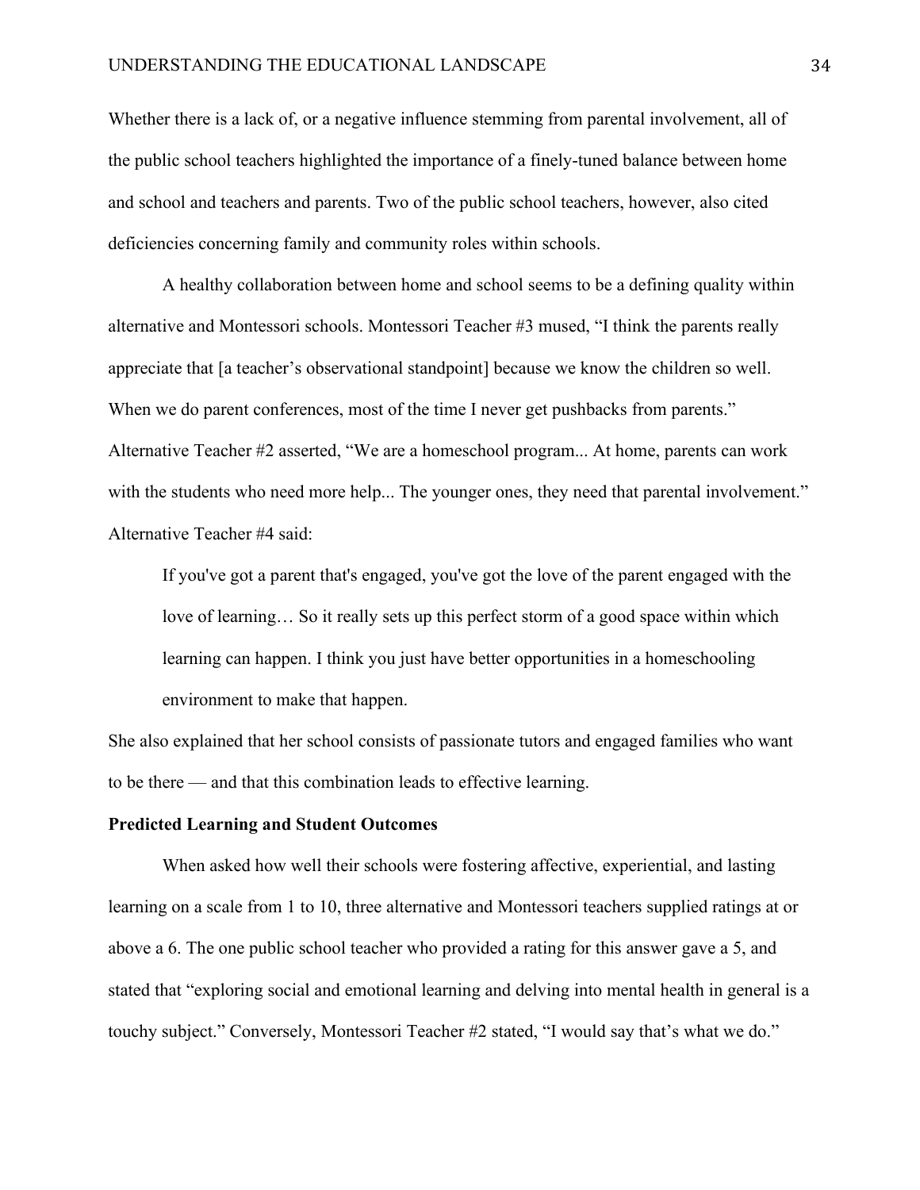Whether there is a lack of, or a negative influence stemming from parental involvement, all of the public school teachers highlighted the importance of a finely-tuned balance between home and school and teachers and parents. Two of the public school teachers, however, also cited deficiencies concerning family and community roles within schools.

A healthy collaboration between home and school seems to be a defining quality within alternative and Montessori schools. Montessori Teacher #3 mused, “I think the parents really appreciate that [a teacher’s observational standpoint] because we know the children so well. When we do parent conferences, most of the time I never get pushbacks from parents.” Alternative Teacher #2 asserted, “We are a homeschool program... At home, parents can work with the students who need more help... The younger ones, they need that parental involvement.” Alternative Teacher #4 said:

> If you've got a parent that's engaged, you've got the love of the parent engaged with the love of learning… So it really sets up this perfect storm of a good space within which learning can happen. I think you just have better opportunities in a homeschooling environment to make that happen.

She also explained that her school consists of passionate tutors and engaged families who want to be there — and that this combination leads to effective learning.

**Predicted Learning and Student Outcomes**

When asked how well their schools were fostering affective, experiential, and lasting learning on a scale from 1 to 10, three alternative and Montessori teachers supplied ratings at or above a 6. The one public school teacher who provided a rating for this answer gave a 5, and stated that “exploring social and emotional learning and delving into mental health in general is a touchy subject.” Conversely, Montessori Teacher #2 stated, “I would say that’s what we do.”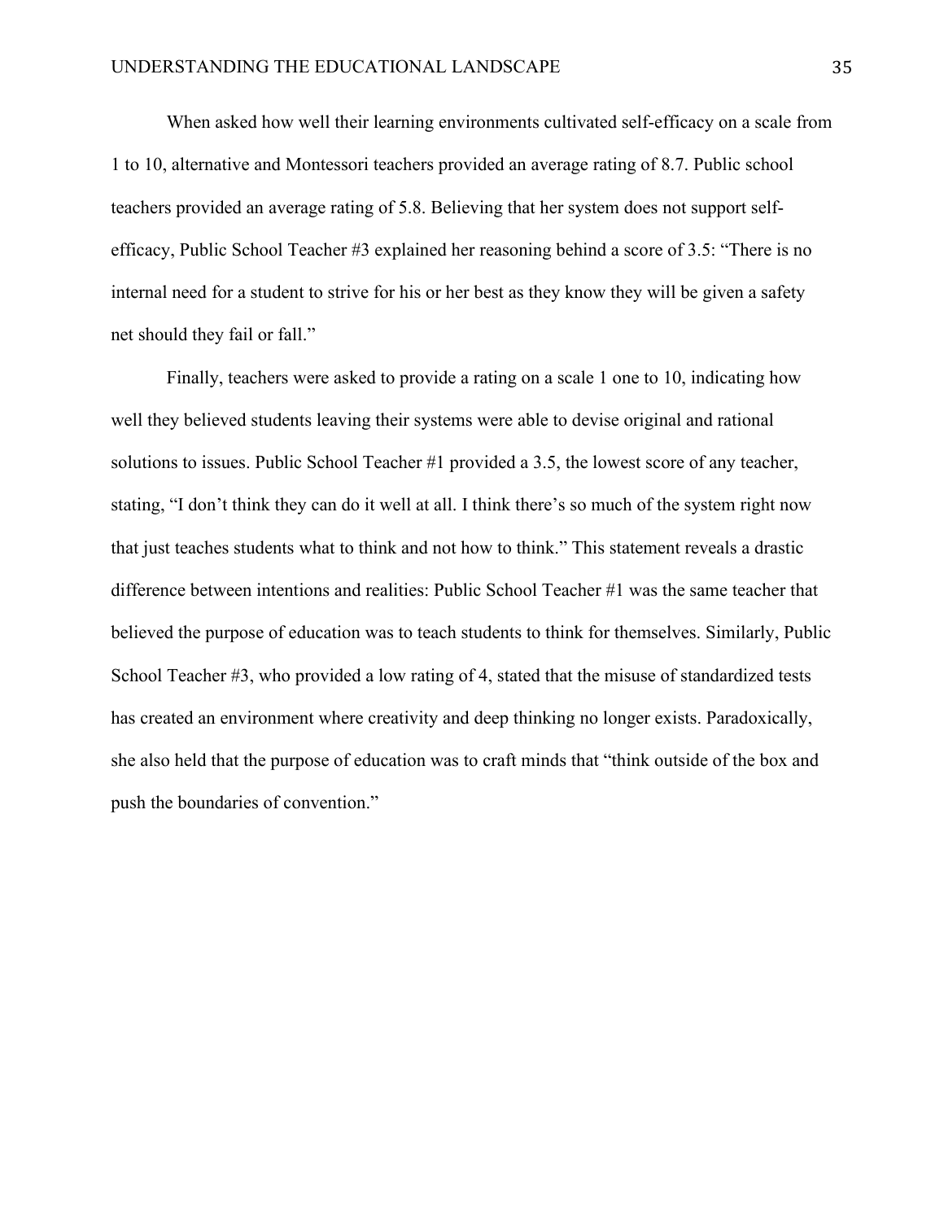When asked how well their learning environments cultivated self-efficacy on a scale from 1 to 10, alternative and Montessori teachers provided an average rating of 8.7. Public school teachers provided an average rating of 5.8. Believing that her system does not support self-efficacy, Public School Teacher #3 explained her reasoning behind a score of 3.5: "There is no internal need for a student to strive for his or her best as they know they will be given a safety net should they fail or fall."

Finally, teachers were asked to provide a rating on a scale 1 one to 10, indicating how well they believed students leaving their systems were able to devise original and rational solutions to issues. Public School Teacher #1 provided a 3.5, the lowest score of any teacher, stating, "I don't think they can do it well at all. I think there's so much of the system right now that just teaches students what to think and not how to think." This statement reveals a drastic difference between intentions and realities: Public School Teacher #1 was the same teacher that believed the purpose of education was to teach students to think for themselves. Similarly, Public School Teacher #3, who provided a low rating of 4, stated that the misuse of standardized tests has created an environment where creativity and deep thinking no longer exists. Paradoxically, she also held that the purpose of education was to craft minds that "think outside of the box and push the boundaries of convention."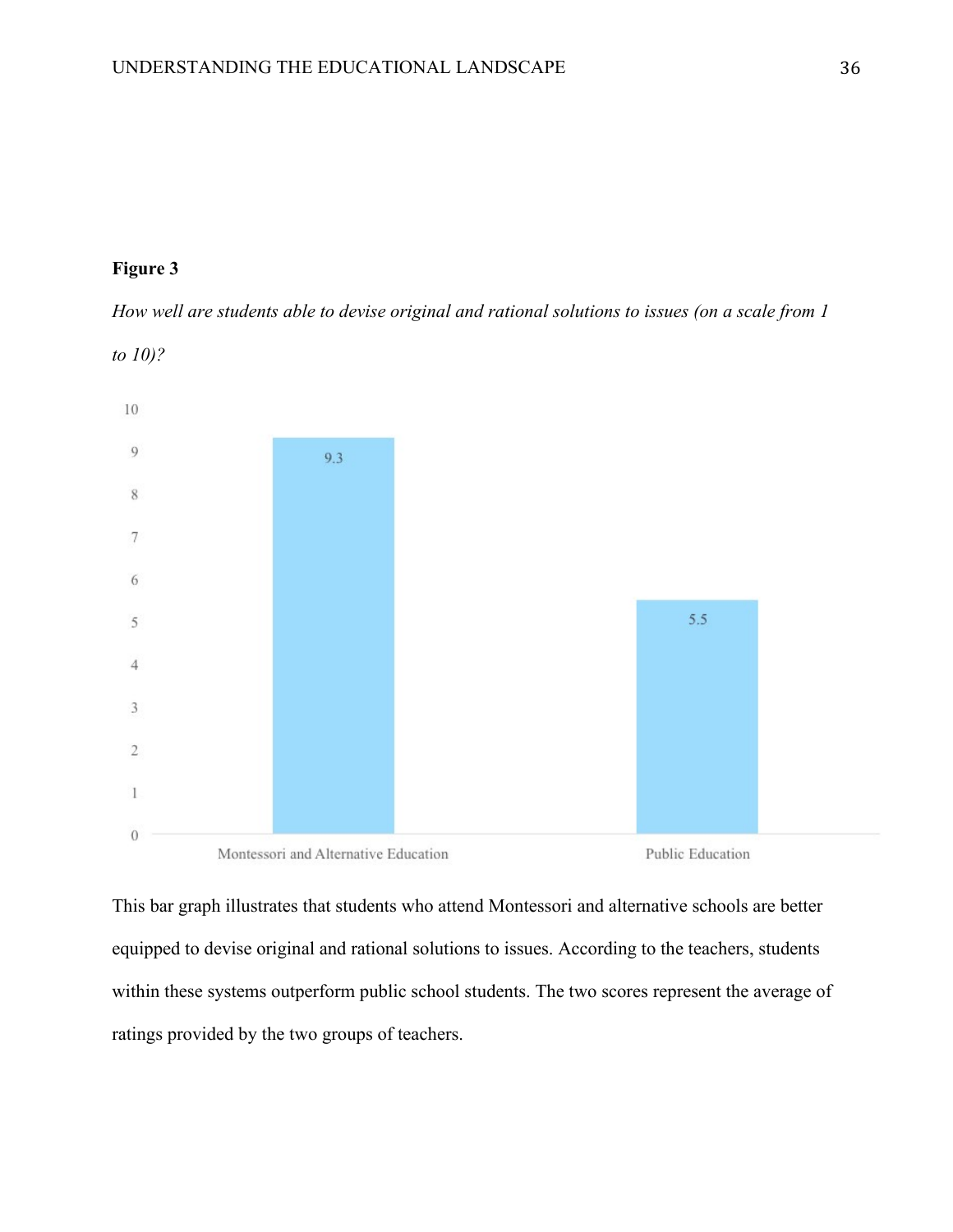**Figure 3**

*How well are students able to devise original and rational solutions to issues (on a scale from 1 to 10)?*

| Group | Score |
| --- | --- |
| Montessori and Alternative Education | 9.3 |
| Public Education | 5.5 |

This bar graph illustrates that students who attend Montessori and alternative schools are better equipped to devise original and rational solutions to issues. According to the teachers, students within these systems outperform public school students. The two scores represent the average of ratings provided by the two groups of teachers.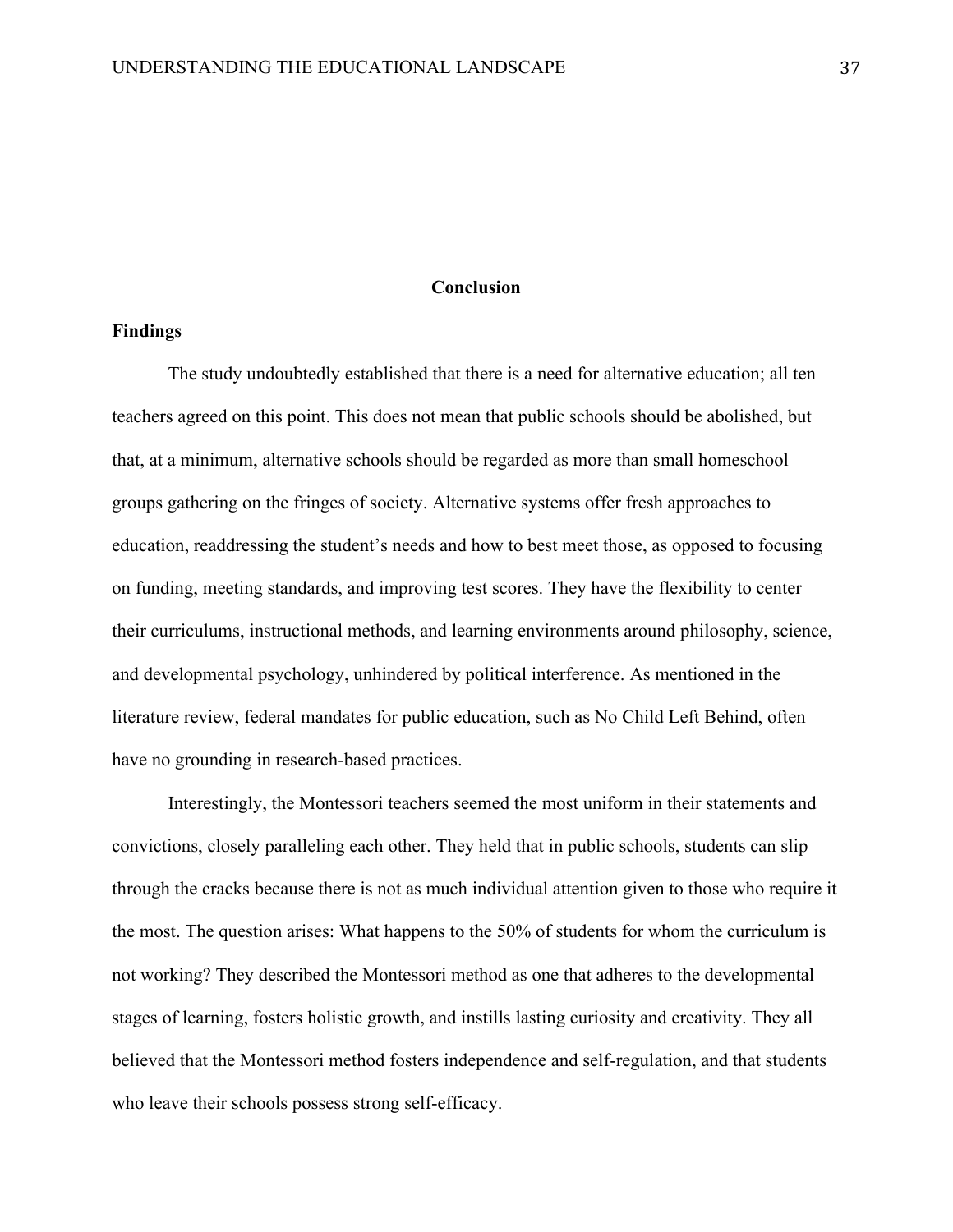# Conclusion

## Findings

The study undoubtedly established that there is a need for alternative education; all ten teachers agreed on this point. This does not mean that public schools should be abolished, but that, at a minimum, alternative schools should be regarded as more than small homeschool groups gathering on the fringes of society. Alternative systems offer fresh approaches to education, readdressing the student's needs and how to best meet those, as opposed to focusing on funding, meeting standards, and improving test scores. They have the flexibility to center their curriculums, instructional methods, and learning environments around philosophy, science, and developmental psychology, unhindered by political interference. As mentioned in the literature review, federal mandates for public education, such as No Child Left Behind, often have no grounding in research-based practices.

Interestingly, the Montessori teachers seemed the most uniform in their statements and convictions, closely paralleling each other. They held that in public schools, students can slip through the cracks because there is not as much individual attention given to those who require it the most. The question arises: What happens to the 50% of students for whom the curriculum is not working? They described the Montessori method as one that adheres to the developmental stages of learning, fosters holistic growth, and instills lasting curiosity and creativity. They all believed that the Montessori method fosters independence and self-regulation, and that students who leave their schools possess strong self-efficacy.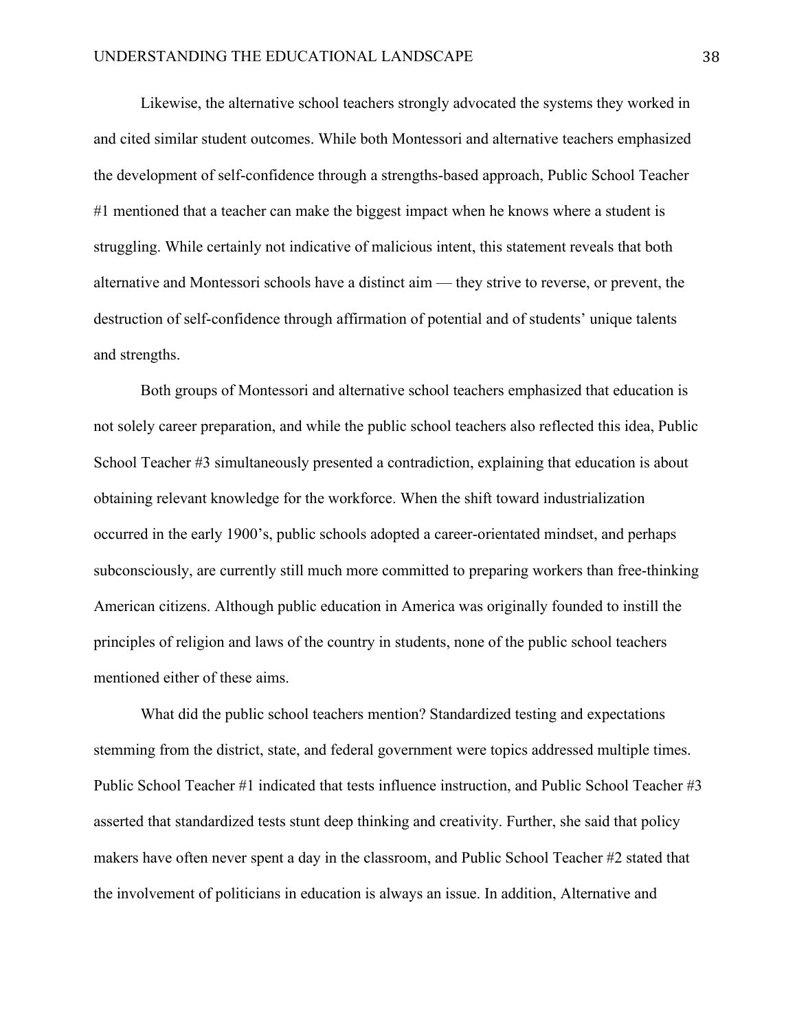Likewise, the alternative school teachers strongly advocated the systems they worked in and cited similar student outcomes. While both Montessori and alternative teachers emphasized the development of self-confidence through a strengths-based approach, Public School Teacher #1 mentioned that a teacher can make the biggest impact when he knows where a student is struggling. While certainly not indicative of malicious intent, this statement reveals that both alternative and Montessori schools have a distinct aim — they strive to reverse, or prevent, the destruction of self-confidence through affirmation of potential and of students' unique talents and strengths.

Both groups of Montessori and alternative school teachers emphasized that education is not solely career preparation, and while the public school teachers also reflected this idea, Public School Teacher #3 simultaneously presented a contradiction, explaining that education is about obtaining relevant knowledge for the workforce. When the shift toward industrialization occurred in the early 1900's, public schools adopted a career-orientated mindset, and perhaps subconsciously, are currently still much more committed to preparing workers than free-thinking American citizens. Although public education in America was originally founded to instill the principles of religion and laws of the country in students, none of the public school teachers mentioned either of these aims.

What did the public school teachers mention? Standardized testing and expectations stemming from the district, state, and federal government were topics addressed multiple times. Public School Teacher #1 indicated that tests influence instruction, and Public School Teacher #3 asserted that standardized tests stunt deep thinking and creativity. Further, she said that policy makers have often never spent a day in the classroom, and Public School Teacher #2 stated that the involvement of politicians in education is always an issue. In addition, Alternative and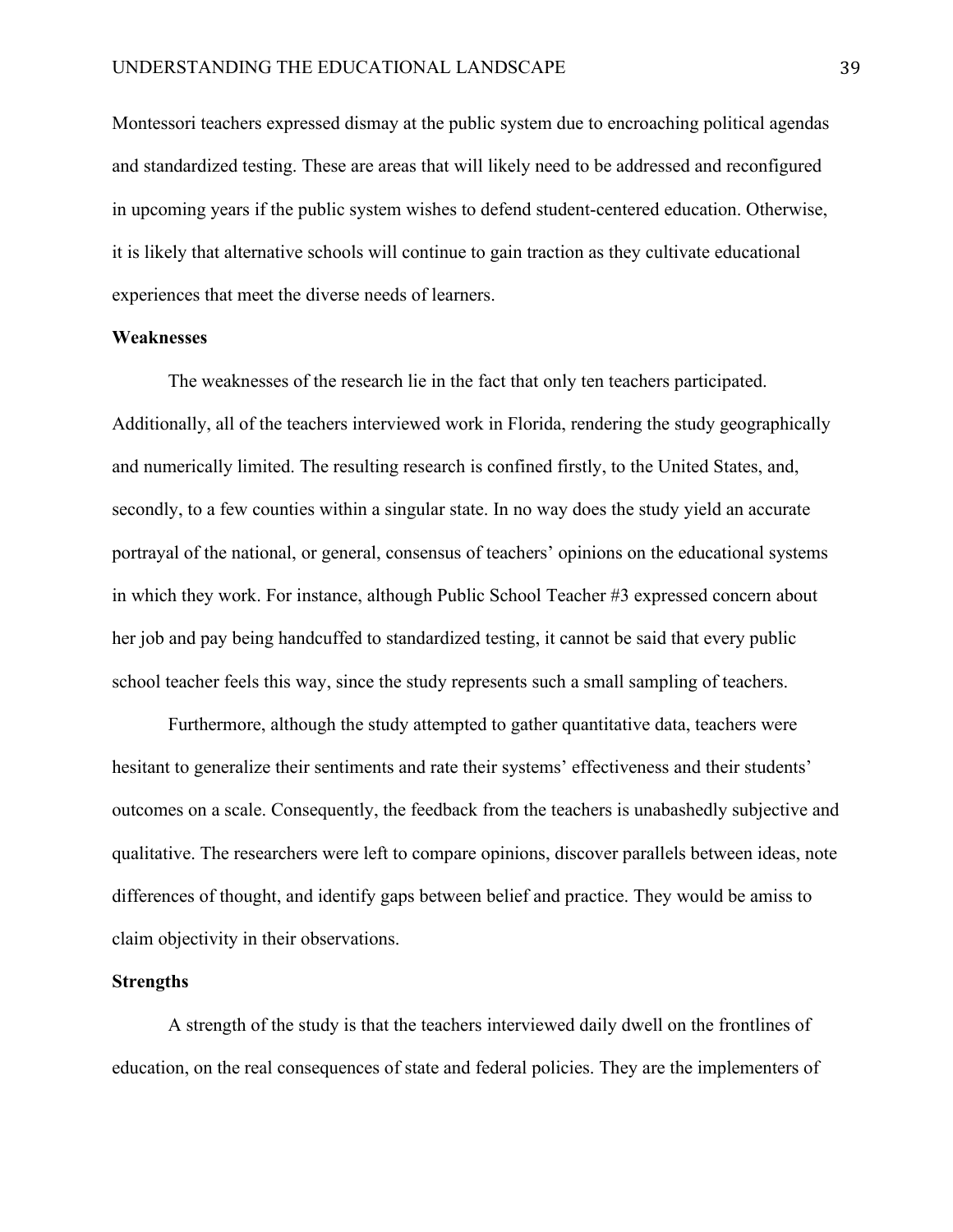Montessori teachers expressed dismay at the public system due to encroaching political agendas and standardized testing. These are areas that will likely need to be addressed and reconfigured in upcoming years if the public system wishes to defend student-centered education. Otherwise, it is likely that alternative schools will continue to gain traction as they cultivate educational experiences that meet the diverse needs of learners.

### Weaknesses

The weaknesses of the research lie in the fact that only ten teachers participated. Additionally, all of the teachers interviewed work in Florida, rendering the study geographically and numerically limited. The resulting research is confined firstly, to the United States, and, secondly, to a few counties within a singular state. In no way does the study yield an accurate portrayal of the national, or general, consensus of teachers' opinions on the educational systems in which they work. For instance, although Public School Teacher #3 expressed concern about her job and pay being handcuffed to standardized testing, it cannot be said that every public school teacher feels this way, since the study represents such a small sampling of teachers.

Furthermore, although the study attempted to gather quantitative data, teachers were hesitant to generalize their sentiments and rate their systems' effectiveness and their students' outcomes on a scale. Consequently, the feedback from the teachers is unabashedly subjective and qualitative. The researchers were left to compare opinions, discover parallels between ideas, note differences of thought, and identify gaps between belief and practice. They would be amiss to claim objectivity in their observations.

### Strengths

A strength of the study is that the teachers interviewed daily dwell on the frontlines of education, on the real consequences of state and federal policies. They are the implementers of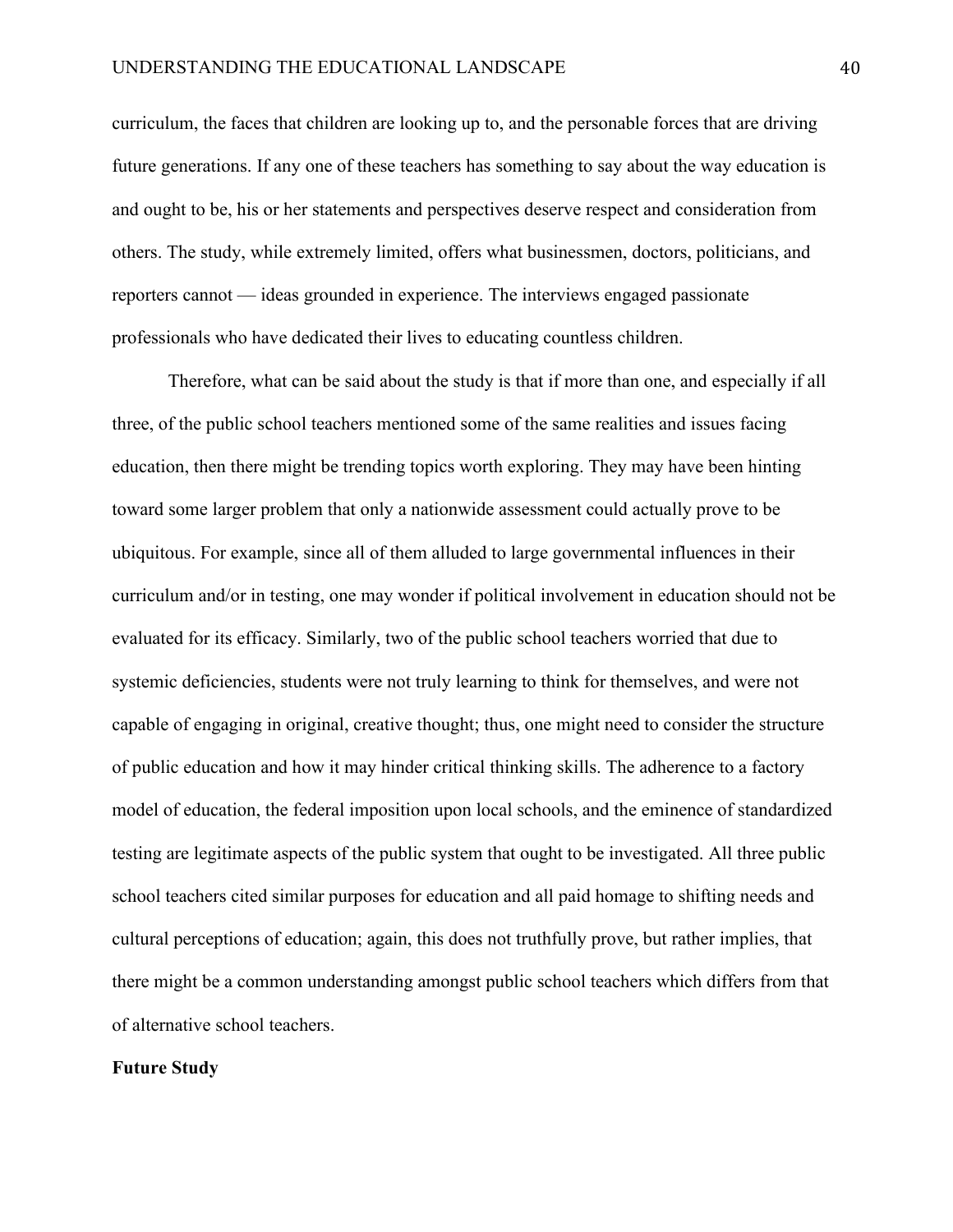curriculum, the faces that children are looking up to, and the personable forces that are driving future generations. If any one of these teachers has something to say about the way education is and ought to be, his or her statements and perspectives deserve respect and consideration from others. The study, while extremely limited, offers what businessmen, doctors, politicians, and reporters cannot — ideas grounded in experience. The interviews engaged passionate professionals who have dedicated their lives to educating countless children.

Therefore, what can be said about the study is that if more than one, and especially if all three, of the public school teachers mentioned some of the same realities and issues facing education, then there might be trending topics worth exploring. They may have been hinting toward some larger problem that only a nationwide assessment could actually prove to be ubiquitous. For example, since all of them alluded to large governmental influences in their curriculum and/or in testing, one may wonder if political involvement in education should not be evaluated for its efficacy. Similarly, two of the public school teachers worried that due to systemic deficiencies, students were not truly learning to think for themselves, and were not capable of engaging in original, creative thought; thus, one might need to consider the structure of public education and how it may hinder critical thinking skills. The adherence to a factory model of education, the federal imposition upon local schools, and the eminence of standardized testing are legitimate aspects of the public system that ought to be investigated. All three public school teachers cited similar purposes for education and all paid homage to shifting needs and cultural perceptions of education; again, this does not truthfully prove, but rather implies, that there might be a common understanding amongst public school teachers which differs from that of alternative school teachers.

**Future Study**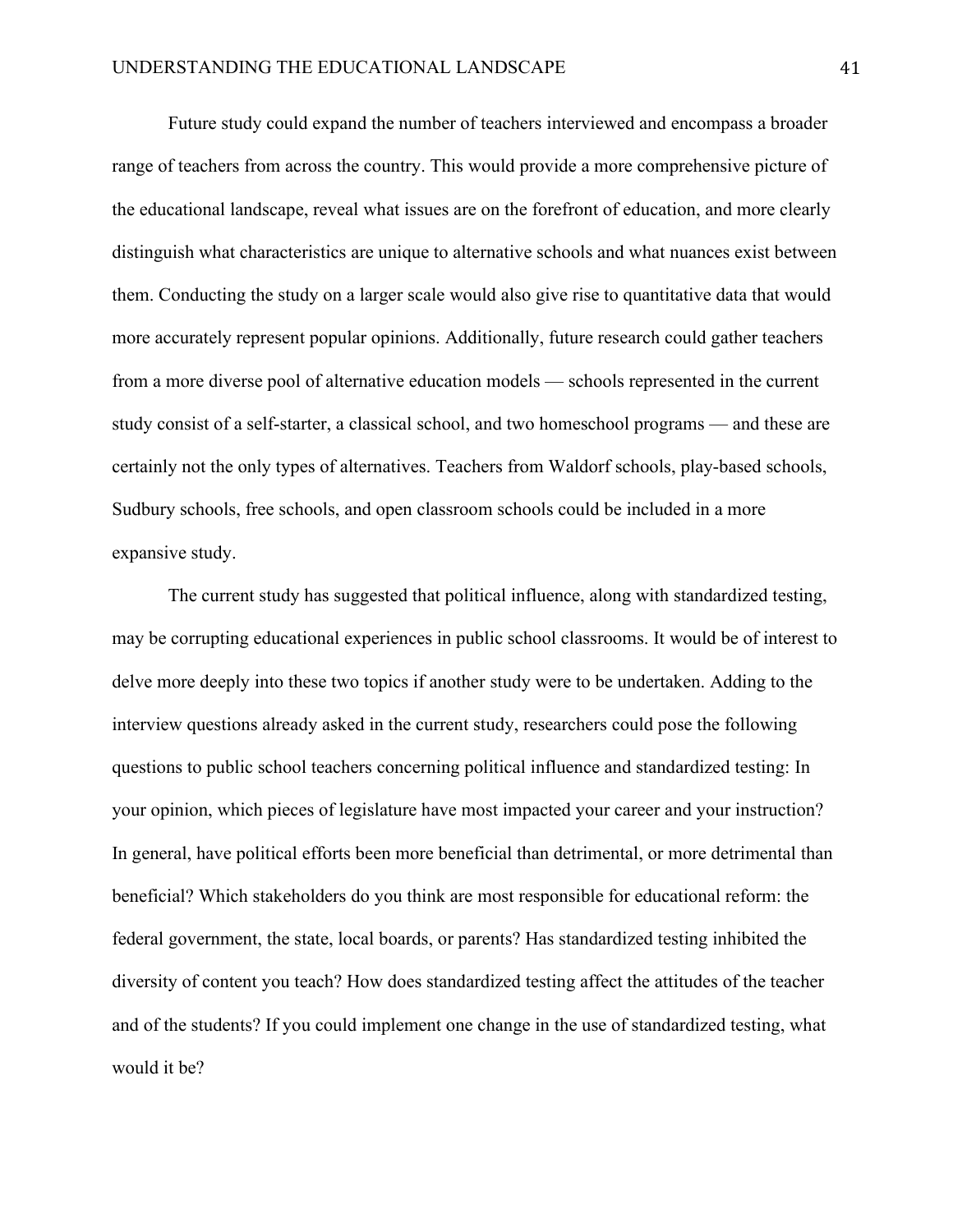Future study could expand the number of teachers interviewed and encompass a broader range of teachers from across the country. This would provide a more comprehensive picture of the educational landscape, reveal what issues are on the forefront of education, and more clearly distinguish what characteristics are unique to alternative schools and what nuances exist between them. Conducting the study on a larger scale would also give rise to quantitative data that would more accurately represent popular opinions. Additionally, future research could gather teachers from a more diverse pool of alternative education models — schools represented in the current study consist of a self-starter, a classical school, and two homeschool programs — and these are certainly not the only types of alternatives. Teachers from Waldorf schools, play-based schools, Sudbury schools, free schools, and open classroom schools could be included in a more expansive study.

The current study has suggested that political influence, along with standardized testing, may be corrupting educational experiences in public school classrooms. It would be of interest to delve more deeply into these two topics if another study were to be undertaken. Adding to the interview questions already asked in the current study, researchers could pose the following questions to public school teachers concerning political influence and standardized testing: In your opinion, which pieces of legislature have most impacted your career and your instruction? In general, have political efforts been more beneficial than detrimental, or more detrimental than beneficial? Which stakeholders do you think are most responsible for educational reform: the federal government, the state, local boards, or parents? Has standardized testing inhibited the diversity of content you teach? How does standardized testing affect the attitudes of the teacher and of the students? If you could implement one change in the use of standardized testing, what would it be?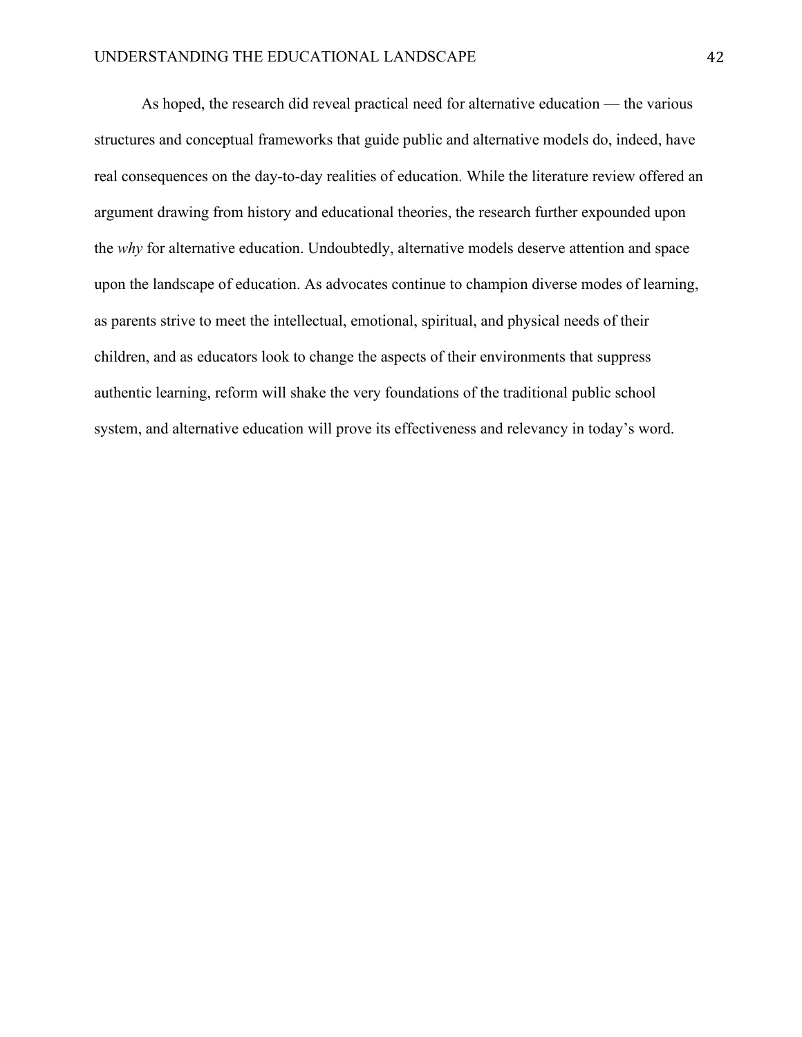As hoped, the research did reveal practical need for alternative education — the various structures and conceptual frameworks that guide public and alternative models do, indeed, have real consequences on the day-to-day realities of education. While the literature review offered an argument drawing from history and educational theories, the research further expounded upon the *why* for alternative education. Undoubtedly, alternative models deserve attention and space upon the landscape of education. As advocates continue to champion diverse modes of learning, as parents strive to meet the intellectual, emotional, spiritual, and physical needs of their children, and as educators look to change the aspects of their environments that suppress authentic learning, reform will shake the very foundations of the traditional public school system, and alternative education will prove its effectiveness and relevancy in today's word.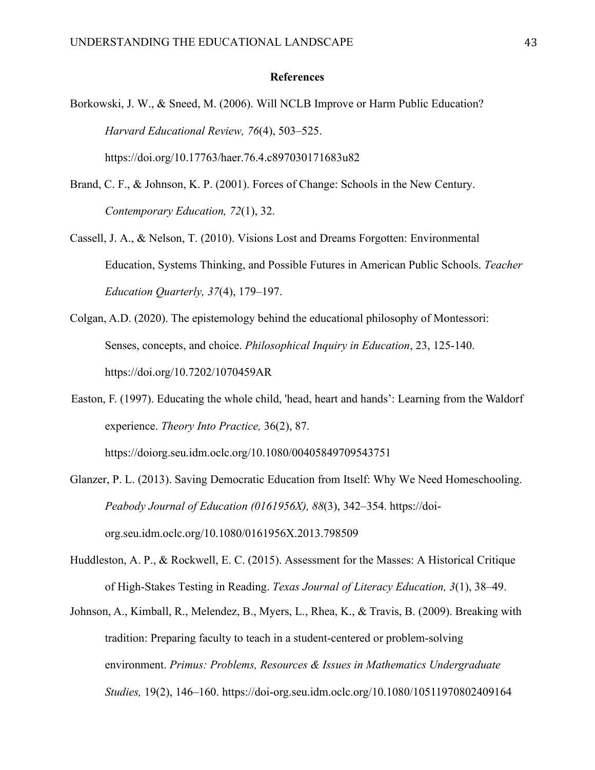# References

Borkowski, J. W., & Sneed, M. (2006). Will NCLB Improve or Harm Public Education? *Harvard Educational Review, 76*(4), 503–525. https://doi.org/10.17763/haer.76.4.c897030171683u82

Brand, C. F., & Johnson, K. P. (2001). Forces of Change: Schools in the New Century. *Contemporary Education, 72*(1), 32.

Cassell, J. A., & Nelson, T. (2010). Visions Lost and Dreams Forgotten: Environmental Education, Systems Thinking, and Possible Futures in American Public Schools. *Teacher Education Quarterly, 37*(4), 179–197.

Colgan, A.D. (2020). The epistemology behind the educational philosophy of Montessori: Senses, concepts, and choice. *Philosophical Inquiry in Education*, 23, 125-140. https://doi.org/10.7202/1070459AR

Easton, F. (1997). Educating the whole child, 'head, heart and hands': Learning from the Waldorf experience. *Theory Into Practice,* 36(2), 87. https://doiorg.seu.idm.oclc.org/10.1080/00405849709543751

Glanzer, P. L. (2013). Saving Democratic Education from Itself: Why We Need Homeschooling. *Peabody Journal of Education (0161956X), 88*(3), 342–354. https://doi-org.seu.idm.oclc.org/10.1080/0161956X.2013.798509

Huddleston, A. P., & Rockwell, E. C. (2015). Assessment for the Masses: A Historical Critique of High-Stakes Testing in Reading. *Texas Journal of Literacy Education, 3*(1), 38–49.

Johnson, A., Kimball, R., Melendez, B., Myers, L., Rhea, K., & Travis, B. (2009). Breaking with tradition: Preparing faculty to teach in a student-centered or problem-solving environment. *Primus: Problems, Resources & Issues in Mathematics Undergraduate Studies,* 19(2), 146–160. https://doi-org.seu.idm.oclc.org/10.1080/10511970802409164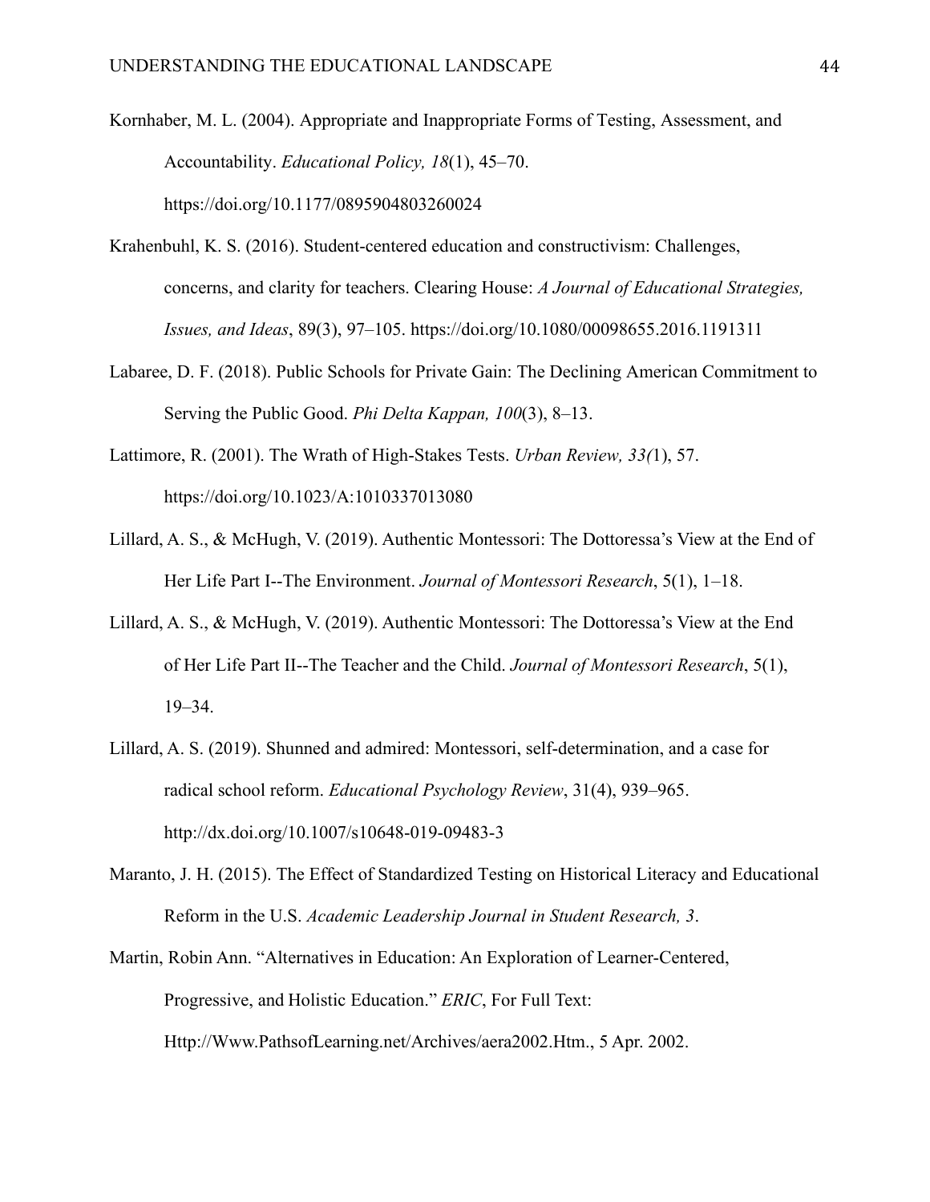Kornhaber, M. L. (2004). Appropriate and Inappropriate Forms of Testing, Assessment, and Accountability. *Educational Policy, 18*(1), 45–70. https://doi.org/10.1177/0895904803260024

Krahenbuhl, K. S. (2016). Student-centered education and constructivism: Challenges, concerns, and clarity for teachers. Clearing House: *A Journal of Educational Strategies, Issues, and Ideas*, 89(3), 97–105. https://doi.org/10.1080/00098655.2016.1191311

Labaree, D. F. (2018). Public Schools for Private Gain: The Declining American Commitment to Serving the Public Good. *Phi Delta Kappan, 100*(3), 8–13.

Lattimore, R. (2001). The Wrath of High-Stakes Tests. *Urban Review, 33(*1), 57. https://doi.org/10.1023/A:1010337013080

Lillard, A. S., & McHugh, V. (2019). Authentic Montessori: The Dottoressa's View at the End of Her Life Part I--The Environment. *Journal of Montessori Research*, 5(1), 1–18.

Lillard, A. S., & McHugh, V. (2019). Authentic Montessori: The Dottoressa's View at the End of Her Life Part II--The Teacher and the Child. *Journal of Montessori Research*, 5(1), 19–34.

Lillard, A. S. (2019). Shunned and admired: Montessori, self-determination, and a case for radical school reform. *Educational Psychology Review*, 31(4), 939–965. http://dx.doi.org/10.1007/s10648-019-09483-3

Maranto, J. H. (2015). The Effect of Standardized Testing on Historical Literacy and Educational Reform in the U.S. *Academic Leadership Journal in Student Research, 3*.

Martin, Robin Ann. "Alternatives in Education: An Exploration of Learner-Centered, Progressive, and Holistic Education." *ERIC*, For Full Text: Http://Www.PathsofLearning.net/Archives/aera2002.Htm., 5 Apr. 2002.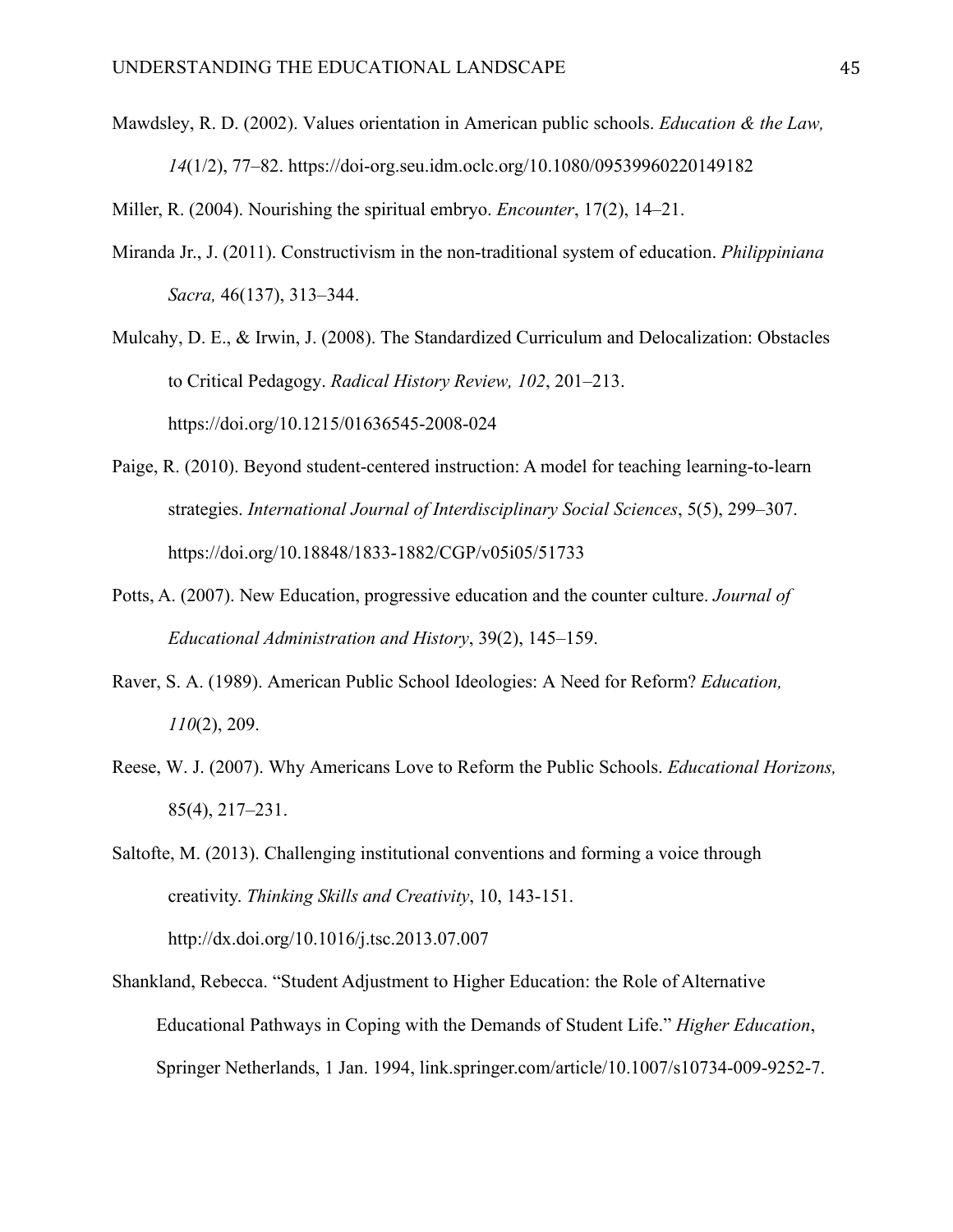Mawdsley, R. D. (2002). Values orientation in American public schools. *Education & the Law, 14*(1/2), 77–82. https://doi-org.seu.idm.oclc.org/10.1080/09539960220149182

Miller, R. (2004). Nourishing the spiritual embryo. *Encounter*, 17(2), 14–21.

Miranda Jr., J. (2011). Constructivism in the non-traditional system of education. *Philippiniana Sacra,* 46(137), 313–344.

Mulcahy, D. E., & Irwin, J. (2008). The Standardized Curriculum and Delocalization: Obstacles to Critical Pedagogy. *Radical History Review, 102*, 201–213. https://doi.org/10.1215/01636545-2008-024

Paige, R. (2010). Beyond student-centered instruction: A model for teaching learning-to-learn strategies. *International Journal of Interdisciplinary Social Sciences*, 5(5), 299–307. https://doi.org/10.18848/1833-1882/CGP/v05i05/51733

Potts, A. (2007). New Education, progressive education and the counter culture. *Journal of Educational Administration and History*, 39(2), 145–159.

Raver, S. A. (1989). American Public School Ideologies: A Need for Reform? *Education, 110*(2), 209.

Reese, W. J. (2007). Why Americans Love to Reform the Public Schools. *Educational Horizons,* 85(4), 217–231.

Saltofte, M. (2013). Challenging institutional conventions and forming a voice through creativity. *Thinking Skills and Creativity*, 10, 143-151. http://dx.doi.org/10.1016/j.tsc.2013.07.007

Shankland, Rebecca. "Student Adjustment to Higher Education: the Role of Alternative Educational Pathways in Coping with the Demands of Student Life." *Higher Education*, Springer Netherlands, 1 Jan. 1994, link.springer.com/article/10.1007/s10734-009-9252-7.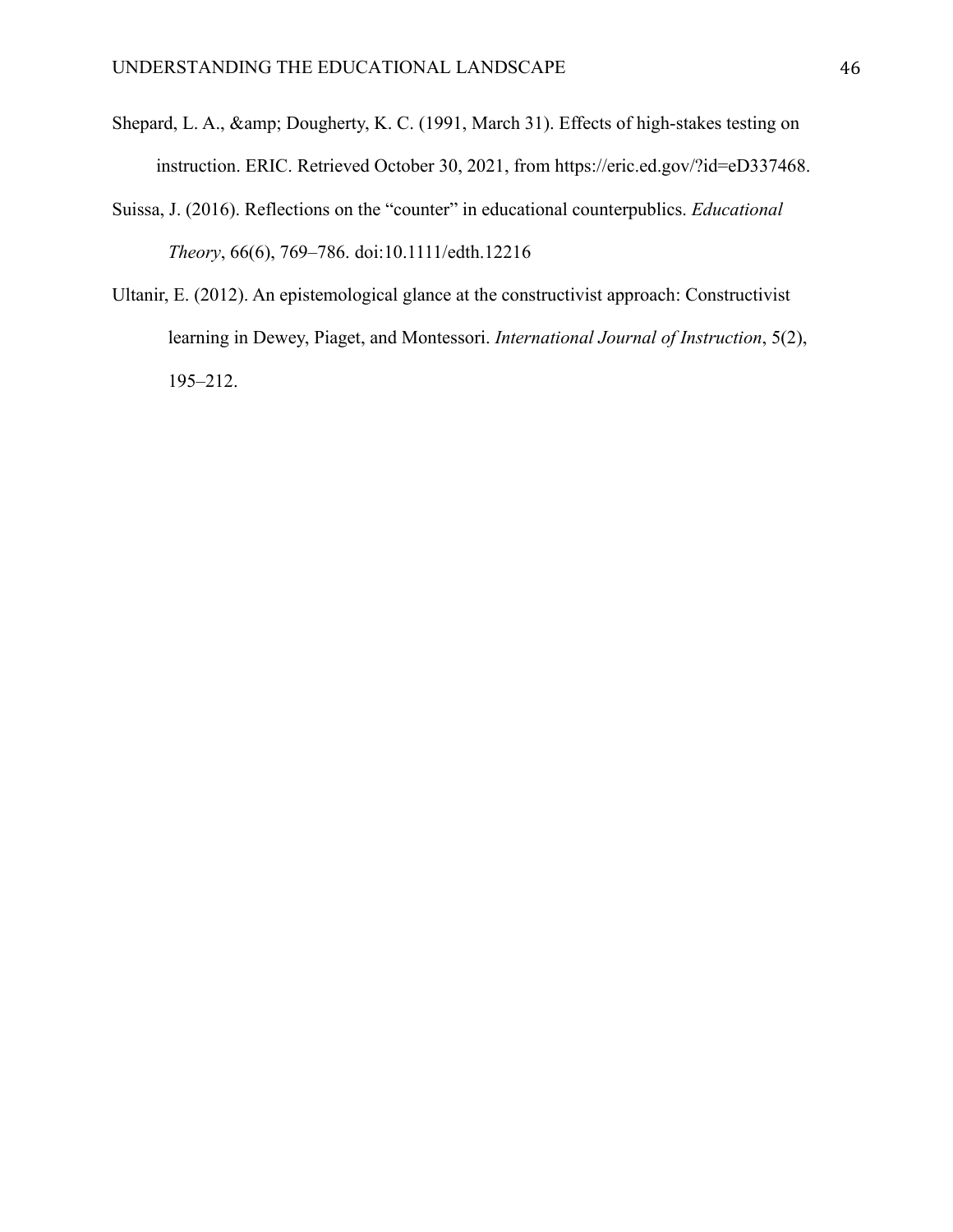Shepard, L. A., &amp; Dougherty, K. C. (1991, March 31). Effects of high-stakes testing on instruction. ERIC. Retrieved October 30, 2021, from https://eric.ed.gov/?id=eD337468.

Suissa, J. (2016). Reflections on the "counter" in educational counterpublics. *Educational Theory*, 66(6), 769–786. doi:10.1111/edth.12216

Ultanir, E. (2012). An epistemological glance at the constructivist approach: Constructivist learning in Dewey, Piaget, and Montessori. *International Journal of Instruction*, 5(2), 195–212.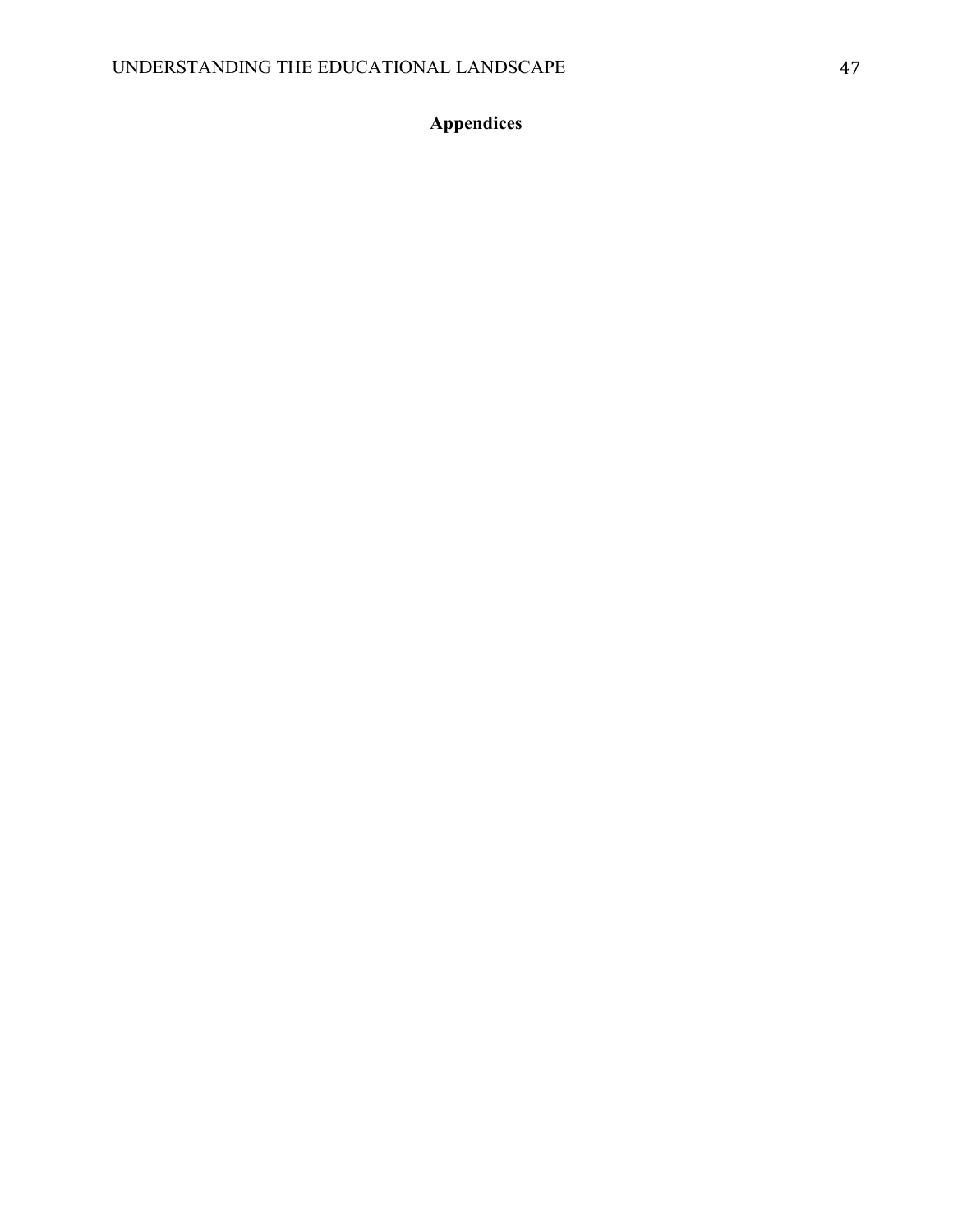# Appendices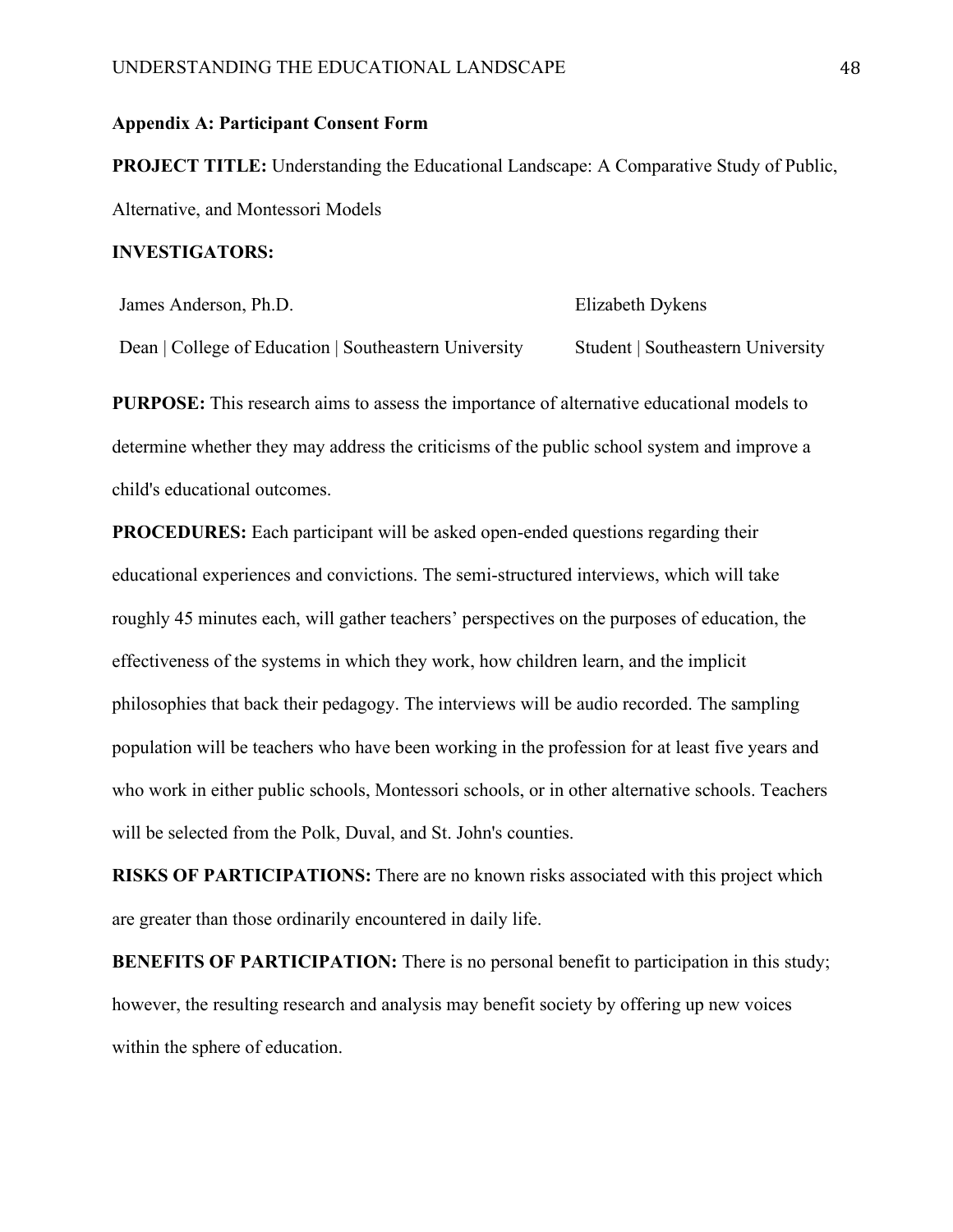**Appendix A: Participant Consent Form**

**PROJECT TITLE:** Understanding the Educational Landscape: A Comparative Study of Public, Alternative, and Montessori Models

**INVESTIGATORS:**

James Anderson, Ph.D.
Dean | College of Education | Southeastern University

Elizabeth Dykens
Student | Southeastern University

**PURPOSE:** This research aims to assess the importance of alternative educational models to determine whether they may address the criticisms of the public school system and improve a child's educational outcomes.

**PROCEDURES:** Each participant will be asked open-ended questions regarding their educational experiences and convictions. The semi-structured interviews, which will take roughly 45 minutes each, will gather teachers' perspectives on the purposes of education, the effectiveness of the systems in which they work, how children learn, and the implicit philosophies that back their pedagogy. The interviews will be audio recorded. The sampling population will be teachers who have been working in the profession for at least five years and who work in either public schools, Montessori schools, or in other alternative schools. Teachers will be selected from the Polk, Duval, and St. John's counties.

**RISKS OF PARTICIPATIONS:** There are no known risks associated with this project which are greater than those ordinarily encountered in daily life.

**BENEFITS OF PARTICIPATION:** There is no personal benefit to participation in this study; however, the resulting research and analysis may benefit society by offering up new voices within the sphere of education.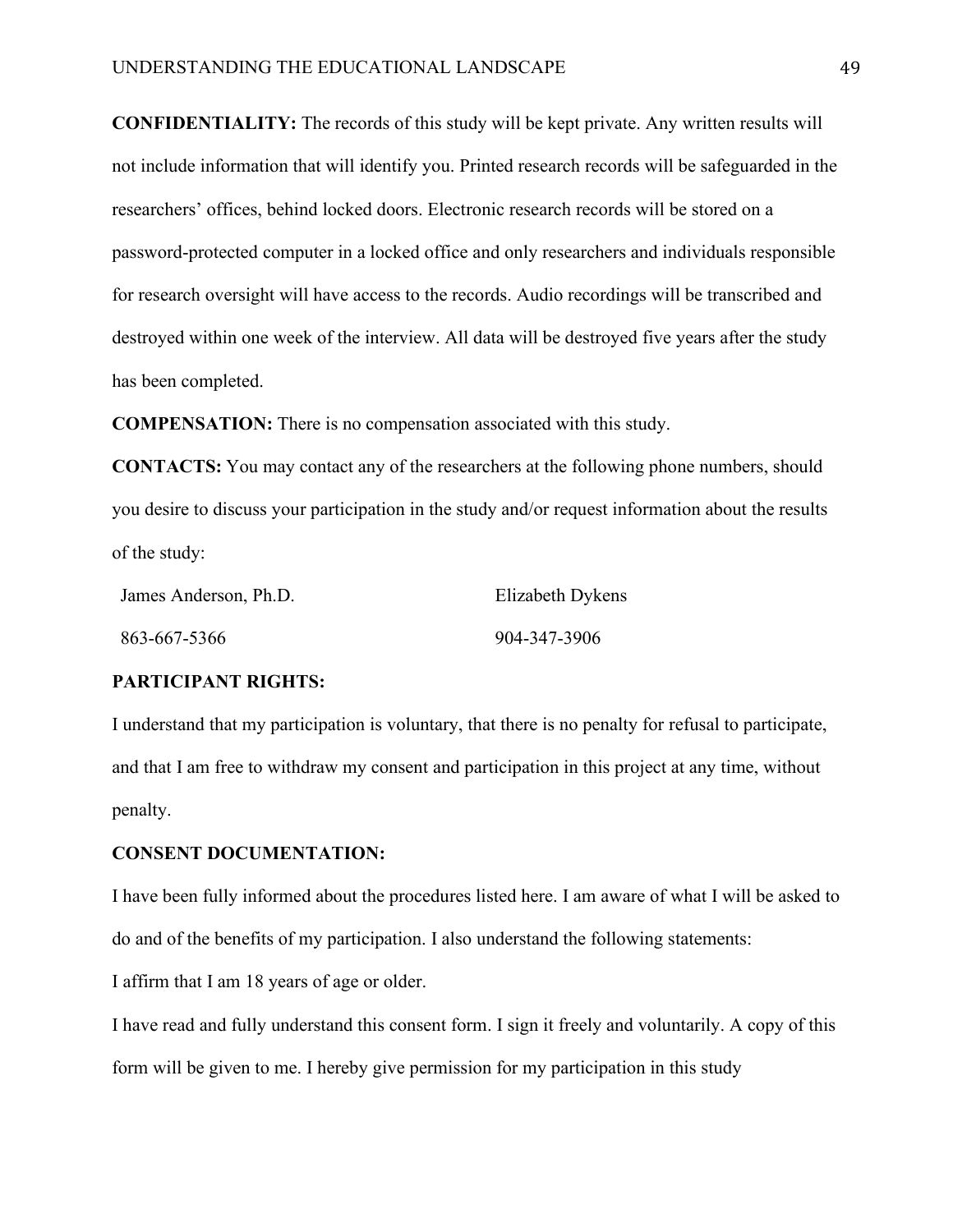**CONFIDENTIALITY:** The records of this study will be kept private. Any written results will not include information that will identify you. Printed research records will be safeguarded in the researchers' offices, behind locked doors. Electronic research records will be stored on a password-protected computer in a locked office and only researchers and individuals responsible for research oversight will have access to the records. Audio recordings will be transcribed and destroyed within one week of the interview. All data will be destroyed five years after the study has been completed.

**COMPENSATION:** There is no compensation associated with this study.

**CONTACTS:** You may contact any of the researchers at the following phone numbers, should you desire to discuss your participation in the study and/or request information about the results of the study:

| James Anderson, Ph.D. | Elizabeth Dykens |
| --- | --- |
| 863-667-5366 | 904-347-3906 |

**PARTICIPANT RIGHTS:**

I understand that my participation is voluntary, that there is no penalty for refusal to participate, and that I am free to withdraw my consent and participation in this project at any time, without penalty.

**CONSENT DOCUMENTATION:**

I have been fully informed about the procedures listed here. I am aware of what I will be asked to do and of the benefits of my participation. I also understand the following statements:

I affirm that I am 18 years of age or older.

I have read and fully understand this consent form. I sign it freely and voluntarily. A copy of this form will be given to me. I hereby give permission for my participation in this study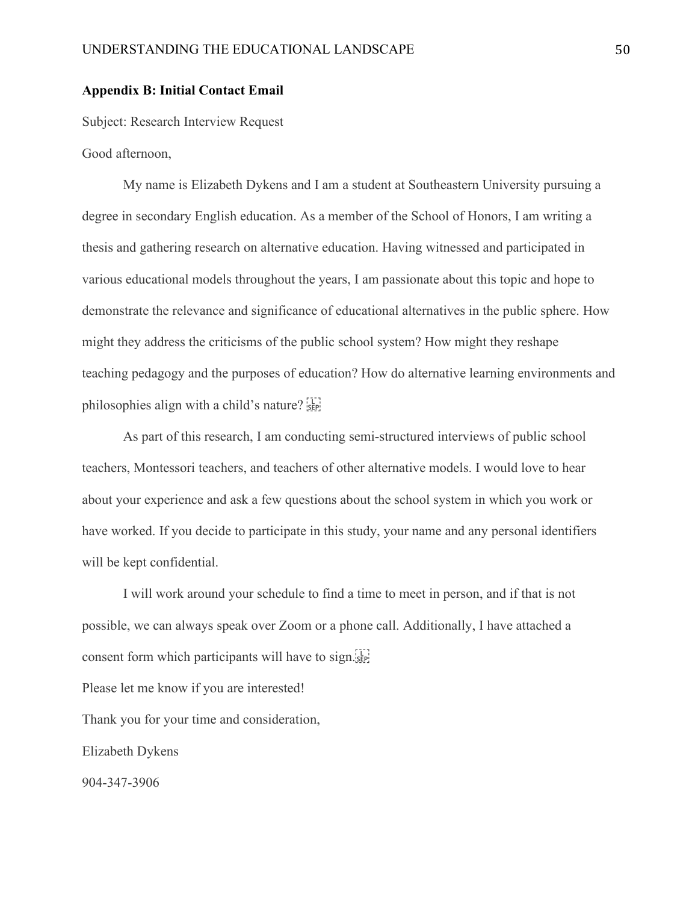**Appendix B: Initial Contact Email**

Subject: Research Interview Request

Good afternoon,

My name is Elizabeth Dykens and I am a student at Southeastern University pursuing a degree in secondary English education. As a member of the School of Honors, I am writing a thesis and gathering research on alternative education. Having witnessed and participated in various educational models throughout the years, I am passionate about this topic and hope to demonstrate the relevance and significance of educational alternatives in the public sphere. How might they address the criticisms of the public school system? How might they reshape teaching pedagogy and the purposes of education? How do alternative learning environments and philosophies align with a child's nature?

As part of this research, I am conducting semi-structured interviews of public school teachers, Montessori teachers, and teachers of other alternative models. I would love to hear about your experience and ask a few questions about the school system in which you work or have worked. If you decide to participate in this study, your name and any personal identifiers will be kept confidential.

I will work around your schedule to find a time to meet in person, and if that is not possible, we can always speak over Zoom or a phone call. Additionally, I have attached a consent form which participants will have to sign.

Please let me know if you are interested!

Thank you for your time and consideration,

Elizabeth Dykens

904-347-3906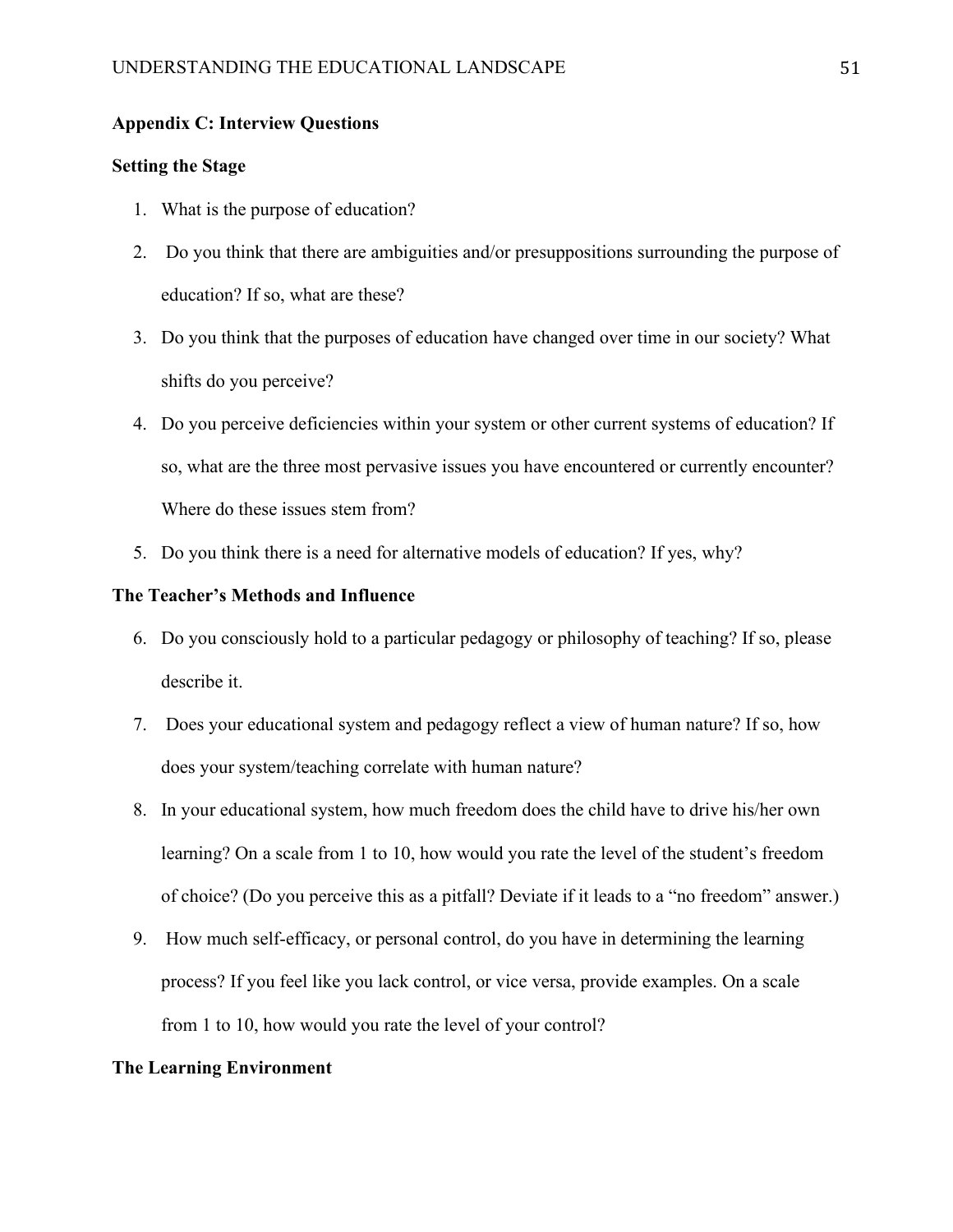## Appendix C: Interview Questions

### Setting the Stage

1. What is the purpose of education?
2. Do you think that there are ambiguities and/or presuppositions surrounding the purpose of education? If so, what are these?
3. Do you think that the purposes of education have changed over time in our society? What shifts do you perceive?
4. Do you perceive deficiencies within your system or other current systems of education? If so, what are the three most pervasive issues you have encountered or currently encounter? Where do these issues stem from?
5. Do you think there is a need for alternative models of education? If yes, why?

### The Teacher's Methods and Influence

6. Do you consciously hold to a particular pedagogy or philosophy of teaching? If so, please describe it.
7. Does your educational system and pedagogy reflect a view of human nature? If so, how does your system/teaching correlate with human nature?
8. In your educational system, how much freedom does the child have to drive his/her own learning? On a scale from 1 to 10, how would you rate the level of the student's freedom of choice? (Do you perceive this as a pitfall? Deviate if it leads to a "no freedom" answer.)
9. How much self-efficacy, or personal control, do you have in determining the learning process? If you feel like you lack control, or vice versa, provide examples. On a scale from 1 to 10, how would you rate the level of your control?

### The Learning Environment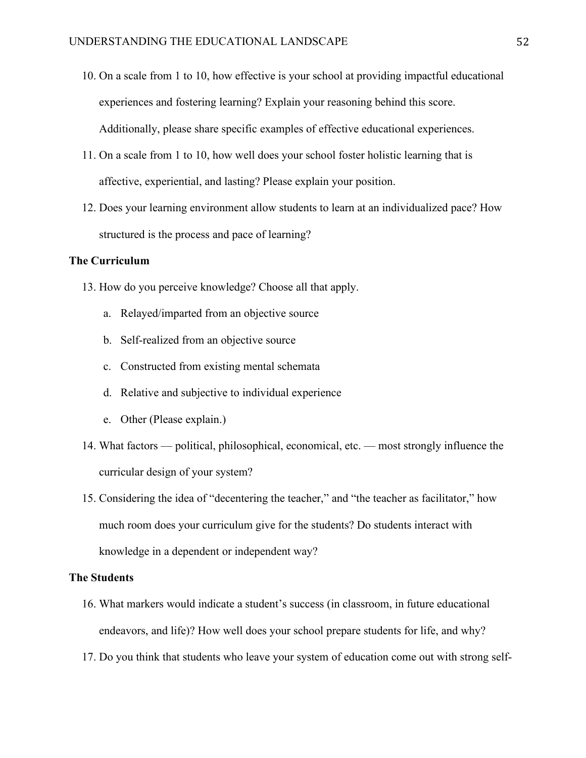10. On a scale from 1 to 10, how effective is your school at providing impactful educational experiences and fostering learning? Explain your reasoning behind this score. Additionally, please share specific examples of effective educational experiences.
11. On a scale from 1 to 10, how well does your school foster holistic learning that is affective, experiential, and lasting? Please explain your position.
12. Does your learning environment allow students to learn at an individualized pace? How structured is the process and pace of learning?

**The Curriculum**

13. How do you perceive knowledge? Choose all that apply.
    a. Relayed/imparted from an objective source
    b. Self-realized from an objective source
    c. Constructed from existing mental schemata
    d. Relative and subjective to individual experience
    e. Other (Please explain.)
14. What factors — political, philosophical, economical, etc. — most strongly influence the curricular design of your system?
15. Considering the idea of "decentering the teacher," and "the teacher as facilitator," how much room does your curriculum give for the students? Do students interact with knowledge in a dependent or independent way?

**The Students**

16. What markers would indicate a student's success (in classroom, in future educational endeavors, and life)? How well does your school prepare students for life, and why?
17. Do you think that students who leave your system of education come out with strong self-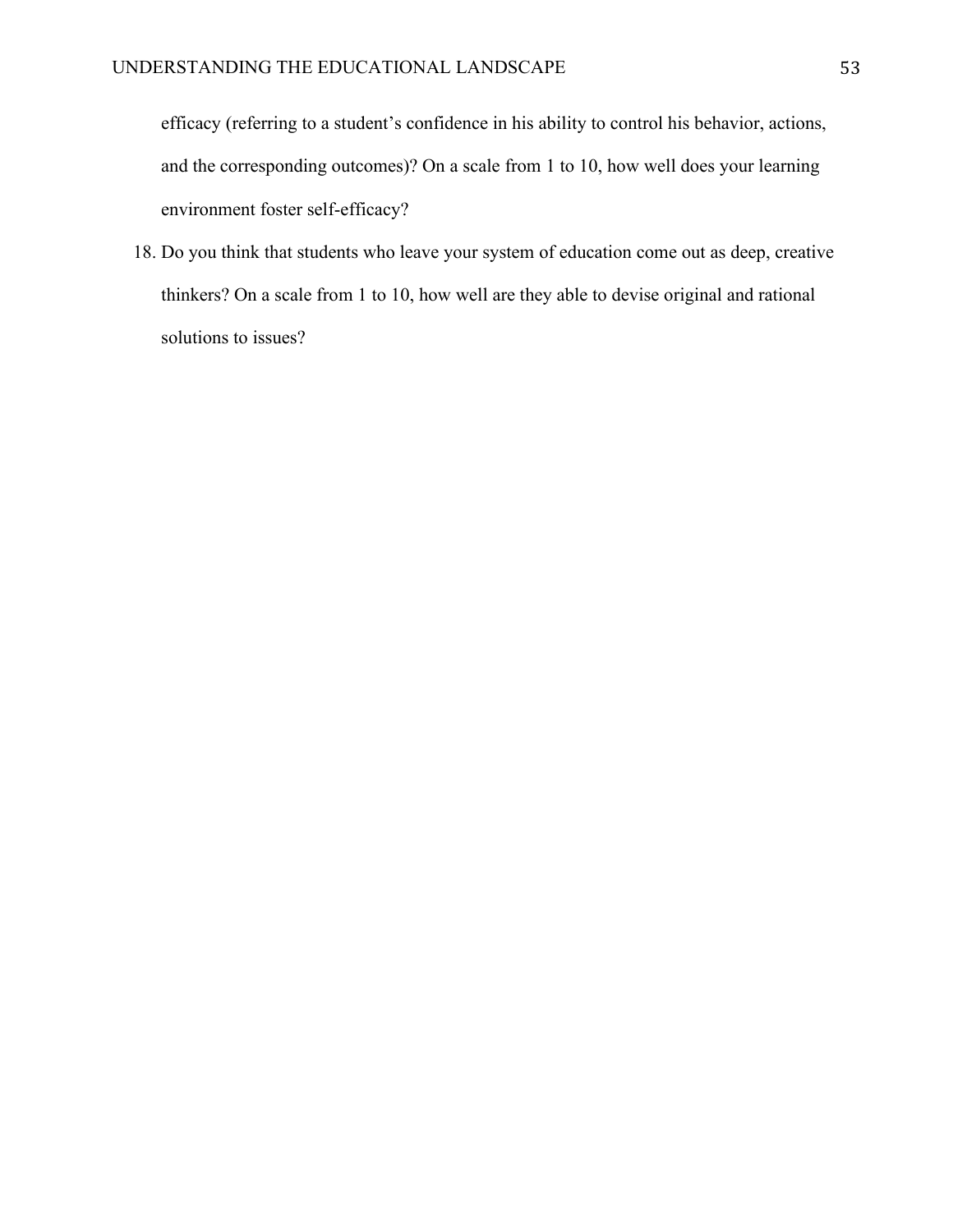efficacy (referring to a student's confidence in his ability to control his behavior, actions, and the corresponding outcomes)? On a scale from 1 to 10, how well does your learning environment foster self-efficacy?

18. Do you think that students who leave your system of education come out as deep, creative thinkers? On a scale from 1 to 10, how well are they able to devise original and rational solutions to issues?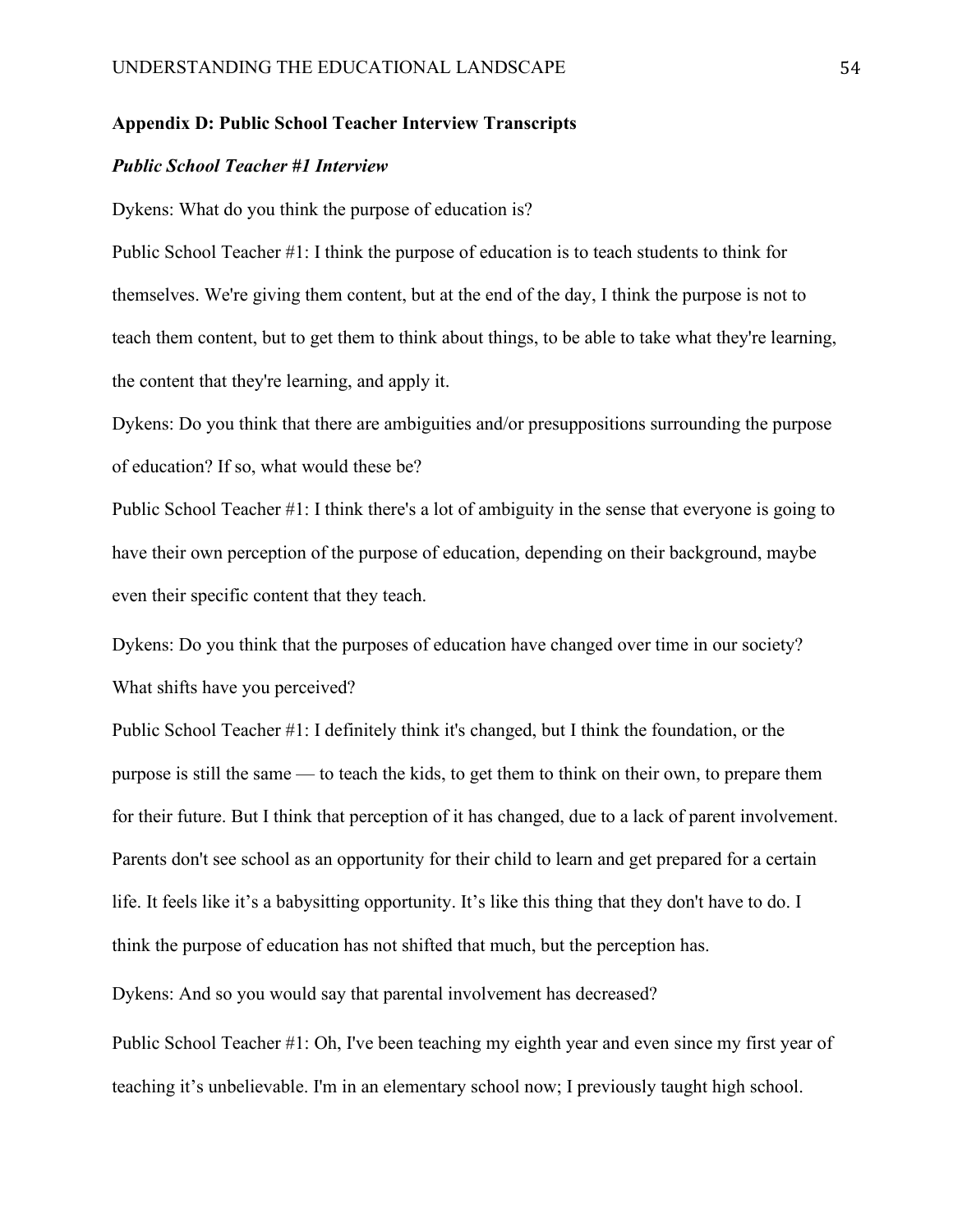## Appendix D: Public School Teacher Interview Transcripts

### ***Public School Teacher #1 Interview***

Dykens: What do you think the purpose of education is?

Public School Teacher #1: I think the purpose of education is to teach students to think for themselves. We're giving them content, but at the end of the day, I think the purpose is not to teach them content, but to get them to think about things, to be able to take what they're learning, the content that they're learning, and apply it.

Dykens: Do you think that there are ambiguities and/or presuppositions surrounding the purpose of education? If so, what would these be?

Public School Teacher #1: I think there's a lot of ambiguity in the sense that everyone is going to have their own perception of the purpose of education, depending on their background, maybe even their specific content that they teach.

Dykens: Do you think that the purposes of education have changed over time in our society? What shifts have you perceived?

Public School Teacher #1: I definitely think it's changed, but I think the foundation, or the purpose is still the same — to teach the kids, to get them to think on their own, to prepare them for their future. But I think that perception of it has changed, due to a lack of parent involvement. Parents don't see school as an opportunity for their child to learn and get prepared for a certain life. It feels like it's a babysitting opportunity. It's like this thing that they don't have to do. I think the purpose of education has not shifted that much, but the perception has.

Dykens: And so you would say that parental involvement has decreased?

Public School Teacher #1: Oh, I've been teaching my eighth year and even since my first year of teaching it's unbelievable. I'm in an elementary school now; I previously taught high school.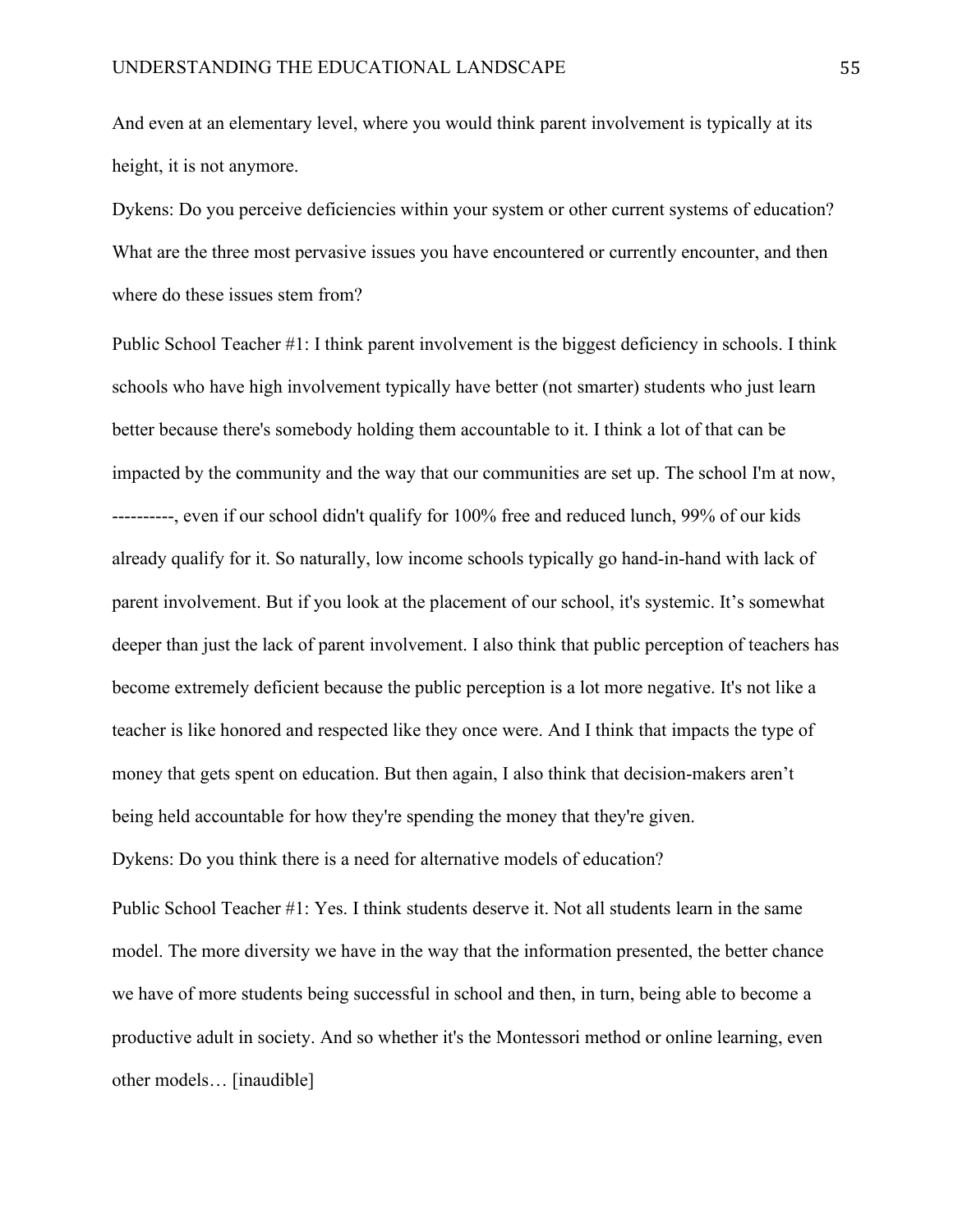And even at an elementary level, where you would think parent involvement is typically at its height, it is not anymore.

Dykens: Do you perceive deficiencies within your system or other current systems of education? What are the three most pervasive issues you have encountered or currently encounter, and then where do these issues stem from?

Public School Teacher #1: I think parent involvement is the biggest deficiency in schools. I think schools who have high involvement typically have better (not smarter) students who just learn better because there's somebody holding them accountable to it. I think a lot of that can be impacted by the community and the way that our communities are set up. The school I'm at now, ----------, even if our school didn't qualify for 100% free and reduced lunch, 99% of our kids already qualify for it. So naturally, low income schools typically go hand-in-hand with lack of parent involvement. But if you look at the placement of our school, it's systemic. It's somewhat deeper than just the lack of parent involvement. I also think that public perception of teachers has become extremely deficient because the public perception is a lot more negative. It's not like a teacher is like honored and respected like they once were. And I think that impacts the type of money that gets spent on education. But then again, I also think that decision-makers aren't being held accountable for how they're spending the money that they're given.

Dykens: Do you think there is a need for alternative models of education?

Public School Teacher #1: Yes. I think students deserve it. Not all students learn in the same model. The more diversity we have in the way that the information presented, the better chance we have of more students being successful in school and then, in turn, being able to become a productive adult in society. And so whether it's the Montessori method or online learning, even other models… [inaudible]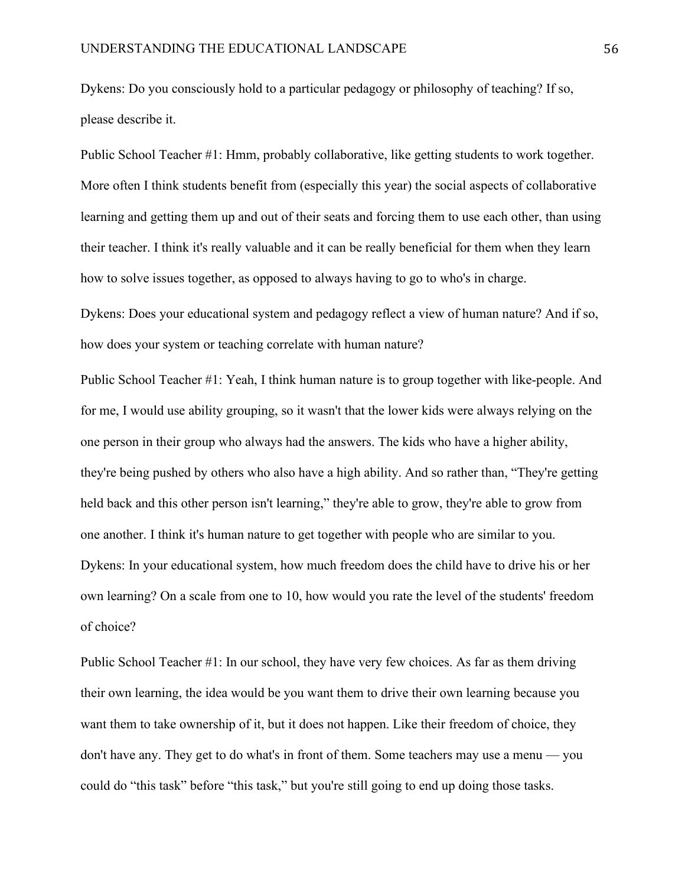Dykens: Do you consciously hold to a particular pedagogy or philosophy of teaching? If so, please describe it.

Public School Teacher #1: Hmm, probably collaborative, like getting students to work together. More often I think students benefit from (especially this year) the social aspects of collaborative learning and getting them up and out of their seats and forcing them to use each other, than using their teacher. I think it's really valuable and it can be really beneficial for them when they learn how to solve issues together, as opposed to always having to go to who's in charge.

Dykens: Does your educational system and pedagogy reflect a view of human nature? And if so, how does your system or teaching correlate with human nature?

Public School Teacher #1: Yeah, I think human nature is to group together with like-people. And for me, I would use ability grouping, so it wasn't that the lower kids were always relying on the one person in their group who always had the answers. The kids who have a higher ability, they're being pushed by others who also have a high ability. And so rather than, "They're getting held back and this other person isn't learning," they're able to grow, they're able to grow from one another. I think it's human nature to get together with people who are similar to you.

Dykens: In your educational system, how much freedom does the child have to drive his or her own learning? On a scale from one to 10, how would you rate the level of the students' freedom of choice?

Public School Teacher #1: In our school, they have very few choices. As far as them driving their own learning, the idea would be you want them to drive their own learning because you want them to take ownership of it, but it does not happen. Like their freedom of choice, they don't have any. They get to do what's in front of them. Some teachers may use a menu — you could do "this task" before "this task," but you're still going to end up doing those tasks.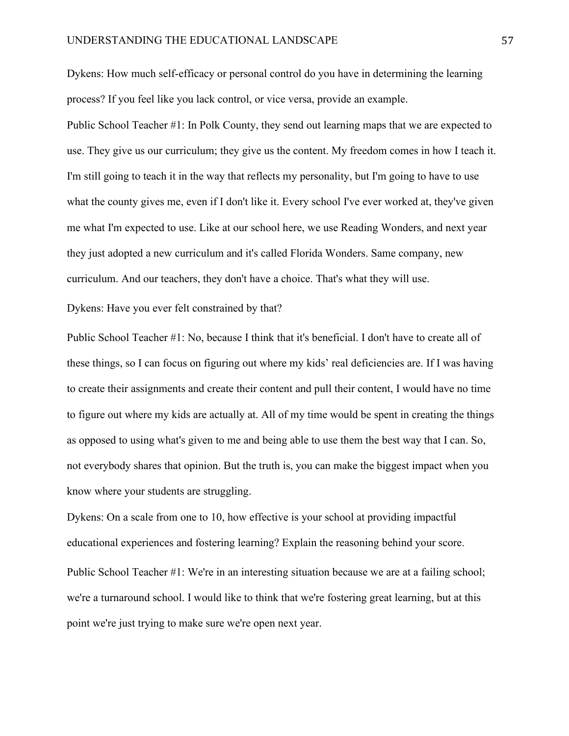Dykens: How much self-efficacy or personal control do you have in determining the learning process? If you feel like you lack control, or vice versa, provide an example.

Public School Teacher #1: In Polk County, they send out learning maps that we are expected to use. They give us our curriculum; they give us the content. My freedom comes in how I teach it. I'm still going to teach it in the way that reflects my personality, but I'm going to have to use what the county gives me, even if I don't like it. Every school I've ever worked at, they've given me what I'm expected to use. Like at our school here, we use Reading Wonders, and next year they just adopted a new curriculum and it's called Florida Wonders. Same company, new curriculum. And our teachers, they don't have a choice. That's what they will use.

Dykens: Have you ever felt constrained by that?

Public School Teacher #1: No, because I think that it's beneficial. I don't have to create all of these things, so I can focus on figuring out where my kids' real deficiencies are. If I was having to create their assignments and create their content and pull their content, I would have no time to figure out where my kids are actually at. All of my time would be spent in creating the things as opposed to using what's given to me and being able to use them the best way that I can. So, not everybody shares that opinion. But the truth is, you can make the biggest impact when you know where your students are struggling.

Dykens: On a scale from one to 10, how effective is your school at providing impactful educational experiences and fostering learning? Explain the reasoning behind your score.

Public School Teacher #1: We're in an interesting situation because we are at a failing school; we're a turnaround school. I would like to think that we're fostering great learning, but at this point we're just trying to make sure we're open next year.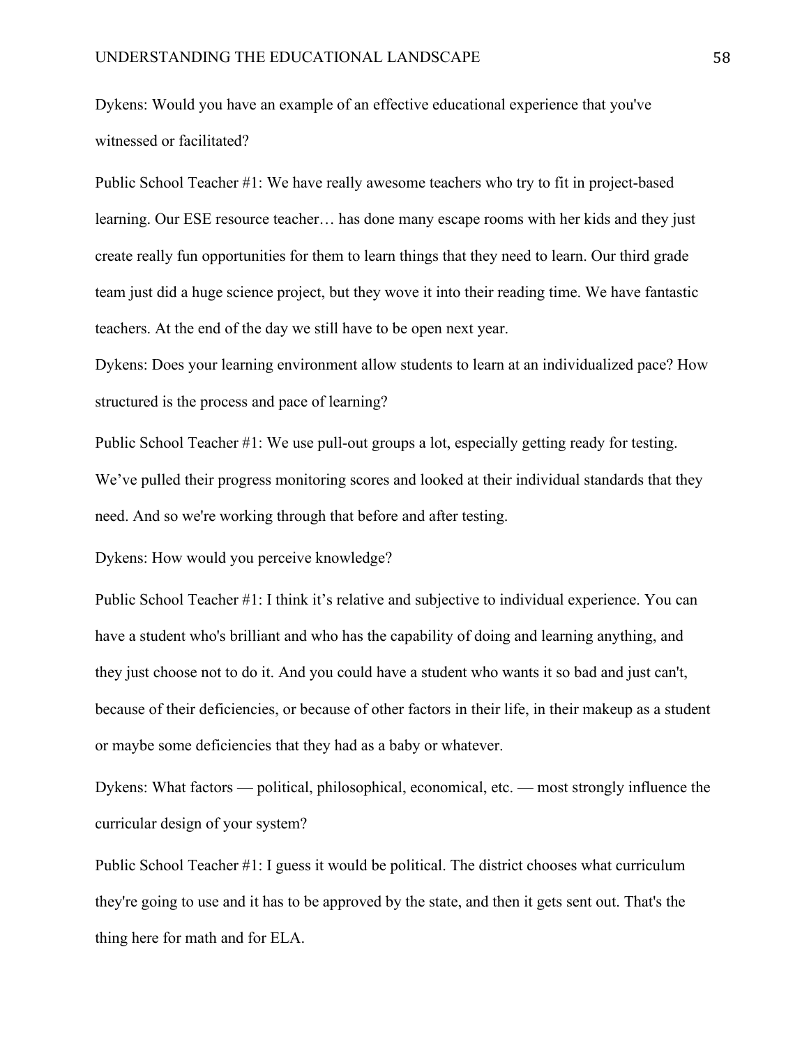Dykens: Would you have an example of an effective educational experience that you've witnessed or facilitated?

Public School Teacher #1: We have really awesome teachers who try to fit in project-based learning. Our ESE resource teacher… has done many escape rooms with her kids and they just create really fun opportunities for them to learn things that they need to learn. Our third grade team just did a huge science project, but they wove it into their reading time. We have fantastic teachers. At the end of the day we still have to be open next year.

Dykens: Does your learning environment allow students to learn at an individualized pace? How structured is the process and pace of learning?

Public School Teacher #1: We use pull-out groups a lot, especially getting ready for testing. We've pulled their progress monitoring scores and looked at their individual standards that they need. And so we're working through that before and after testing.

Dykens: How would you perceive knowledge?

Public School Teacher #1: I think it's relative and subjective to individual experience. You can have a student who's brilliant and who has the capability of doing and learning anything, and they just choose not to do it. And you could have a student who wants it so bad and just can't, because of their deficiencies, or because of other factors in their life, in their makeup as a student or maybe some deficiencies that they had as a baby or whatever.

Dykens: What factors — political, philosophical, economical, etc. — most strongly influence the curricular design of your system?

Public School Teacher #1: I guess it would be political. The district chooses what curriculum they're going to use and it has to be approved by the state, and then it gets sent out. That's the thing here for math and for ELA.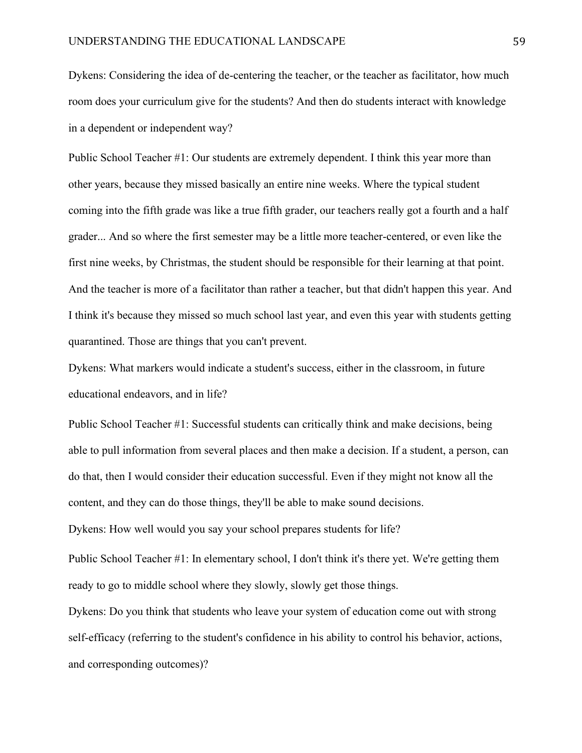Dykens: Considering the idea of de-centering the teacher, or the teacher as facilitator, how much room does your curriculum give for the students? And then do students interact with knowledge in a dependent or independent way?

Public School Teacher #1: Our students are extremely dependent. I think this year more than other years, because they missed basically an entire nine weeks. Where the typical student coming into the fifth grade was like a true fifth grader, our teachers really got a fourth and a half grader... And so where the first semester may be a little more teacher-centered, or even like the first nine weeks, by Christmas, the student should be responsible for their learning at that point. And the teacher is more of a facilitator than rather a teacher, but that didn't happen this year. And I think it's because they missed so much school last year, and even this year with students getting quarantined. Those are things that you can't prevent.

Dykens: What markers would indicate a student's success, either in the classroom, in future educational endeavors, and in life?

Public School Teacher #1: Successful students can critically think and make decisions, being able to pull information from several places and then make a decision. If a student, a person, can do that, then I would consider their education successful. Even if they might not know all the content, and they can do those things, they'll be able to make sound decisions.

Dykens: How well would you say your school prepares students for life?

Public School Teacher #1: In elementary school, I don't think it's there yet. We're getting them ready to go to middle school where they slowly, slowly get those things.

Dykens: Do you think that students who leave your system of education come out with strong self-efficacy (referring to the student's confidence in his ability to control his behavior, actions, and corresponding outcomes)?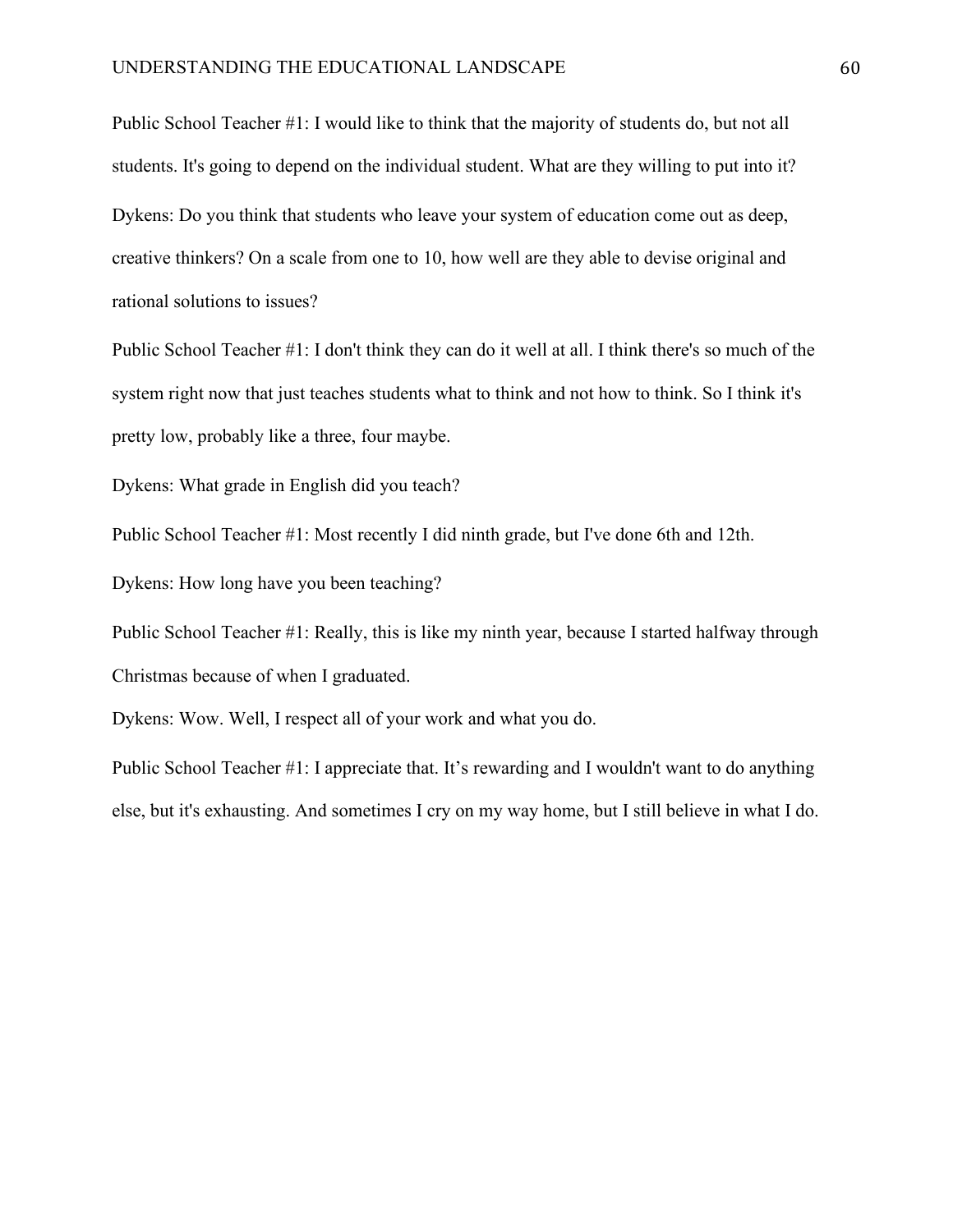Public School Teacher #1: I would like to think that the majority of students do, but not all students. It's going to depend on the individual student. What are they willing to put into it?

Dykens: Do you think that students who leave your system of education come out as deep, creative thinkers? On a scale from one to 10, how well are they able to devise original and rational solutions to issues?

Public School Teacher #1: I don't think they can do it well at all. I think there's so much of the system right now that just teaches students what to think and not how to think. So I think it's pretty low, probably like a three, four maybe.

Dykens: What grade in English did you teach?

Public School Teacher #1: Most recently I did ninth grade, but I've done 6th and 12th.

Dykens: How long have you been teaching?

Public School Teacher #1: Really, this is like my ninth year, because I started halfway through Christmas because of when I graduated.

Dykens: Wow. Well, I respect all of your work and what you do.

Public School Teacher #1: I appreciate that. It's rewarding and I wouldn't want to do anything else, but it's exhausting. And sometimes I cry on my way home, but I still believe in what I do.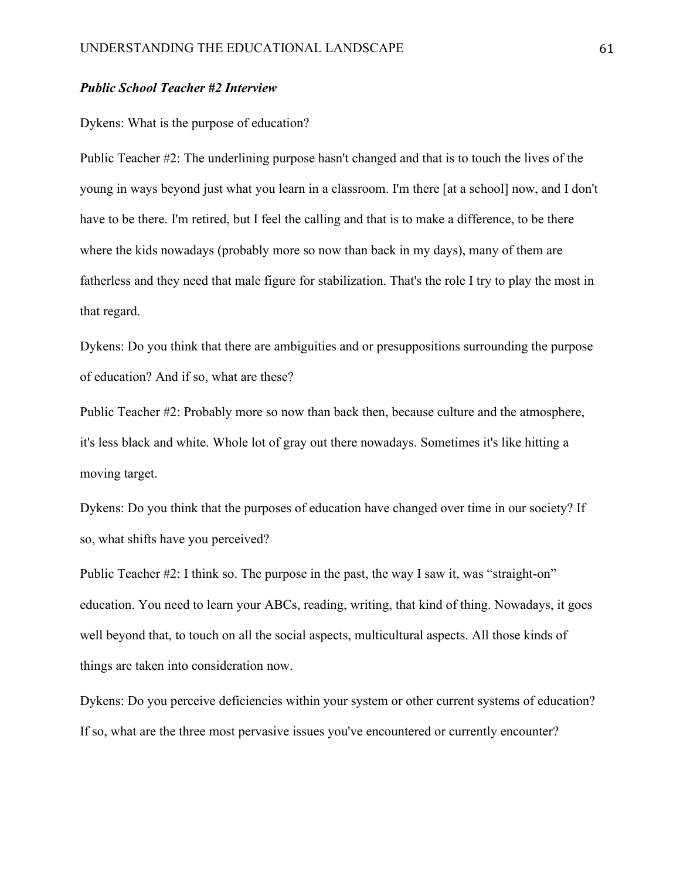***Public School Teacher #2 Interview***

Dykens: What is the purpose of education?

Public Teacher #2: The underlining purpose hasn't changed and that is to touch the lives of the young in ways beyond just what you learn in a classroom. I'm there [at a school] now, and I don't have to be there. I'm retired, but I feel the calling and that is to make a difference, to be there where the kids nowadays (probably more so now than back in my days), many of them are fatherless and they need that male figure for stabilization. That's the role I try to play the most in that regard.

Dykens: Do you think that there are ambiguities and or presuppositions surrounding the purpose of education? And if so, what are these?

Public Teacher #2: Probably more so now than back then, because culture and the atmosphere, it's less black and white. Whole lot of gray out there nowadays. Sometimes it's like hitting a moving target.

Dykens: Do you think that the purposes of education have changed over time in our society? If so, what shifts have you perceived?

Public Teacher #2: I think so. The purpose in the past, the way I saw it, was "straight-on" education. You need to learn your ABCs, reading, writing, that kind of thing. Nowadays, it goes well beyond that, to touch on all the social aspects, multicultural aspects. All those kinds of things are taken into consideration now.

Dykens: Do you perceive deficiencies within your system or other current systems of education? If so, what are the three most pervasive issues you've encountered or currently encounter?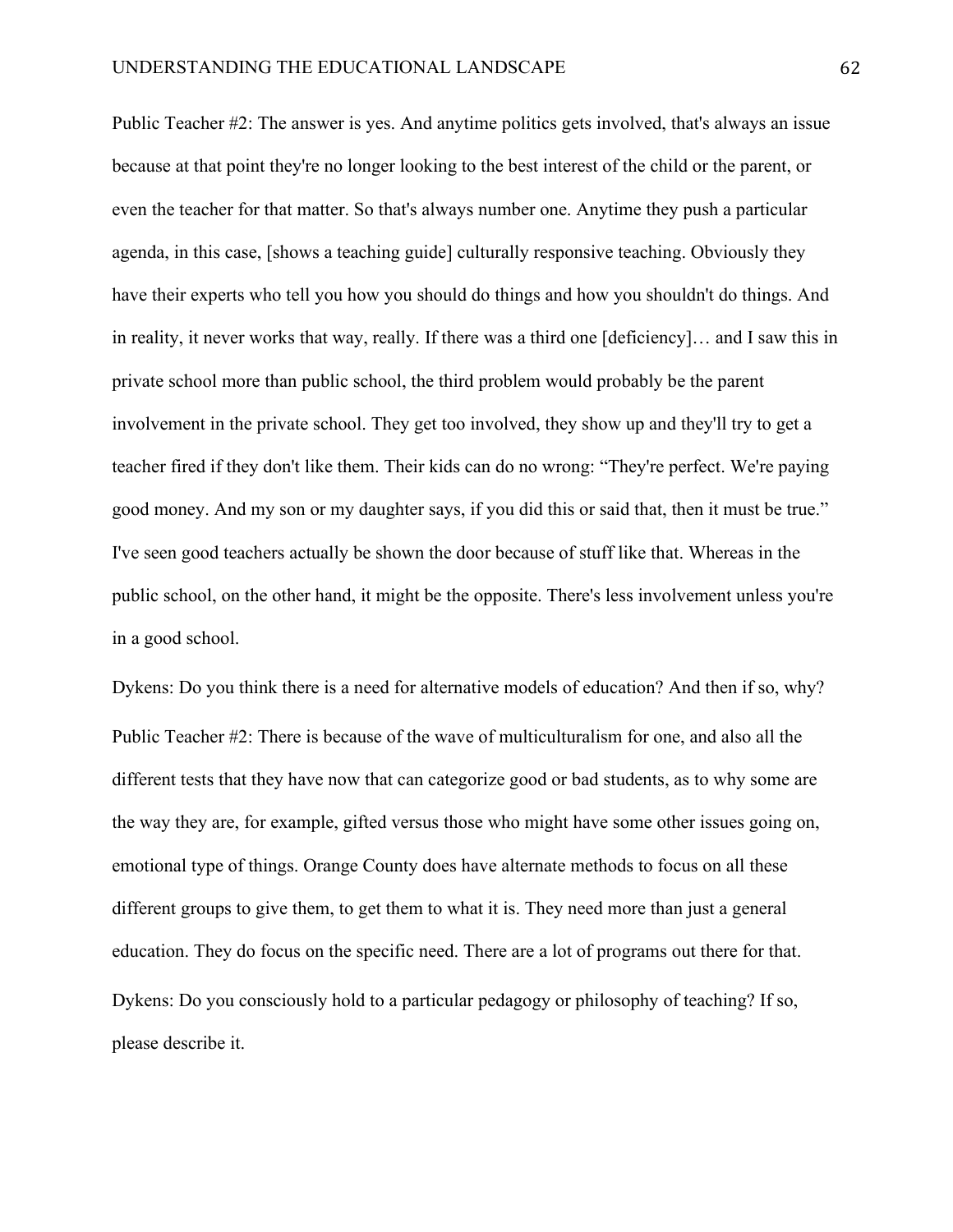Public Teacher #2: The answer is yes. And anytime politics gets involved, that's always an issue because at that point they're no longer looking to the best interest of the child or the parent, or even the teacher for that matter. So that's always number one. Anytime they push a particular agenda, in this case, [shows a teaching guide] culturally responsive teaching. Obviously they have their experts who tell you how you should do things and how you shouldn't do things. And in reality, it never works that way, really. If there was a third one [deficiency]… and I saw this in private school more than public school, the third problem would probably be the parent involvement in the private school. They get too involved, they show up and they'll try to get a teacher fired if they don't like them. Their kids can do no wrong: "They're perfect. We're paying good money. And my son or my daughter says, if you did this or said that, then it must be true." I've seen good teachers actually be shown the door because of stuff like that. Whereas in the public school, on the other hand, it might be the opposite. There's less involvement unless you're in a good school.

Dykens: Do you think there is a need for alternative models of education? And then if so, why?

Public Teacher #2: There is because of the wave of multiculturalism for one, and also all the different tests that they have now that can categorize good or bad students, as to why some are the way they are, for example, gifted versus those who might have some other issues going on, emotional type of things. Orange County does have alternate methods to focus on all these different groups to give them, to get them to what it is. They need more than just a general education. They do focus on the specific need. There are a lot of programs out there for that.

Dykens: Do you consciously hold to a particular pedagogy or philosophy of teaching? If so, please describe it.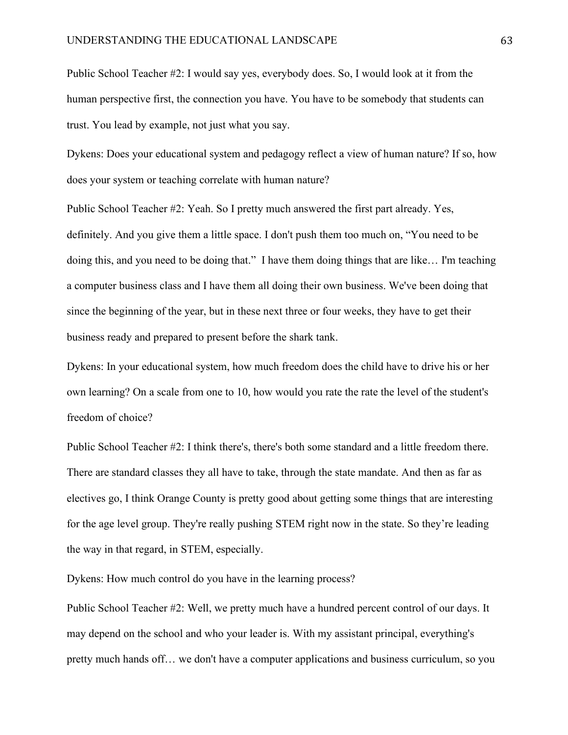Public School Teacher #2: I would say yes, everybody does. So, I would look at it from the human perspective first, the connection you have. You have to be somebody that students can trust. You lead by example, not just what you say.

Dykens: Does your educational system and pedagogy reflect a view of human nature? If so, how does your system or teaching correlate with human nature?

Public School Teacher #2: Yeah. So I pretty much answered the first part already. Yes, definitely. And you give them a little space. I don't push them too much on, "You need to be doing this, and you need to be doing that." I have them doing things that are like… I'm teaching a computer business class and I have them all doing their own business. We've been doing that since the beginning of the year, but in these next three or four weeks, they have to get their business ready and prepared to present before the shark tank.

Dykens: In your educational system, how much freedom does the child have to drive his or her own learning? On a scale from one to 10, how would you rate the rate the level of the student's freedom of choice?

Public School Teacher #2: I think there's, there's both some standard and a little freedom there. There are standard classes they all have to take, through the state mandate. And then as far as electives go, I think Orange County is pretty good about getting some things that are interesting for the age level group. They're really pushing STEM right now in the state. So they're leading the way in that regard, in STEM, especially.

Dykens: How much control do you have in the learning process?

Public School Teacher #2: Well, we pretty much have a hundred percent control of our days. It may depend on the school and who your leader is. With my assistant principal, everything's pretty much hands off… we don't have a computer applications and business curriculum, so you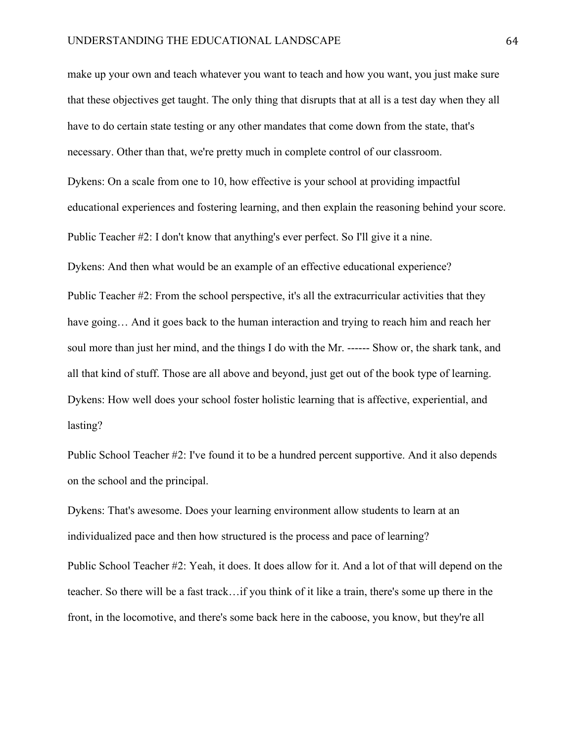make up your own and teach whatever you want to teach and how you want, you just make sure that these objectives get taught. The only thing that disrupts that at all is a test day when they all have to do certain state testing or any other mandates that come down from the state, that's necessary. Other than that, we're pretty much in complete control of our classroom.

Dykens: On a scale from one to 10, how effective is your school at providing impactful educational experiences and fostering learning, and then explain the reasoning behind your score.

Public Teacher #2: I don't know that anything's ever perfect. So I'll give it a nine.

Dykens: And then what would be an example of an effective educational experience?

Public Teacher #2: From the school perspective, it's all the extracurricular activities that they have going… And it goes back to the human interaction and trying to reach him and reach her soul more than just her mind, and the things I do with the Mr. ------ Show or, the shark tank, and all that kind of stuff. Those are all above and beyond, just get out of the book type of learning.

Dykens: How well does your school foster holistic learning that is affective, experiential, and lasting?

Public School Teacher #2: I've found it to be a hundred percent supportive. And it also depends on the school and the principal.

Dykens: That's awesome. Does your learning environment allow students to learn at an individualized pace and then how structured is the process and pace of learning?

Public School Teacher #2: Yeah, it does. It does allow for it. And a lot of that will depend on the teacher. So there will be a fast track…if you think of it like a train, there's some up there in the front, in the locomotive, and there's some back here in the caboose, you know, but they're all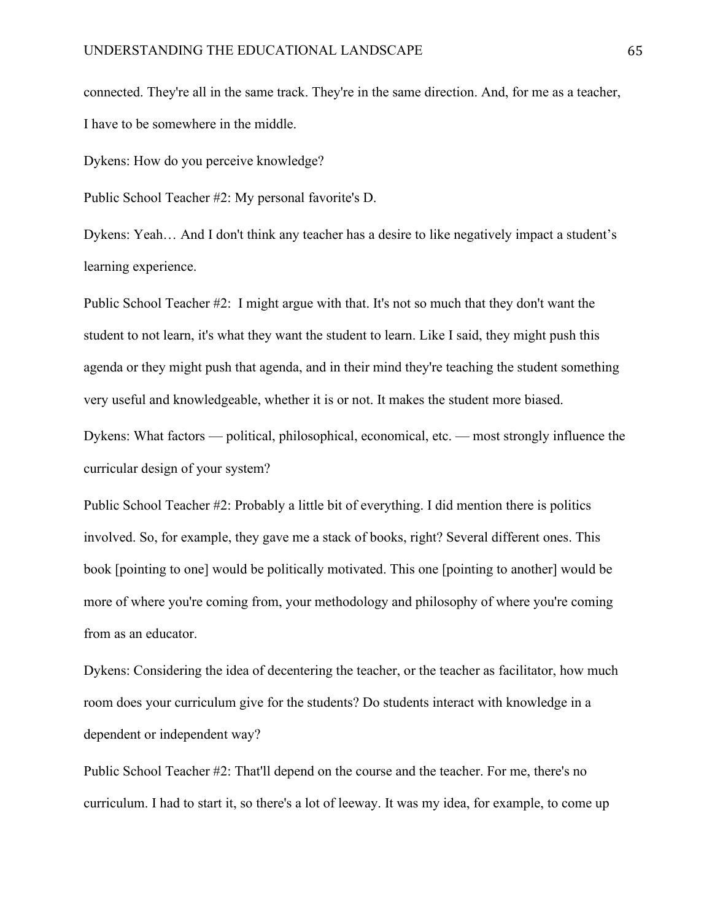connected. They're all in the same track. They're in the same direction. And, for me as a teacher, I have to be somewhere in the middle.

Dykens: How do you perceive knowledge?

Public School Teacher #2: My personal favorite's D.

Dykens: Yeah… And I don't think any teacher has a desire to like negatively impact a student's learning experience.

Public School Teacher #2: I might argue with that. It's not so much that they don't want the student to not learn, it's what they want the student to learn. Like I said, they might push this agenda or they might push that agenda, and in their mind they're teaching the student something very useful and knowledgeable, whether it is or not. It makes the student more biased.

Dykens: What factors — political, philosophical, economical, etc. — most strongly influence the curricular design of your system?

Public School Teacher #2: Probably a little bit of everything. I did mention there is politics involved. So, for example, they gave me a stack of books, right? Several different ones. This book [pointing to one] would be politically motivated. This one [pointing to another] would be more of where you're coming from, your methodology and philosophy of where you're coming from as an educator.

Dykens: Considering the idea of decentering the teacher, or the teacher as facilitator, how much room does your curriculum give for the students? Do students interact with knowledge in a dependent or independent way?

Public School Teacher #2: That'll depend on the course and the teacher. For me, there's no curriculum. I had to start it, so there's a lot of leeway. It was my idea, for example, to come up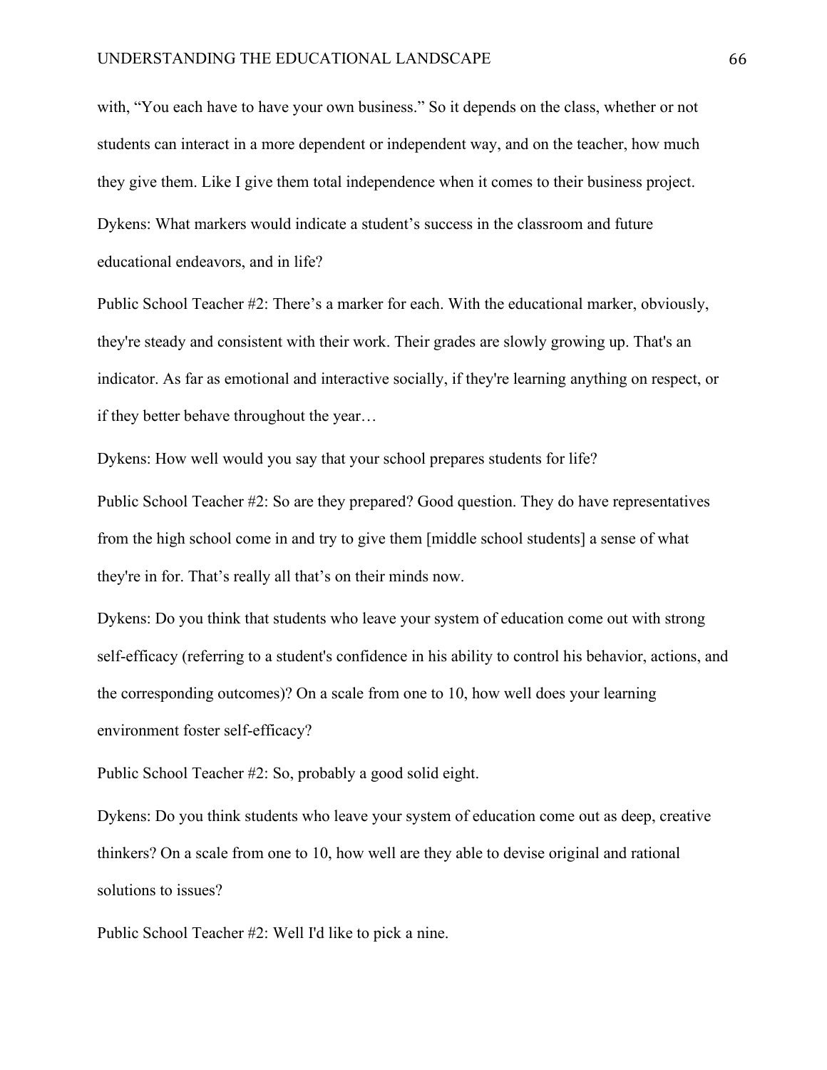with, "You each have to have your own business." So it depends on the class, whether or not students can interact in a more dependent or independent way, and on the teacher, how much they give them. Like I give them total independence when it comes to their business project.

Dykens: What markers would indicate a student's success in the classroom and future educational endeavors, and in life?

Public School Teacher #2: There's a marker for each. With the educational marker, obviously, they're steady and consistent with their work. Their grades are slowly growing up. That's an indicator. As far as emotional and interactive socially, if they're learning anything on respect, or if they better behave throughout the year…

Dykens: How well would you say that your school prepares students for life?

Public School Teacher #2: So are they prepared? Good question. They do have representatives from the high school come in and try to give them [middle school students] a sense of what they're in for. That's really all that's on their minds now.

Dykens: Do you think that students who leave your system of education come out with strong self-efficacy (referring to a student's confidence in his ability to control his behavior, actions, and the corresponding outcomes)? On a scale from one to 10, how well does your learning environment foster self-efficacy?

Public School Teacher #2: So, probably a good solid eight.

Dykens: Do you think students who leave your system of education come out as deep, creative thinkers? On a scale from one to 10, how well are they able to devise original and rational solutions to issues?

Public School Teacher #2: Well I'd like to pick a nine.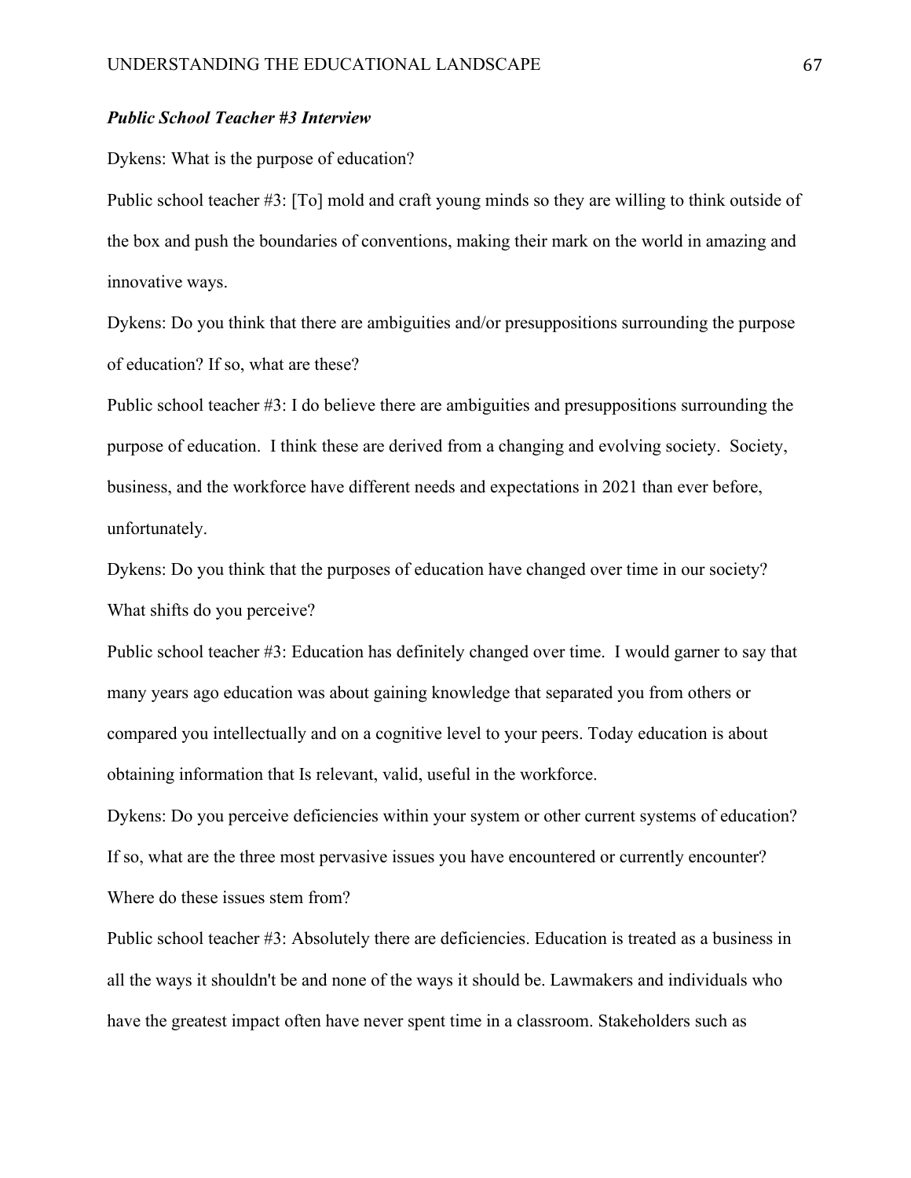***Public School Teacher #3 Interview***

Dykens: What is the purpose of education?

Public school teacher #3: [To] mold and craft young minds so they are willing to think outside of the box and push the boundaries of conventions, making their mark on the world in amazing and innovative ways.

Dykens: Do you think that there are ambiguities and/or presuppositions surrounding the purpose of education? If so, what are these?

Public school teacher #3: I do believe there are ambiguities and presuppositions surrounding the purpose of education. I think these are derived from a changing and evolving society. Society, business, and the workforce have different needs and expectations in 2021 than ever before, unfortunately.

Dykens: Do you think that the purposes of education have changed over time in our society? What shifts do you perceive?

Public school teacher #3: Education has definitely changed over time. I would garner to say that many years ago education was about gaining knowledge that separated you from others or compared you intellectually and on a cognitive level to your peers. Today education is about obtaining information that Is relevant, valid, useful in the workforce.

Dykens: Do you perceive deficiencies within your system or other current systems of education? If so, what are the three most pervasive issues you have encountered or currently encounter? Where do these issues stem from?

Public school teacher #3: Absolutely there are deficiencies. Education is treated as a business in all the ways it shouldn't be and none of the ways it should be. Lawmakers and individuals who have the greatest impact often have never spent time in a classroom. Stakeholders such as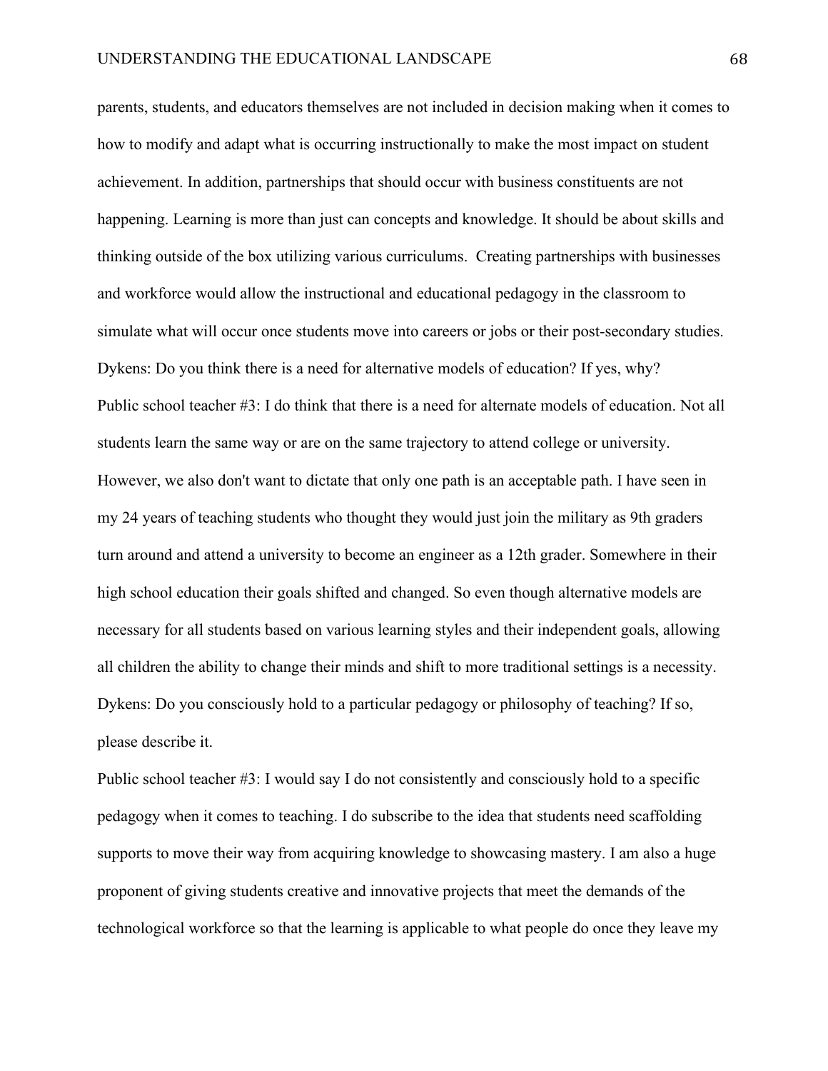parents, students, and educators themselves are not included in decision making when it comes to how to modify and adapt what is occurring instructionally to make the most impact on student achievement. In addition, partnerships that should occur with business constituents are not happening. Learning is more than just can concepts and knowledge. It should be about skills and thinking outside of the box utilizing various curriculums. Creating partnerships with businesses and workforce would allow the instructional and educational pedagogy in the classroom to simulate what will occur once students move into careers or jobs or their post-secondary studies.

Dykens: Do you think there is a need for alternative models of education? If yes, why?

Public school teacher #3: I do think that there is a need for alternate models of education. Not all students learn the same way or are on the same trajectory to attend college or university. However, we also don't want to dictate that only one path is an acceptable path. I have seen in my 24 years of teaching students who thought they would just join the military as 9th graders turn around and attend a university to become an engineer as a 12th grader. Somewhere in their high school education their goals shifted and changed. So even though alternative models are necessary for all students based on various learning styles and their independent goals, allowing all children the ability to change their minds and shift to more traditional settings is a necessity.

Dykens: Do you consciously hold to a particular pedagogy or philosophy of teaching? If so, please describe it.

Public school teacher #3: I would say I do not consistently and consciously hold to a specific pedagogy when it comes to teaching. I do subscribe to the idea that students need scaffolding supports to move their way from acquiring knowledge to showcasing mastery. I am also a huge proponent of giving students creative and innovative projects that meet the demands of the technological workforce so that the learning is applicable to what people do once they leave my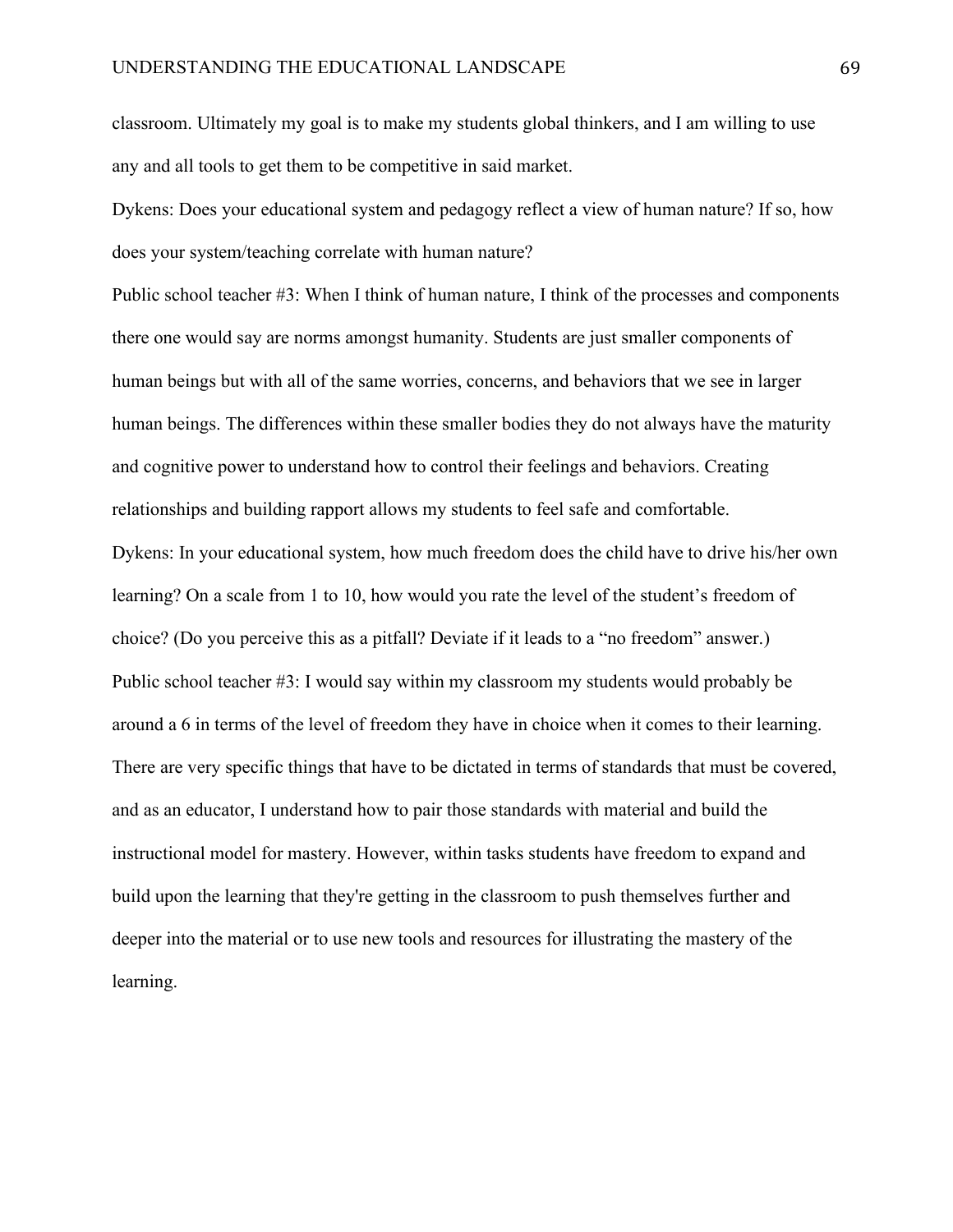classroom. Ultimately my goal is to make my students global thinkers, and I am willing to use any and all tools to get them to be competitive in said market.

Dykens: Does your educational system and pedagogy reflect a view of human nature? If so, how does your system/teaching correlate with human nature?

Public school teacher #3: When I think of human nature, I think of the processes and components there one would say are norms amongst humanity. Students are just smaller components of human beings but with all of the same worries, concerns, and behaviors that we see in larger human beings. The differences within these smaller bodies they do not always have the maturity and cognitive power to understand how to control their feelings and behaviors. Creating relationships and building rapport allows my students to feel safe and comfortable.

Dykens: In your educational system, how much freedom does the child have to drive his/her own learning? On a scale from 1 to 10, how would you rate the level of the student's freedom of choice? (Do you perceive this as a pitfall? Deviate if it leads to a "no freedom" answer.)

Public school teacher #3: I would say within my classroom my students would probably be around a 6 in terms of the level of freedom they have in choice when it comes to their learning. There are very specific things that have to be dictated in terms of standards that must be covered, and as an educator, I understand how to pair those standards with material and build the instructional model for mastery. However, within tasks students have freedom to expand and build upon the learning that they're getting in the classroom to push themselves further and deeper into the material or to use new tools and resources for illustrating the mastery of the learning.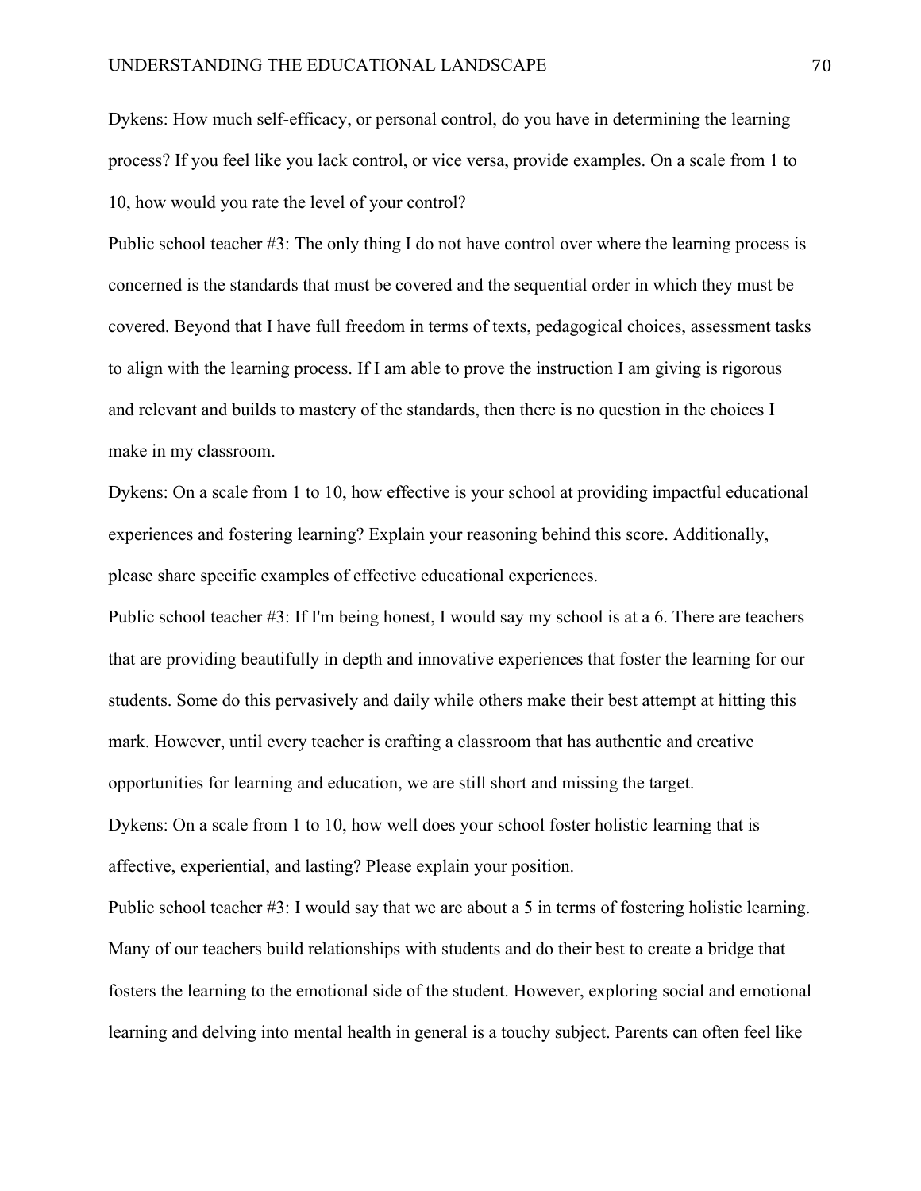Dykens: How much self-efficacy, or personal control, do you have in determining the learning process? If you feel like you lack control, or vice versa, provide examples. On a scale from 1 to 10, how would you rate the level of your control?

Public school teacher #3: The only thing I do not have control over where the learning process is concerned is the standards that must be covered and the sequential order in which they must be covered. Beyond that I have full freedom in terms of texts, pedagogical choices, assessment tasks to align with the learning process. If I am able to prove the instruction I am giving is rigorous and relevant and builds to mastery of the standards, then there is no question in the choices I make in my classroom.

Dykens: On a scale from 1 to 10, how effective is your school at providing impactful educational experiences and fostering learning? Explain your reasoning behind this score. Additionally, please share specific examples of effective educational experiences.

Public school teacher #3: If I'm being honest, I would say my school is at a 6. There are teachers that are providing beautifully in depth and innovative experiences that foster the learning for our students. Some do this pervasively and daily while others make their best attempt at hitting this mark. However, until every teacher is crafting a classroom that has authentic and creative opportunities for learning and education, we are still short and missing the target.

Dykens: On a scale from 1 to 10, how well does your school foster holistic learning that is affective, experiential, and lasting? Please explain your position.

Public school teacher #3: I would say that we are about a 5 in terms of fostering holistic learning. Many of our teachers build relationships with students and do their best to create a bridge that fosters the learning to the emotional side of the student. However, exploring social and emotional learning and delving into mental health in general is a touchy subject. Parents can often feel like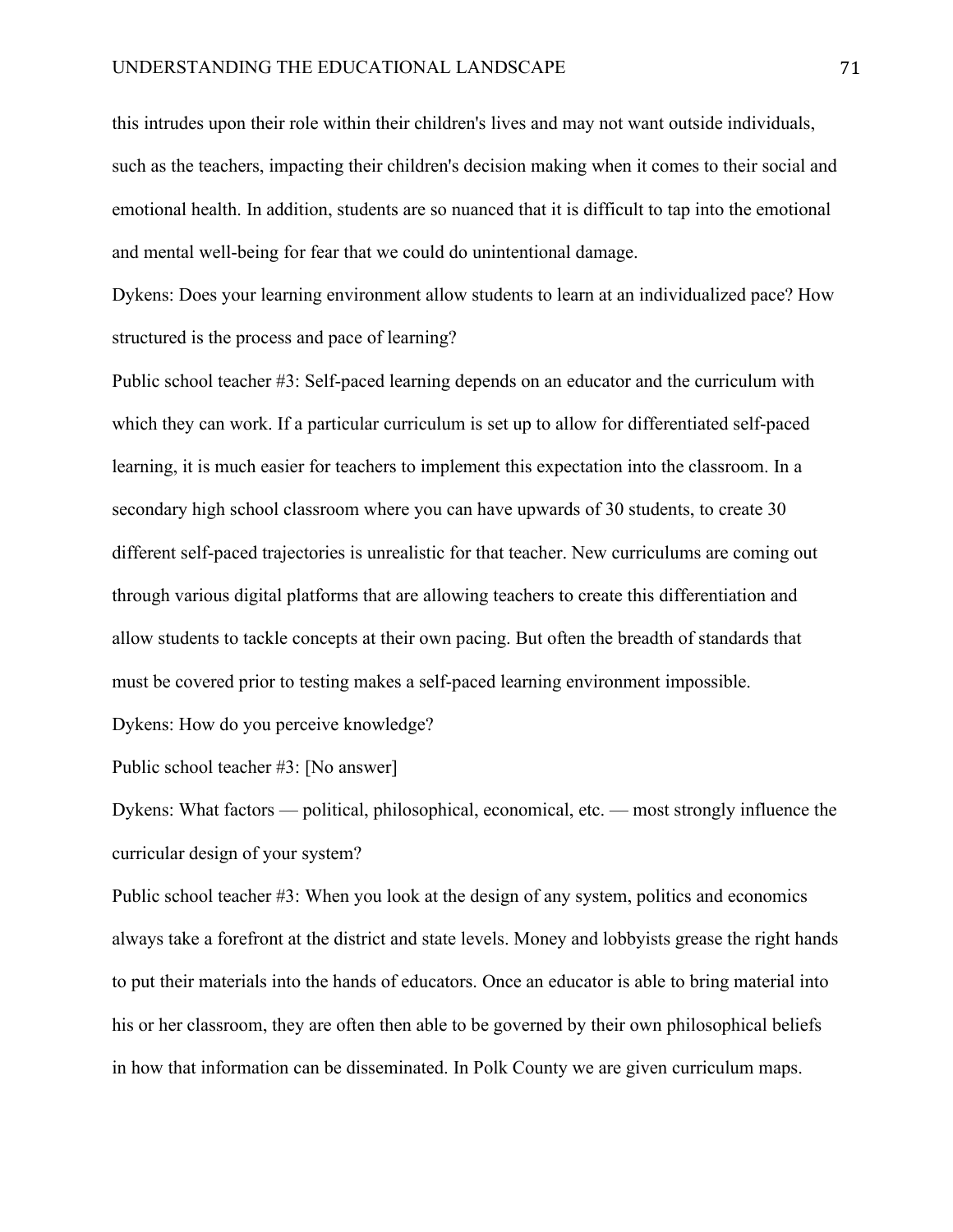this intrudes upon their role within their children's lives and may not want outside individuals, such as the teachers, impacting their children's decision making when it comes to their social and emotional health. In addition, students are so nuanced that it is difficult to tap into the emotional and mental well-being for fear that we could do unintentional damage.

Dykens: Does your learning environment allow students to learn at an individualized pace? How structured is the process and pace of learning?

Public school teacher #3: Self-paced learning depends on an educator and the curriculum with which they can work. If a particular curriculum is set up to allow for differentiated self-paced learning, it is much easier for teachers to implement this expectation into the classroom. In a secondary high school classroom where you can have upwards of 30 students, to create 30 different self-paced trajectories is unrealistic for that teacher. New curriculums are coming out through various digital platforms that are allowing teachers to create this differentiation and allow students to tackle concepts at their own pacing. But often the breadth of standards that must be covered prior to testing makes a self-paced learning environment impossible.

Dykens: How do you perceive knowledge?

Public school teacher #3: [No answer]

Dykens: What factors — political, philosophical, economical, etc. — most strongly influence the curricular design of your system?

Public school teacher #3: When you look at the design of any system, politics and economics always take a forefront at the district and state levels. Money and lobbyists grease the right hands to put their materials into the hands of educators. Once an educator is able to bring material into his or her classroom, they are often then able to be governed by their own philosophical beliefs in how that information can be disseminated. In Polk County we are given curriculum maps.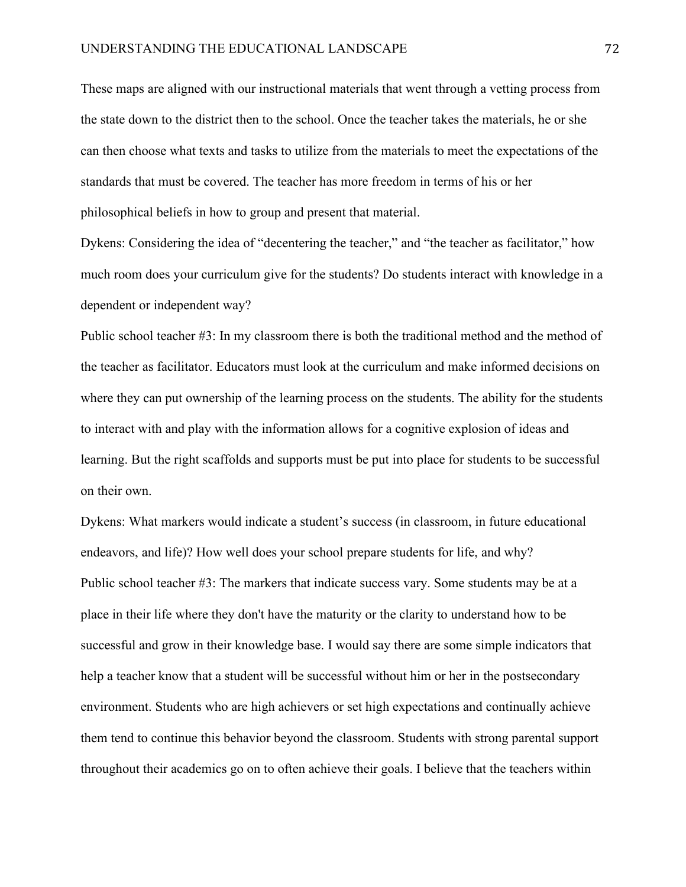These maps are aligned with our instructional materials that went through a vetting process from the state down to the district then to the school. Once the teacher takes the materials, he or she can then choose what texts and tasks to utilize from the materials to meet the expectations of the standards that must be covered. The teacher has more freedom in terms of his or her philosophical beliefs in how to group and present that material.

Dykens: Considering the idea of "decentering the teacher," and "the teacher as facilitator," how much room does your curriculum give for the students? Do students interact with knowledge in a dependent or independent way?

Public school teacher #3: In my classroom there is both the traditional method and the method of the teacher as facilitator. Educators must look at the curriculum and make informed decisions on where they can put ownership of the learning process on the students. The ability for the students to interact with and play with the information allows for a cognitive explosion of ideas and learning. But the right scaffolds and supports must be put into place for students to be successful on their own.

Dykens: What markers would indicate a student's success (in classroom, in future educational endeavors, and life)? How well does your school prepare students for life, and why?

Public school teacher #3: The markers that indicate success vary. Some students may be at a place in their life where they don't have the maturity or the clarity to understand how to be successful and grow in their knowledge base. I would say there are some simple indicators that help a teacher know that a student will be successful without him or her in the postsecondary environment. Students who are high achievers or set high expectations and continually achieve them tend to continue this behavior beyond the classroom. Students with strong parental support throughout their academics go on to often achieve their goals. I believe that the teachers within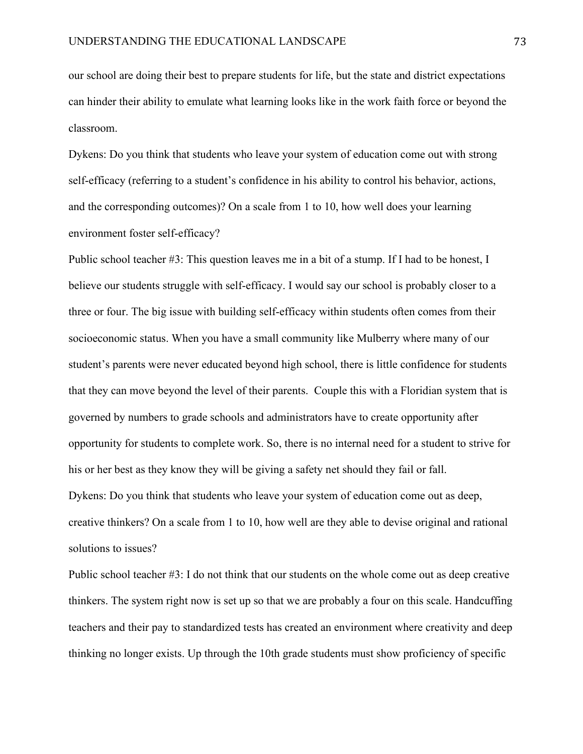our school are doing their best to prepare students for life, but the state and district expectations can hinder their ability to emulate what learning looks like in the work faith force or beyond the classroom.

Dykens: Do you think that students who leave your system of education come out with strong self-efficacy (referring to a student's confidence in his ability to control his behavior, actions, and the corresponding outcomes)? On a scale from 1 to 10, how well does your learning environment foster self-efficacy?

Public school teacher #3: This question leaves me in a bit of a stump. If I had to be honest, I believe our students struggle with self-efficacy. I would say our school is probably closer to a three or four. The big issue with building self-efficacy within students often comes from their socioeconomic status. When you have a small community like Mulberry where many of our student's parents were never educated beyond high school, there is little confidence for students that they can move beyond the level of their parents.  Couple this with a Floridian system that is governed by numbers to grade schools and administrators have to create opportunity after opportunity for students to complete work. So, there is no internal need for a student to strive for his or her best as they know they will be giving a safety net should they fail or fall.

Dykens: Do you think that students who leave your system of education come out as deep, creative thinkers? On a scale from 1 to 10, how well are they able to devise original and rational solutions to issues?

Public school teacher #3: I do not think that our students on the whole come out as deep creative thinkers. The system right now is set up so that we are probably a four on this scale. Handcuffing teachers and their pay to standardized tests has created an environment where creativity and deep thinking no longer exists. Up through the 10th grade students must show proficiency of specific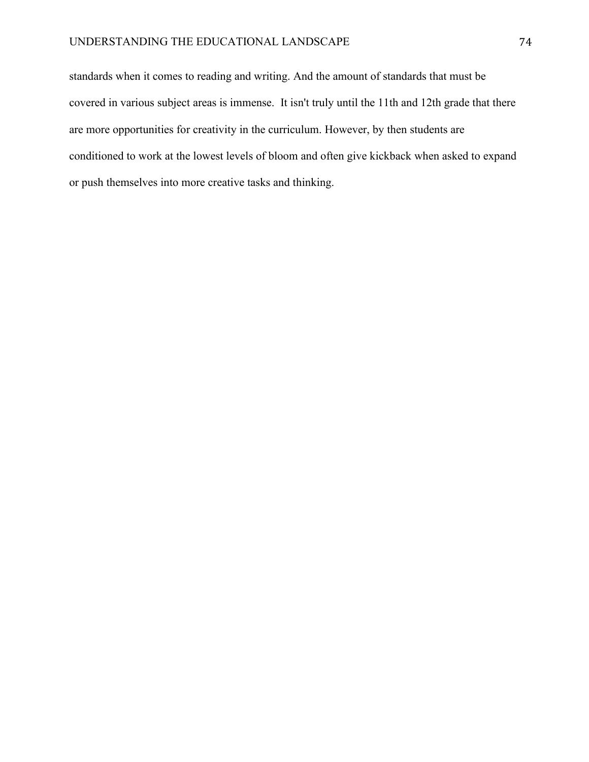standards when it comes to reading and writing. And the amount of standards that must be covered in various subject areas is immense. It isn't truly until the 11th and 12th grade that there are more opportunities for creativity in the curriculum. However, by then students are conditioned to work at the lowest levels of bloom and often give kickback when asked to expand or push themselves into more creative tasks and thinking.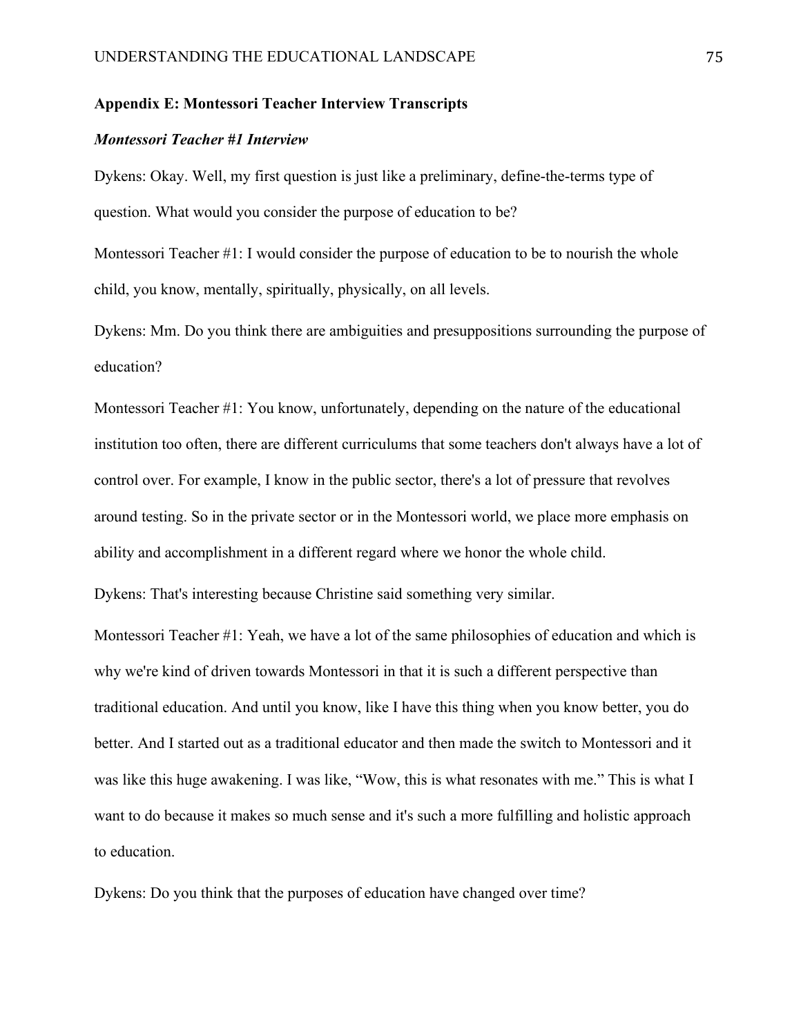## Appendix E: Montessori Teacher Interview Transcripts

### *Montessori Teacher #1 Interview*

Dykens: Okay. Well, my first question is just like a preliminary, define-the-terms type of question. What would you consider the purpose of education to be?

Montessori Teacher #1: I would consider the purpose of education to be to nourish the whole child, you know, mentally, spiritually, physically, on all levels.

Dykens: Mm. Do you think there are ambiguities and presuppositions surrounding the purpose of education?

Montessori Teacher #1: You know, unfortunately, depending on the nature of the educational institution too often, there are different curriculums that some teachers don't always have a lot of control over. For example, I know in the public sector, there's a lot of pressure that revolves around testing. So in the private sector or in the Montessori world, we place more emphasis on ability and accomplishment in a different regard where we honor the whole child.

Dykens: That's interesting because Christine said something very similar.

Montessori Teacher #1: Yeah, we have a lot of the same philosophies of education and which is why we're kind of driven towards Montessori in that it is such a different perspective than traditional education. And until you know, like I have this thing when you know better, you do better. And I started out as a traditional educator and then made the switch to Montessori and it was like this huge awakening. I was like, "Wow, this is what resonates with me." This is what I want to do because it makes so much sense and it's such a more fulfilling and holistic approach to education.

Dykens: Do you think that the purposes of education have changed over time?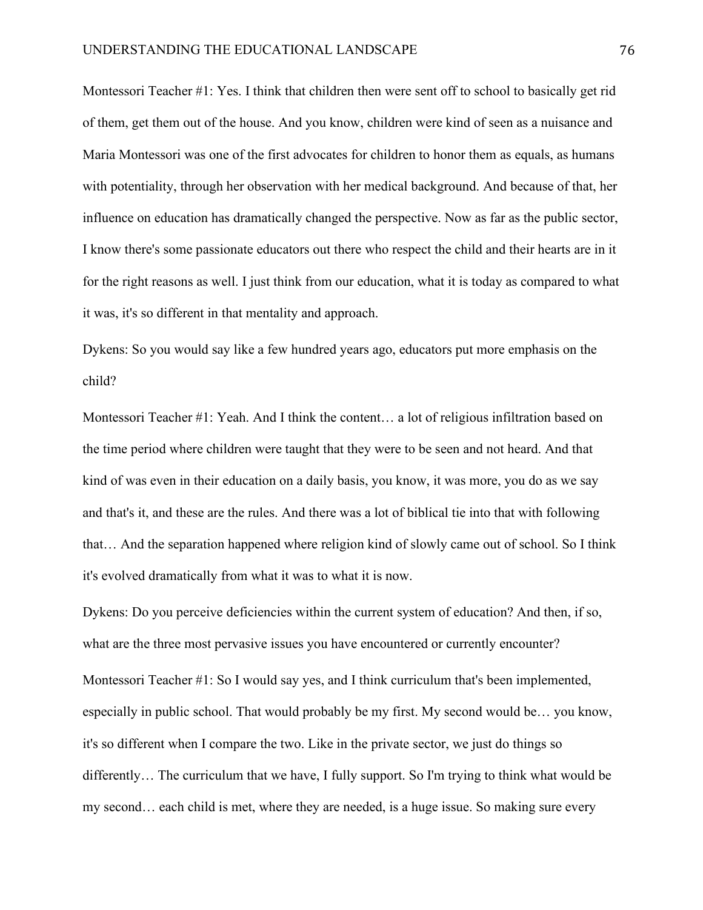Montessori Teacher #1: Yes. I think that children then were sent off to school to basically get rid of them, get them out of the house. And you know, children were kind of seen as a nuisance and Maria Montessori was one of the first advocates for children to honor them as equals, as humans with potentiality, through her observation with her medical background. And because of that, her influence on education has dramatically changed the perspective. Now as far as the public sector, I know there's some passionate educators out there who respect the child and their hearts are in it for the right reasons as well. I just think from our education, what it is today as compared to what it was, it's so different in that mentality and approach.

Dykens: So you would say like a few hundred years ago, educators put more emphasis on the child?

Montessori Teacher #1: Yeah. And I think the content… a lot of religious infiltration based on the time period where children were taught that they were to be seen and not heard. And that kind of was even in their education on a daily basis, you know, it was more, you do as we say and that's it, and these are the rules. And there was a lot of biblical tie into that with following that… And the separation happened where religion kind of slowly came out of school. So I think it's evolved dramatically from what it was to what it is now.

Dykens: Do you perceive deficiencies within the current system of education? And then, if so, what are the three most pervasive issues you have encountered or currently encounter?

Montessori Teacher #1: So I would say yes, and I think curriculum that's been implemented, especially in public school. That would probably be my first. My second would be… you know, it's so different when I compare the two. Like in the private sector, we just do things so differently… The curriculum that we have, I fully support. So I'm trying to think what would be my second… each child is met, where they are needed, is a huge issue. So making sure every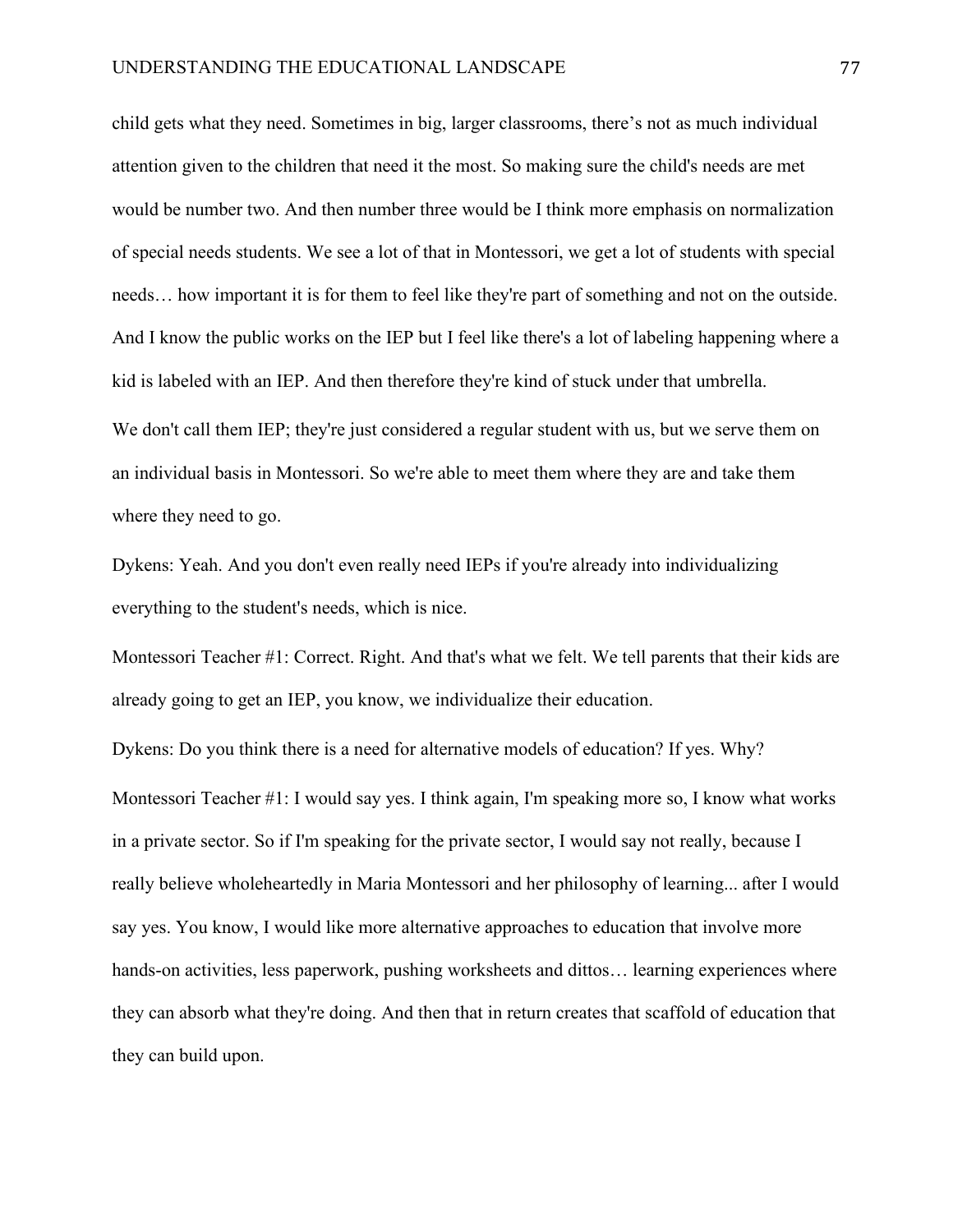child gets what they need. Sometimes in big, larger classrooms, there's not as much individual attention given to the children that need it the most. So making sure the child's needs are met would be number two. And then number three would be I think more emphasis on normalization of special needs students. We see a lot of that in Montessori, we get a lot of students with special needs… how important it is for them to feel like they're part of something and not on the outside. And I know the public works on the IEP but I feel like there's a lot of labeling happening where a kid is labeled with an IEP. And then therefore they're kind of stuck under that umbrella.

We don't call them IEP; they're just considered a regular student with us, but we serve them on an individual basis in Montessori. So we're able to meet them where they are and take them where they need to go.

Dykens: Yeah. And you don't even really need IEPs if you're already into individualizing everything to the student's needs, which is nice.

Montessori Teacher #1: Correct. Right. And that's what we felt. We tell parents that their kids are already going to get an IEP, you know, we individualize their education.

Dykens: Do you think there is a need for alternative models of education? If yes. Why?

Montessori Teacher #1: I would say yes. I think again, I'm speaking more so, I know what works in a private sector. So if I'm speaking for the private sector, I would say not really, because I really believe wholeheartedly in Maria Montessori and her philosophy of learning... after I would say yes. You know, I would like more alternative approaches to education that involve more hands-on activities, less paperwork, pushing worksheets and dittos… learning experiences where they can absorb what they're doing. And then that in return creates that scaffold of education that they can build upon.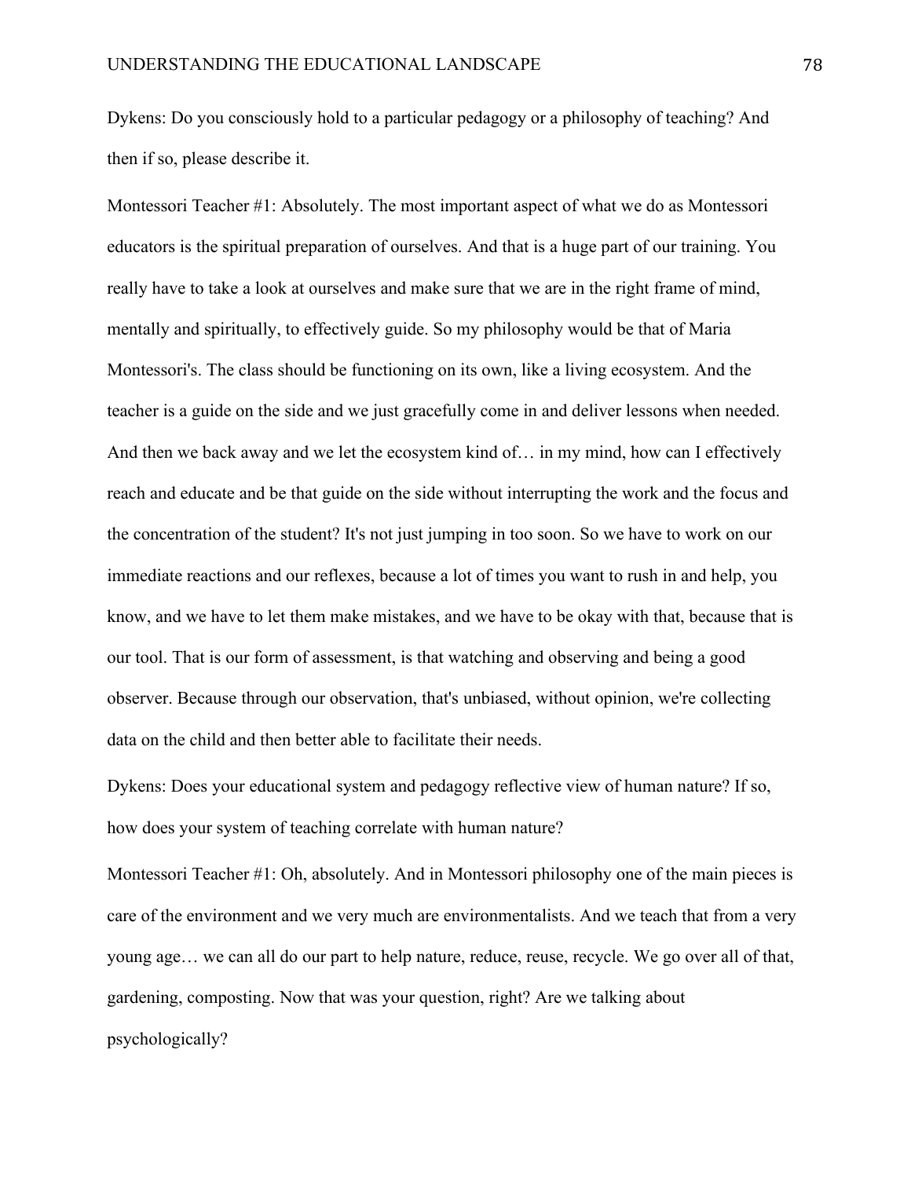Dykens: Do you consciously hold to a particular pedagogy or a philosophy of teaching? And then if so, please describe it.

Montessori Teacher #1: Absolutely. The most important aspect of what we do as Montessori educators is the spiritual preparation of ourselves. And that is a huge part of our training. You really have to take a look at ourselves and make sure that we are in the right frame of mind, mentally and spiritually, to effectively guide. So my philosophy would be that of Maria Montessori's. The class should be functioning on its own, like a living ecosystem. And the teacher is a guide on the side and we just gracefully come in and deliver lessons when needed. And then we back away and we let the ecosystem kind of… in my mind, how can I effectively reach and educate and be that guide on the side without interrupting the work and the focus and the concentration of the student? It's not just jumping in too soon. So we have to work on our immediate reactions and our reflexes, because a lot of times you want to rush in and help, you know, and we have to let them make mistakes, and we have to be okay with that, because that is our tool. That is our form of assessment, is that watching and observing and being a good observer. Because through our observation, that's unbiased, without opinion, we're collecting data on the child and then better able to facilitate their needs.

Dykens: Does your educational system and pedagogy reflective view of human nature? If so, how does your system of teaching correlate with human nature?

Montessori Teacher #1: Oh, absolutely. And in Montessori philosophy one of the main pieces is care of the environment and we very much are environmentalists. And we teach that from a very young age… we can all do our part to help nature, reduce, reuse, recycle. We go over all of that, gardening, composting. Now that was your question, right? Are we talking about psychologically?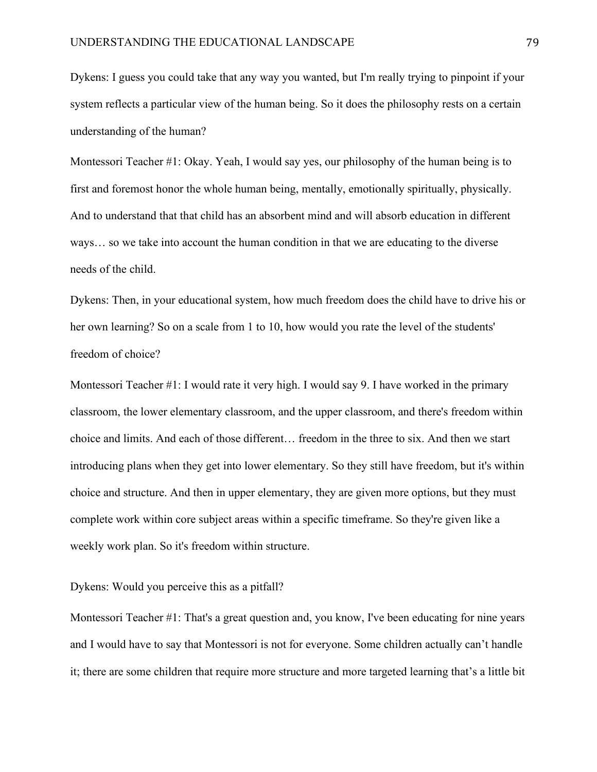Dykens: I guess you could take that any way you wanted, but I'm really trying to pinpoint if your system reflects a particular view of the human being. So it does the philosophy rests on a certain understanding of the human?

Montessori Teacher #1: Okay. Yeah, I would say yes, our philosophy of the human being is to first and foremost honor the whole human being, mentally, emotionally spiritually, physically. And to understand that that child has an absorbent mind and will absorb education in different ways… so we take into account the human condition in that we are educating to the diverse needs of the child.

Dykens: Then, in your educational system, how much freedom does the child have to drive his or her own learning? So on a scale from 1 to 10, how would you rate the level of the students' freedom of choice?

Montessori Teacher #1: I would rate it very high. I would say 9. I have worked in the primary classroom, the lower elementary classroom, and the upper classroom, and there's freedom within choice and limits. And each of those different… freedom in the three to six. And then we start introducing plans when they get into lower elementary. So they still have freedom, but it's within choice and structure. And then in upper elementary, they are given more options, but they must complete work within core subject areas within a specific timeframe. So they're given like a weekly work plan. So it's freedom within structure.

Dykens: Would you perceive this as a pitfall?

Montessori Teacher #1: That's a great question and, you know, I've been educating for nine years and I would have to say that Montessori is not for everyone. Some children actually can't handle it; there are some children that require more structure and more targeted learning that's a little bit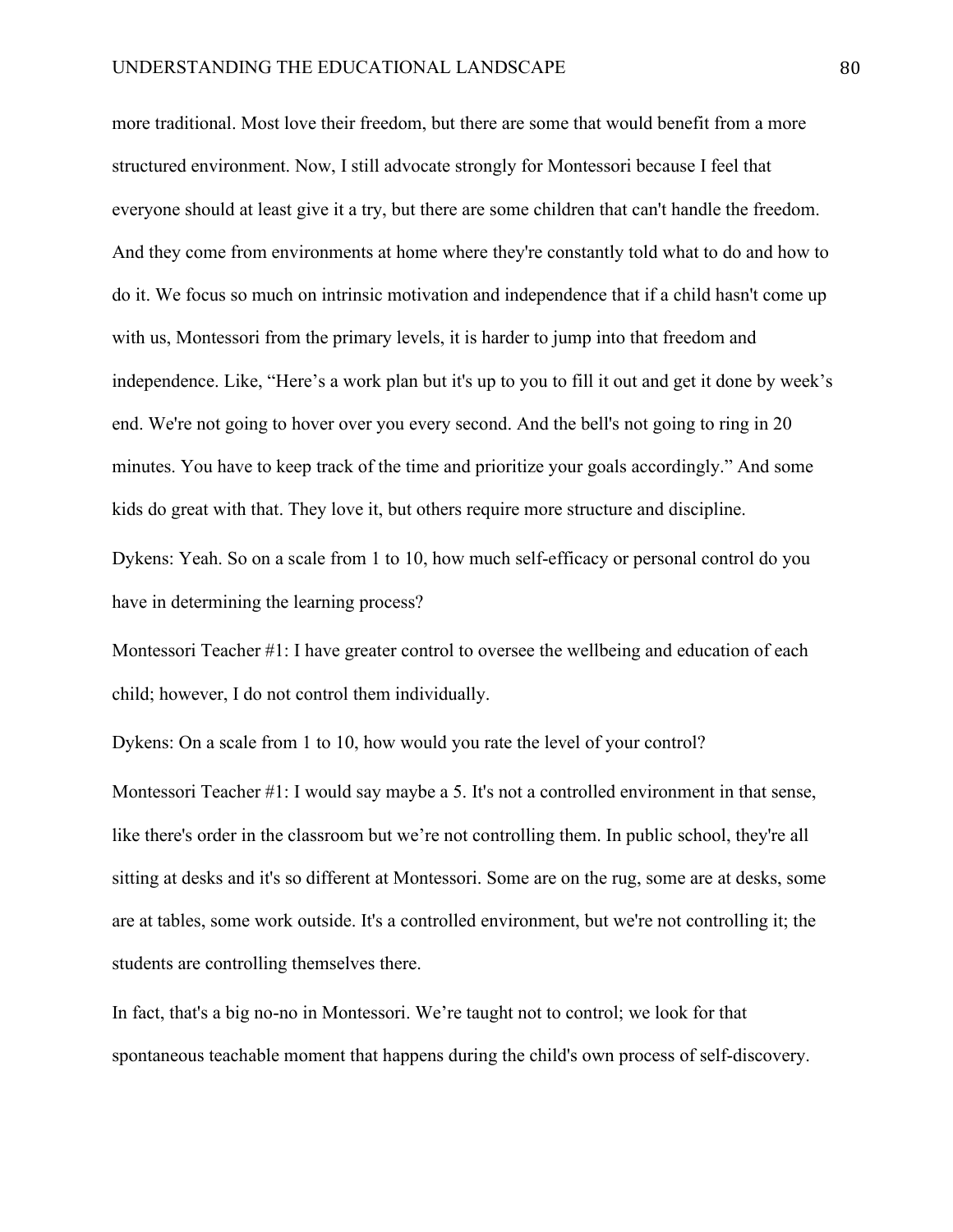more traditional. Most love their freedom, but there are some that would benefit from a more structured environment. Now, I still advocate strongly for Montessori because I feel that everyone should at least give it a try, but there are some children that can't handle the freedom. And they come from environments at home where they're constantly told what to do and how to do it. We focus so much on intrinsic motivation and independence that if a child hasn't come up with us, Montessori from the primary levels, it is harder to jump into that freedom and independence. Like, "Here's a work plan but it's up to you to fill it out and get it done by week's end. We're not going to hover over you every second. And the bell's not going to ring in 20 minutes. You have to keep track of the time and prioritize your goals accordingly." And some kids do great with that. They love it, but others require more structure and discipline.

Dykens: Yeah. So on a scale from 1 to 10, how much self-efficacy or personal control do you have in determining the learning process?

Montessori Teacher #1: I have greater control to oversee the wellbeing and education of each child; however, I do not control them individually.

Dykens: On a scale from 1 to 10, how would you rate the level of your control?

Montessori Teacher #1: I would say maybe a 5. It's not a controlled environment in that sense, like there's order in the classroom but we're not controlling them. In public school, they're all sitting at desks and it's so different at Montessori. Some are on the rug, some are at desks, some are at tables, some work outside. It's a controlled environment, but we're not controlling it; the students are controlling themselves there.

In fact, that's a big no-no in Montessori. We're taught not to control; we look for that spontaneous teachable moment that happens during the child's own process of self-discovery.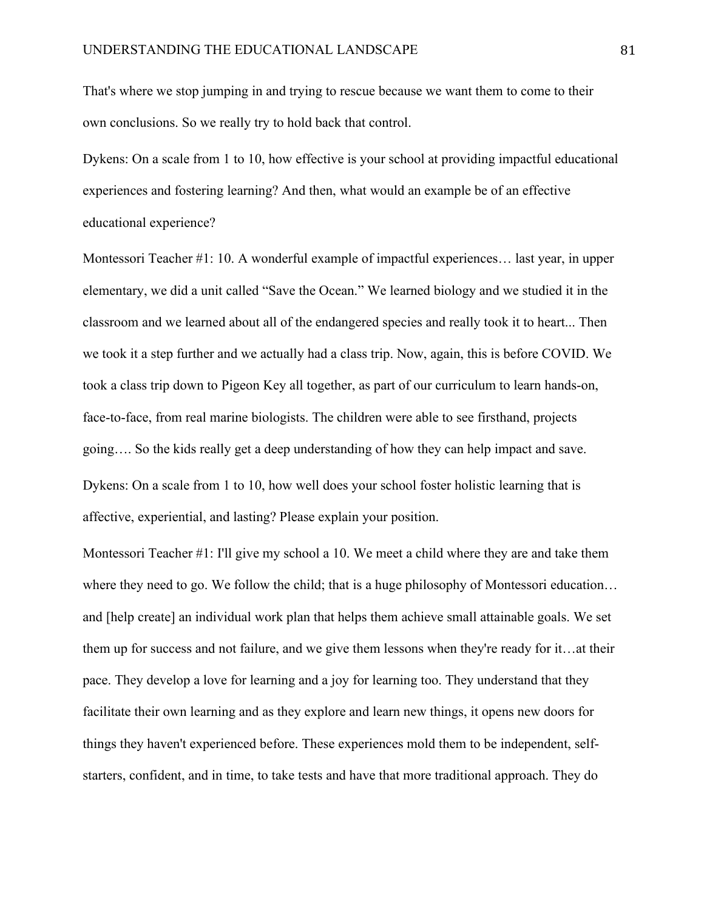That's where we stop jumping in and trying to rescue because we want them to come to their own conclusions. So we really try to hold back that control.

Dykens: On a scale from 1 to 10, how effective is your school at providing impactful educational experiences and fostering learning? And then, what would an example be of an effective educational experience?

Montessori Teacher #1: 10. A wonderful example of impactful experiences… last year, in upper elementary, we did a unit called "Save the Ocean." We learned biology and we studied it in the classroom and we learned about all of the endangered species and really took it to heart... Then we took it a step further and we actually had a class trip. Now, again, this is before COVID. We took a class trip down to Pigeon Key all together, as part of our curriculum to learn hands-on, face-to-face, from real marine biologists. The children were able to see firsthand, projects going…. So the kids really get a deep understanding of how they can help impact and save.

Dykens: On a scale from 1 to 10, how well does your school foster holistic learning that is affective, experiential, and lasting? Please explain your position.

Montessori Teacher #1: I'll give my school a 10. We meet a child where they are and take them where they need to go. We follow the child; that is a huge philosophy of Montessori education… and [help create] an individual work plan that helps them achieve small attainable goals. We set them up for success and not failure, and we give them lessons when they're ready for it…at their pace. They develop a love for learning and a joy for learning too. They understand that they facilitate their own learning and as they explore and learn new things, it opens new doors for things they haven't experienced before. These experiences mold them to be independent, self-starters, confident, and in time, to take tests and have that more traditional approach. They do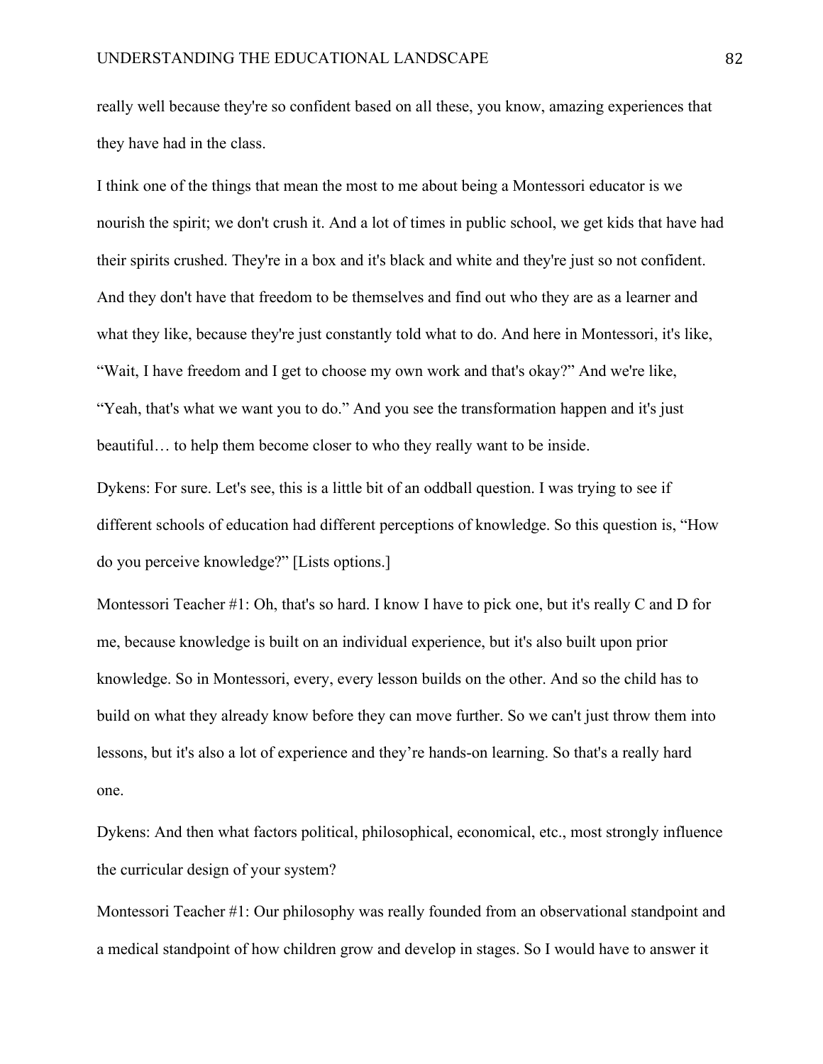really well because they're so confident based on all these, you know, amazing experiences that they have had in the class.

I think one of the things that mean the most to me about being a Montessori educator is we nourish the spirit; we don't crush it. And a lot of times in public school, we get kids that have had their spirits crushed. They're in a box and it's black and white and they're just so not confident. And they don't have that freedom to be themselves and find out who they are as a learner and what they like, because they're just constantly told what to do. And here in Montessori, it's like, "Wait, I have freedom and I get to choose my own work and that's okay?" And we're like, "Yeah, that's what we want you to do." And you see the transformation happen and it's just beautiful… to help them become closer to who they really want to be inside.

Dykens: For sure. Let's see, this is a little bit of an oddball question. I was trying to see if different schools of education had different perceptions of knowledge. So this question is, "How do you perceive knowledge?" [Lists options.]

Montessori Teacher #1: Oh, that's so hard. I know I have to pick one, but it's really C and D for me, because knowledge is built on an individual experience, but it's also built upon prior knowledge. So in Montessori, every, every lesson builds on the other. And so the child has to build on what they already know before they can move further. So we can't just throw them into lessons, but it's also a lot of experience and they're hands-on learning. So that's a really hard one.

Dykens: And then what factors political, philosophical, economical, etc., most strongly influence the curricular design of your system?

Montessori Teacher #1: Our philosophy was really founded from an observational standpoint and a medical standpoint of how children grow and develop in stages. So I would have to answer it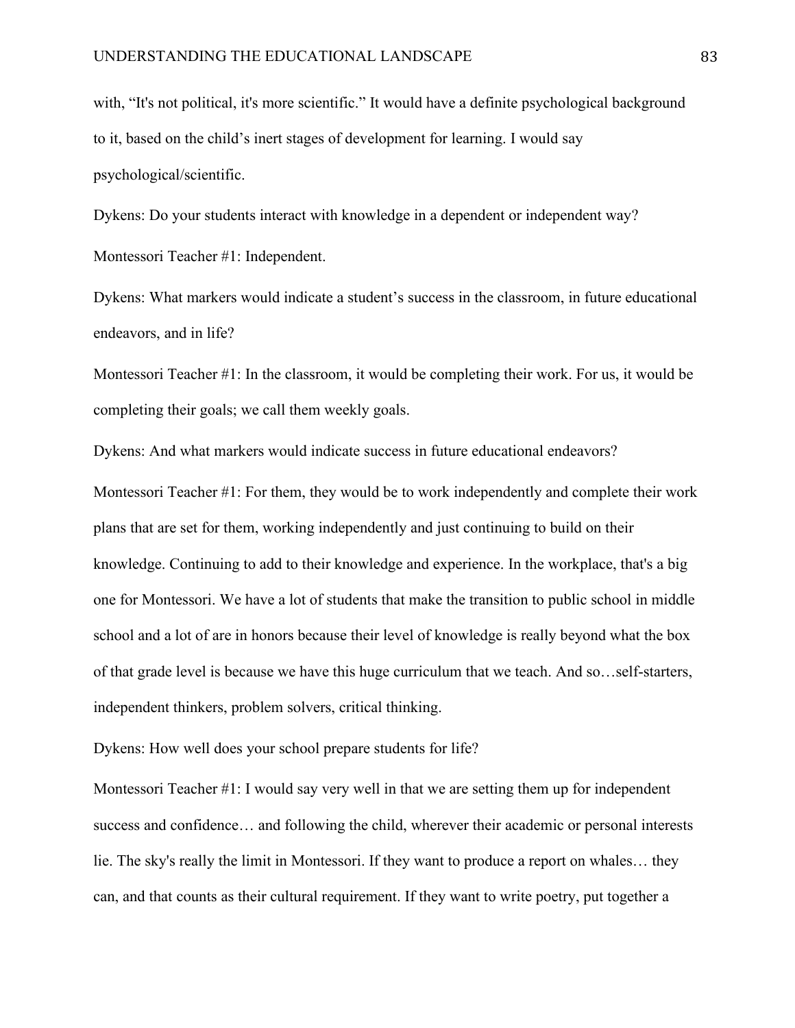with, "It's not political, it's more scientific." It would have a definite psychological background to it, based on the child's inert stages of development for learning. I would say psychological/scientific.

Dykens: Do your students interact with knowledge in a dependent or independent way?

Montessori Teacher #1: Independent.

Dykens: What markers would indicate a student's success in the classroom, in future educational endeavors, and in life?

Montessori Teacher #1: In the classroom, it would be completing their work. For us, it would be completing their goals; we call them weekly goals.

Dykens: And what markers would indicate success in future educational endeavors?

Montessori Teacher #1: For them, they would be to work independently and complete their work plans that are set for them, working independently and just continuing to build on their knowledge. Continuing to add to their knowledge and experience. In the workplace, that's a big one for Montessori. We have a lot of students that make the transition to public school in middle school and a lot of are in honors because their level of knowledge is really beyond what the box of that grade level is because we have this huge curriculum that we teach. And so…self-starters, independent thinkers, problem solvers, critical thinking.

Dykens: How well does your school prepare students for life?

Montessori Teacher #1: I would say very well in that we are setting them up for independent success and confidence… and following the child, wherever their academic or personal interests lie. The sky's really the limit in Montessori. If they want to produce a report on whales… they can, and that counts as their cultural requirement. If they want to write poetry, put together a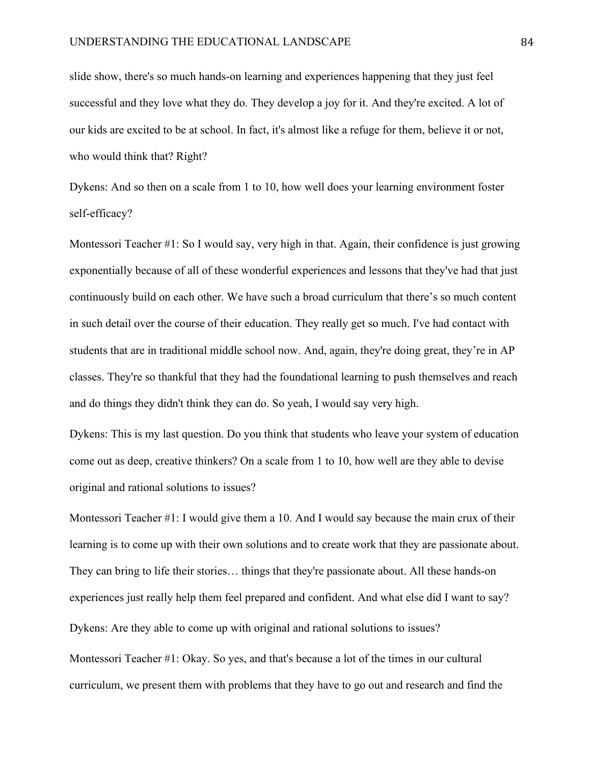slide show, there's so much hands-on learning and experiences happening that they just feel successful and they love what they do. They develop a joy for it. And they're excited. A lot of our kids are excited to be at school. In fact, it's almost like a refuge for them, believe it or not, who would think that? Right?

Dykens: And so then on a scale from 1 to 10, how well does your learning environment foster self-efficacy?

Montessori Teacher #1: So I would say, very high in that. Again, their confidence is just growing exponentially because of all of these wonderful experiences and lessons that they've had that just continuously build on each other. We have such a broad curriculum that there's so much content in such detail over the course of their education. They really get so much. I've had contact with students that are in traditional middle school now. And, again, they're doing great, they're in AP classes. They're so thankful that they had the foundational learning to push themselves and reach and do things they didn't think they can do. So yeah, I would say very high.

Dykens: This is my last question. Do you think that students who leave your system of education come out as deep, creative thinkers? On a scale from 1 to 10, how well are they able to devise original and rational solutions to issues?

Montessori Teacher #1: I would give them a 10. And I would say because the main crux of their learning is to come up with their own solutions and to create work that they are passionate about. They can bring to life their stories… things that they're passionate about. All these hands-on experiences just really help them feel prepared and confident. And what else did I want to say?

Dykens: Are they able to come up with original and rational solutions to issues?

Montessori Teacher #1: Okay. So yes, and that's because a lot of the times in our cultural curriculum, we present them with problems that they have to go out and research and find the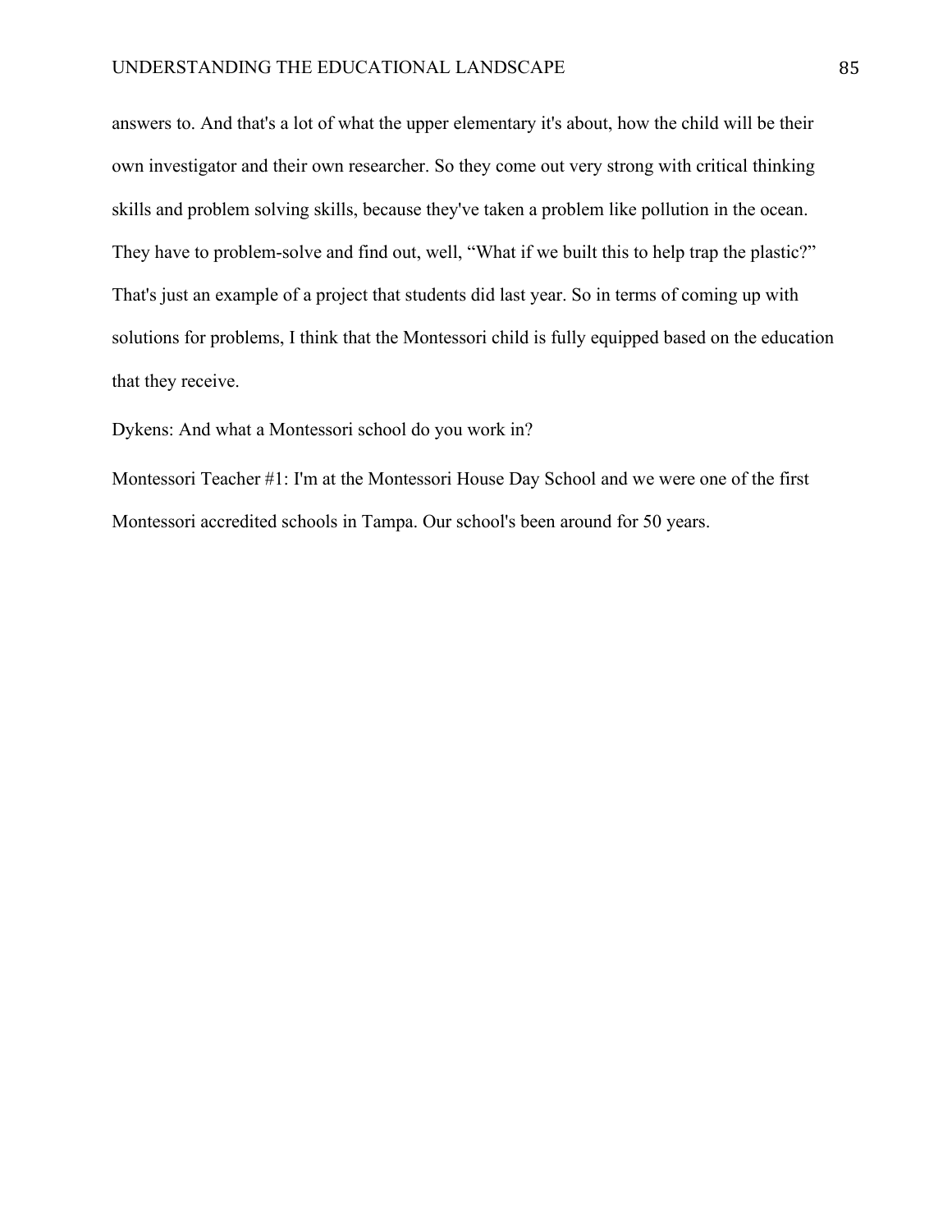answers to. And that's a lot of what the upper elementary it's about, how the child will be their own investigator and their own researcher. So they come out very strong with critical thinking skills and problem solving skills, because they've taken a problem like pollution in the ocean. They have to problem-solve and find out, well, “What if we built this to help trap the plastic?” That's just an example of a project that students did last year. So in terms of coming up with solutions for problems, I think that the Montessori child is fully equipped based on the education that they receive.

Dykens: And what a Montessori school do you work in?

Montessori Teacher #1: I'm at the Montessori House Day School and we were one of the first Montessori accredited schools in Tampa. Our school's been around for 50 years.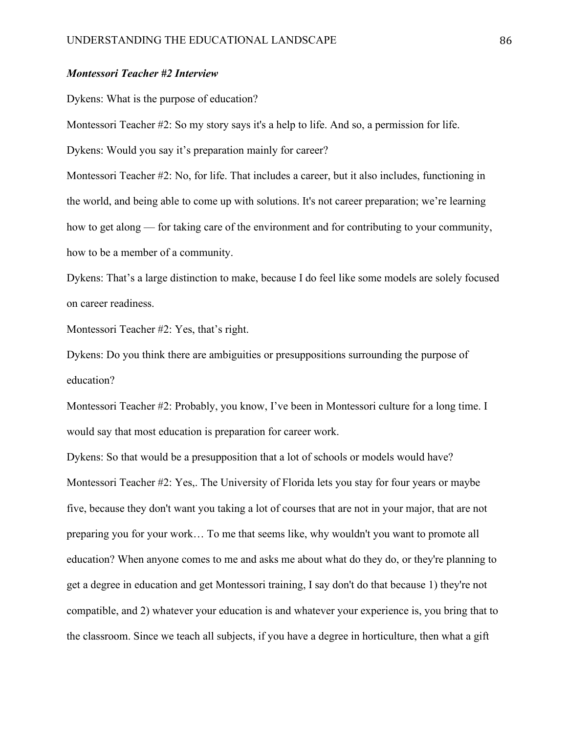***Montessori Teacher #2 Interview***

Dykens: What is the purpose of education?

Montessori Teacher #2: So my story says it's a help to life. And so, a permission for life.

Dykens: Would you say it's preparation mainly for career?

Montessori Teacher #2: No, for life. That includes a career, but it also includes, functioning in the world, and being able to come up with solutions. It's not career preparation; we're learning how to get along — for taking care of the environment and for contributing to your community, how to be a member of a community.

Dykens: That's a large distinction to make, because I do feel like some models are solely focused on career readiness.

Montessori Teacher #2: Yes, that's right.

Dykens: Do you think there are ambiguities or presuppositions surrounding the purpose of education?

Montessori Teacher #2: Probably, you know, I've been in Montessori culture for a long time. I would say that most education is preparation for career work.

Dykens: So that would be a presupposition that a lot of schools or models would have?

Montessori Teacher #2: Yes,. The University of Florida lets you stay for four years or maybe five, because they don't want you taking a lot of courses that are not in your major, that are not preparing you for your work… To me that seems like, why wouldn't you want to promote all education? When anyone comes to me and asks me about what do they do, or they're planning to get a degree in education and get Montessori training, I say don't do that because 1) they're not compatible, and 2) whatever your education is and whatever your experience is, you bring that to the classroom. Since we teach all subjects, if you have a degree in horticulture, then what a gift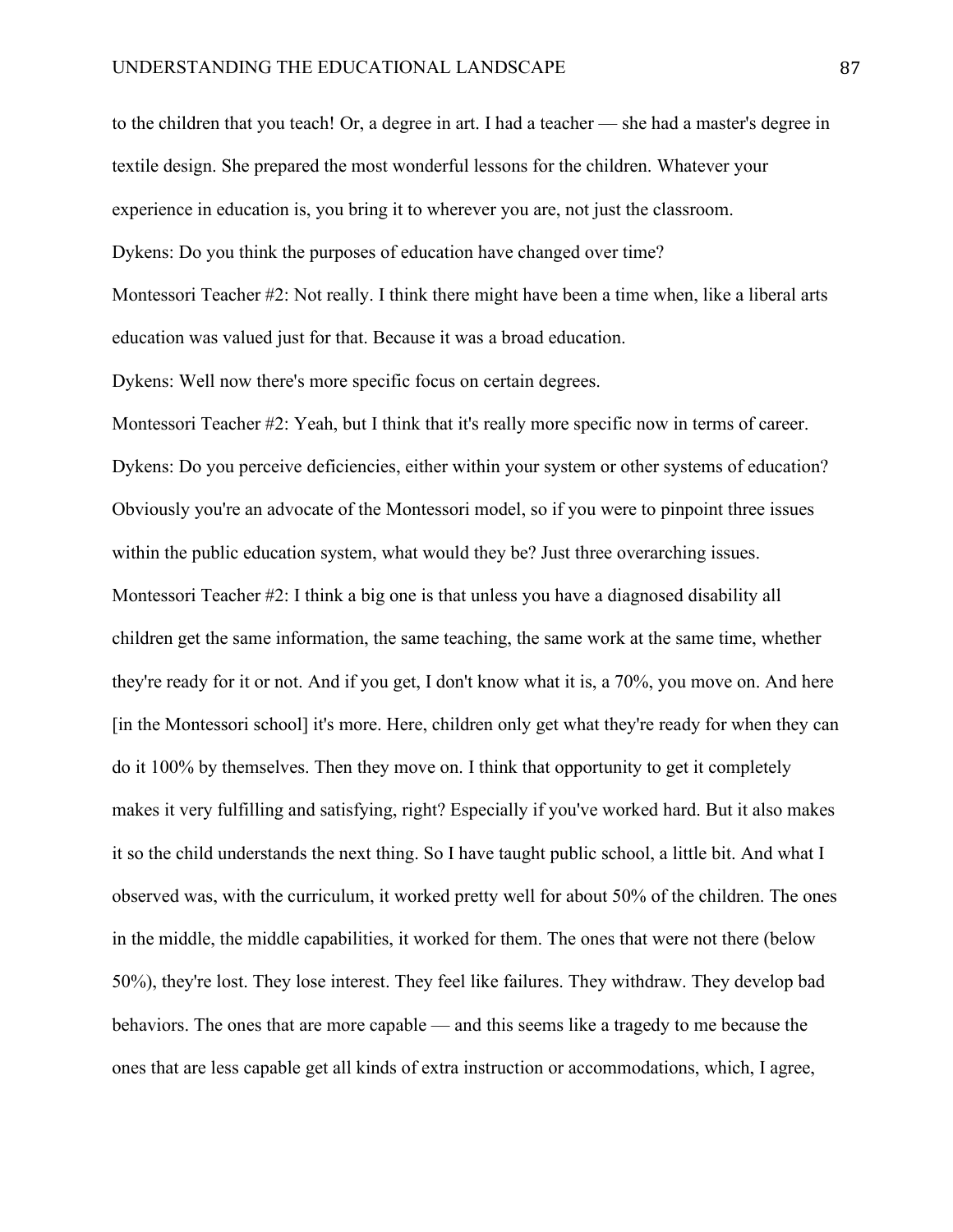to the children that you teach! Or, a degree in art. I had a teacher — she had a master's degree in textile design. She prepared the most wonderful lessons for the children. Whatever your experience in education is, you bring it to wherever you are, not just the classroom.

Dykens: Do you think the purposes of education have changed over time?

Montessori Teacher #2: Not really. I think there might have been a time when, like a liberal arts education was valued just for that. Because it was a broad education.

Dykens: Well now there's more specific focus on certain degrees.

Montessori Teacher #2: Yeah, but I think that it's really more specific now in terms of career.

Dykens: Do you perceive deficiencies, either within your system or other systems of education? Obviously you're an advocate of the Montessori model, so if you were to pinpoint three issues within the public education system, what would they be? Just three overarching issues.

Montessori Teacher #2: I think a big one is that unless you have a diagnosed disability all children get the same information, the same teaching, the same work at the same time, whether they're ready for it or not. And if you get, I don't know what it is, a 70%, you move on. And here [in the Montessori school] it's more. Here, children only get what they're ready for when they can do it 100% by themselves. Then they move on. I think that opportunity to get it completely makes it very fulfilling and satisfying, right? Especially if you've worked hard. But it also makes it so the child understands the next thing. So I have taught public school, a little bit. And what I observed was, with the curriculum, it worked pretty well for about 50% of the children. The ones in the middle, the middle capabilities, it worked for them. The ones that were not there (below 50%), they're lost. They lose interest. They feel like failures. They withdraw. They develop bad behaviors. The ones that are more capable — and this seems like a tragedy to me because the ones that are less capable get all kinds of extra instruction or accommodations, which, I agree,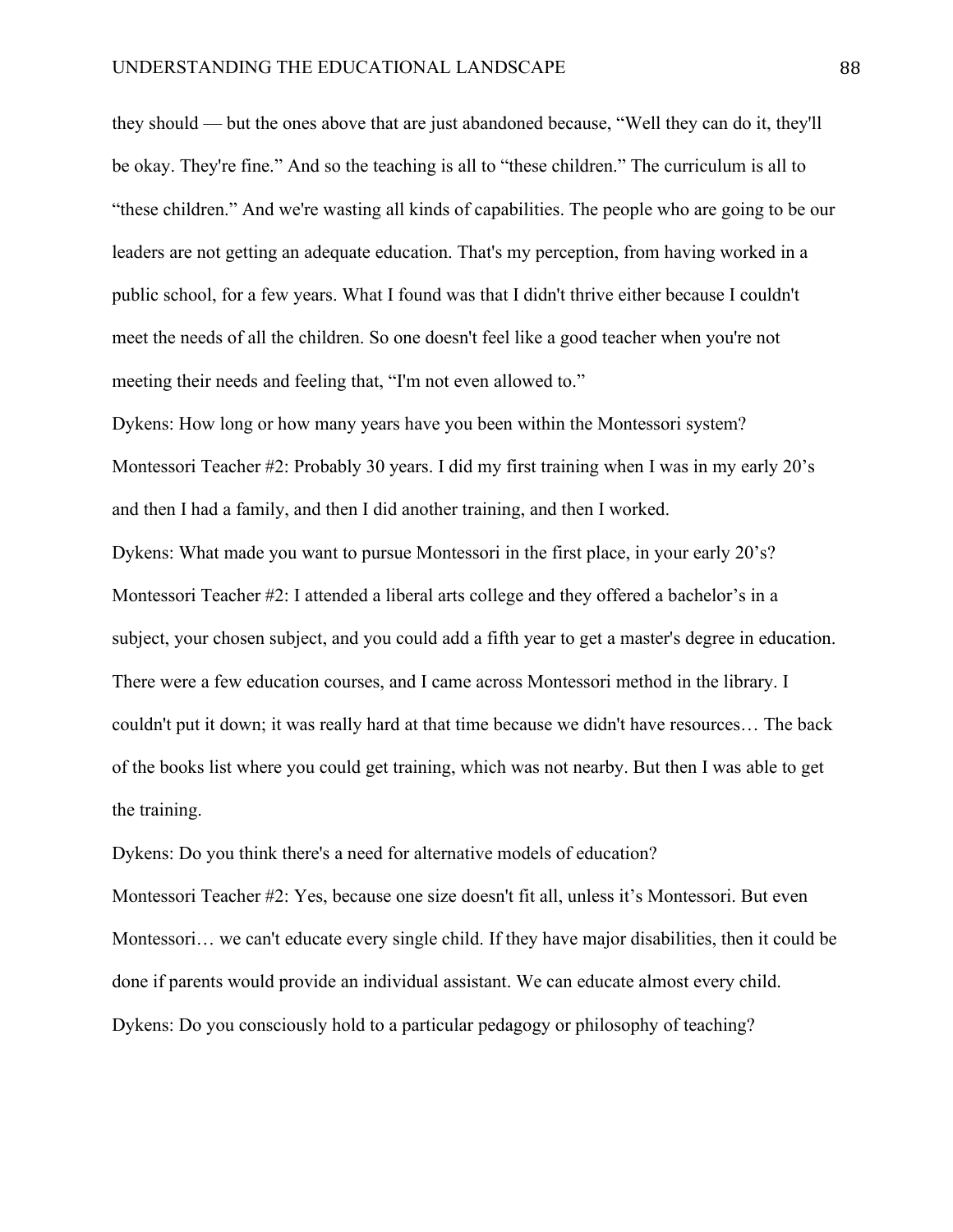they should — but the ones above that are just abandoned because, “Well they can do it, they'll be okay. They're fine.” And so the teaching is all to “these children.” The curriculum is all to “these children.” And we're wasting all kinds of capabilities. The people who are going to be our leaders are not getting an adequate education. That's my perception, from having worked in a public school, for a few years. What I found was that I didn't thrive either because I couldn't meet the needs of all the children. So one doesn't feel like a good teacher when you're not meeting their needs and feeling that, “I'm not even allowed to.”

Dykens: How long or how many years have you been within the Montessori system?

Montessori Teacher #2: Probably 30 years. I did my first training when I was in my early 20’s and then I had a family, and then I did another training, and then I worked.

Dykens: What made you want to pursue Montessori in the first place, in your early 20’s?

Montessori Teacher #2: I attended a liberal arts college and they offered a bachelor’s in a subject, your chosen subject, and you could add a fifth year to get a master's degree in education. There were a few education courses, and I came across Montessori method in the library. I couldn't put it down; it was really hard at that time because we didn't have resources… The back of the books list where you could get training, which was not nearby. But then I was able to get the training.

Dykens: Do you think there's a need for alternative models of education?

Montessori Teacher #2: Yes, because one size doesn't fit all, unless it’s Montessori. But even Montessori… we can't educate every single child. If they have major disabilities, then it could be done if parents would provide an individual assistant. We can educate almost every child.

Dykens: Do you consciously hold to a particular pedagogy or philosophy of teaching?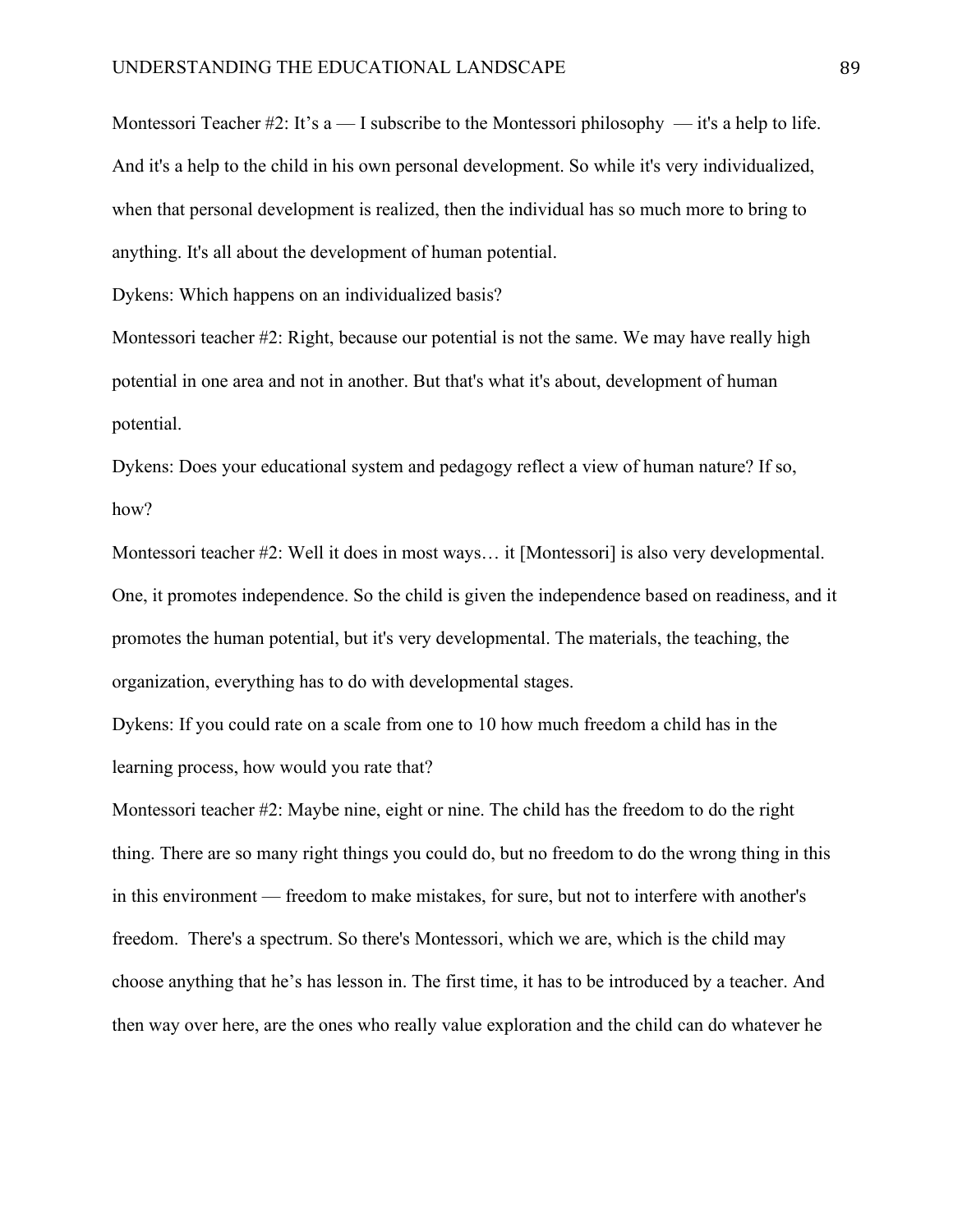Montessori Teacher #2: It’s a — I subscribe to the Montessori philosophy — it's a help to life. And it's a help to the child in his own personal development. So while it's very individualized, when that personal development is realized, then the individual has so much more to bring to anything. It's all about the development of human potential.

Dykens: Which happens on an individualized basis?

Montessori teacher #2: Right, because our potential is not the same. We may have really high potential in one area and not in another. But that's what it's about, development of human potential.

Dykens: Does your educational system and pedagogy reflect a view of human nature? If so, how?

Montessori teacher #2: Well it does in most ways… it [Montessori] is also very developmental. One, it promotes independence. So the child is given the independence based on readiness, and it promotes the human potential, but it's very developmental. The materials, the teaching, the organization, everything has to do with developmental stages.

Dykens: If you could rate on a scale from one to 10 how much freedom a child has in the learning process, how would you rate that?

Montessori teacher #2: Maybe nine, eight or nine. The child has the freedom to do the right thing. There are so many right things you could do, but no freedom to do the wrong thing in this in this environment — freedom to make mistakes, for sure, but not to interfere with another's freedom. There's a spectrum. So there's Montessori, which we are, which is the child may choose anything that he’s has lesson in. The first time, it has to be introduced by a teacher. And then way over here, are the ones who really value exploration and the child can do whatever he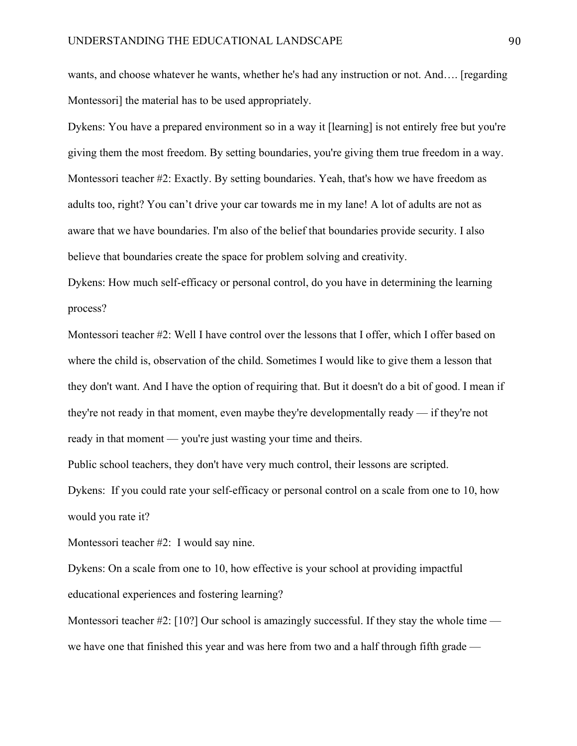wants, and choose whatever he wants, whether he's had any instruction or not. And…. [regarding Montessori] the material has to be used appropriately.

Dykens: You have a prepared environment so in a way it [learning] is not entirely free but you're giving them the most freedom. By setting boundaries, you're giving them true freedom in a way.

Montessori teacher #2: Exactly. By setting boundaries. Yeah, that's how we have freedom as adults too, right? You can't drive your car towards me in my lane! A lot of adults are not as aware that we have boundaries. I'm also of the belief that boundaries provide security. I also believe that boundaries create the space for problem solving and creativity.

Dykens: How much self-efficacy or personal control, do you have in determining the learning process?

Montessori teacher #2: Well I have control over the lessons that I offer, which I offer based on where the child is, observation of the child. Sometimes I would like to give them a lesson that they don't want. And I have the option of requiring that. But it doesn't do a bit of good. I mean if they're not ready in that moment, even maybe they're developmentally ready — if they're not ready in that moment — you're just wasting your time and theirs.

Public school teachers, they don't have very much control, their lessons are scripted.

Dykens: If you could rate your self-efficacy or personal control on a scale from one to 10, how would you rate it?

Montessori teacher #2: I would say nine.

Dykens: On a scale from one to 10, how effective is your school at providing impactful educational experiences and fostering learning?

Montessori teacher #2: [10?] Our school is amazingly successful. If they stay the whole time — we have one that finished this year and was here from two and a half through fifth grade —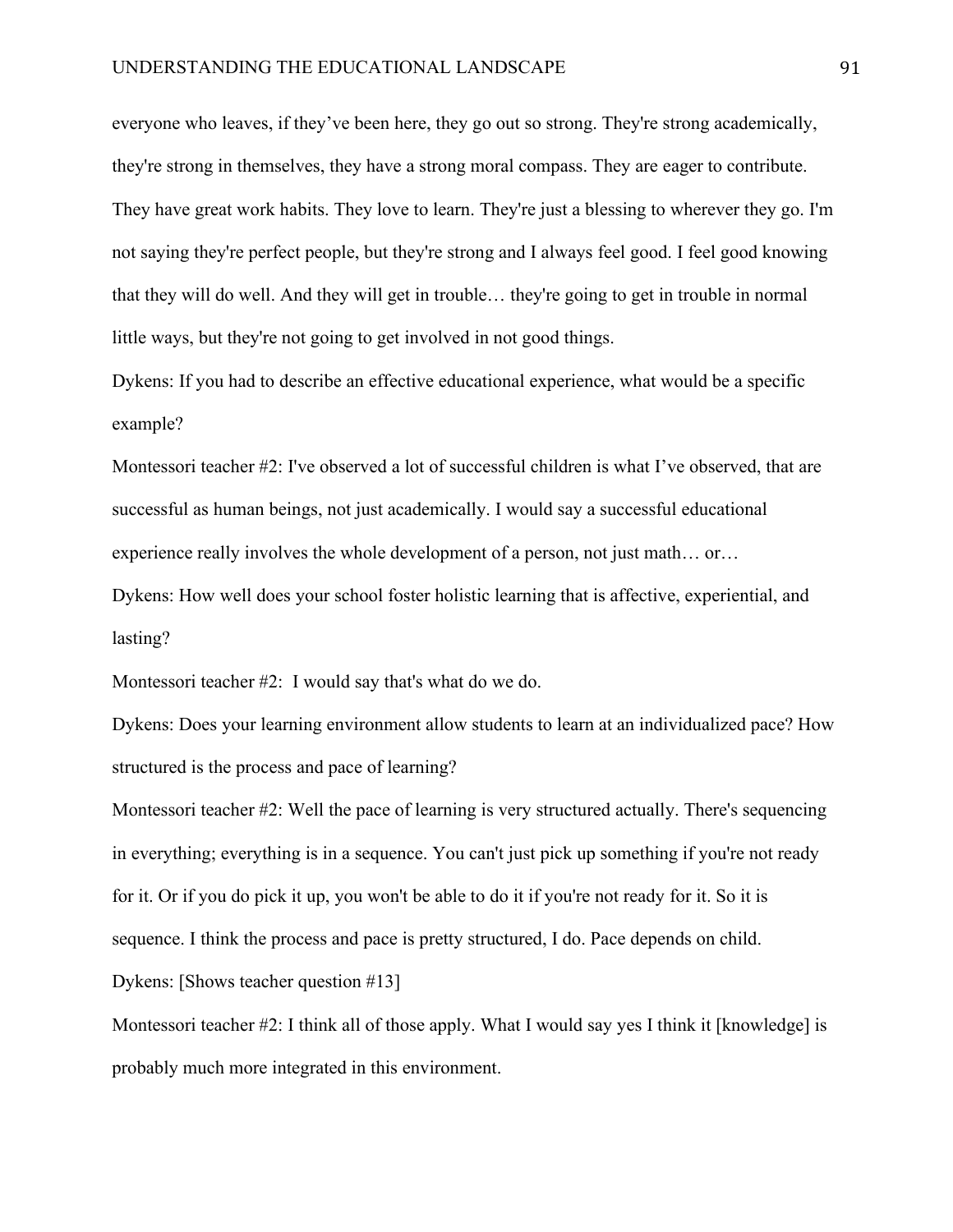everyone who leaves, if they've been here, they go out so strong. They're strong academically, they're strong in themselves, they have a strong moral compass. They are eager to contribute. They have great work habits. They love to learn. They're just a blessing to wherever they go. I'm not saying they're perfect people, but they're strong and I always feel good. I feel good knowing that they will do well. And they will get in trouble… they're going to get in trouble in normal little ways, but they're not going to get involved in not good things.

Dykens: If you had to describe an effective educational experience, what would be a specific example?

Montessori teacher #2: I've observed a lot of successful children is what I've observed, that are successful as human beings, not just academically. I would say a successful educational experience really involves the whole development of a person, not just math… or…

Dykens: How well does your school foster holistic learning that is affective, experiential, and lasting?

Montessori teacher #2: I would say that's what do we do.

Dykens: Does your learning environment allow students to learn at an individualized pace? How structured is the process and pace of learning?

Montessori teacher #2: Well the pace of learning is very structured actually. There's sequencing in everything; everything is in a sequence. You can't just pick up something if you're not ready for it. Or if you do pick it up, you won't be able to do it if you're not ready for it. So it is sequence. I think the process and pace is pretty structured, I do. Pace depends on child.

Dykens: [Shows teacher question #13]

Montessori teacher #2: I think all of those apply. What I would say yes I think it [knowledge] is probably much more integrated in this environment.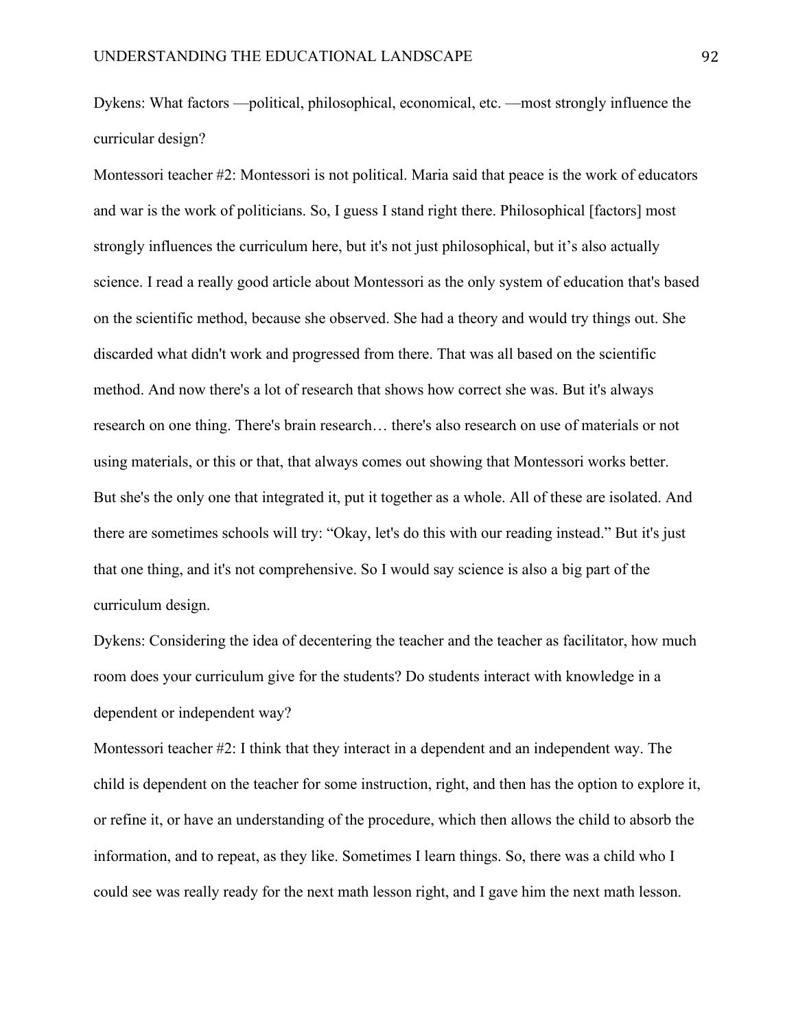Dykens: What factors —political, philosophical, economical, etc. —most strongly influence the curricular design?

Montessori teacher #2: Montessori is not political. Maria said that peace is the work of educators and war is the work of politicians. So, I guess I stand right there. Philosophical [factors] most strongly influences the curriculum here, but it's not just philosophical, but it's also actually science. I read a really good article about Montessori as the only system of education that's based on the scientific method, because she observed. She had a theory and would try things out. She discarded what didn't work and progressed from there. That was all based on the scientific method. And now there's a lot of research that shows how correct she was. But it's always research on one thing. There's brain research… there's also research on use of materials or not using materials, or this or that, that always comes out showing that Montessori works better. But she's the only one that integrated it, put it together as a whole. All of these are isolated. And there are sometimes schools will try: "Okay, let's do this with our reading instead." But it's just that one thing, and it's not comprehensive. So I would say science is also a big part of the curriculum design.

Dykens: Considering the idea of decentering the teacher and the teacher as facilitator, how much room does your curriculum give for the students? Do students interact with knowledge in a dependent or independent way?

Montessori teacher #2: I think that they interact in a dependent and an independent way. The child is dependent on the teacher for some instruction, right, and then has the option to explore it, or refine it, or have an understanding of the procedure, which then allows the child to absorb the information, and to repeat, as they like. Sometimes I learn things. So, there was a child who I could see was really ready for the next math lesson right, and I gave him the next math lesson.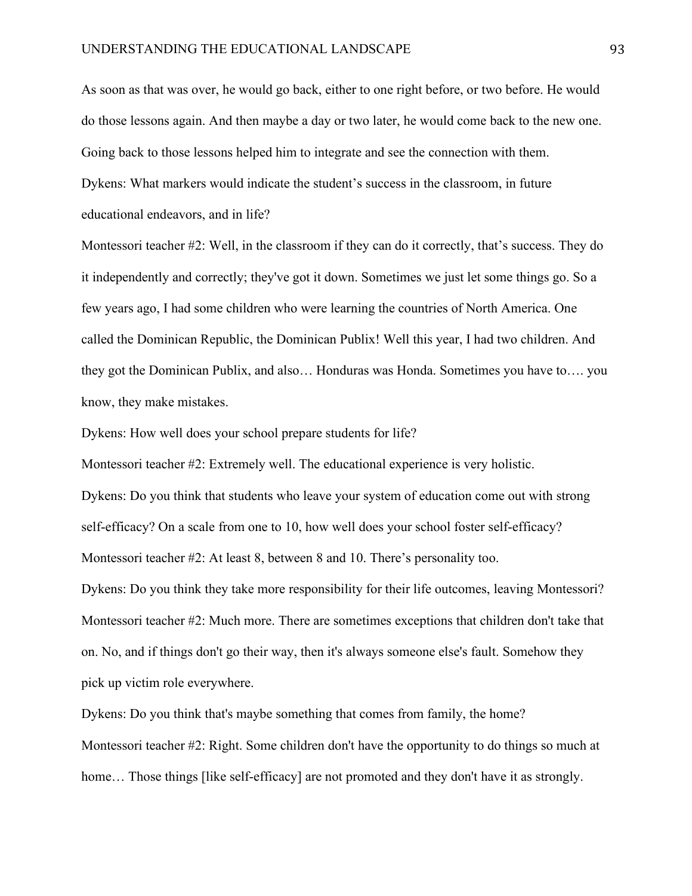As soon as that was over, he would go back, either to one right before, or two before. He would do those lessons again. And then maybe a day or two later, he would come back to the new one. Going back to those lessons helped him to integrate and see the connection with them.

Dykens: What markers would indicate the student's success in the classroom, in future educational endeavors, and in life?

Montessori teacher #2: Well, in the classroom if they can do it correctly, that's success. They do it independently and correctly; they've got it down. Sometimes we just let some things go. So a few years ago, I had some children who were learning the countries of North America. One called the Dominican Republic, the Dominican Publix! Well this year, I had two children. And they got the Dominican Publix, and also… Honduras was Honda. Sometimes you have to…. you know, they make mistakes.

Dykens: How well does your school prepare students for life?

Montessori teacher #2: Extremely well. The educational experience is very holistic.

Dykens: Do you think that students who leave your system of education come out with strong self-efficacy? On a scale from one to 10, how well does your school foster self-efficacy?

Montessori teacher #2: At least 8, between 8 and 10. There's personality too.

Dykens: Do you think they take more responsibility for their life outcomes, leaving Montessori?

Montessori teacher #2: Much more. There are sometimes exceptions that children don't take that on. No, and if things don't go their way, then it's always someone else's fault. Somehow they pick up victim role everywhere.

Dykens: Do you think that's maybe something that comes from family, the home?

Montessori teacher #2: Right. Some children don't have the opportunity to do things so much at home… Those things [like self-efficacy] are not promoted and they don't have it as strongly.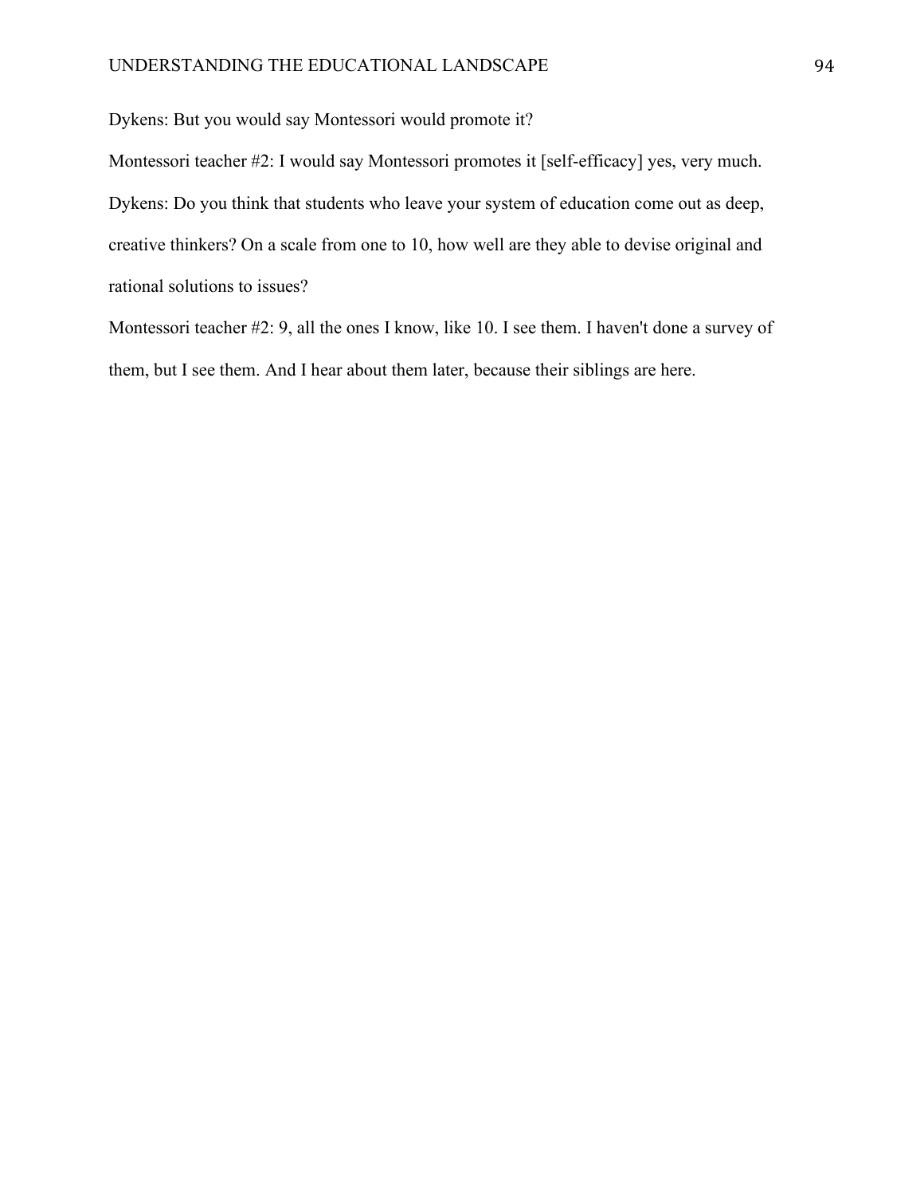Dykens: But you would say Montessori would promote it?

Montessori teacher #2: I would say Montessori promotes it [self-efficacy] yes, very much.

Dykens: Do you think that students who leave your system of education come out as deep, creative thinkers? On a scale from one to 10, how well are they able to devise original and rational solutions to issues?

Montessori teacher #2: 9, all the ones I know, like 10. I see them. I haven't done a survey of them, but I see them. And I hear about them later, because their siblings are here.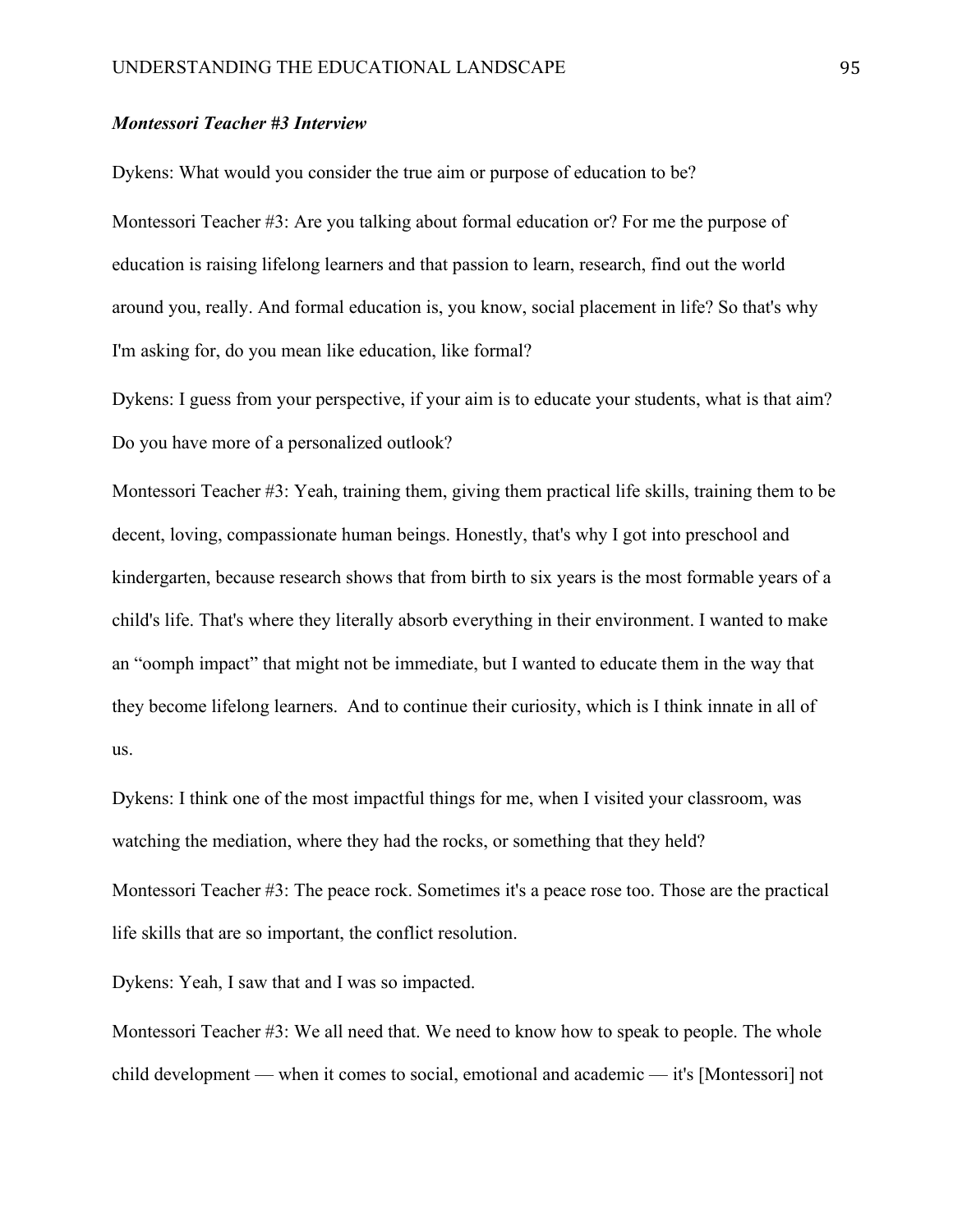***Montessori Teacher #3 Interview***

Dykens: What would you consider the true aim or purpose of education to be?

Montessori Teacher #3: Are you talking about formal education or? For me the purpose of education is raising lifelong learners and that passion to learn, research, find out the world around you, really. And formal education is, you know, social placement in life? So that's why I'm asking for, do you mean like education, like formal?

Dykens: I guess from your perspective, if your aim is to educate your students, what is that aim? Do you have more of a personalized outlook?

Montessori Teacher #3: Yeah, training them, giving them practical life skills, training them to be decent, loving, compassionate human beings. Honestly, that's why I got into preschool and kindergarten, because research shows that from birth to six years is the most formable years of a child's life. That's where they literally absorb everything in their environment. I wanted to make an "oomph impact" that might not be immediate, but I wanted to educate them in the way that they become lifelong learners. And to continue their curiosity, which is I think innate in all of us.

Dykens: I think one of the most impactful things for me, when I visited your classroom, was watching the mediation, where they had the rocks, or something that they held?

Montessori Teacher #3: The peace rock. Sometimes it's a peace rose too. Those are the practical life skills that are so important, the conflict resolution.

Dykens: Yeah, I saw that and I was so impacted.

Montessori Teacher #3: We all need that. We need to know how to speak to people. The whole child development — when it comes to social, emotional and academic — it's [Montessori] not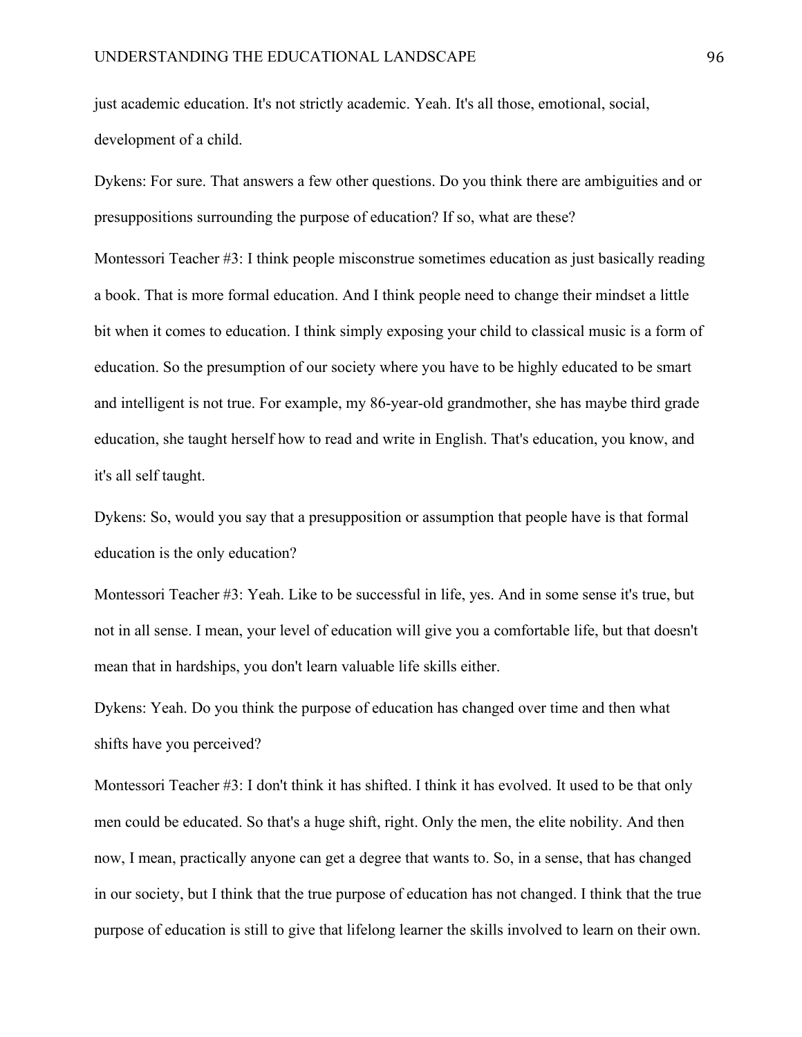just academic education. It's not strictly academic. Yeah. It's all those, emotional, social, development of a child.

Dykens: For sure. That answers a few other questions. Do you think there are ambiguities and or presuppositions surrounding the purpose of education? If so, what are these?

Montessori Teacher #3: I think people misconstrue sometimes education as just basically reading a book. That is more formal education. And I think people need to change their mindset a little bit when it comes to education. I think simply exposing your child to classical music is a form of education. So the presumption of our society where you have to be highly educated to be smart and intelligent is not true. For example, my 86-year-old grandmother, she has maybe third grade education, she taught herself how to read and write in English. That's education, you know, and it's all self taught.

Dykens: So, would you say that a presupposition or assumption that people have is that formal education is the only education?

Montessori Teacher #3: Yeah. Like to be successful in life, yes. And in some sense it's true, but not in all sense. I mean, your level of education will give you a comfortable life, but that doesn't mean that in hardships, you don't learn valuable life skills either.

Dykens: Yeah. Do you think the purpose of education has changed over time and then what shifts have you perceived?

Montessori Teacher #3: I don't think it has shifted. I think it has evolved. It used to be that only men could be educated. So that's a huge shift, right. Only the men, the elite nobility. And then now, I mean, practically anyone can get a degree that wants to. So, in a sense, that has changed in our society, but I think that the true purpose of education has not changed. I think that the true purpose of education is still to give that lifelong learner the skills involved to learn on their own.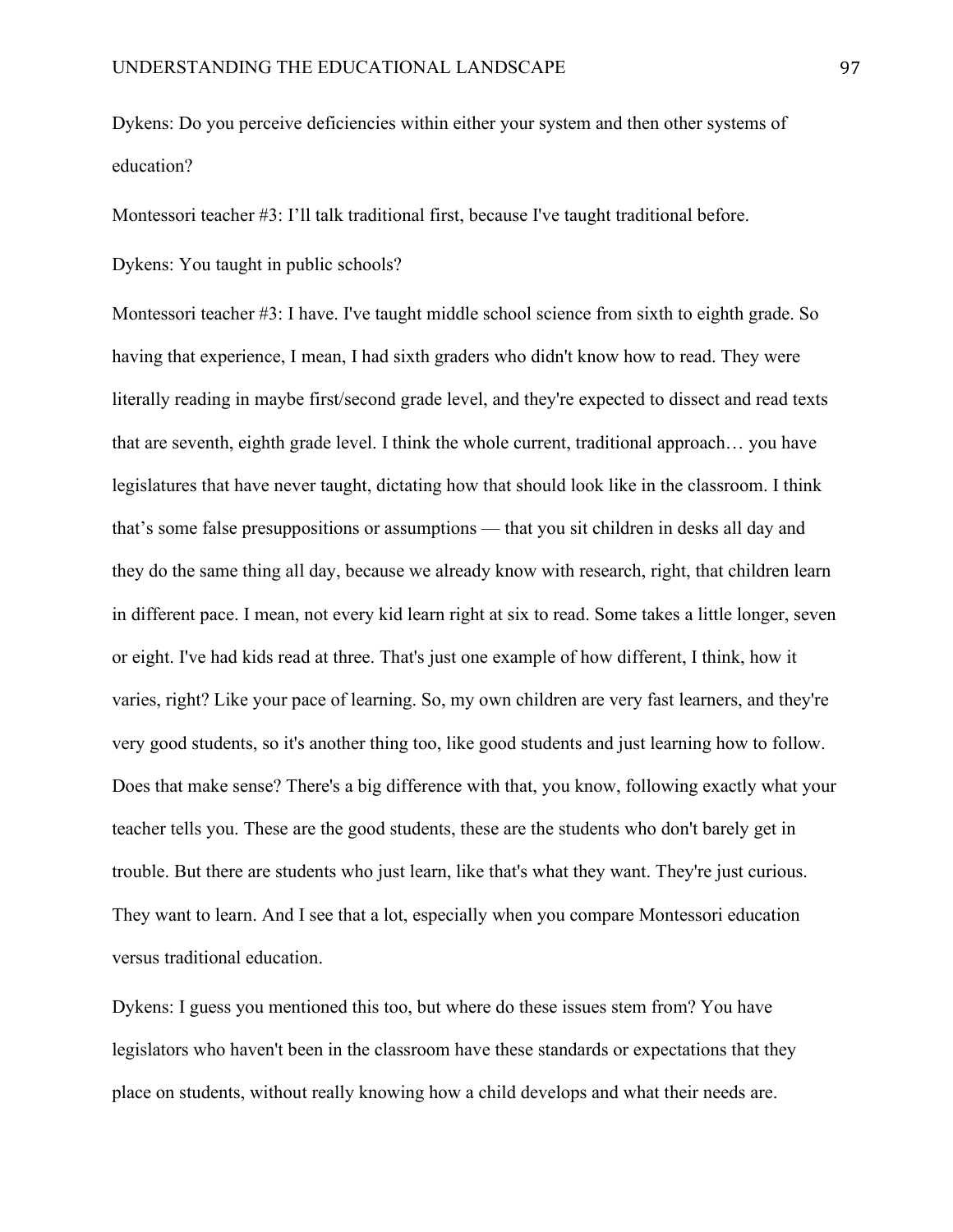Dykens: Do you perceive deficiencies within either your system and then other systems of education?

Montessori teacher #3: I'll talk traditional first, because I've taught traditional before.

Dykens: You taught in public schools?

Montessori teacher #3: I have. I've taught middle school science from sixth to eighth grade. So having that experience, I mean, I had sixth graders who didn't know how to read. They were literally reading in maybe first/second grade level, and they're expected to dissect and read texts that are seventh, eighth grade level. I think the whole current, traditional approach… you have legislatures that have never taught, dictating how that should look like in the classroom. I think that's some false presuppositions or assumptions — that you sit children in desks all day and they do the same thing all day, because we already know with research, right, that children learn in different pace. I mean, not every kid learn right at six to read. Some takes a little longer, seven or eight. I've had kids read at three. That's just one example of how different, I think, how it varies, right? Like your pace of learning. So, my own children are very fast learners, and they're very good students, so it's another thing too, like good students and just learning how to follow. Does that make sense? There's a big difference with that, you know, following exactly what your teacher tells you. These are the good students, these are the students who don't barely get in trouble. But there are students who just learn, like that's what they want. They're just curious. They want to learn. And I see that a lot, especially when you compare Montessori education versus traditional education.

Dykens: I guess you mentioned this too, but where do these issues stem from? You have legislators who haven't been in the classroom have these standards or expectations that they place on students, without really knowing how a child develops and what their needs are.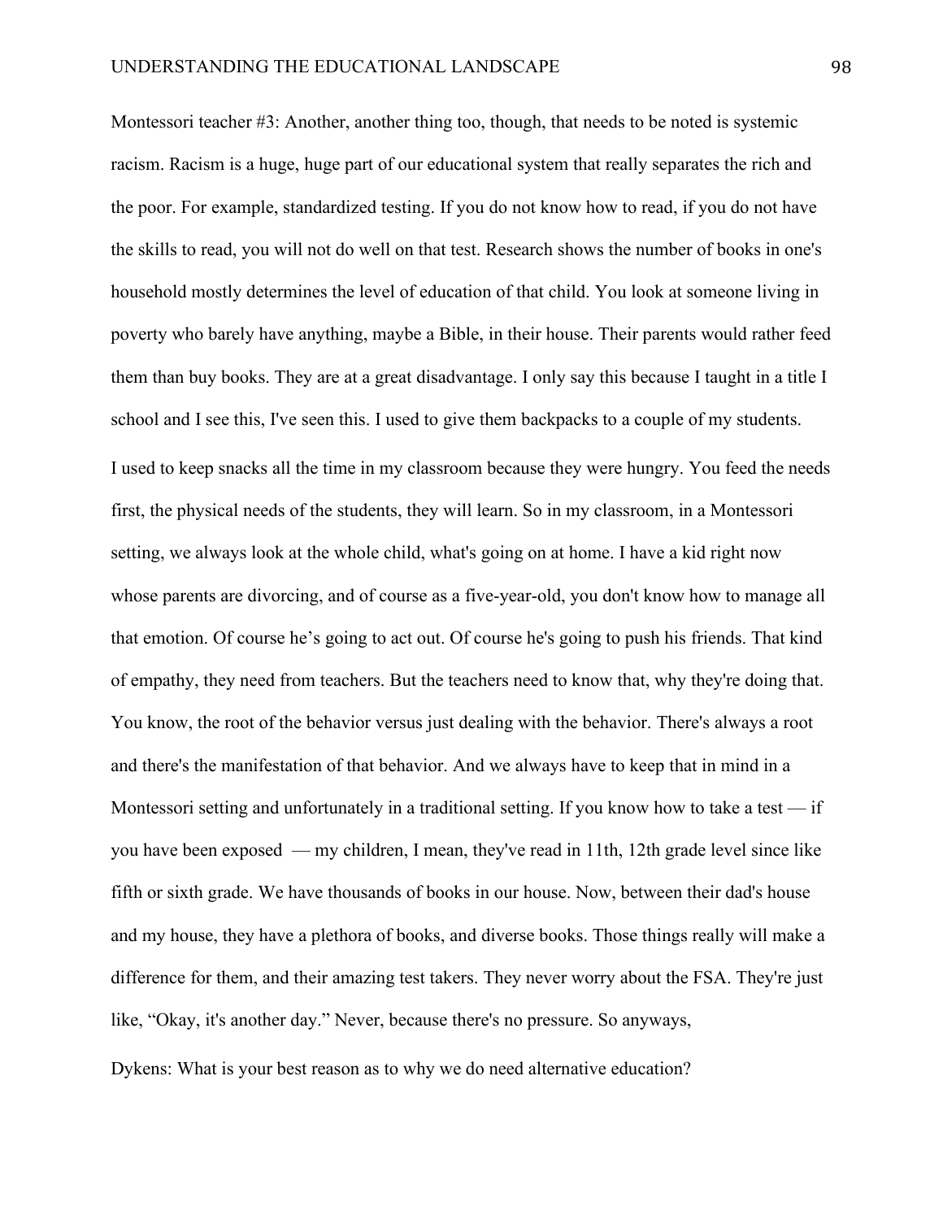Montessori teacher #3: Another, another thing too, though, that needs to be noted is systemic racism. Racism is a huge, huge part of our educational system that really separates the rich and the poor. For example, standardized testing. If you do not know how to read, if you do not have the skills to read, you will not do well on that test. Research shows the number of books in one's household mostly determines the level of education of that child. You look at someone living in poverty who barely have anything, maybe a Bible, in their house. Their parents would rather feed them than buy books. They are at a great disadvantage. I only say this because I taught in a title I school and I see this, I've seen this. I used to give them backpacks to a couple of my students. I used to keep snacks all the time in my classroom because they were hungry. You feed the needs first, the physical needs of the students, they will learn. So in my classroom, in a Montessori setting, we always look at the whole child, what's going on at home. I have a kid right now whose parents are divorcing, and of course as a five-year-old, you don't know how to manage all that emotion. Of course he's going to act out. Of course he's going to push his friends. That kind of empathy, they need from teachers. But the teachers need to know that, why they're doing that. You know, the root of the behavior versus just dealing with the behavior. There's always a root and there's the manifestation of that behavior. And we always have to keep that in mind in a Montessori setting and unfortunately in a traditional setting. If you know how to take a test — if you have been exposed — my children, I mean, they've read in 11th, 12th grade level since like fifth or sixth grade. We have thousands of books in our house. Now, between their dad's house and my house, they have a plethora of books, and diverse books. Those things really will make a difference for them, and their amazing test takers. They never worry about the FSA. They're just like, "Okay, it's another day." Never, because there's no pressure. So anyways,

Dykens: What is your best reason as to why we do need alternative education?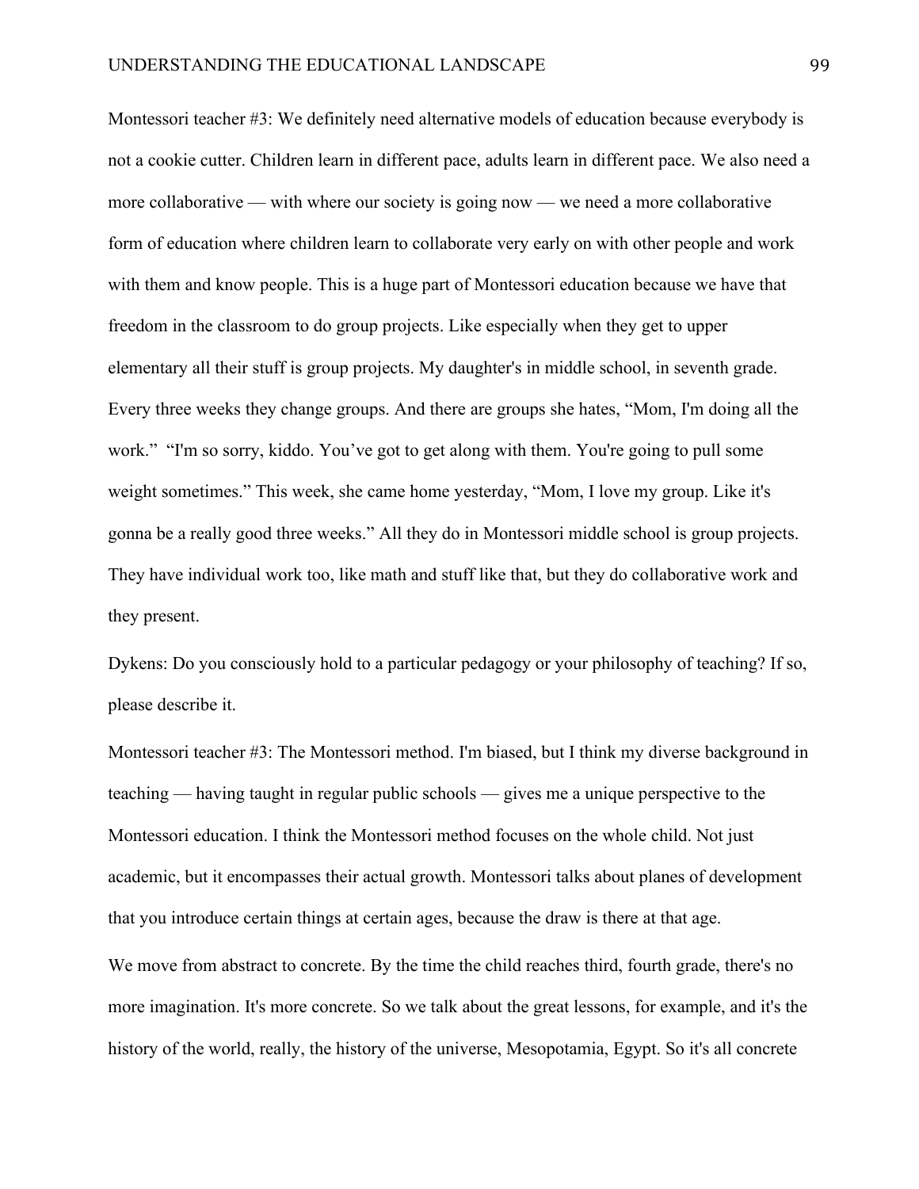Montessori teacher #3: We definitely need alternative models of education because everybody is not a cookie cutter. Children learn in different pace, adults learn in different pace. We also need a more collaborative — with where our society is going now — we need a more collaborative form of education where children learn to collaborate very early on with other people and work with them and know people. This is a huge part of Montessori education because we have that freedom in the classroom to do group projects. Like especially when they get to upper elementary all their stuff is group projects. My daughter's in middle school, in seventh grade. Every three weeks they change groups. And there are groups she hates, "Mom, I'm doing all the work." "I'm so sorry, kiddo. You've got to get along with them. You're going to pull some weight sometimes." This week, she came home yesterday, "Mom, I love my group. Like it's gonna be a really good three weeks." All they do in Montessori middle school is group projects. They have individual work too, like math and stuff like that, but they do collaborative work and they present.

Dykens: Do you consciously hold to a particular pedagogy or your philosophy of teaching? If so, please describe it.

Montessori teacher #3: The Montessori method. I'm biased, but I think my diverse background in teaching — having taught in regular public schools — gives me a unique perspective to the Montessori education. I think the Montessori method focuses on the whole child. Not just academic, but it encompasses their actual growth. Montessori talks about planes of development that you introduce certain things at certain ages, because the draw is there at that age.

We move from abstract to concrete. By the time the child reaches third, fourth grade, there's no more imagination. It's more concrete. So we talk about the great lessons, for example, and it's the history of the world, really, the history of the universe, Mesopotamia, Egypt. So it's all concrete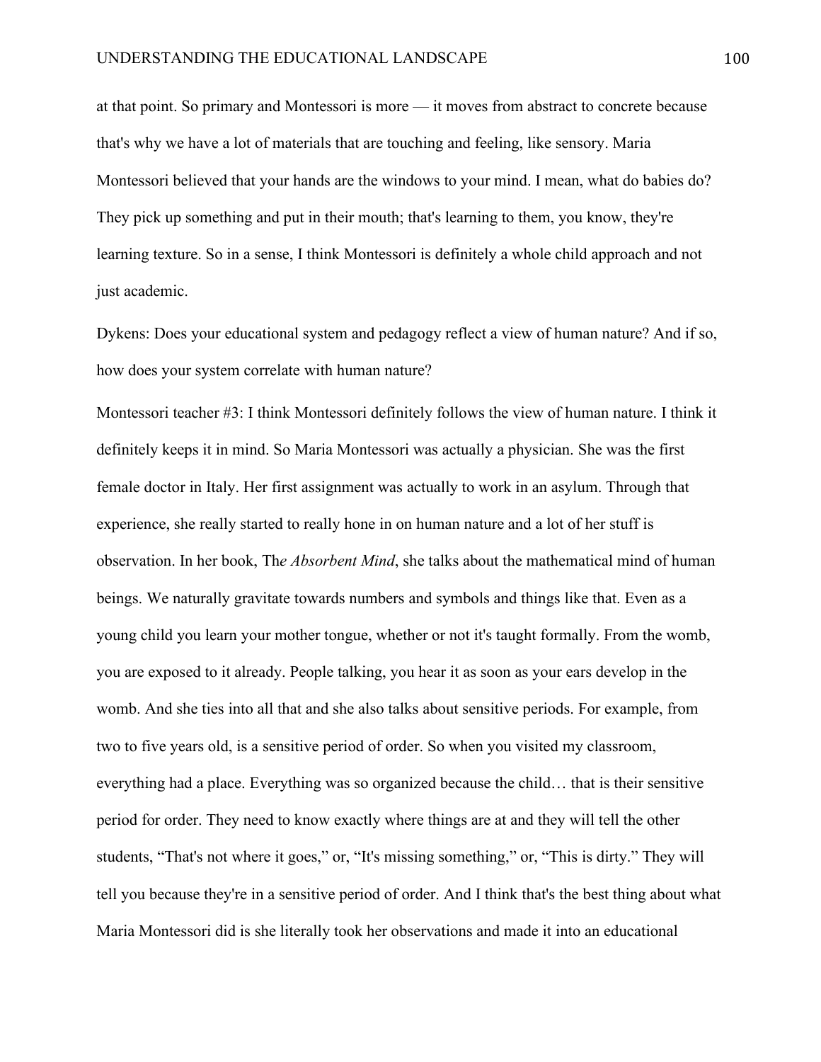at that point. So primary and Montessori is more — it moves from abstract to concrete because that's why we have a lot of materials that are touching and feeling, like sensory. Maria Montessori believed that your hands are the windows to your mind. I mean, what do babies do? They pick up something and put in their mouth; that's learning to them, you know, they're learning texture. So in a sense, I think Montessori is definitely a whole child approach and not just academic.

Dykens: Does your educational system and pedagogy reflect a view of human nature? And if so, how does your system correlate with human nature?

Montessori teacher #3: I think Montessori definitely follows the view of human nature. I think it definitely keeps it in mind. So Maria Montessori was actually a physician. She was the first female doctor in Italy. Her first assignment was actually to work in an asylum. Through that experience, she really started to really hone in on human nature and a lot of her stuff is observation. In her book, Th*e Absorbent Mind*, she talks about the mathematical mind of human beings. We naturally gravitate towards numbers and symbols and things like that. Even as a young child you learn your mother tongue, whether or not it's taught formally. From the womb, you are exposed to it already. People talking, you hear it as soon as your ears develop in the womb. And she ties into all that and she also talks about sensitive periods. For example, from two to five years old, is a sensitive period of order. So when you visited my classroom, everything had a place. Everything was so organized because the child… that is their sensitive period for order. They need to know exactly where things are at and they will tell the other students, "That's not where it goes," or, "It's missing something," or, "This is dirty." They will tell you because they're in a sensitive period of order. And I think that's the best thing about what Maria Montessori did is she literally took her observations and made it into an educational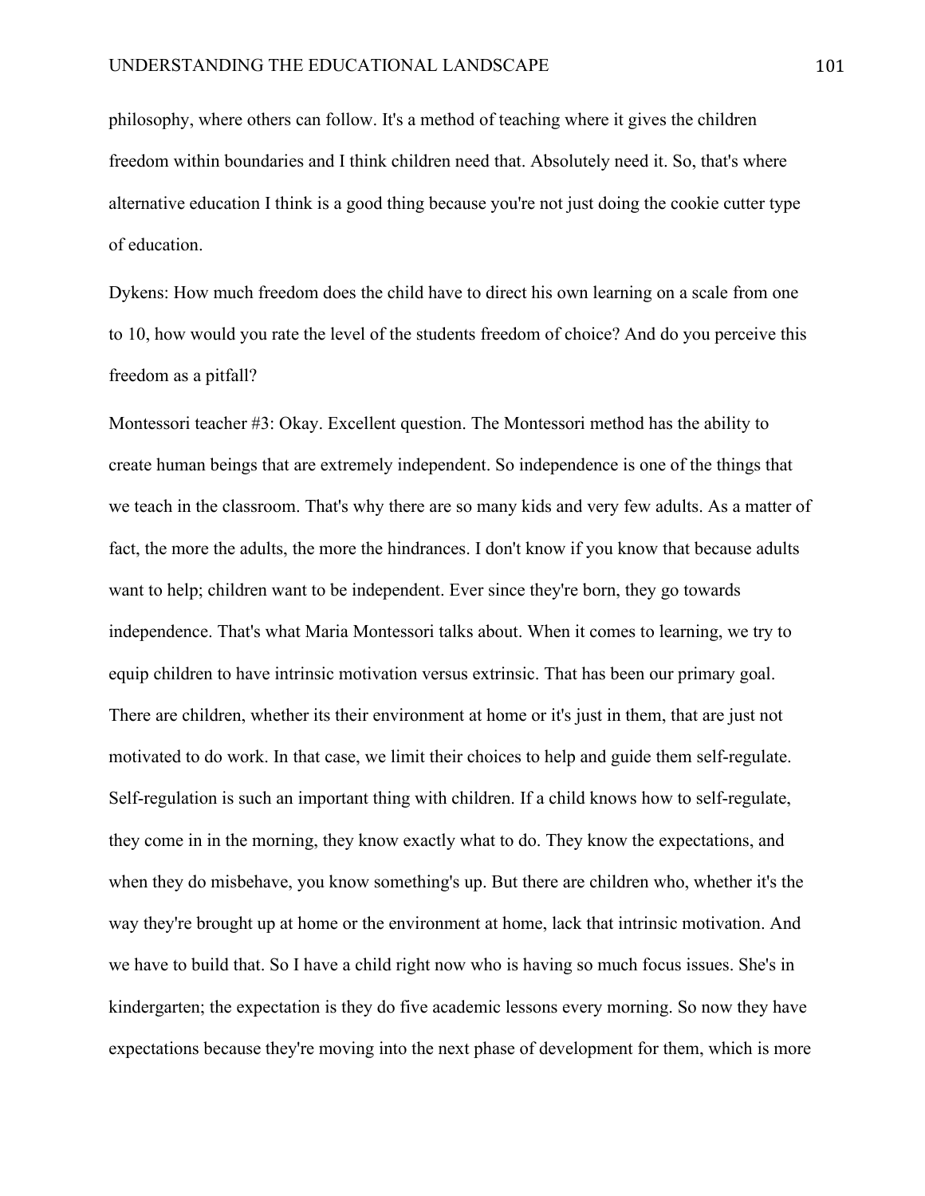philosophy, where others can follow. It's a method of teaching where it gives the children freedom within boundaries and I think children need that. Absolutely need it. So, that's where alternative education I think is a good thing because you're not just doing the cookie cutter type of education.

Dykens: How much freedom does the child have to direct his own learning on a scale from one to 10, how would you rate the level of the students freedom of choice? And do you perceive this freedom as a pitfall?

Montessori teacher #3: Okay. Excellent question. The Montessori method has the ability to create human beings that are extremely independent. So independence is one of the things that we teach in the classroom. That's why there are so many kids and very few adults. As a matter of fact, the more the adults, the more the hindrances. I don't know if you know that because adults want to help; children want to be independent. Ever since they're born, they go towards independence. That's what Maria Montessori talks about. When it comes to learning, we try to equip children to have intrinsic motivation versus extrinsic. That has been our primary goal. There are children, whether its their environment at home or it's just in them, that are just not motivated to do work. In that case, we limit their choices to help and guide them self-regulate. Self-regulation is such an important thing with children. If a child knows how to self-regulate, they come in in the morning, they know exactly what to do. They know the expectations, and when they do misbehave, you know something's up. But there are children who, whether it's the way they're brought up at home or the environment at home, lack that intrinsic motivation. And we have to build that. So I have a child right now who is having so much focus issues. She's in kindergarten; the expectation is they do five academic lessons every morning. So now they have expectations because they're moving into the next phase of development for them, which is more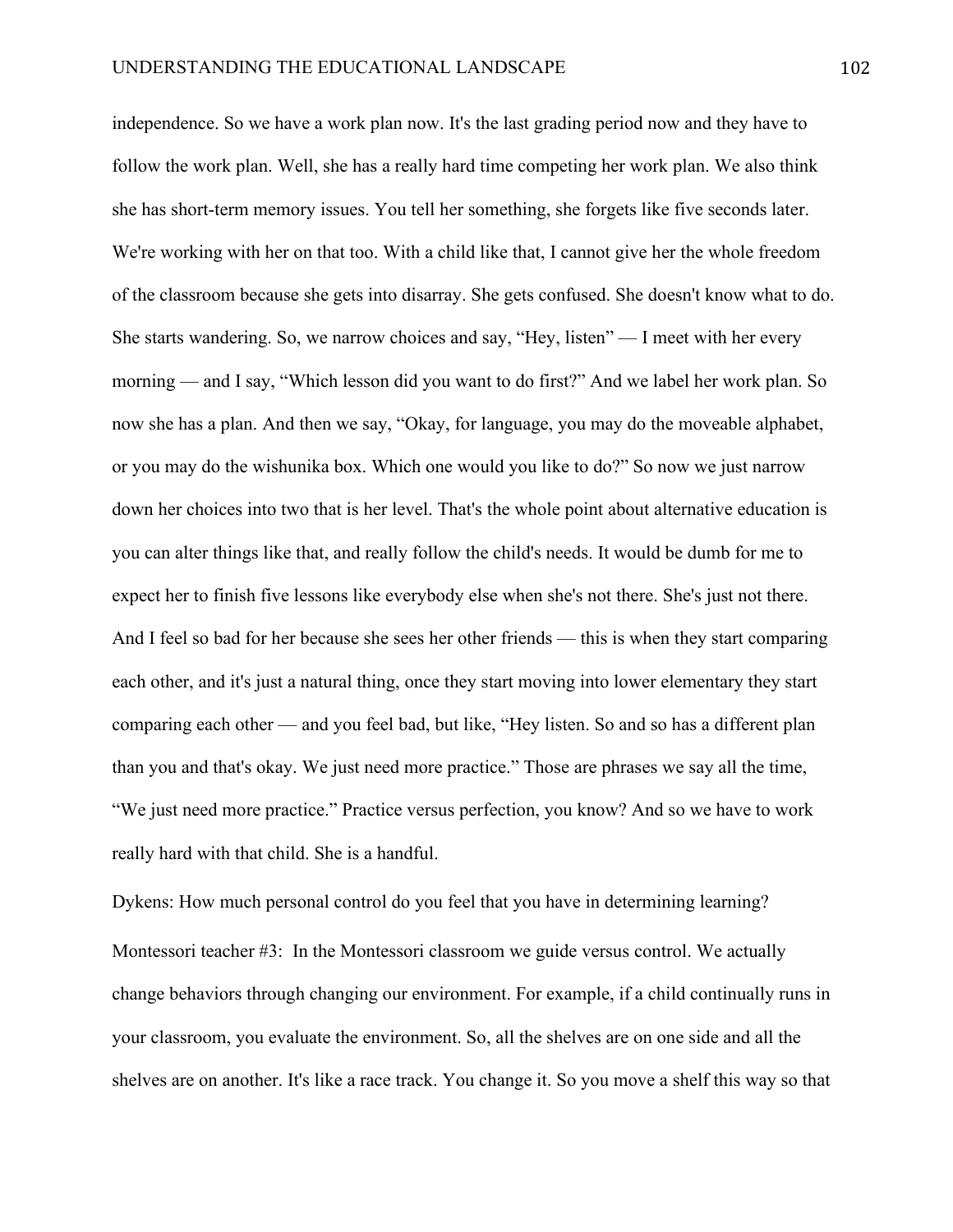independence. So we have a work plan now. It's the last grading period now and they have to follow the work plan. Well, she has a really hard time competing her work plan. We also think she has short-term memory issues. You tell her something, she forgets like five seconds later. We're working with her on that too. With a child like that, I cannot give her the whole freedom of the classroom because she gets into disarray. She gets confused. She doesn't know what to do. She starts wandering. So, we narrow choices and say, "Hey, listen" — I meet with her every morning — and I say, "Which lesson did you want to do first?" And we label her work plan. So now she has a plan. And then we say, "Okay, for language, you may do the moveable alphabet, or you may do the wishunika box. Which one would you like to do?" So now we just narrow down her choices into two that is her level. That's the whole point about alternative education is you can alter things like that, and really follow the child's needs. It would be dumb for me to expect her to finish five lessons like everybody else when she's not there. She's just not there. And I feel so bad for her because she sees her other friends — this is when they start comparing each other, and it's just a natural thing, once they start moving into lower elementary they start comparing each other — and you feel bad, but like, "Hey listen. So and so has a different plan than you and that's okay. We just need more practice." Those are phrases we say all the time, "We just need more practice." Practice versus perfection, you know? And so we have to work really hard with that child. She is a handful.

Dykens: How much personal control do you feel that you have in determining learning?

Montessori teacher #3: In the Montessori classroom we guide versus control. We actually change behaviors through changing our environment. For example, if a child continually runs in your classroom, you evaluate the environment. So, all the shelves are on one side and all the shelves are on another. It's like a race track. You change it. So you move a shelf this way so that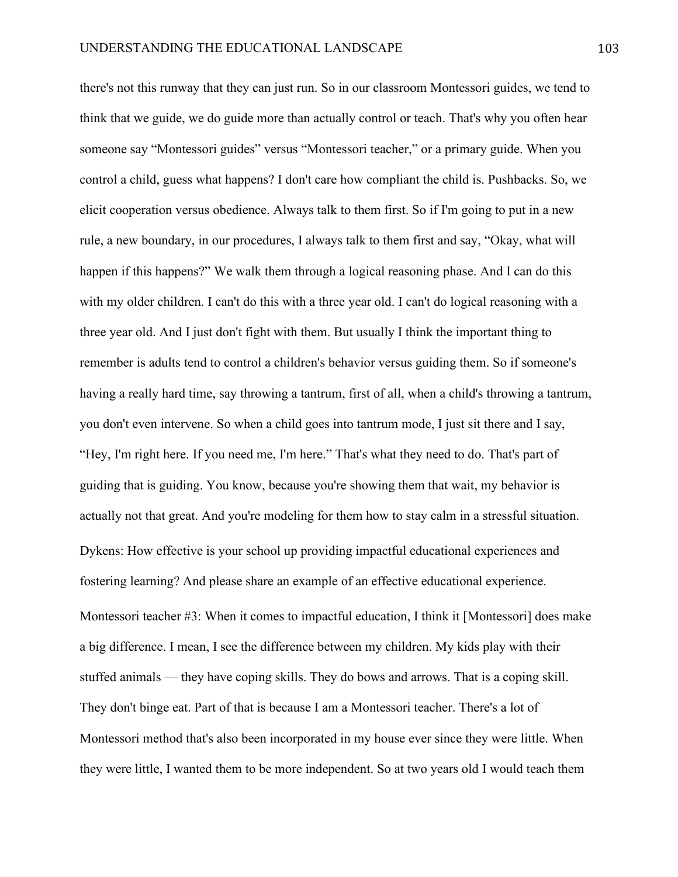there's not this runway that they can just run. So in our classroom Montessori guides, we tend to think that we guide, we do guide more than actually control or teach. That's why you often hear someone say "Montessori guides" versus "Montessori teacher," or a primary guide. When you control a child, guess what happens? I don't care how compliant the child is. Pushbacks. So, we elicit cooperation versus obedience. Always talk to them first. So if I'm going to put in a new rule, a new boundary, in our procedures, I always talk to them first and say, "Okay, what will happen if this happens?" We walk them through a logical reasoning phase. And I can do this with my older children. I can't do this with a three year old. I can't do logical reasoning with a three year old. And I just don't fight with them. But usually I think the important thing to remember is adults tend to control a children's behavior versus guiding them. So if someone's having a really hard time, say throwing a tantrum, first of all, when a child's throwing a tantrum, you don't even intervene. So when a child goes into tantrum mode, I just sit there and I say, "Hey, I'm right here. If you need me, I'm here." That's what they need to do. That's part of guiding that is guiding. You know, because you're showing them that wait, my behavior is actually not that great. And you're modeling for them how to stay calm in a stressful situation.

Dykens: How effective is your school up providing impactful educational experiences and fostering learning? And please share an example of an effective educational experience.

Montessori teacher #3: When it comes to impactful education, I think it [Montessori] does make a big difference. I mean, I see the difference between my children. My kids play with their stuffed animals — they have coping skills. They do bows and arrows. That is a coping skill. They don't binge eat. Part of that is because I am a Montessori teacher. There's a lot of Montessori method that's also been incorporated in my house ever since they were little. When they were little, I wanted them to be more independent. So at two years old I would teach them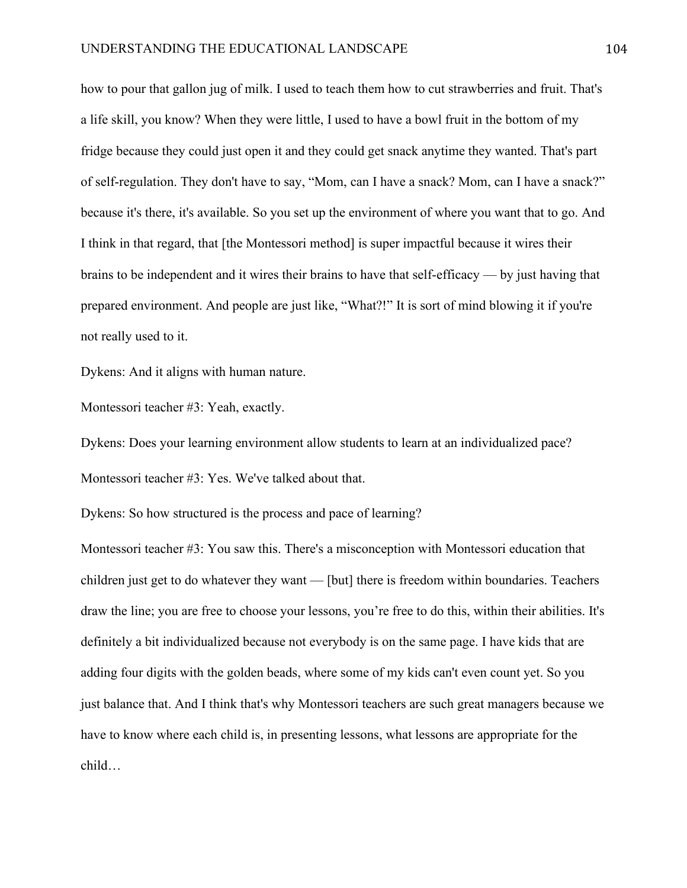how to pour that gallon jug of milk. I used to teach them how to cut strawberries and fruit. That's a life skill, you know? When they were little, I used to have a bowl fruit in the bottom of my fridge because they could just open it and they could get snack anytime they wanted. That's part of self-regulation. They don't have to say, "Mom, can I have a snack? Mom, can I have a snack?" because it's there, it's available. So you set up the environment of where you want that to go. And I think in that regard, that [the Montessori method] is super impactful because it wires their brains to be independent and it wires their brains to have that self-efficacy — by just having that prepared environment. And people are just like, "What?!" It is sort of mind blowing it if you're not really used to it.

Dykens: And it aligns with human nature.

Montessori teacher #3: Yeah, exactly.

Dykens: Does your learning environment allow students to learn at an individualized pace?

Montessori teacher #3: Yes. We've talked about that.

Dykens: So how structured is the process and pace of learning?

Montessori teacher #3: You saw this. There's a misconception with Montessori education that children just get to do whatever they want — [but] there is freedom within boundaries. Teachers draw the line; you are free to choose your lessons, you're free to do this, within their abilities. It's definitely a bit individualized because not everybody is on the same page. I have kids that are adding four digits with the golden beads, where some of my kids can't even count yet. So you just balance that. And I think that's why Montessori teachers are such great managers because we have to know where each child is, in presenting lessons, what lessons are appropriate for the child…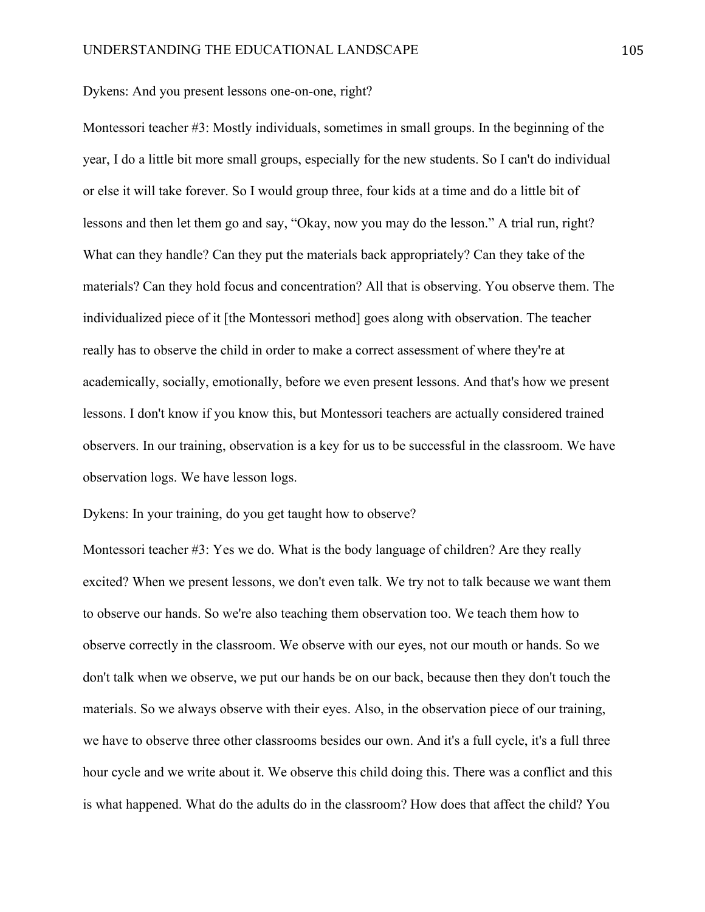Dykens: And you present lessons one-on-one, right?

Montessori teacher #3: Mostly individuals, sometimes in small groups. In the beginning of the year, I do a little bit more small groups, especially for the new students. So I can't do individual or else it will take forever. So I would group three, four kids at a time and do a little bit of lessons and then let them go and say, “Okay, now you may do the lesson.” A trial run, right? What can they handle? Can they put the materials back appropriately? Can they take of the materials? Can they hold focus and concentration? All that is observing. You observe them. The individualized piece of it [the Montessori method] goes along with observation. The teacher really has to observe the child in order to make a correct assessment of where they're at academically, socially, emotionally, before we even present lessons. And that's how we present lessons. I don't know if you know this, but Montessori teachers are actually considered trained observers. In our training, observation is a key for us to be successful in the classroom. We have observation logs. We have lesson logs.

Dykens: In your training, do you get taught how to observe?

Montessori teacher #3: Yes we do. What is the body language of children? Are they really excited? When we present lessons, we don't even talk. We try not to talk because we want them to observe our hands. So we're also teaching them observation too. We teach them how to observe correctly in the classroom. We observe with our eyes, not our mouth or hands. So we don't talk when we observe, we put our hands be on our back, because then they don't touch the materials. So we always observe with their eyes. Also, in the observation piece of our training, we have to observe three other classrooms besides our own. And it's a full cycle, it's a full three hour cycle and we write about it. We observe this child doing this. There was a conflict and this is what happened. What do the adults do in the classroom? How does that affect the child? You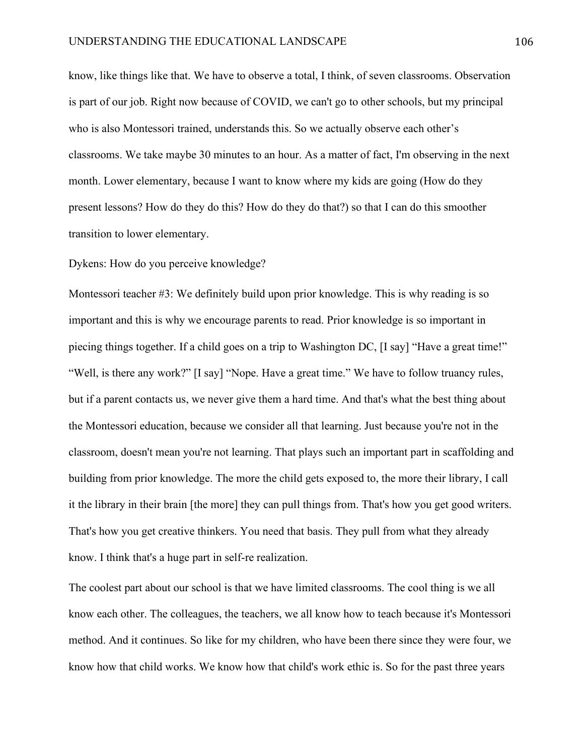know, like things like that. We have to observe a total, I think, of seven classrooms. Observation is part of our job. Right now because of COVID, we can't go to other schools, but my principal who is also Montessori trained, understands this. So we actually observe each other's classrooms. We take maybe 30 minutes to an hour. As a matter of fact, I'm observing in the next month. Lower elementary, because I want to know where my kids are going (How do they present lessons? How do they do this? How do they do that?) so that I can do this smoother transition to lower elementary.

Dykens: How do you perceive knowledge?

Montessori teacher #3: We definitely build upon prior knowledge. This is why reading is so important and this is why we encourage parents to read. Prior knowledge is so important in piecing things together. If a child goes on a trip to Washington DC, [I say] "Have a great time!" "Well, is there any work?" [I say] "Nope. Have a great time." We have to follow truancy rules, but if a parent contacts us, we never give them a hard time. And that's what the best thing about the Montessori education, because we consider all that learning. Just because you're not in the classroom, doesn't mean you're not learning. That plays such an important part in scaffolding and building from prior knowledge. The more the child gets exposed to, the more their library, I call it the library in their brain [the more] they can pull things from. That's how you get good writers. That's how you get creative thinkers. You need that basis. They pull from what they already know. I think that's a huge part in self-re realization.

The coolest part about our school is that we have limited classrooms. The cool thing is we all know each other. The colleagues, the teachers, we all know how to teach because it's Montessori method. And it continues. So like for my children, who have been there since they were four, we know how that child works. We know how that child's work ethic is. So for the past three years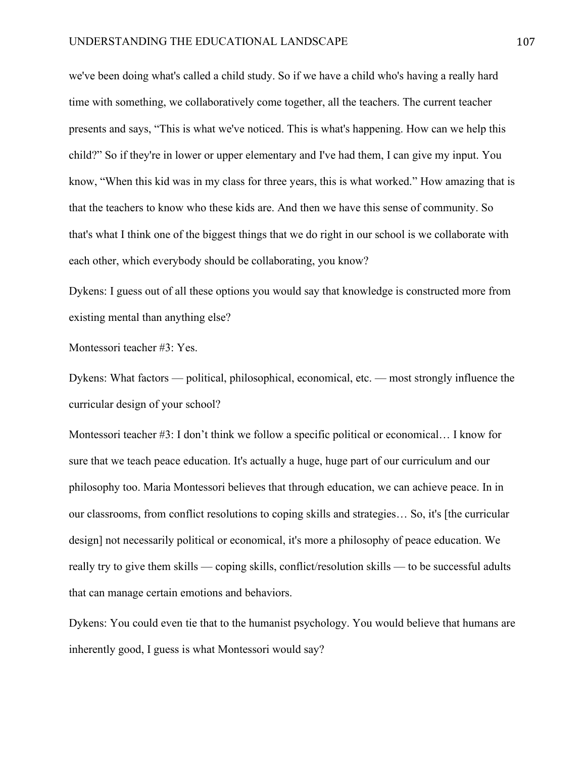we've been doing what's called a child study. So if we have a child who's having a really hard time with something, we collaboratively come together, all the teachers. The current teacher presents and says, "This is what we've noticed. This is what's happening. How can we help this child?" So if they're in lower or upper elementary and I've had them, I can give my input. You know, "When this kid was in my class for three years, this is what worked." How amazing that is that the teachers to know who these kids are. And then we have this sense of community. So that's what I think one of the biggest things that we do right in our school is we collaborate with each other, which everybody should be collaborating, you know?

Dykens: I guess out of all these options you would say that knowledge is constructed more from existing mental than anything else?

Montessori teacher #3: Yes.

Dykens: What factors — political, philosophical, economical, etc. — most strongly influence the curricular design of your school?

Montessori teacher #3: I don't think we follow a specific political or economical… I know for sure that we teach peace education. It's actually a huge, huge part of our curriculum and our philosophy too. Maria Montessori believes that through education, we can achieve peace. In in our classrooms, from conflict resolutions to coping skills and strategies… So, it's [the curricular design] not necessarily political or economical, it's more a philosophy of peace education. We really try to give them skills — coping skills, conflict/resolution skills — to be successful adults that can manage certain emotions and behaviors.

Dykens: You could even tie that to the humanist psychology. You would believe that humans are inherently good, I guess is what Montessori would say?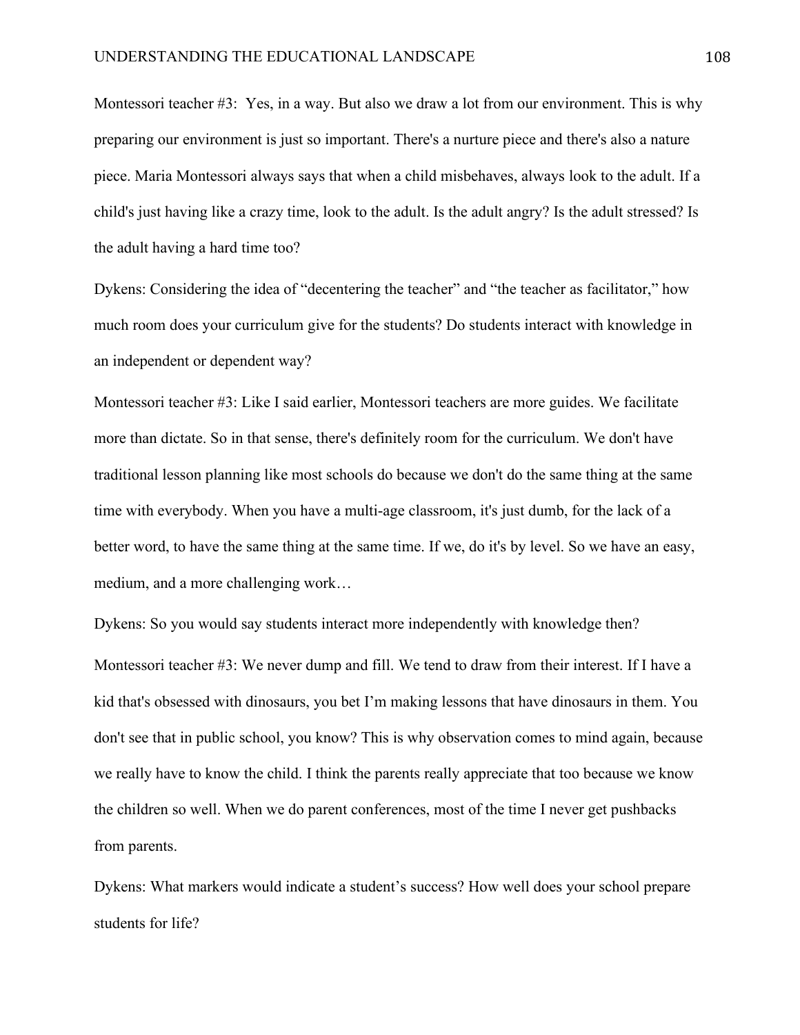Montessori teacher #3: Yes, in a way. But also we draw a lot from our environment. This is why preparing our environment is just so important. There's a nurture piece and there's also a nature piece. Maria Montessori always says that when a child misbehaves, always look to the adult. If a child's just having like a crazy time, look to the adult. Is the adult angry? Is the adult stressed? Is the adult having a hard time too?

Dykens: Considering the idea of "decentering the teacher" and "the teacher as facilitator," how much room does your curriculum give for the students? Do students interact with knowledge in an independent or dependent way?

Montessori teacher #3: Like I said earlier, Montessori teachers are more guides. We facilitate more than dictate. So in that sense, there's definitely room for the curriculum. We don't have traditional lesson planning like most schools do because we don't do the same thing at the same time with everybody. When you have a multi-age classroom, it's just dumb, for the lack of a better word, to have the same thing at the same time. If we, do it's by level. So we have an easy, medium, and a more challenging work…

Dykens: So you would say students interact more independently with knowledge then?

Montessori teacher #3: We never dump and fill. We tend to draw from their interest. If I have a kid that's obsessed with dinosaurs, you bet I'm making lessons that have dinosaurs in them. You don't see that in public school, you know? This is why observation comes to mind again, because we really have to know the child. I think the parents really appreciate that too because we know the children so well. When we do parent conferences, most of the time I never get pushbacks from parents.

Dykens: What markers would indicate a student's success? How well does your school prepare students for life?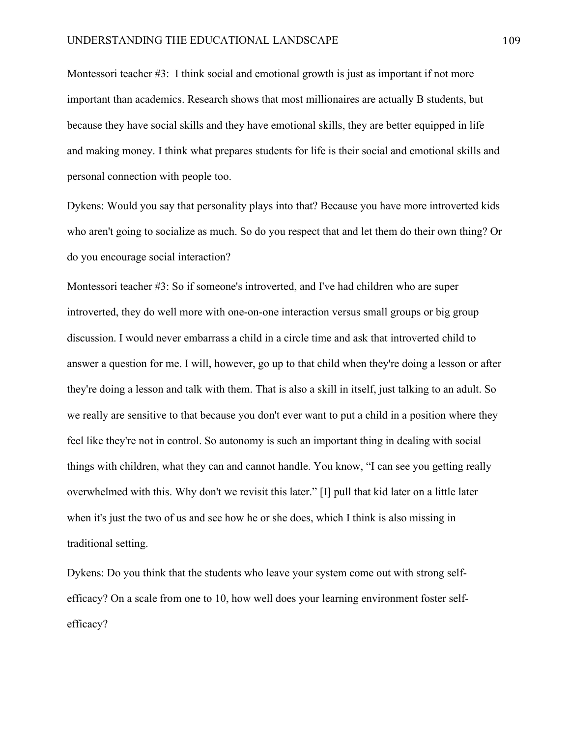Montessori teacher #3: I think social and emotional growth is just as important if not more important than academics. Research shows that most millionaires are actually B students, but because they have social skills and they have emotional skills, they are better equipped in life and making money. I think what prepares students for life is their social and emotional skills and personal connection with people too.

Dykens: Would you say that personality plays into that? Because you have more introverted kids who aren't going to socialize as much. So do you respect that and let them do their own thing? Or do you encourage social interaction?

Montessori teacher #3: So if someone's introverted, and I've had children who are super introverted, they do well more with one-on-one interaction versus small groups or big group discussion. I would never embarrass a child in a circle time and ask that introverted child to answer a question for me. I will, however, go up to that child when they're doing a lesson or after they're doing a lesson and talk with them. That is also a skill in itself, just talking to an adult. So we really are sensitive to that because you don't ever want to put a child in a position where they feel like they're not in control. So autonomy is such an important thing in dealing with social things with children, what they can and cannot handle. You know, "I can see you getting really overwhelmed with this. Why don't we revisit this later." [I] pull that kid later on a little later when it's just the two of us and see how he or she does, which I think is also missing in traditional setting.

Dykens: Do you think that the students who leave your system come out with strong self-efficacy? On a scale from one to 10, how well does your learning environment foster self-efficacy?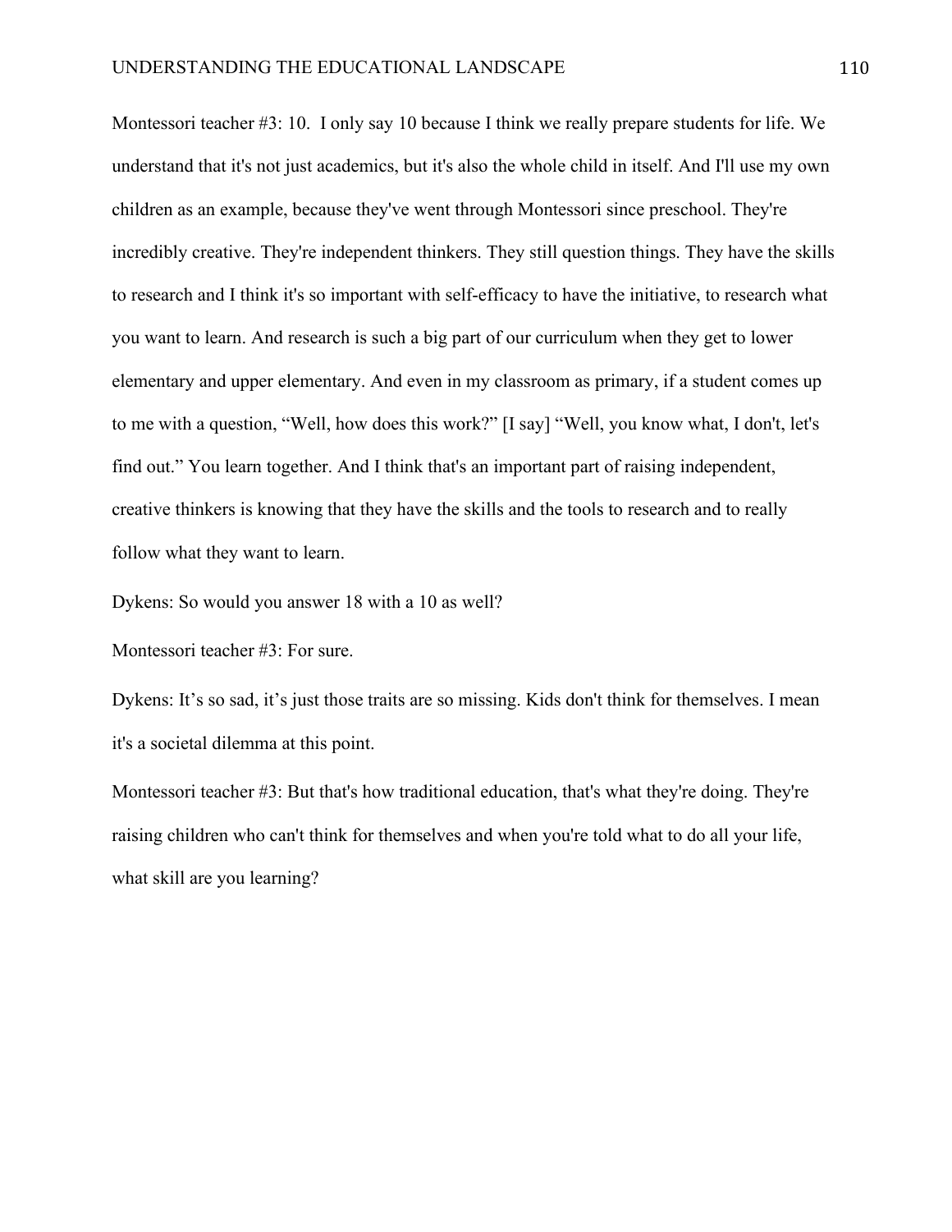Montessori teacher #3: 10. I only say 10 because I think we really prepare students for life. We understand that it's not just academics, but it's also the whole child in itself. And I'll use my own children as an example, because they've went through Montessori since preschool. They're incredibly creative. They're independent thinkers. They still question things. They have the skills to research and I think it's so important with self-efficacy to have the initiative, to research what you want to learn. And research is such a big part of our curriculum when they get to lower elementary and upper elementary. And even in my classroom as primary, if a student comes up to me with a question, “Well, how does this work?” [I say] “Well, you know what, I don't, let's find out.” You learn together. And I think that's an important part of raising independent, creative thinkers is knowing that they have the skills and the tools to research and to really follow what they want to learn.

Dykens: So would you answer 18 with a 10 as well?

Montessori teacher #3: For sure.

Dykens: It’s so sad, it’s just those traits are so missing. Kids don't think for themselves. I mean it's a societal dilemma at this point.

Montessori teacher #3: But that's how traditional education, that's what they're doing. They're raising children who can't think for themselves and when you're told what to do all your life, what skill are you learning?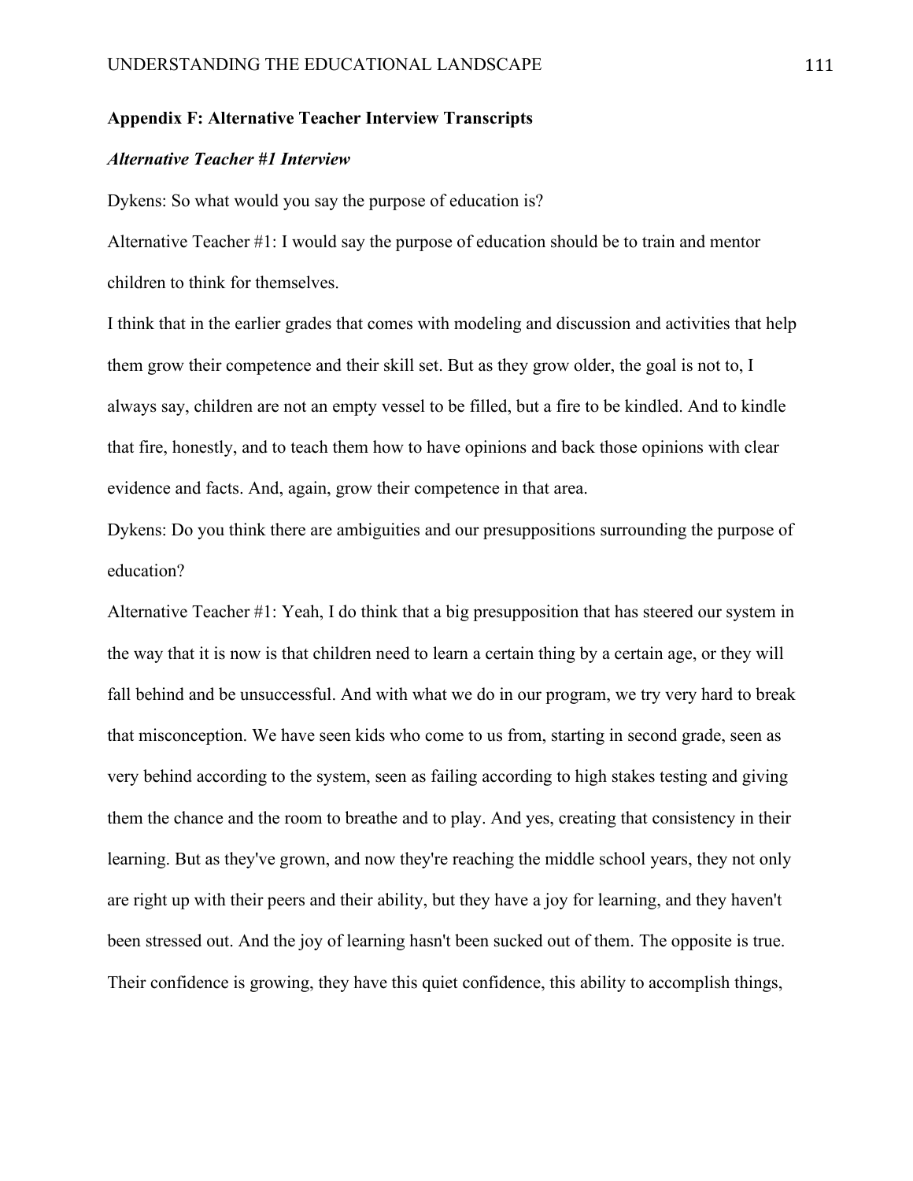## Appendix F: Alternative Teacher Interview Transcripts

### *Alternative Teacher #1 Interview*

Dykens: So what would you say the purpose of education is?

Alternative Teacher #1: I would say the purpose of education should be to train and mentor children to think for themselves.

I think that in the earlier grades that comes with modeling and discussion and activities that help them grow their competence and their skill set. But as they grow older, the goal is not to, I always say, children are not an empty vessel to be filled, but a fire to be kindled. And to kindle that fire, honestly, and to teach them how to have opinions and back those opinions with clear evidence and facts. And, again, grow their competence in that area.

Dykens: Do you think there are ambiguities and our presuppositions surrounding the purpose of education?

Alternative Teacher #1: Yeah, I do think that a big presupposition that has steered our system in the way that it is now is that children need to learn a certain thing by a certain age, or they will fall behind and be unsuccessful. And with what we do in our program, we try very hard to break that misconception. We have seen kids who come to us from, starting in second grade, seen as very behind according to the system, seen as failing according to high stakes testing and giving them the chance and the room to breathe and to play. And yes, creating that consistency in their learning. But as they've grown, and now they're reaching the middle school years, they not only are right up with their peers and their ability, but they have a joy for learning, and they haven't been stressed out. And the joy of learning hasn't been sucked out of them. The opposite is true. Their confidence is growing, they have this quiet confidence, this ability to accomplish things,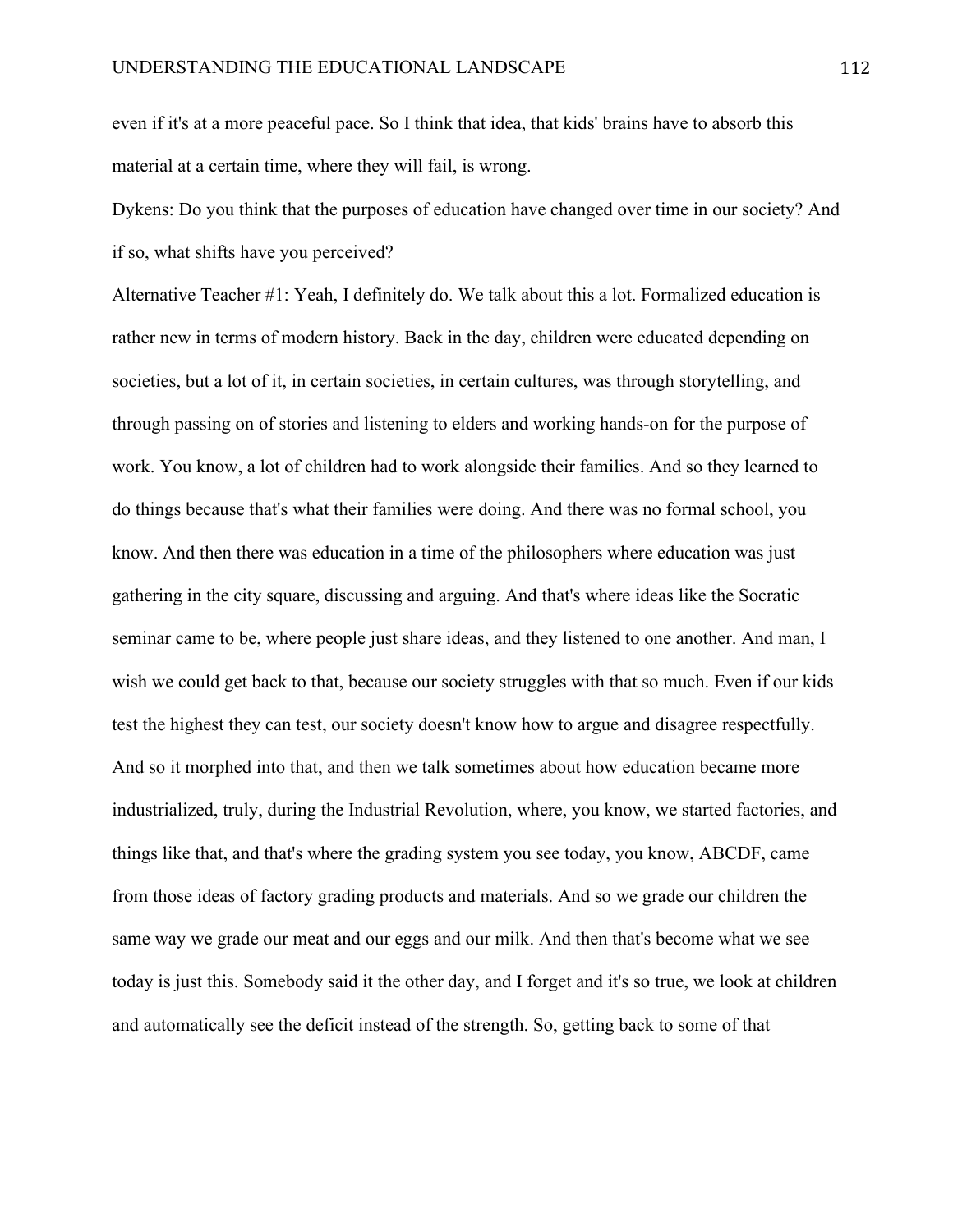even if it's at a more peaceful pace. So I think that idea, that kids' brains have to absorb this material at a certain time, where they will fail, is wrong.

Dykens: Do you think that the purposes of education have changed over time in our society? And if so, what shifts have you perceived?

Alternative Teacher #1: Yeah, I definitely do. We talk about this a lot. Formalized education is rather new in terms of modern history. Back in the day, children were educated depending on societies, but a lot of it, in certain societies, in certain cultures, was through storytelling, and through passing on of stories and listening to elders and working hands-on for the purpose of work. You know, a lot of children had to work alongside their families. And so they learned to do things because that's what their families were doing. And there was no formal school, you know. And then there was education in a time of the philosophers where education was just gathering in the city square, discussing and arguing. And that's where ideas like the Socratic seminar came to be, where people just share ideas, and they listened to one another. And man, I wish we could get back to that, because our society struggles with that so much. Even if our kids test the highest they can test, our society doesn't know how to argue and disagree respectfully. And so it morphed into that, and then we talk sometimes about how education became more industrialized, truly, during the Industrial Revolution, where, you know, we started factories, and things like that, and that's where the grading system you see today, you know, ABCDF, came from those ideas of factory grading products and materials. And so we grade our children the same way we grade our meat and our eggs and our milk. And then that's become what we see today is just this. Somebody said it the other day, and I forget and it's so true, we look at children and automatically see the deficit instead of the strength. So, getting back to some of that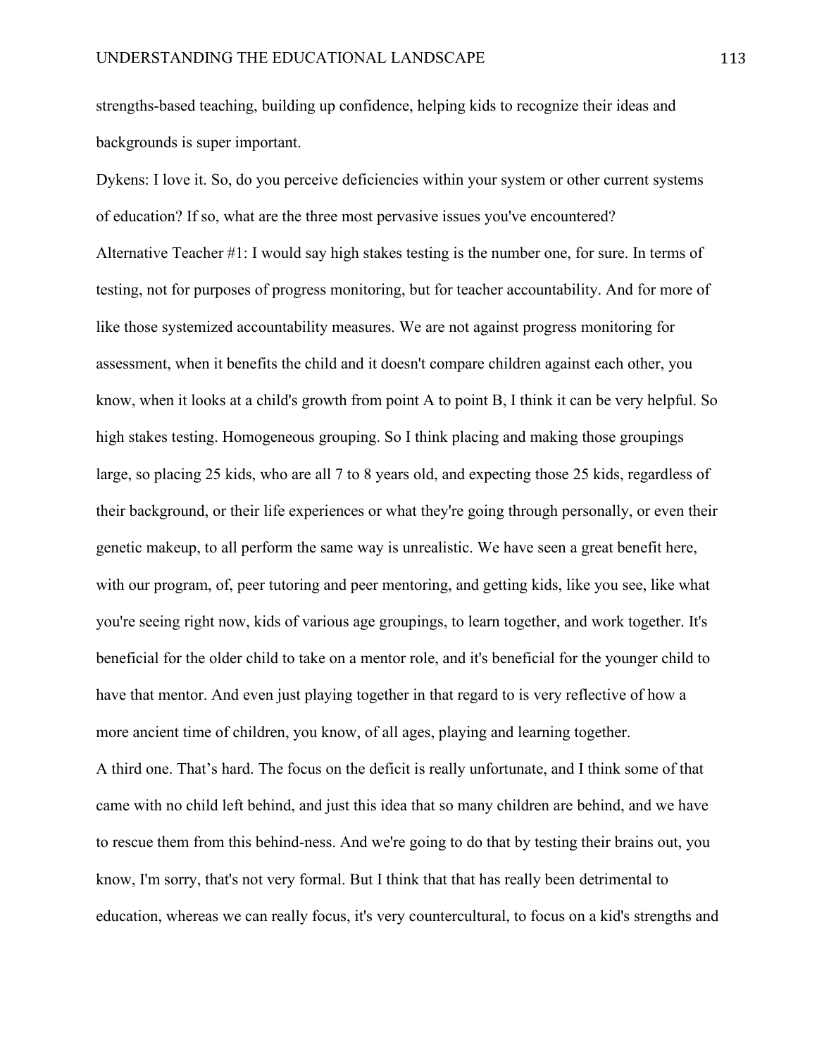strengths-based teaching, building up confidence, helping kids to recognize their ideas and backgrounds is super important.

Dykens: I love it. So, do you perceive deficiencies within your system or other current systems of education? If so, what are the three most pervasive issues you've encountered?

Alternative Teacher #1: I would say high stakes testing is the number one, for sure. In terms of testing, not for purposes of progress monitoring, but for teacher accountability. And for more of like those systemized accountability measures. We are not against progress monitoring for assessment, when it benefits the child and it doesn't compare children against each other, you know, when it looks at a child's growth from point A to point B, I think it can be very helpful. So high stakes testing. Homogeneous grouping. So I think placing and making those groupings large, so placing 25 kids, who are all 7 to 8 years old, and expecting those 25 kids, regardless of their background, or their life experiences or what they're going through personally, or even their genetic makeup, to all perform the same way is unrealistic. We have seen a great benefit here, with our program, of, peer tutoring and peer mentoring, and getting kids, like you see, like what you're seeing right now, kids of various age groupings, to learn together, and work together. It's beneficial for the older child to take on a mentor role, and it's beneficial for the younger child to have that mentor. And even just playing together in that regard to is very reflective of how a more ancient time of children, you know, of all ages, playing and learning together.

A third one. That's hard. The focus on the deficit is really unfortunate, and I think some of that came with no child left behind, and just this idea that so many children are behind, and we have to rescue them from this behind-ness. And we're going to do that by testing their brains out, you know, I'm sorry, that's not very formal. But I think that that has really been detrimental to education, whereas we can really focus, it's very countercultural, to focus on a kid's strengths and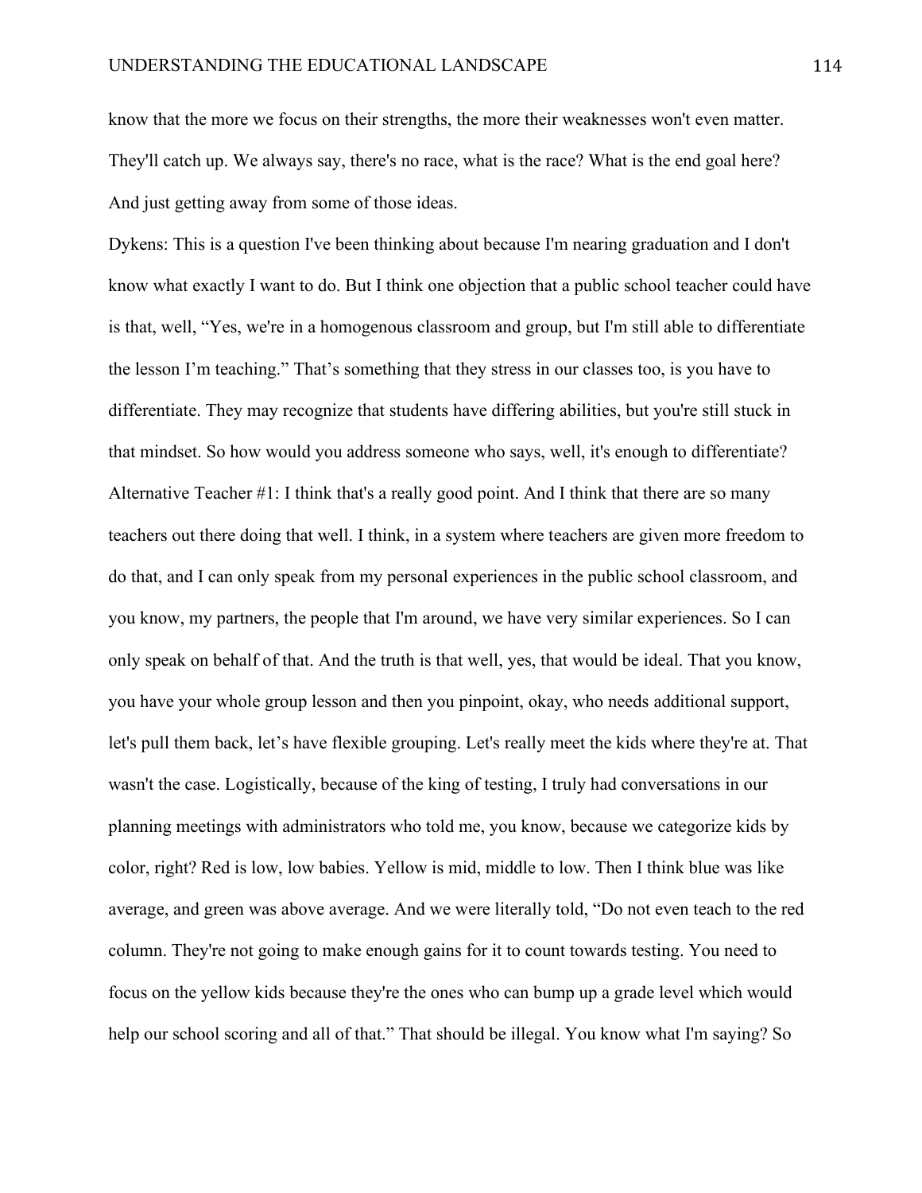know that the more we focus on their strengths, the more their weaknesses won't even matter. They'll catch up. We always say, there's no race, what is the race? What is the end goal here? And just getting away from some of those ideas.

Dykens: This is a question I've been thinking about because I'm nearing graduation and I don't know what exactly I want to do. But I think one objection that a public school teacher could have is that, well, “Yes, we're in a homogenous classroom and group, but I'm still able to differentiate the lesson I’m teaching.” That’s something that they stress in our classes too, is you have to differentiate. They may recognize that students have differing abilities, but you're still stuck in that mindset. So how would you address someone who says, well, it's enough to differentiate?

Alternative Teacher #1: I think that's a really good point. And I think that there are so many teachers out there doing that well. I think, in a system where teachers are given more freedom to do that, and I can only speak from my personal experiences in the public school classroom, and you know, my partners, the people that I'm around, we have very similar experiences. So I can only speak on behalf of that. And the truth is that well, yes, that would be ideal. That you know, you have your whole group lesson and then you pinpoint, okay, who needs additional support, let's pull them back, let’s have flexible grouping. Let's really meet the kids where they're at. That wasn't the case. Logistically, because of the king of testing, I truly had conversations in our planning meetings with administrators who told me, you know, because we categorize kids by color, right? Red is low, low babies. Yellow is mid, middle to low. Then I think blue was like average, and green was above average. And we were literally told, “Do not even teach to the red column. They're not going to make enough gains for it to count towards testing. You need to focus on the yellow kids because they're the ones who can bump up a grade level which would help our school scoring and all of that.” That should be illegal. You know what I'm saying? So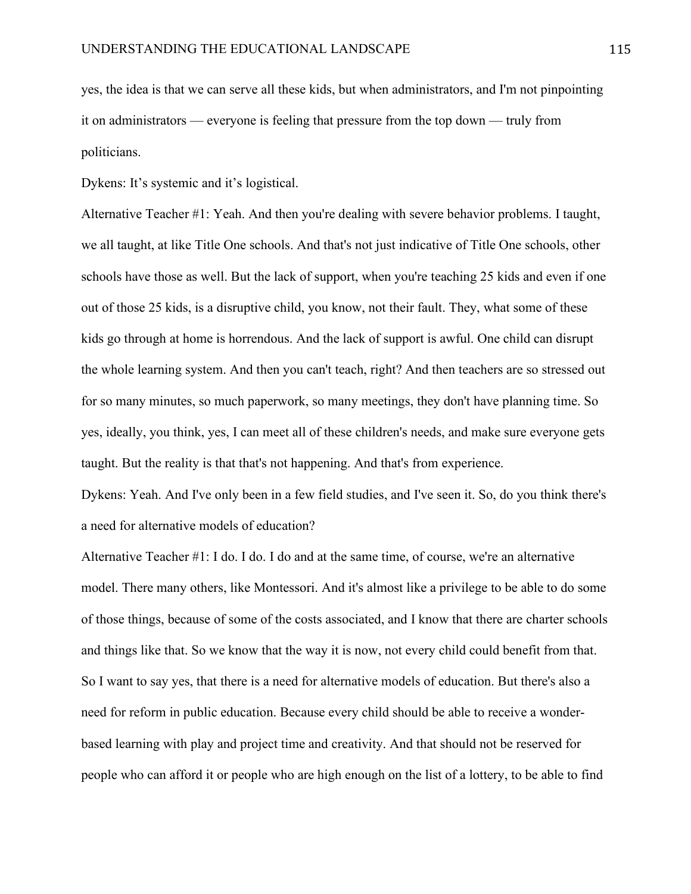yes, the idea is that we can serve all these kids, but when administrators, and I'm not pinpointing it on administrators — everyone is feeling that pressure from the top down — truly from politicians.

Dykens: It's systemic and it's logistical.

Alternative Teacher #1: Yeah. And then you're dealing with severe behavior problems. I taught, we all taught, at like Title One schools. And that's not just indicative of Title One schools, other schools have those as well. But the lack of support, when you're teaching 25 kids and even if one out of those 25 kids, is a disruptive child, you know, not their fault. They, what some of these kids go through at home is horrendous. And the lack of support is awful. One child can disrupt the whole learning system. And then you can't teach, right? And then teachers are so stressed out for so many minutes, so much paperwork, so many meetings, they don't have planning time. So yes, ideally, you think, yes, I can meet all of these children's needs, and make sure everyone gets taught. But the reality is that that's not happening. And that's from experience.

Dykens: Yeah. And I've only been in a few field studies, and I've seen it. So, do you think there's a need for alternative models of education?

Alternative Teacher #1: I do. I do. I do and at the same time, of course, we're an alternative model. There many others, like Montessori. And it's almost like a privilege to be able to do some of those things, because of some of the costs associated, and I know that there are charter schools and things like that. So we know that the way it is now, not every child could benefit from that. So I want to say yes, that there is a need for alternative models of education. But there's also a need for reform in public education. Because every child should be able to receive a wonder-based learning with play and project time and creativity. And that should not be reserved for people who can afford it or people who are high enough on the list of a lottery, to be able to find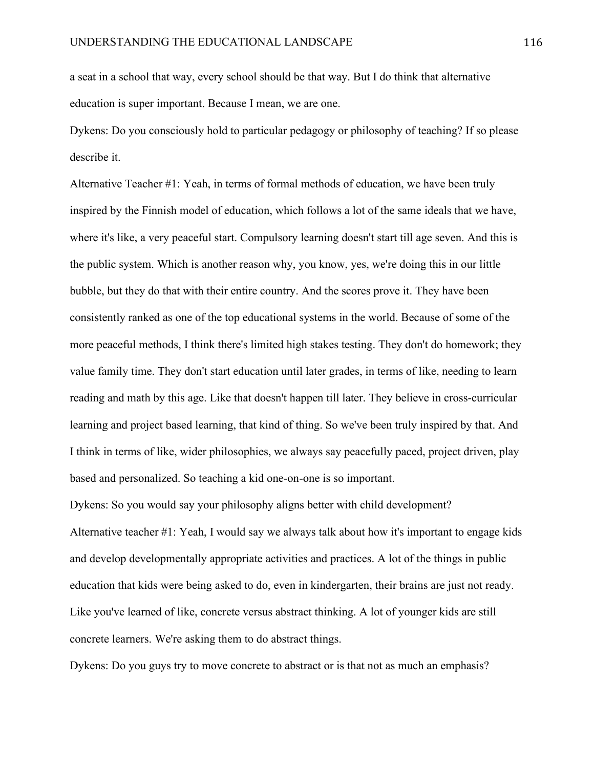a seat in a school that way, every school should be that way. But I do think that alternative education is super important. Because I mean, we are one.

Dykens: Do you consciously hold to particular pedagogy or philosophy of teaching? If so please describe it.

Alternative Teacher #1: Yeah, in terms of formal methods of education, we have been truly inspired by the Finnish model of education, which follows a lot of the same ideals that we have, where it's like, a very peaceful start. Compulsory learning doesn't start till age seven. And this is the public system. Which is another reason why, you know, yes, we're doing this in our little bubble, but they do that with their entire country. And the scores prove it. They have been consistently ranked as one of the top educational systems in the world. Because of some of the more peaceful methods, I think there's limited high stakes testing. They don't do homework; they value family time. They don't start education until later grades, in terms of like, needing to learn reading and math by this age. Like that doesn't happen till later. They believe in cross-curricular learning and project based learning, that kind of thing. So we've been truly inspired by that. And I think in terms of like, wider philosophies, we always say peacefully paced, project driven, play based and personalized. So teaching a kid one-on-one is so important.

Dykens: So you would say your philosophy aligns better with child development?

Alternative teacher #1: Yeah, I would say we always talk about how it's important to engage kids and develop developmentally appropriate activities and practices. A lot of the things in public education that kids were being asked to do, even in kindergarten, their brains are just not ready. Like you've learned of like, concrete versus abstract thinking. A lot of younger kids are still concrete learners. We're asking them to do abstract things.

Dykens: Do you guys try to move concrete to abstract or is that not as much an emphasis?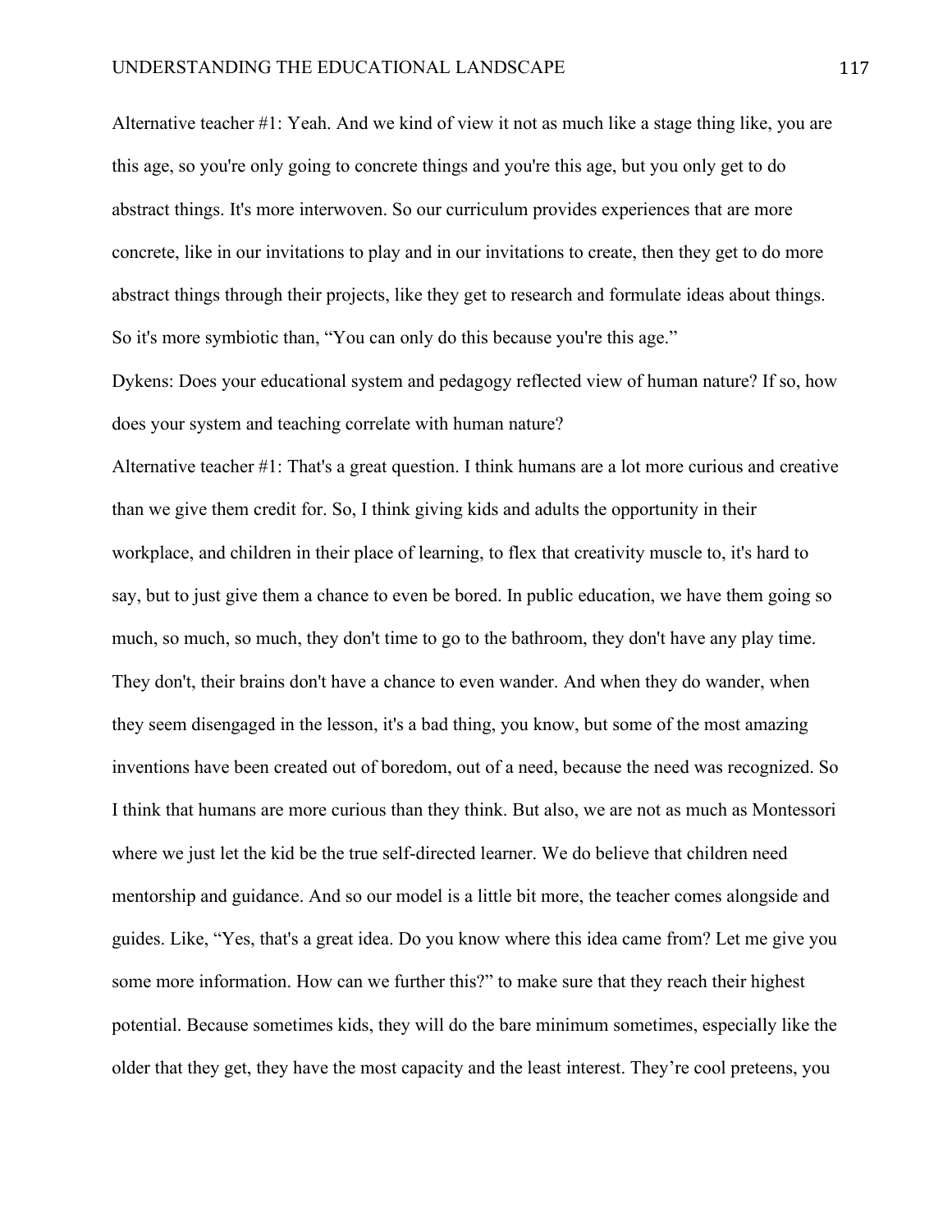Alternative teacher #1: Yeah. And we kind of view it not as much like a stage thing like, you are this age, so you're only going to concrete things and you're this age, but you only get to do abstract things. It's more interwoven. So our curriculum provides experiences that are more concrete, like in our invitations to play and in our invitations to create, then they get to do more abstract things through their projects, like they get to research and formulate ideas about things. So it's more symbiotic than, "You can only do this because you're this age."

Dykens: Does your educational system and pedagogy reflected view of human nature? If so, how does your system and teaching correlate with human nature?

Alternative teacher #1: That's a great question. I think humans are a lot more curious and creative than we give them credit for. So, I think giving kids and adults the opportunity in their workplace, and children in their place of learning, to flex that creativity muscle to, it's hard to say, but to just give them a chance to even be bored. In public education, we have them going so much, so much, so much, they don't time to go to the bathroom, they don't have any play time. They don't, their brains don't have a chance to even wander. And when they do wander, when they seem disengaged in the lesson, it's a bad thing, you know, but some of the most amazing inventions have been created out of boredom, out of a need, because the need was recognized. So I think that humans are more curious than they think. But also, we are not as much as Montessori where we just let the kid be the true self-directed learner. We do believe that children need mentorship and guidance. And so our model is a little bit more, the teacher comes alongside and guides. Like, "Yes, that's a great idea. Do you know where this idea came from? Let me give you some more information. How can we further this?" to make sure that they reach their highest potential. Because sometimes kids, they will do the bare minimum sometimes, especially like the older that they get, they have the most capacity and the least interest. They're cool preteens, you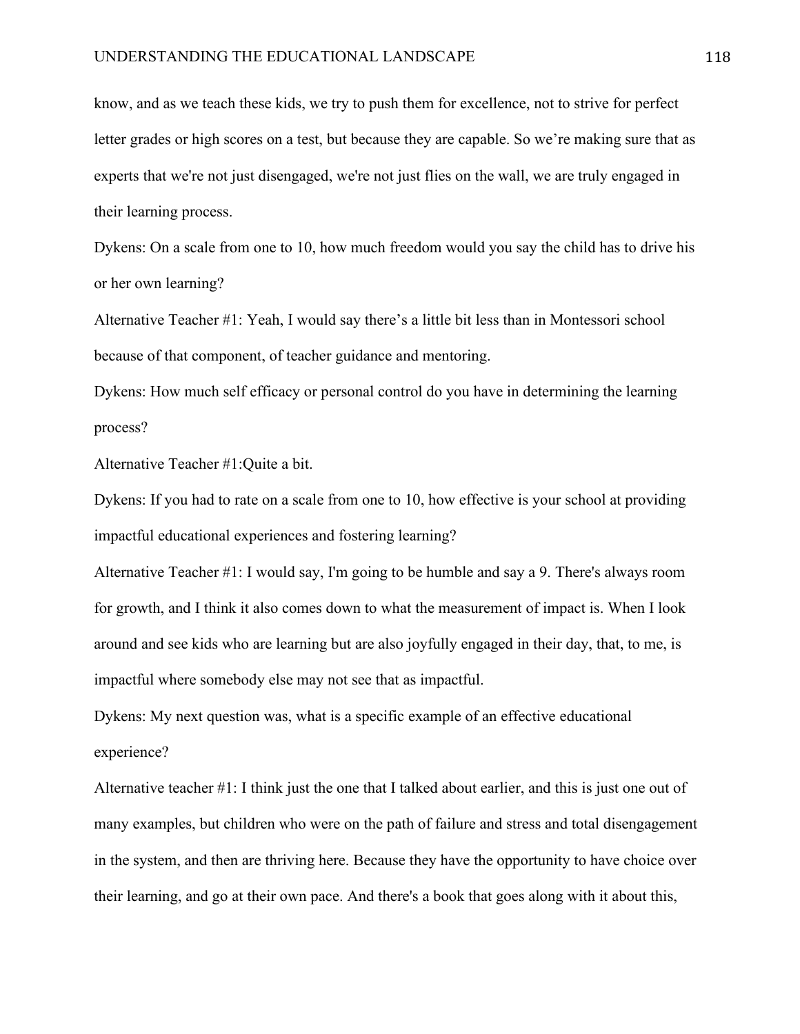know, and as we teach these kids, we try to push them for excellence, not to strive for perfect letter grades or high scores on a test, but because they are capable. So we're making sure that as experts that we're not just disengaged, we're not just flies on the wall, we are truly engaged in their learning process.

Dykens: On a scale from one to 10, how much freedom would you say the child has to drive his or her own learning?

Alternative Teacher #1: Yeah, I would say there's a little bit less than in Montessori school because of that component, of teacher guidance and mentoring.

Dykens: How much self efficacy or personal control do you have in determining the learning process?

Alternative Teacher #1:Quite a bit.

Dykens: If you had to rate on a scale from one to 10, how effective is your school at providing impactful educational experiences and fostering learning?

Alternative Teacher #1: I would say, I'm going to be humble and say a 9. There's always room for growth, and I think it also comes down to what the measurement of impact is. When I look around and see kids who are learning but are also joyfully engaged in their day, that, to me, is impactful where somebody else may not see that as impactful.

Dykens: My next question was, what is a specific example of an effective educational experience?

Alternative teacher #1: I think just the one that I talked about earlier, and this is just one out of many examples, but children who were on the path of failure and stress and total disengagement in the system, and then are thriving here. Because they have the opportunity to have choice over their learning, and go at their own pace. And there's a book that goes along with it about this,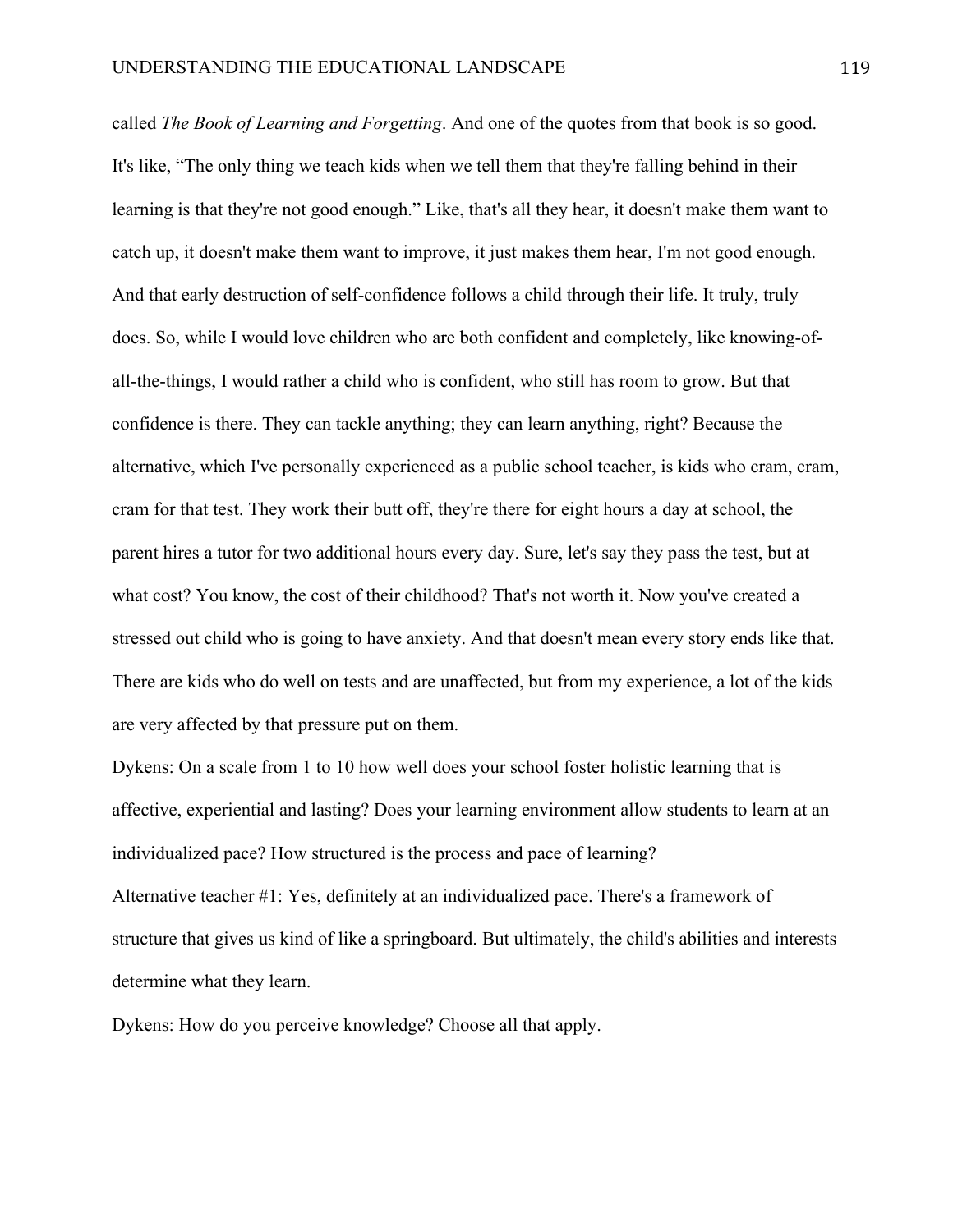called *The Book of Learning and Forgetting*. And one of the quotes from that book is so good. It's like, "The only thing we teach kids when we tell them that they're falling behind in their learning is that they're not good enough." Like, that's all they hear, it doesn't make them want to catch up, it doesn't make them want to improve, it just makes them hear, I'm not good enough. And that early destruction of self-confidence follows a child through their life. It truly, truly does. So, while I would love children who are both confident and completely, like knowing-of-all-the-things, I would rather a child who is confident, who still has room to grow. But that confidence is there. They can tackle anything; they can learn anything, right? Because the alternative, which I've personally experienced as a public school teacher, is kids who cram, cram, cram for that test. They work their butt off, they're there for eight hours a day at school, the parent hires a tutor for two additional hours every day. Sure, let's say they pass the test, but at what cost? You know, the cost of their childhood? That's not worth it. Now you've created a stressed out child who is going to have anxiety. And that doesn't mean every story ends like that. There are kids who do well on tests and are unaffected, but from my experience, a lot of the kids are very affected by that pressure put on them.

Dykens: On a scale from 1 to 10 how well does your school foster holistic learning that is affective, experiential and lasting? Does your learning environment allow students to learn at an individualized pace? How structured is the process and pace of learning?

Alternative teacher #1: Yes, definitely at an individualized pace. There's a framework of structure that gives us kind of like a springboard. But ultimately, the child's abilities and interests determine what they learn.

Dykens: How do you perceive knowledge? Choose all that apply.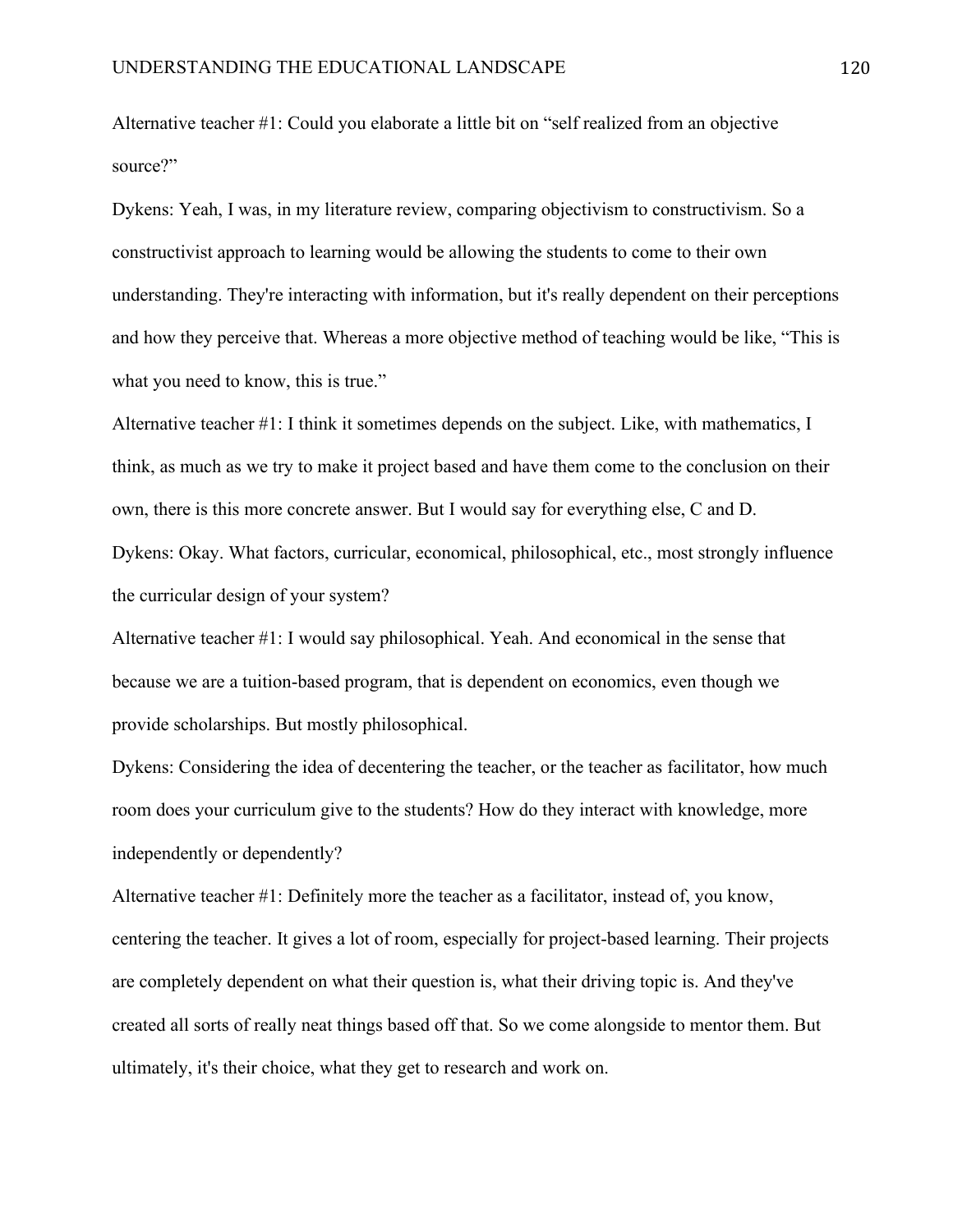Alternative teacher #1: Could you elaborate a little bit on "self realized from an objective source?"

Dykens: Yeah, I was, in my literature review, comparing objectivism to constructivism. So a constructivist approach to learning would be allowing the students to come to their own understanding. They're interacting with information, but it's really dependent on their perceptions and how they perceive that. Whereas a more objective method of teaching would be like, "This is what you need to know, this is true."

Alternative teacher #1: I think it sometimes depends on the subject. Like, with mathematics, I think, as much as we try to make it project based and have them come to the conclusion on their own, there is this more concrete answer. But I would say for everything else, C and D.

Dykens: Okay. What factors, curricular, economical, philosophical, etc., most strongly influence the curricular design of your system?

Alternative teacher #1: I would say philosophical. Yeah. And economical in the sense that because we are a tuition-based program, that is dependent on economics, even though we provide scholarships. But mostly philosophical.

Dykens: Considering the idea of decentering the teacher, or the teacher as facilitator, how much room does your curriculum give to the students? How do they interact with knowledge, more independently or dependently?

Alternative teacher #1: Definitely more the teacher as a facilitator, instead of, you know, centering the teacher. It gives a lot of room, especially for project-based learning. Their projects are completely dependent on what their question is, what their driving topic is. And they've created all sorts of really neat things based off that. So we come alongside to mentor them. But ultimately, it's their choice, what they get to research and work on.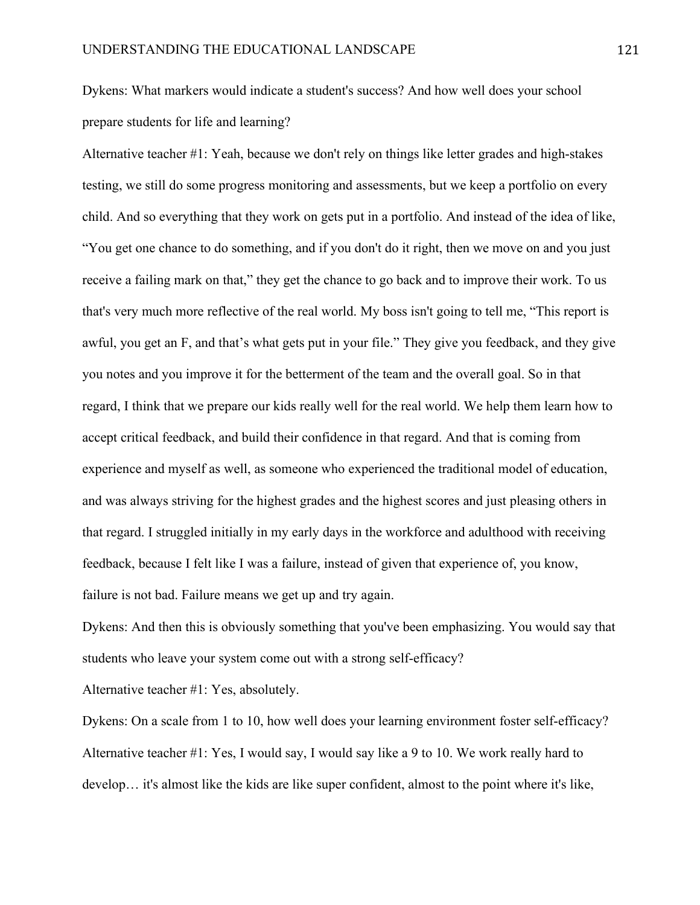Dykens: What markers would indicate a student's success? And how well does your school prepare students for life and learning?

Alternative teacher #1: Yeah, because we don't rely on things like letter grades and high-stakes testing, we still do some progress monitoring and assessments, but we keep a portfolio on every child. And so everything that they work on gets put in a portfolio. And instead of the idea of like, "You get one chance to do something, and if you don't do it right, then we move on and you just receive a failing mark on that," they get the chance to go back and to improve their work. To us that's very much more reflective of the real world. My boss isn't going to tell me, "This report is awful, you get an F, and that's what gets put in your file." They give you feedback, and they give you notes and you improve it for the betterment of the team and the overall goal. So in that regard, I think that we prepare our kids really well for the real world. We help them learn how to accept critical feedback, and build their confidence in that regard. And that is coming from experience and myself as well, as someone who experienced the traditional model of education, and was always striving for the highest grades and the highest scores and just pleasing others in that regard. I struggled initially in my early days in the workforce and adulthood with receiving feedback, because I felt like I was a failure, instead of given that experience of, you know, failure is not bad. Failure means we get up and try again.

Dykens: And then this is obviously something that you've been emphasizing. You would say that students who leave your system come out with a strong self-efficacy?

Alternative teacher #1: Yes, absolutely.

Dykens: On a scale from 1 to 10, how well does your learning environment foster self-efficacy?

Alternative teacher #1: Yes, I would say, I would say like a 9 to 10. We work really hard to develop… it's almost like the kids are like super confident, almost to the point where it's like,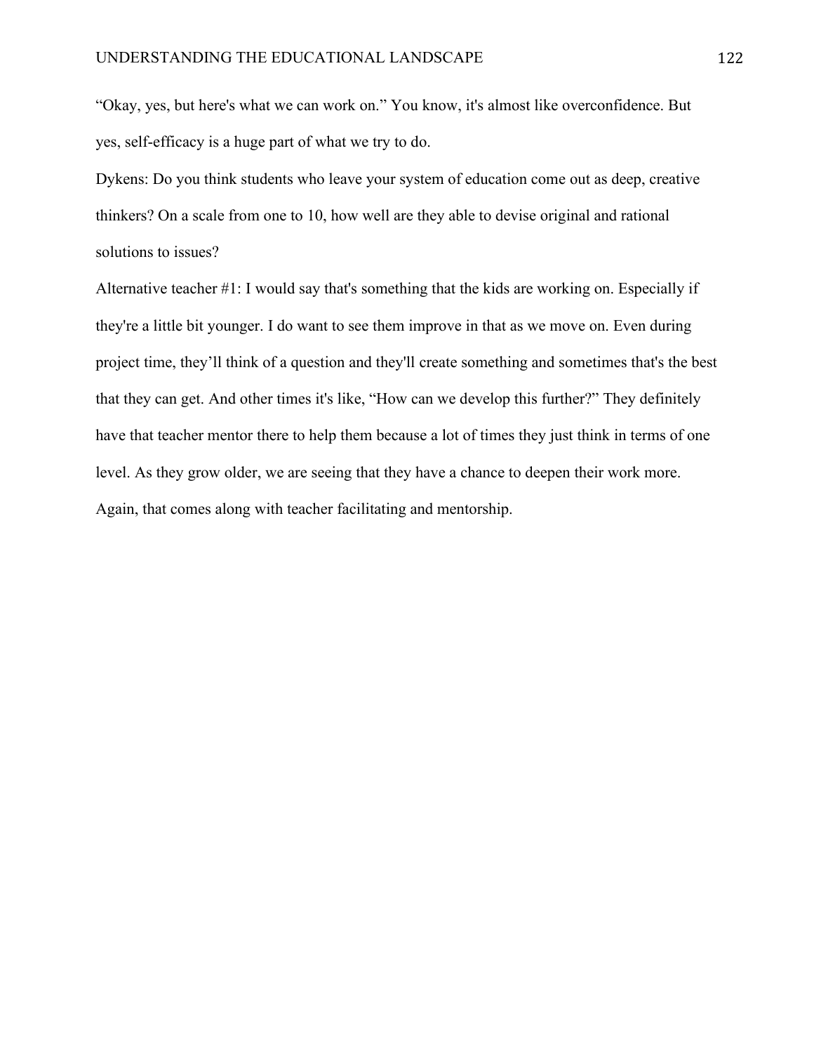“Okay, yes, but here's what we can work on.” You know, it's almost like overconfidence. But yes, self-efficacy is a huge part of what we try to do.

Dykens: Do you think students who leave your system of education come out as deep, creative thinkers? On a scale from one to 10, how well are they able to devise original and rational solutions to issues?

Alternative teacher #1: I would say that's something that the kids are working on. Especially if they're a little bit younger. I do want to see them improve in that as we move on. Even during project time, they’ll think of a question and they'll create something and sometimes that's the best that they can get. And other times it's like, “How can we develop this further?” They definitely have that teacher mentor there to help them because a lot of times they just think in terms of one level. As they grow older, we are seeing that they have a chance to deepen their work more. Again, that comes along with teacher facilitating and mentorship.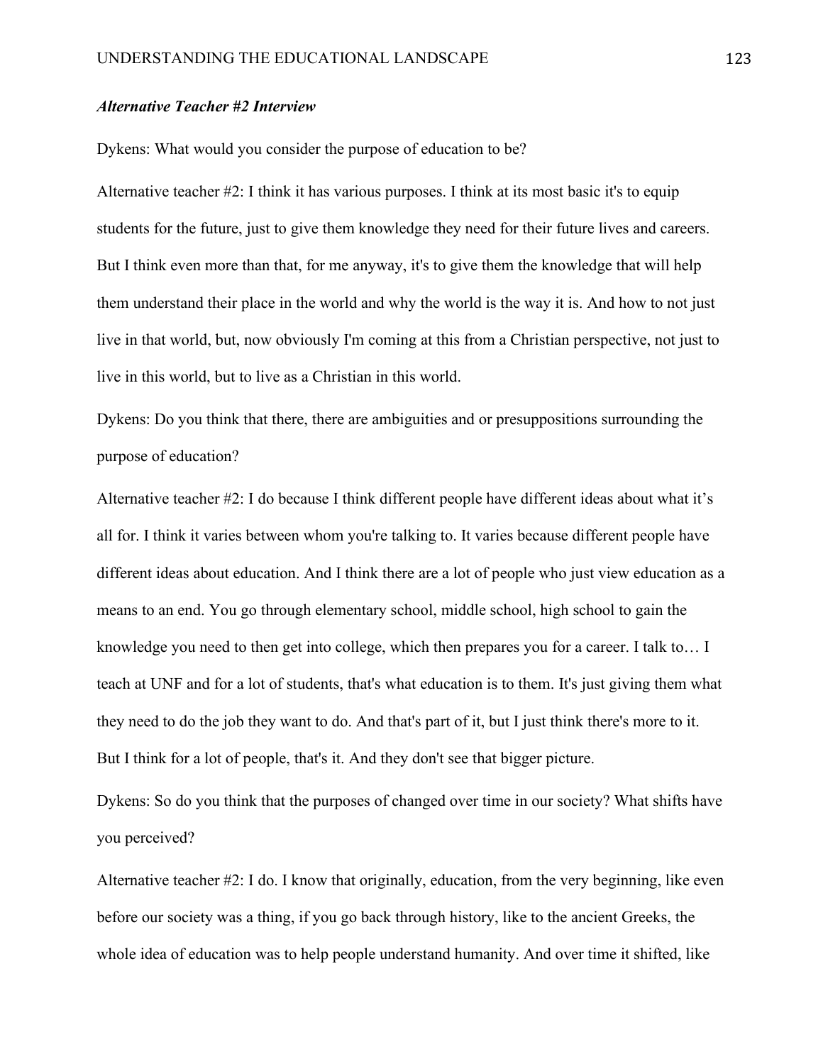***Alternative Teacher #2 Interview***

Dykens: What would you consider the purpose of education to be?

Alternative teacher #2: I think it has various purposes. I think at its most basic it's to equip students for the future, just to give them knowledge they need for their future lives and careers. But I think even more than that, for me anyway, it's to give them the knowledge that will help them understand their place in the world and why the world is the way it is. And how to not just live in that world, but, now obviously I'm coming at this from a Christian perspective, not just to live in this world, but to live as a Christian in this world.

Dykens: Do you think that there, there are ambiguities and or presuppositions surrounding the purpose of education?

Alternative teacher #2: I do because I think different people have different ideas about what it's all for. I think it varies between whom you're talking to. It varies because different people have different ideas about education. And I think there are a lot of people who just view education as a means to an end. You go through elementary school, middle school, high school to gain the knowledge you need to then get into college, which then prepares you for a career. I talk to… I teach at UNF and for a lot of students, that's what education is to them. It's just giving them what they need to do the job they want to do. And that's part of it, but I just think there's more to it. But I think for a lot of people, that's it. And they don't see that bigger picture.

Dykens: So do you think that the purposes of changed over time in our society? What shifts have you perceived?

Alternative teacher #2: I do. I know that originally, education, from the very beginning, like even before our society was a thing, if you go back through history, like to the ancient Greeks, the whole idea of education was to help people understand humanity. And over time it shifted, like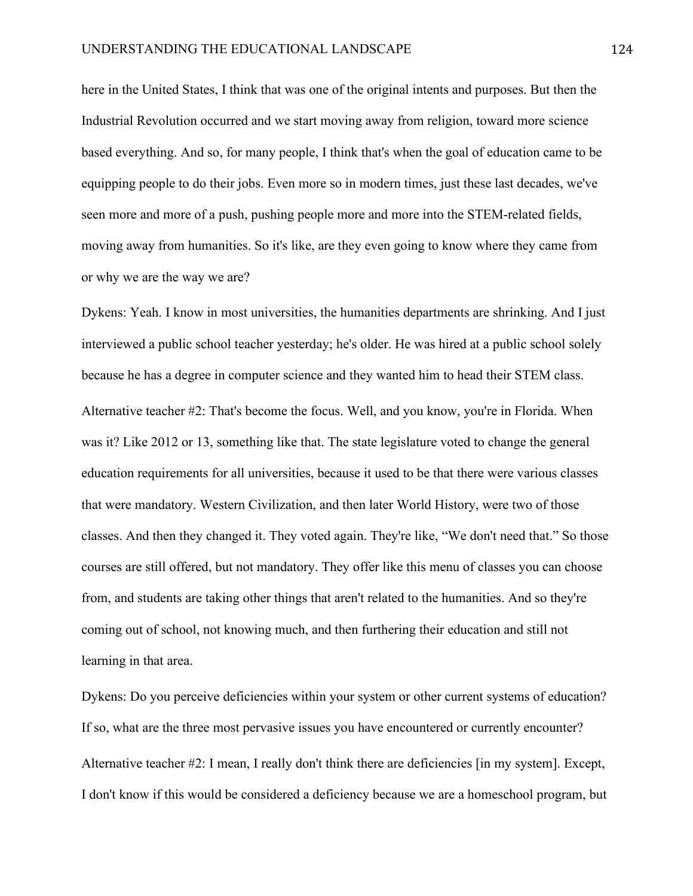here in the United States, I think that was one of the original intents and purposes. But then the Industrial Revolution occurred and we start moving away from religion, toward more science based everything. And so, for many people, I think that's when the goal of education came to be equipping people to do their jobs. Even more so in modern times, just these last decades, we've seen more and more of a push, pushing people more and more into the STEM-related fields, moving away from humanities. So it's like, are they even going to know where they came from or why we are the way we are?

Dykens: Yeah. I know in most universities, the humanities departments are shrinking. And I just interviewed a public school teacher yesterday; he's older. He was hired at a public school solely because he has a degree in computer science and they wanted him to head their STEM class.

Alternative teacher #2: That's become the focus. Well, and you know, you're in Florida. When was it? Like 2012 or 13, something like that. The state legislature voted to change the general education requirements for all universities, because it used to be that there were various classes that were mandatory. Western Civilization, and then later World History, were two of those classes. And then they changed it. They voted again. They're like, "We don't need that." So those courses are still offered, but not mandatory. They offer like this menu of classes you can choose from, and students are taking other things that aren't related to the humanities. And so they're coming out of school, not knowing much, and then furthering their education and still not learning in that area.

Dykens: Do you perceive deficiencies within your system or other current systems of education? If so, what are the three most pervasive issues you have encountered or currently encounter?

Alternative teacher #2: I mean, I really don't think there are deficiencies [in my system]. Except, I don't know if this would be considered a deficiency because we are a homeschool program, but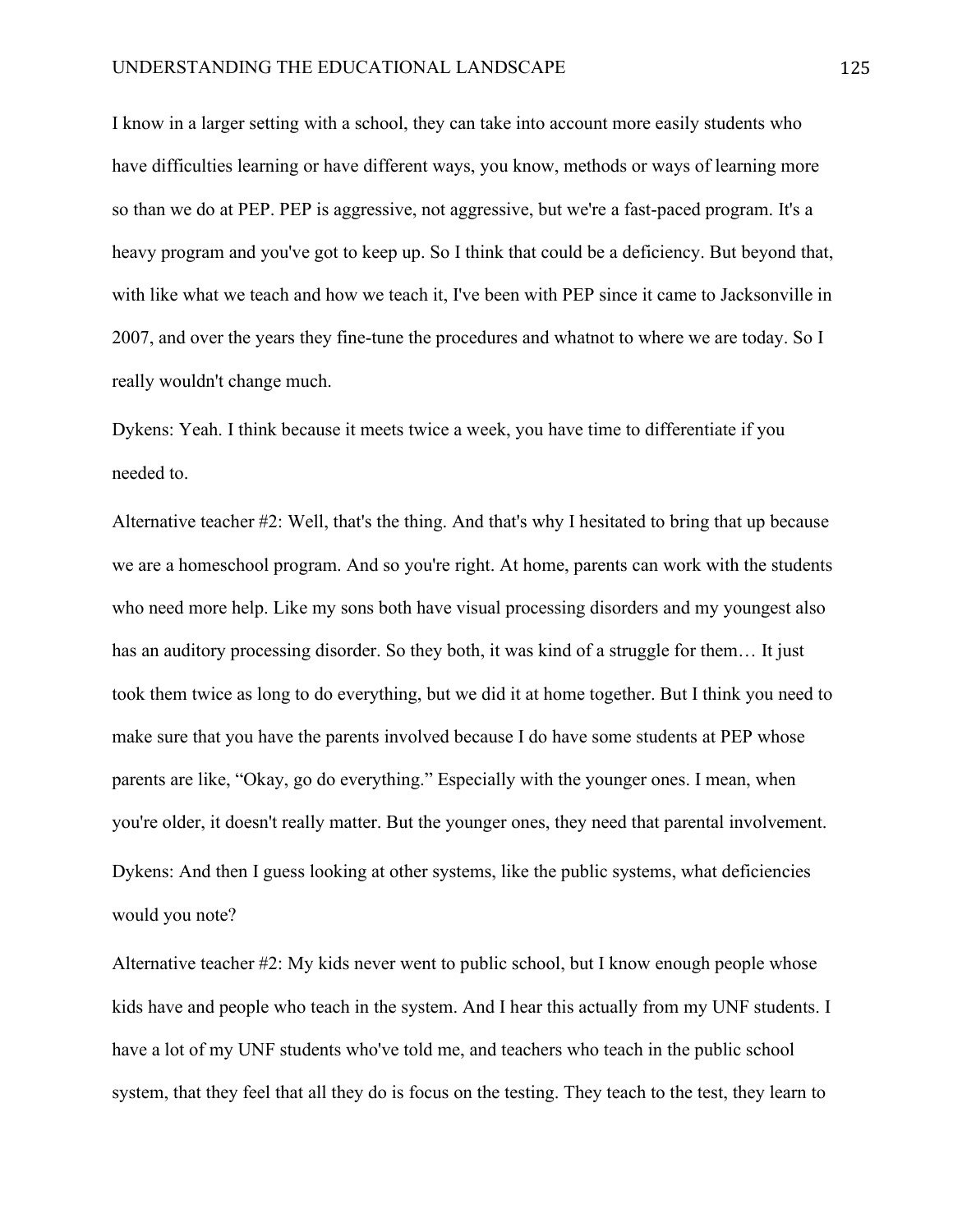I know in a larger setting with a school, they can take into account more easily students who have difficulties learning or have different ways, you know, methods or ways of learning more so than we do at PEP. PEP is aggressive, not aggressive, but we're a fast-paced program. It's a heavy program and you've got to keep up. So I think that could be a deficiency. But beyond that, with like what we teach and how we teach it, I've been with PEP since it came to Jacksonville in 2007, and over the years they fine-tune the procedures and whatnot to where we are today. So I really wouldn't change much.

Dykens: Yeah. I think because it meets twice a week, you have time to differentiate if you needed to.

Alternative teacher #2: Well, that's the thing. And that's why I hesitated to bring that up because we are a homeschool program. And so you're right. At home, parents can work with the students who need more help. Like my sons both have visual processing disorders and my youngest also has an auditory processing disorder. So they both, it was kind of a struggle for them… It just took them twice as long to do everything, but we did it at home together. But I think you need to make sure that you have the parents involved because I do have some students at PEP whose parents are like, "Okay, go do everything." Especially with the younger ones. I mean, when you're older, it doesn't really matter. But the younger ones, they need that parental involvement.

Dykens: And then I guess looking at other systems, like the public systems, what deficiencies would you note?

Alternative teacher #2: My kids never went to public school, but I know enough people whose kids have and people who teach in the system. And I hear this actually from my UNF students. I have a lot of my UNF students who've told me, and teachers who teach in the public school system, that they feel that all they do is focus on the testing. They teach to the test, they learn to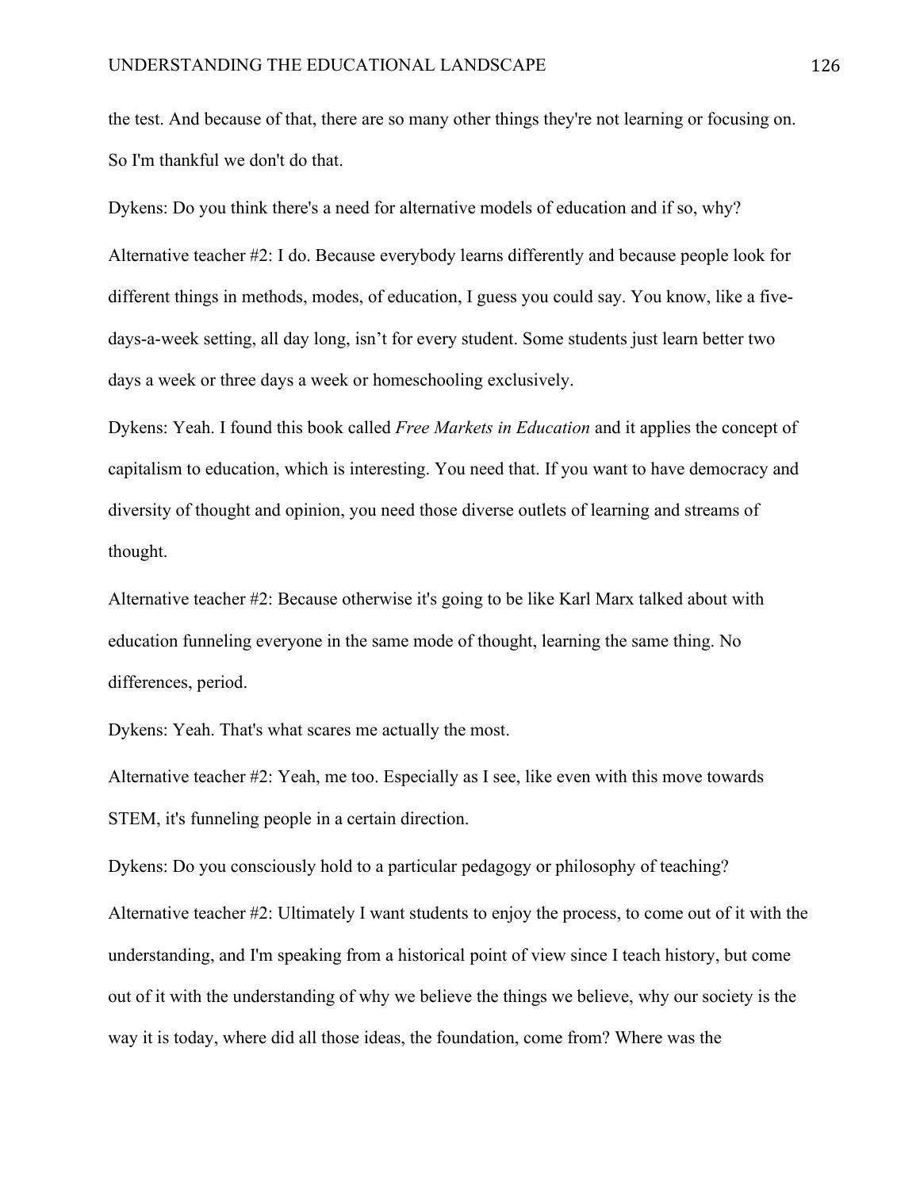the test. And because of that, there are so many other things they're not learning or focusing on. So I'm thankful we don't do that.

Dykens: Do you think there's a need for alternative models of education and if so, why?

Alternative teacher #2: I do. Because everybody learns differently and because people look for different things in methods, modes, of education, I guess you could say. You know, like a five-days-a-week setting, all day long, isn't for every student. Some students just learn better two days a week or three days a week or homeschooling exclusively.

Dykens: Yeah. I found this book called *Free Markets in Education* and it applies the concept of capitalism to education, which is interesting. You need that. If you want to have democracy and diversity of thought and opinion, you need those diverse outlets of learning and streams of thought.

Alternative teacher #2: Because otherwise it's going to be like Karl Marx talked about with education funneling everyone in the same mode of thought, learning the same thing. No differences, period.

Dykens: Yeah. That's what scares me actually the most.

Alternative teacher #2: Yeah, me too. Especially as I see, like even with this move towards STEM, it's funneling people in a certain direction.

Dykens: Do you consciously hold to a particular pedagogy or philosophy of teaching?

Alternative teacher #2: Ultimately I want students to enjoy the process, to come out of it with the understanding, and I'm speaking from a historical point of view since I teach history, but come out of it with the understanding of why we believe the things we believe, why our society is the way it is today, where did all those ideas, the foundation, come from? Where was the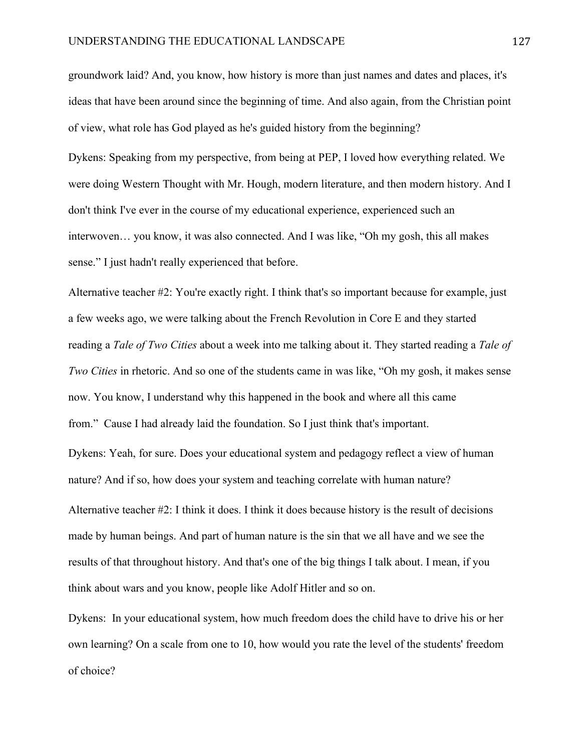groundwork laid? And, you know, how history is more than just names and dates and places, it's ideas that have been around since the beginning of time. And also again, from the Christian point of view, what role has God played as he's guided history from the beginning?

Dykens: Speaking from my perspective, from being at PEP, I loved how everything related. We were doing Western Thought with Mr. Hough, modern literature, and then modern history. And I don't think I've ever in the course of my educational experience, experienced such an interwoven… you know, it was also connected. And I was like, "Oh my gosh, this all makes sense." I just hadn't really experienced that before.

Alternative teacher #2: You're exactly right. I think that's so important because for example, just a few weeks ago, we were talking about the French Revolution in Core E and they started reading a *Tale of Two Cities* about a week into me talking about it. They started reading a *Tale of Two Cities* in rhetoric. And so one of the students came in was like, "Oh my gosh, it makes sense now. You know, I understand why this happened in the book and where all this came from." Cause I had already laid the foundation. So I just think that's important.

Dykens: Yeah, for sure. Does your educational system and pedagogy reflect a view of human nature? And if so, how does your system and teaching correlate with human nature?

Alternative teacher #2: I think it does. I think it does because history is the result of decisions made by human beings. And part of human nature is the sin that we all have and we see the results of that throughout history. And that's one of the big things I talk about. I mean, if you think about wars and you know, people like Adolf Hitler and so on.

Dykens: In your educational system, how much freedom does the child have to drive his or her own learning? On a scale from one to 10, how would you rate the level of the students' freedom of choice?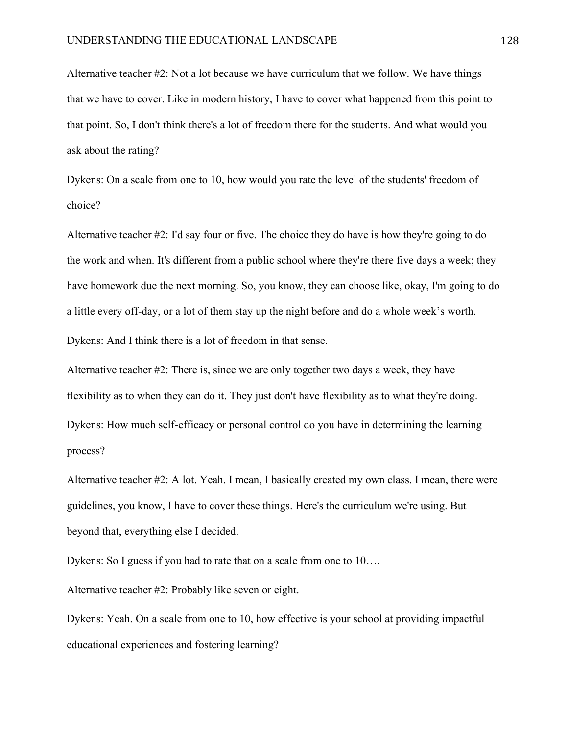Alternative teacher #2: Not a lot because we have curriculum that we follow. We have things that we have to cover. Like in modern history, I have to cover what happened from this point to that point. So, I don't think there's a lot of freedom there for the students. And what would you ask about the rating?

Dykens: On a scale from one to 10, how would you rate the level of the students' freedom of choice?

Alternative teacher #2: I'd say four or five. The choice they do have is how they're going to do the work and when. It's different from a public school where they're there five days a week; they have homework due the next morning. So, you know, they can choose like, okay, I'm going to do a little every off-day, or a lot of them stay up the night before and do a whole week's worth.

Dykens: And I think there is a lot of freedom in that sense.

Alternative teacher #2: There is, since we are only together two days a week, they have flexibility as to when they can do it. They just don't have flexibility as to what they're doing.

Dykens: How much self-efficacy or personal control do you have in determining the learning process?

Alternative teacher #2: A lot. Yeah. I mean, I basically created my own class. I mean, there were guidelines, you know, I have to cover these things. Here's the curriculum we're using. But beyond that, everything else I decided.

Dykens: So I guess if you had to rate that on a scale from one to 10….

Alternative teacher #2: Probably like seven or eight.

Dykens: Yeah. On a scale from one to 10, how effective is your school at providing impactful educational experiences and fostering learning?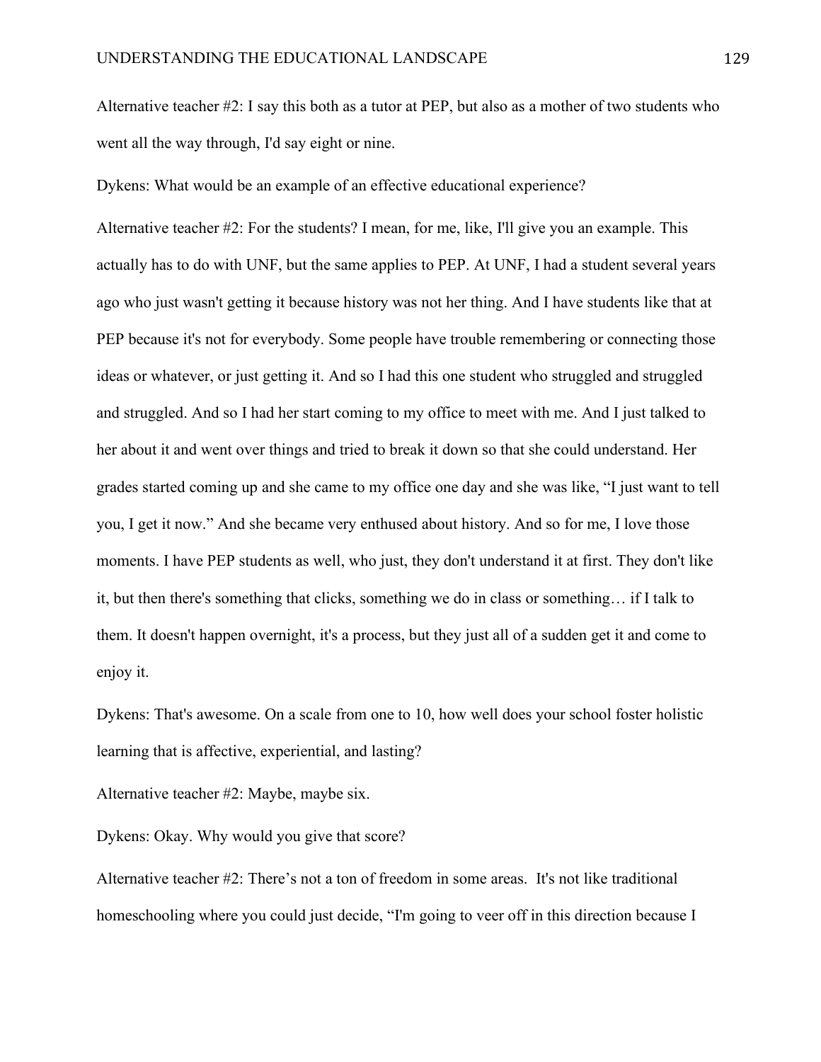Alternative teacher #2: I say this both as a tutor at PEP, but also as a mother of two students who went all the way through, I'd say eight or nine.

Dykens: What would be an example of an effective educational experience?

Alternative teacher #2: For the students? I mean, for me, like, I'll give you an example. This actually has to do with UNF, but the same applies to PEP. At UNF, I had a student several years ago who just wasn't getting it because history was not her thing. And I have students like that at PEP because it's not for everybody. Some people have trouble remembering or connecting those ideas or whatever, or just getting it. And so I had this one student who struggled and struggled and struggled. And so I had her start coming to my office to meet with me. And I just talked to her about it and went over things and tried to break it down so that she could understand. Her grades started coming up and she came to my office one day and she was like, "I just want to tell you, I get it now." And she became very enthused about history. And so for me, I love those moments. I have PEP students as well, who just, they don't understand it at first. They don't like it, but then there's something that clicks, something we do in class or something… if I talk to them. It doesn't happen overnight, it's a process, but they just all of a sudden get it and come to enjoy it.

Dykens: That's awesome. On a scale from one to 10, how well does your school foster holistic learning that is affective, experiential, and lasting?

Alternative teacher #2: Maybe, maybe six.

Dykens: Okay. Why would you give that score?

Alternative teacher #2: There's not a ton of freedom in some areas. It's not like traditional homeschooling where you could just decide, "I'm going to veer off in this direction because I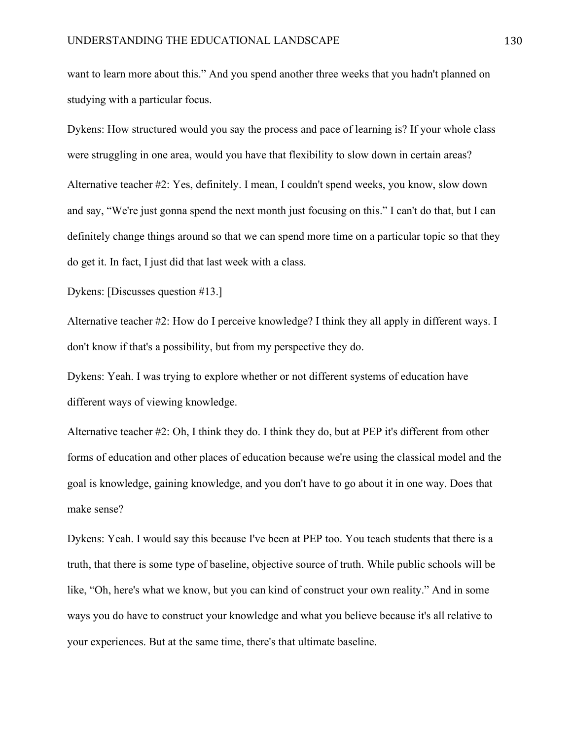want to learn more about this." And you spend another three weeks that you hadn't planned on studying with a particular focus.

Dykens: How structured would you say the process and pace of learning is? If your whole class were struggling in one area, would you have that flexibility to slow down in certain areas?

Alternative teacher #2: Yes, definitely. I mean, I couldn't spend weeks, you know, slow down and say, "We're just gonna spend the next month just focusing on this." I can't do that, but I can definitely change things around so that we can spend more time on a particular topic so that they do get it. In fact, I just did that last week with a class.

Dykens: [Discusses question #13.]

Alternative teacher #2: How do I perceive knowledge? I think they all apply in different ways. I don't know if that's a possibility, but from my perspective they do.

Dykens: Yeah. I was trying to explore whether or not different systems of education have different ways of viewing knowledge.

Alternative teacher #2: Oh, I think they do. I think they do, but at PEP it's different from other forms of education and other places of education because we're using the classical model and the goal is knowledge, gaining knowledge, and you don't have to go about it in one way. Does that make sense?

Dykens: Yeah. I would say this because I've been at PEP too. You teach students that there is a truth, that there is some type of baseline, objective source of truth. While public schools will be like, "Oh, here's what we know, but you can kind of construct your own reality." And in some ways you do have to construct your knowledge and what you believe because it's all relative to your experiences. But at the same time, there's that ultimate baseline.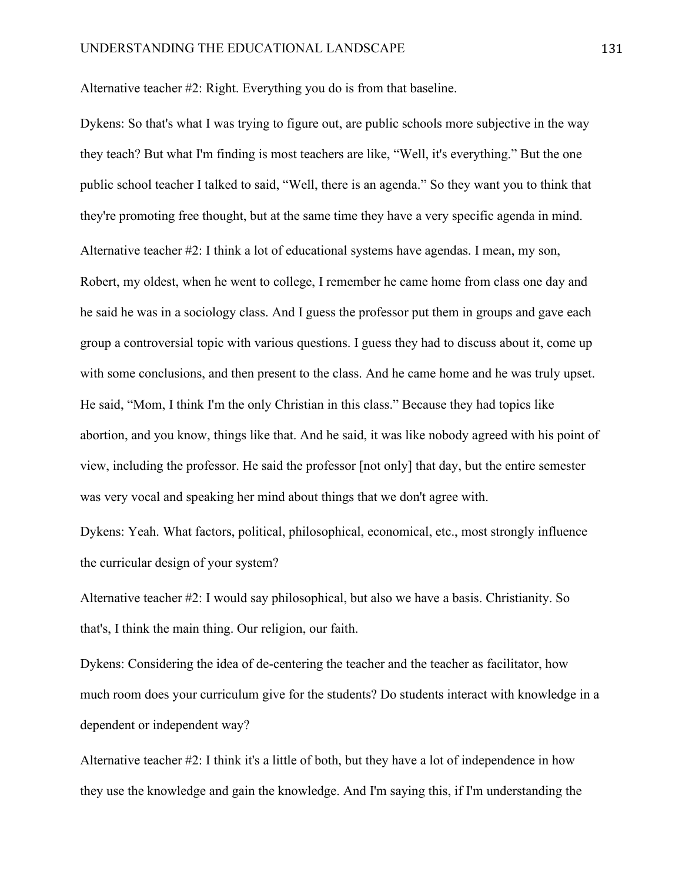Alternative teacher #2: Right. Everything you do is from that baseline.

Dykens: So that's what I was trying to figure out, are public schools more subjective in the way they teach? But what I'm finding is most teachers are like, "Well, it's everything." But the one public school teacher I talked to said, "Well, there is an agenda." So they want you to think that they're promoting free thought, but at the same time they have a very specific agenda in mind.

Alternative teacher #2: I think a lot of educational systems have agendas. I mean, my son, Robert, my oldest, when he went to college, I remember he came home from class one day and he said he was in a sociology class. And I guess the professor put them in groups and gave each group a controversial topic with various questions. I guess they had to discuss about it, come up with some conclusions, and then present to the class. And he came home and he was truly upset. He said, "Mom, I think I'm the only Christian in this class." Because they had topics like abortion, and you know, things like that. And he said, it was like nobody agreed with his point of view, including the professor. He said the professor [not only] that day, but the entire semester was very vocal and speaking her mind about things that we don't agree with.

Dykens: Yeah. What factors, political, philosophical, economical, etc., most strongly influence the curricular design of your system?

Alternative teacher #2: I would say philosophical, but also we have a basis. Christianity. So that's, I think the main thing. Our religion, our faith.

Dykens: Considering the idea of de-centering the teacher and the teacher as facilitator, how much room does your curriculum give for the students? Do students interact with knowledge in a dependent or independent way?

Alternative teacher #2: I think it's a little of both, but they have a lot of independence in how they use the knowledge and gain the knowledge. And I'm saying this, if I'm understanding the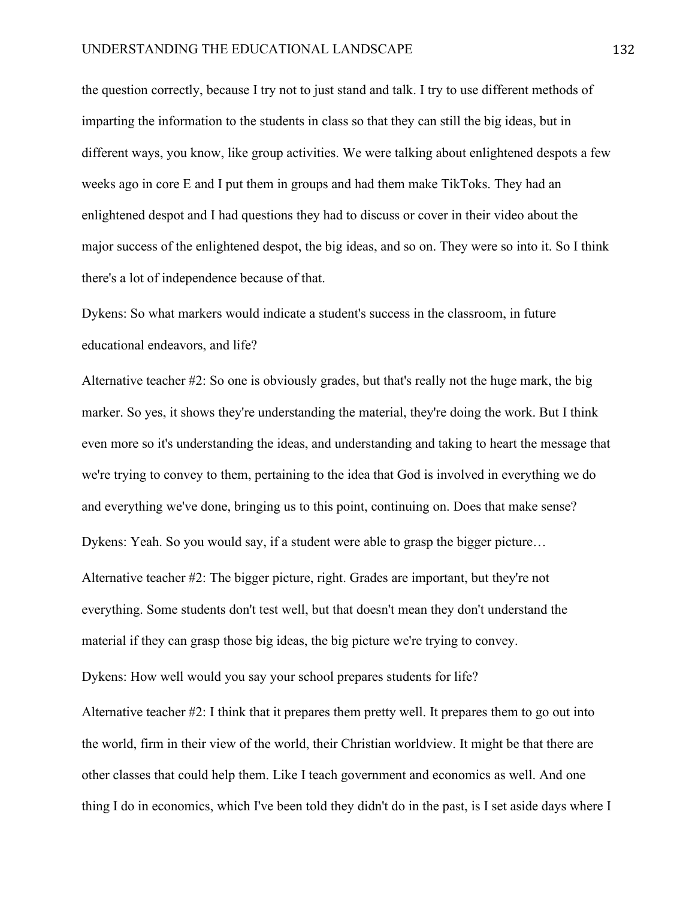the question correctly, because I try not to just stand and talk. I try to use different methods of imparting the information to the students in class so that they can still the big ideas, but in different ways, you know, like group activities. We were talking about enlightened despots a few weeks ago in core E and I put them in groups and had them make TikToks. They had an enlightened despot and I had questions they had to discuss or cover in their video about the major success of the enlightened despot, the big ideas, and so on. They were so into it. So I think there's a lot of independence because of that.

Dykens: So what markers would indicate a student's success in the classroom, in future educational endeavors, and life?

Alternative teacher #2: So one is obviously grades, but that's really not the huge mark, the big marker. So yes, it shows they're understanding the material, they're doing the work. But I think even more so it's understanding the ideas, and understanding and taking to heart the message that we're trying to convey to them, pertaining to the idea that God is involved in everything we do and everything we've done, bringing us to this point, continuing on. Does that make sense?

Dykens: Yeah. So you would say, if a student were able to grasp the bigger picture…

Alternative teacher #2: The bigger picture, right. Grades are important, but they're not everything. Some students don't test well, but that doesn't mean they don't understand the material if they can grasp those big ideas, the big picture we're trying to convey.

Dykens: How well would you say your school prepares students for life?

Alternative teacher #2: I think that it prepares them pretty well. It prepares them to go out into the world, firm in their view of the world, their Christian worldview. It might be that there are other classes that could help them. Like I teach government and economics as well. And one thing I do in economics, which I've been told they didn't do in the past, is I set aside days where I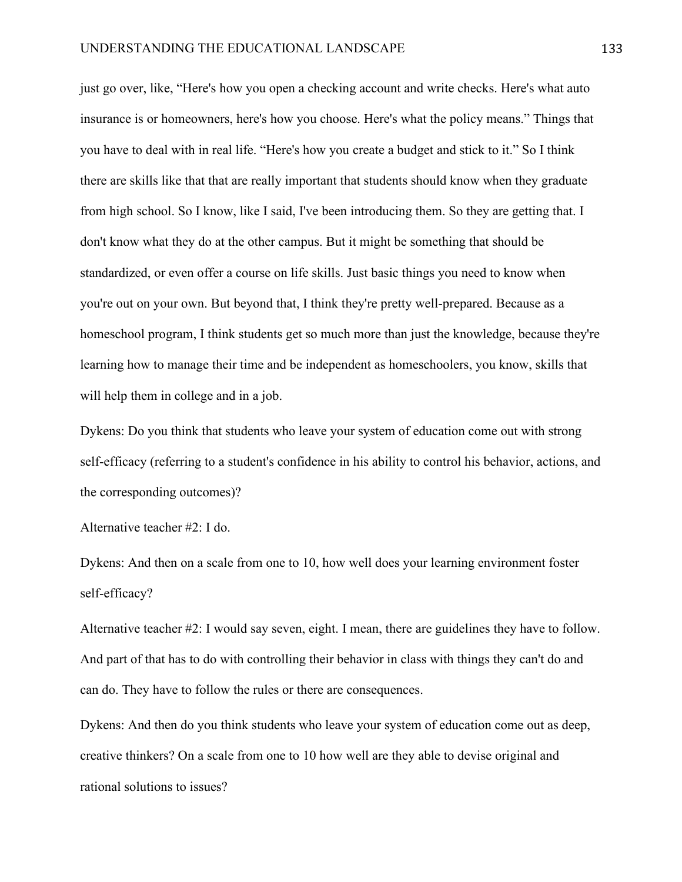just go over, like, “Here's how you open a checking account and write checks. Here's what auto insurance is or homeowners, here's how you choose. Here's what the policy means.” Things that you have to deal with in real life. “Here's how you create a budget and stick to it.” So I think there are skills like that that are really important that students should know when they graduate from high school. So I know, like I said, I've been introducing them. So they are getting that. I don't know what they do at the other campus. But it might be something that should be standardized, or even offer a course on life skills. Just basic things you need to know when you're out on your own. But beyond that, I think they're pretty well-prepared. Because as a homeschool program, I think students get so much more than just the knowledge, because they're learning how to manage their time and be independent as homeschoolers, you know, skills that will help them in college and in a job.

Dykens: Do you think that students who leave your system of education come out with strong self-efficacy (referring to a student's confidence in his ability to control his behavior, actions, and the corresponding outcomes)?

Alternative teacher #2: I do.

Dykens: And then on a scale from one to 10, how well does your learning environment foster self-efficacy?

Alternative teacher #2: I would say seven, eight. I mean, there are guidelines they have to follow. And part of that has to do with controlling their behavior in class with things they can't do and can do. They have to follow the rules or there are consequences.

Dykens: And then do you think students who leave your system of education come out as deep, creative thinkers? On a scale from one to 10 how well are they able to devise original and rational solutions to issues?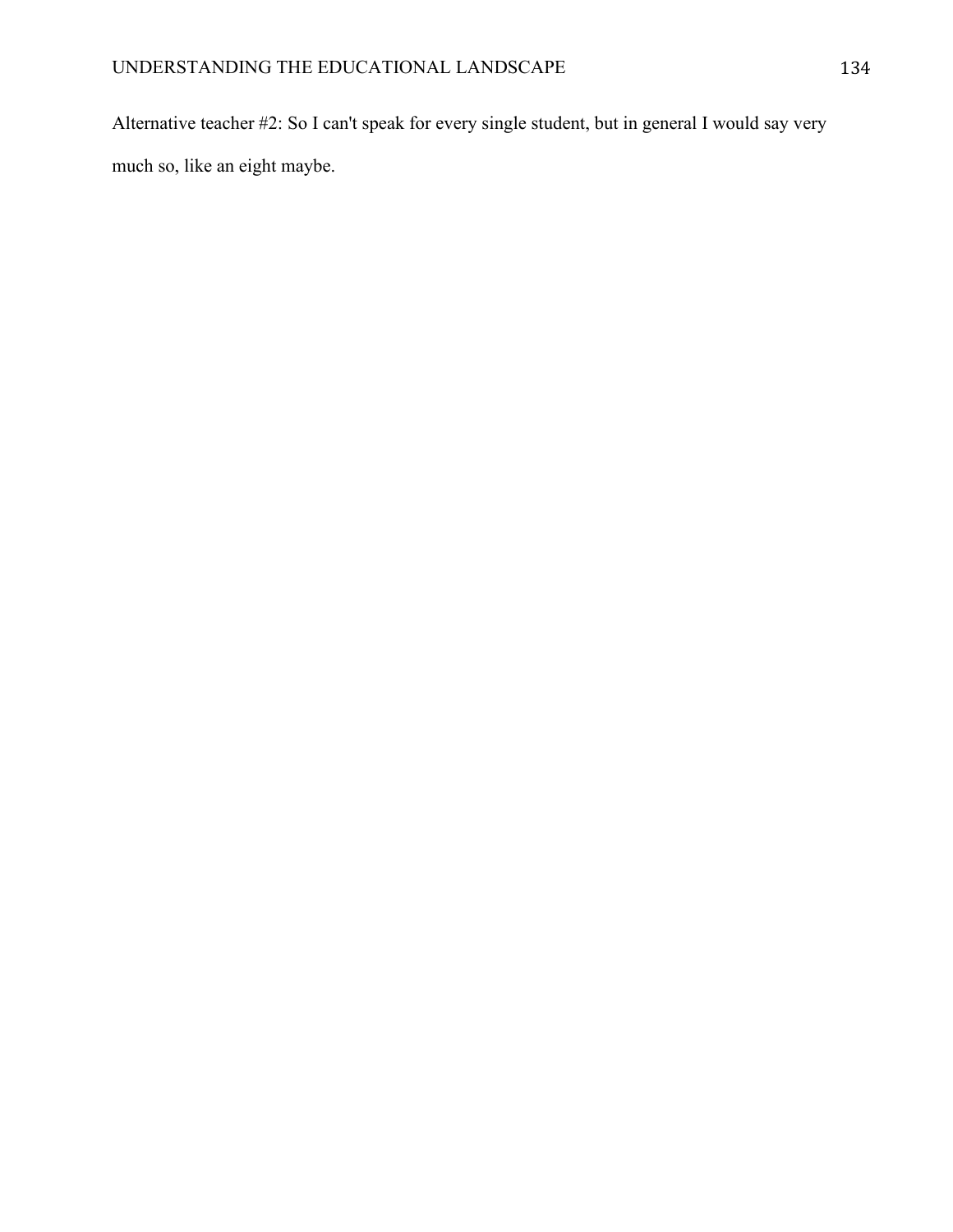Alternative teacher #2: So I can't speak for every single student, but in general I would say very much so, like an eight maybe.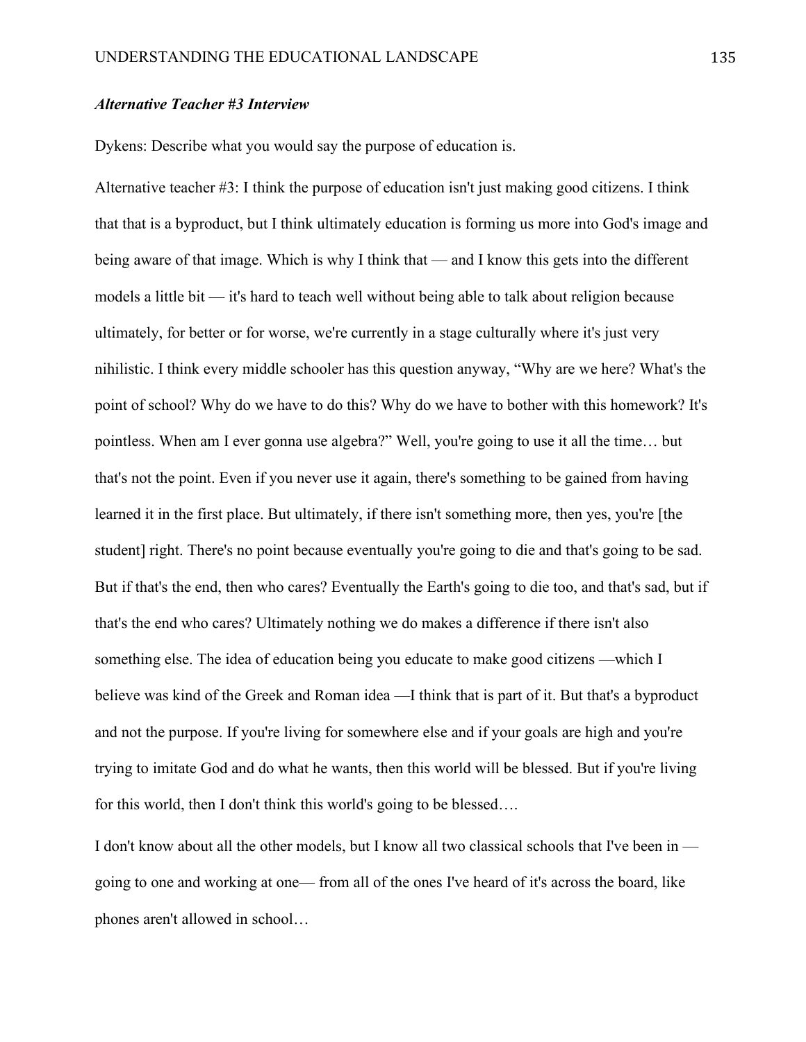***Alternative Teacher #3 Interview***

Dykens: Describe what you would say the purpose of education is.

Alternative teacher #3: I think the purpose of education isn't just making good citizens. I think that that is a byproduct, but I think ultimately education is forming us more into God's image and being aware of that image. Which is why I think that — and I know this gets into the different models a little bit — it's hard to teach well without being able to talk about religion because ultimately, for better or for worse, we're currently in a stage culturally where it's just very nihilistic. I think every middle schooler has this question anyway, "Why are we here? What's the point of school? Why do we have to do this? Why do we have to bother with this homework? It's pointless. When am I ever gonna use algebra?" Well, you're going to use it all the time… but that's not the point. Even if you never use it again, there's something to be gained from having learned it in the first place. But ultimately, if there isn't something more, then yes, you're [the student] right. There's no point because eventually you're going to die and that's going to be sad. But if that's the end, then who cares? Eventually the Earth's going to die too, and that's sad, but if that's the end who cares? Ultimately nothing we do makes a difference if there isn't also something else. The idea of education being you educate to make good citizens —which I believe was kind of the Greek and Roman idea —I think that is part of it. But that's a byproduct and not the purpose. If you're living for somewhere else and if your goals are high and you're trying to imitate God and do what he wants, then this world will be blessed. But if you're living for this world, then I don't think this world's going to be blessed….

I don't know about all the other models, but I know all two classical schools that I've been in — going to one and working at one— from all of the ones I've heard of it's across the board, like phones aren't allowed in school…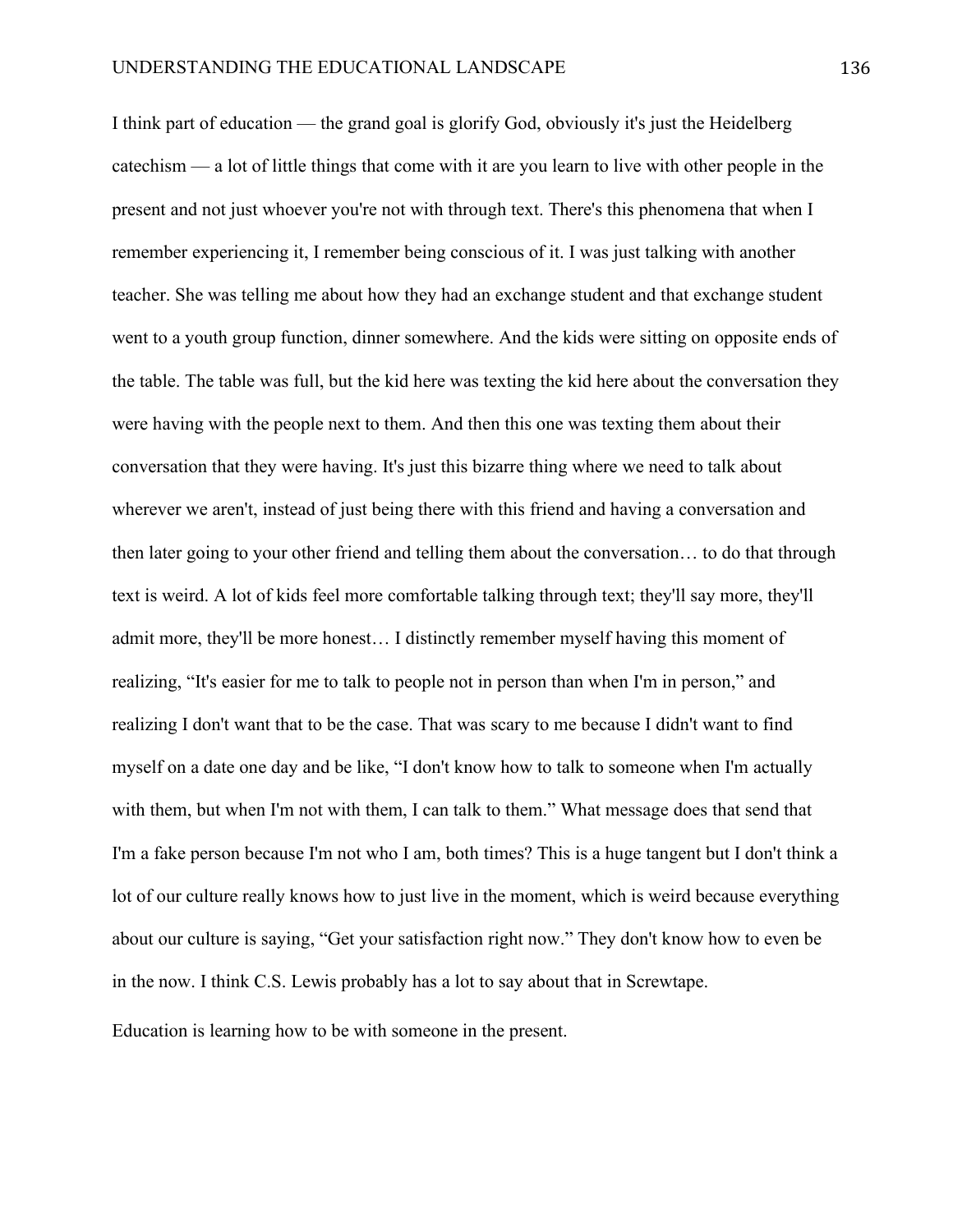I think part of education — the grand goal is glorify God, obviously it's just the Heidelberg catechism — a lot of little things that come with it are you learn to live with other people in the present and not just whoever you're not with through text. There's this phenomena that when I remember experiencing it, I remember being conscious of it. I was just talking with another teacher. She was telling me about how they had an exchange student and that exchange student went to a youth group function, dinner somewhere. And the kids were sitting on opposite ends of the table. The table was full, but the kid here was texting the kid here about the conversation they were having with the people next to them. And then this one was texting them about their conversation that they were having. It's just this bizarre thing where we need to talk about wherever we aren't, instead of just being there with this friend and having a conversation and then later going to your other friend and telling them about the conversation… to do that through text is weird. A lot of kids feel more comfortable talking through text; they'll say more, they'll admit more, they'll be more honest… I distinctly remember myself having this moment of realizing, "It's easier for me to talk to people not in person than when I'm in person," and realizing I don't want that to be the case. That was scary to me because I didn't want to find myself on a date one day and be like, "I don't know how to talk to someone when I'm actually with them, but when I'm not with them, I can talk to them." What message does that send that I'm a fake person because I'm not who I am, both times? This is a huge tangent but I don't think a lot of our culture really knows how to just live in the moment, which is weird because everything about our culture is saying, "Get your satisfaction right now." They don't know how to even be in the now. I think C.S. Lewis probably has a lot to say about that in Screwtape.

Education is learning how to be with someone in the present.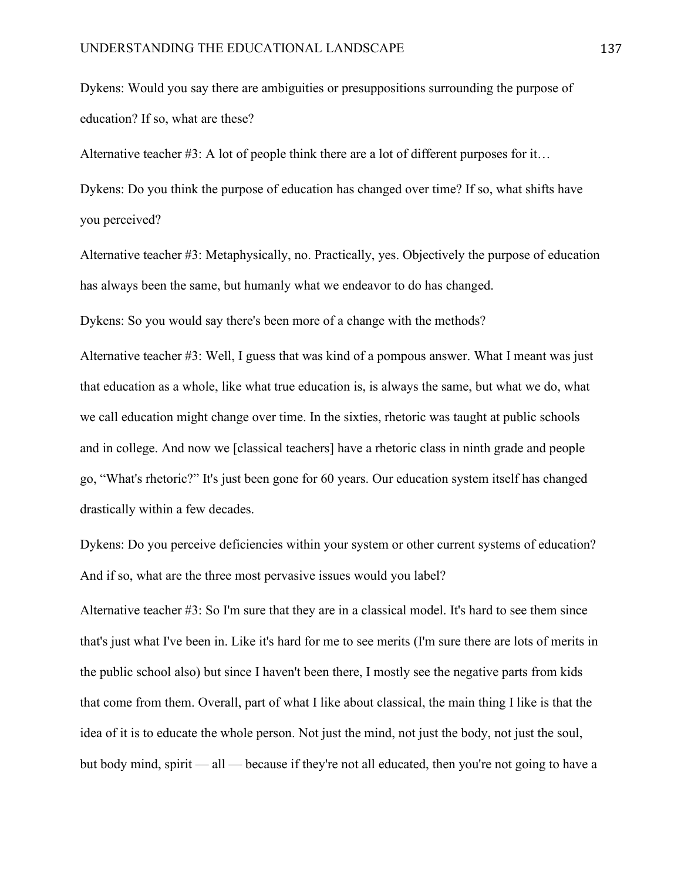Dykens: Would you say there are ambiguities or presuppositions surrounding the purpose of education? If so, what are these?

Alternative teacher #3: A lot of people think there are a lot of different purposes for it…

Dykens: Do you think the purpose of education has changed over time? If so, what shifts have you perceived?

Alternative teacher #3: Metaphysically, no. Practically, yes. Objectively the purpose of education has always been the same, but humanly what we endeavor to do has changed.

Dykens: So you would say there's been more of a change with the methods?

Alternative teacher #3: Well, I guess that was kind of a pompous answer. What I meant was just that education as a whole, like what true education is, is always the same, but what we do, what we call education might change over time. In the sixties, rhetoric was taught at public schools and in college. And now we [classical teachers] have a rhetoric class in ninth grade and people go, "What's rhetoric?" It's just been gone for 60 years. Our education system itself has changed drastically within a few decades.

Dykens: Do you perceive deficiencies within your system or other current systems of education? And if so, what are the three most pervasive issues would you label?

Alternative teacher #3: So I'm sure that they are in a classical model. It's hard to see them since that's just what I've been in. Like it's hard for me to see merits (I'm sure there are lots of merits in the public school also) but since I haven't been there, I mostly see the negative parts from kids that come from them. Overall, part of what I like about classical, the main thing I like is that the idea of it is to educate the whole person. Not just the mind, not just the body, not just the soul, but body mind, spirit — all — because if they're not all educated, then you're not going to have a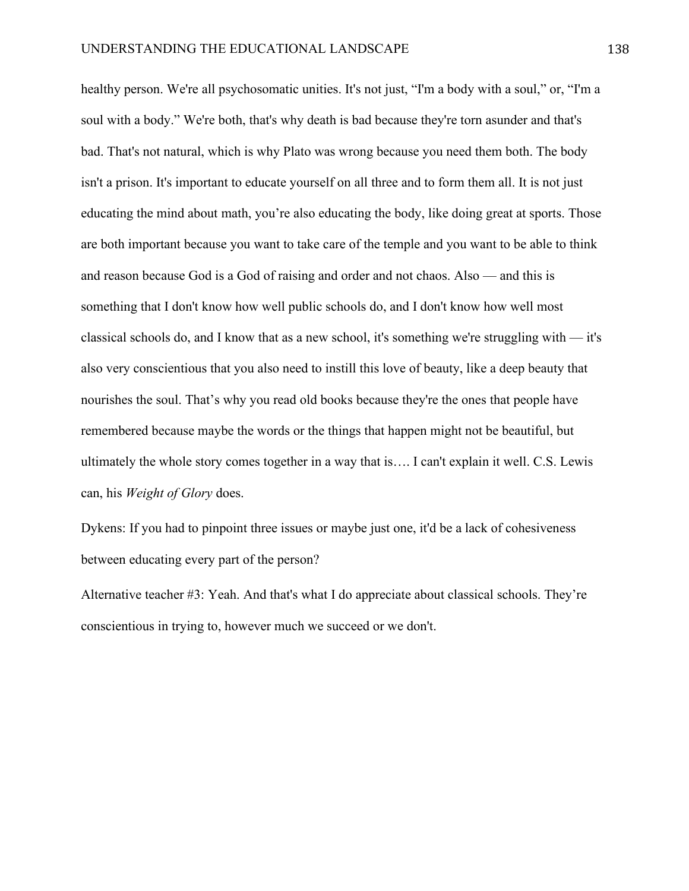healthy person. We're all psychosomatic unities. It's not just, "I'm a body with a soul," or, "I'm a soul with a body." We're both, that's why death is bad because they're torn asunder and that's bad. That's not natural, which is why Plato was wrong because you need them both. The body isn't a prison. It's important to educate yourself on all three and to form them all. It is not just educating the mind about math, you're also educating the body, like doing great at sports. Those are both important because you want to take care of the temple and you want to be able to think and reason because God is a God of raising and order and not chaos. Also — and this is something that I don't know how well public schools do, and I don't know how well most classical schools do, and I know that as a new school, it's something we're struggling with — it's also very conscientious that you also need to instill this love of beauty, like a deep beauty that nourishes the soul. That's why you read old books because they're the ones that people have remembered because maybe the words or the things that happen might not be beautiful, but ultimately the whole story comes together in a way that is…. I can't explain it well. C.S. Lewis can, his *Weight of Glory* does.

Dykens: If you had to pinpoint three issues or maybe just one, it'd be a lack of cohesiveness between educating every part of the person?

Alternative teacher #3: Yeah. And that's what I do appreciate about classical schools. They're conscientious in trying to, however much we succeed or we don't.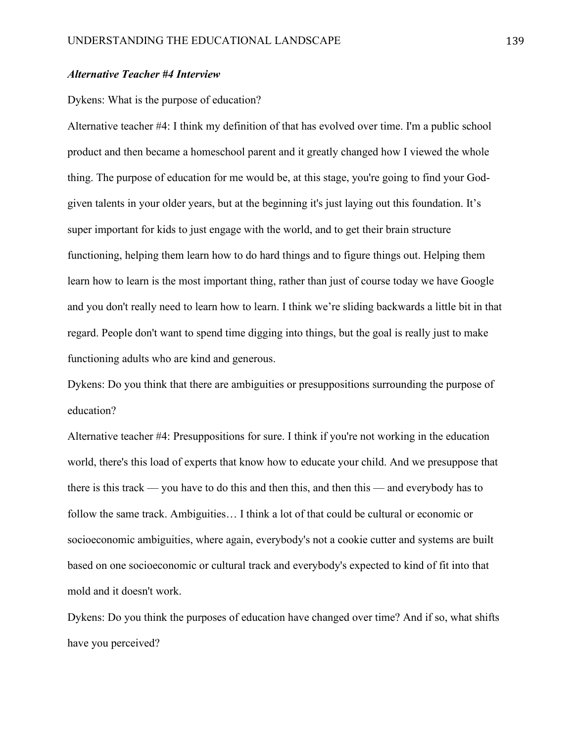***Alternative Teacher #4 Interview***

Dykens: What is the purpose of education?

Alternative teacher #4: I think my definition of that has evolved over time. I'm a public school product and then became a homeschool parent and it greatly changed how I viewed the whole thing. The purpose of education for me would be, at this stage, you're going to find your God-given talents in your older years, but at the beginning it's just laying out this foundation. It's super important for kids to just engage with the world, and to get their brain structure functioning, helping them learn how to do hard things and to figure things out. Helping them learn how to learn is the most important thing, rather than just of course today we have Google and you don't really need to learn how to learn. I think we're sliding backwards a little bit in that regard. People don't want to spend time digging into things, but the goal is really just to make functioning adults who are kind and generous.

Dykens: Do you think that there are ambiguities or presuppositions surrounding the purpose of education?

Alternative teacher #4: Presuppositions for sure. I think if you're not working in the education world, there's this load of experts that know how to educate your child. And we presuppose that there is this track — you have to do this and then this, and then this — and everybody has to follow the same track. Ambiguities… I think a lot of that could be cultural or economic or socioeconomic ambiguities, where again, everybody's not a cookie cutter and systems are built based on one socioeconomic or cultural track and everybody's expected to kind of fit into that mold and it doesn't work.

Dykens: Do you think the purposes of education have changed over time? And if so, what shifts have you perceived?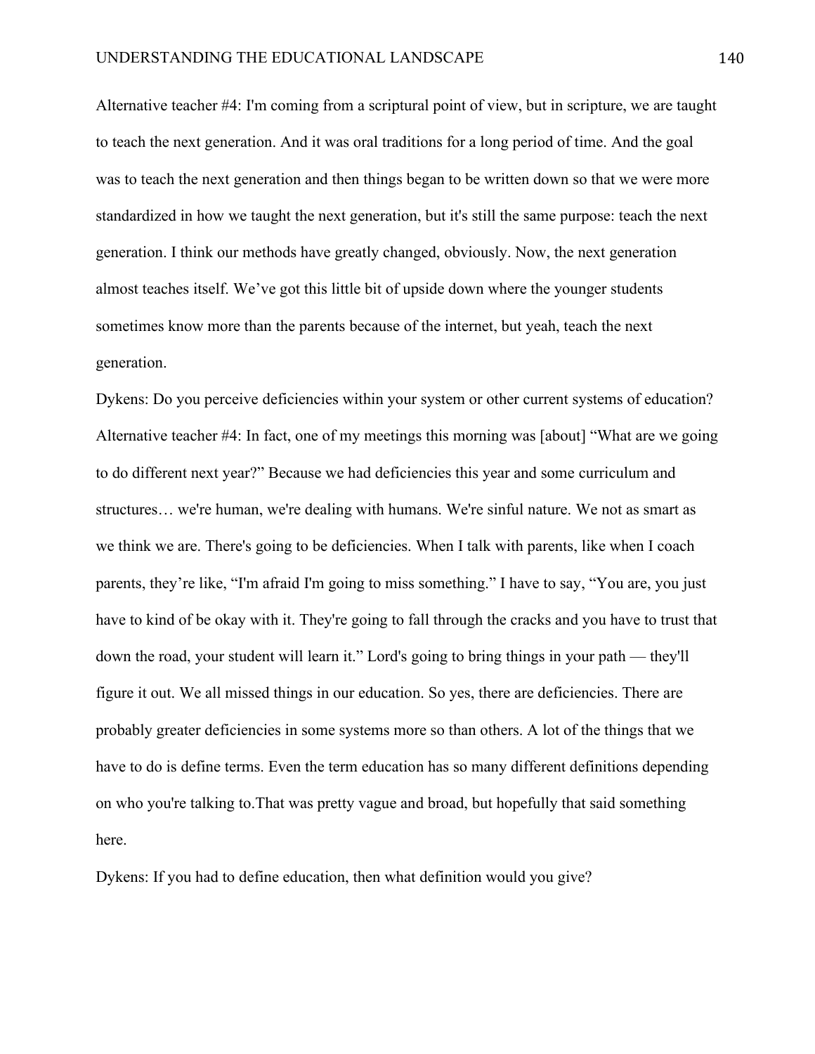Alternative teacher #4: I'm coming from a scriptural point of view, but in scripture, we are taught to teach the next generation. And it was oral traditions for a long period of time. And the goal was to teach the next generation and then things began to be written down so that we were more standardized in how we taught the next generation, but it's still the same purpose: teach the next generation. I think our methods have greatly changed, obviously. Now, the next generation almost teaches itself. We've got this little bit of upside down where the younger students sometimes know more than the parents because of the internet, but yeah, teach the next generation.

Dykens: Do you perceive deficiencies within your system or other current systems of education?

Alternative teacher #4: In fact, one of my meetings this morning was [about] "What are we going to do different next year?" Because we had deficiencies this year and some curriculum and structures… we're human, we're dealing with humans. We're sinful nature. We not as smart as we think we are. There's going to be deficiencies. When I talk with parents, like when I coach parents, they're like, "I'm afraid I'm going to miss something." I have to say, "You are, you just have to kind of be okay with it. They're going to fall through the cracks and you have to trust that down the road, your student will learn it." Lord's going to bring things in your path — they'll figure it out. We all missed things in our education. So yes, there are deficiencies. There are probably greater deficiencies in some systems more so than others. A lot of the things that we have to do is define terms. Even the term education has so many different definitions depending on who you're talking to.That was pretty vague and broad, but hopefully that said something here.

Dykens: If you had to define education, then what definition would you give?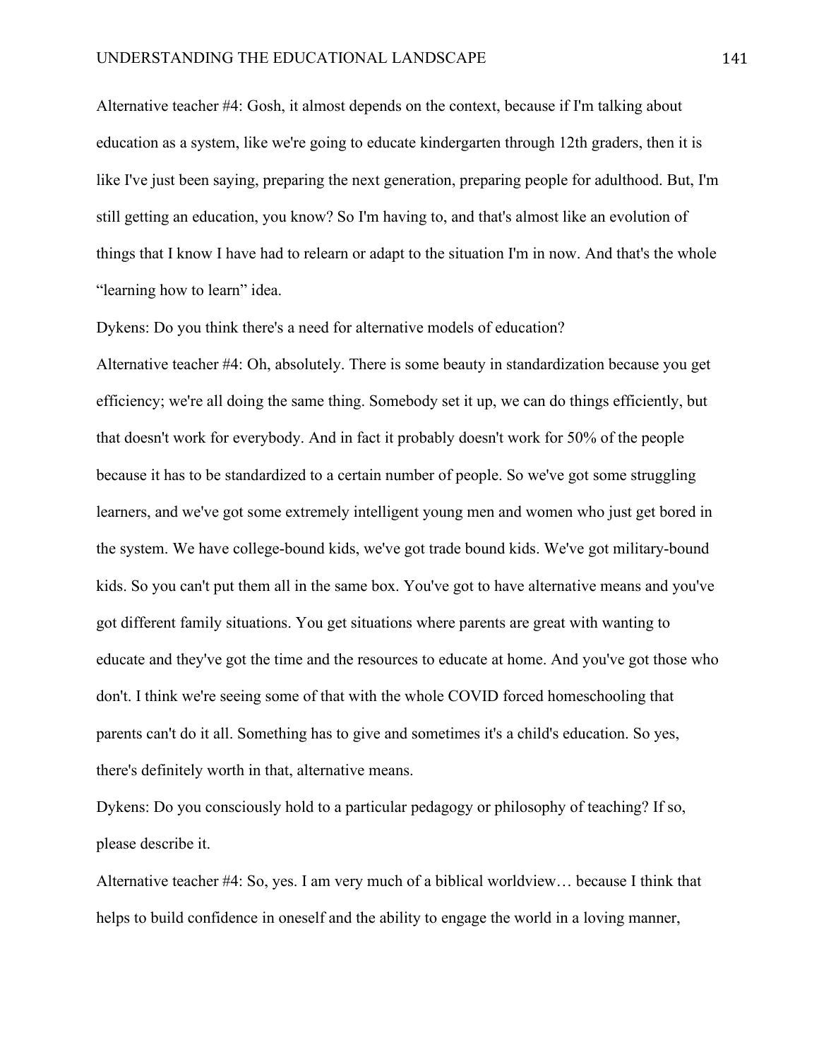Alternative teacher #4: Gosh, it almost depends on the context, because if I'm talking about education as a system, like we're going to educate kindergarten through 12th graders, then it is like I've just been saying, preparing the next generation, preparing people for adulthood. But, I'm still getting an education, you know? So I'm having to, and that's almost like an evolution of things that I know I have had to relearn or adapt to the situation I'm in now. And that's the whole "learning how to learn" idea.

Dykens: Do you think there's a need for alternative models of education?

Alternative teacher #4: Oh, absolutely. There is some beauty in standardization because you get efficiency; we're all doing the same thing. Somebody set it up, we can do things efficiently, but that doesn't work for everybody. And in fact it probably doesn't work for 50% of the people because it has to be standardized to a certain number of people. So we've got some struggling learners, and we've got some extremely intelligent young men and women who just get bored in the system. We have college-bound kids, we've got trade bound kids. We've got military-bound kids. So you can't put them all in the same box. You've got to have alternative means and you've got different family situations. You get situations where parents are great with wanting to educate and they've got the time and the resources to educate at home. And you've got those who don't. I think we're seeing some of that with the whole COVID forced homeschooling that parents can't do it all. Something has to give and sometimes it's a child's education. So yes, there's definitely worth in that, alternative means.

Dykens: Do you consciously hold to a particular pedagogy or philosophy of teaching? If so, please describe it.

Alternative teacher #4: So, yes. I am very much of a biblical worldview… because I think that helps to build confidence in oneself and the ability to engage the world in a loving manner,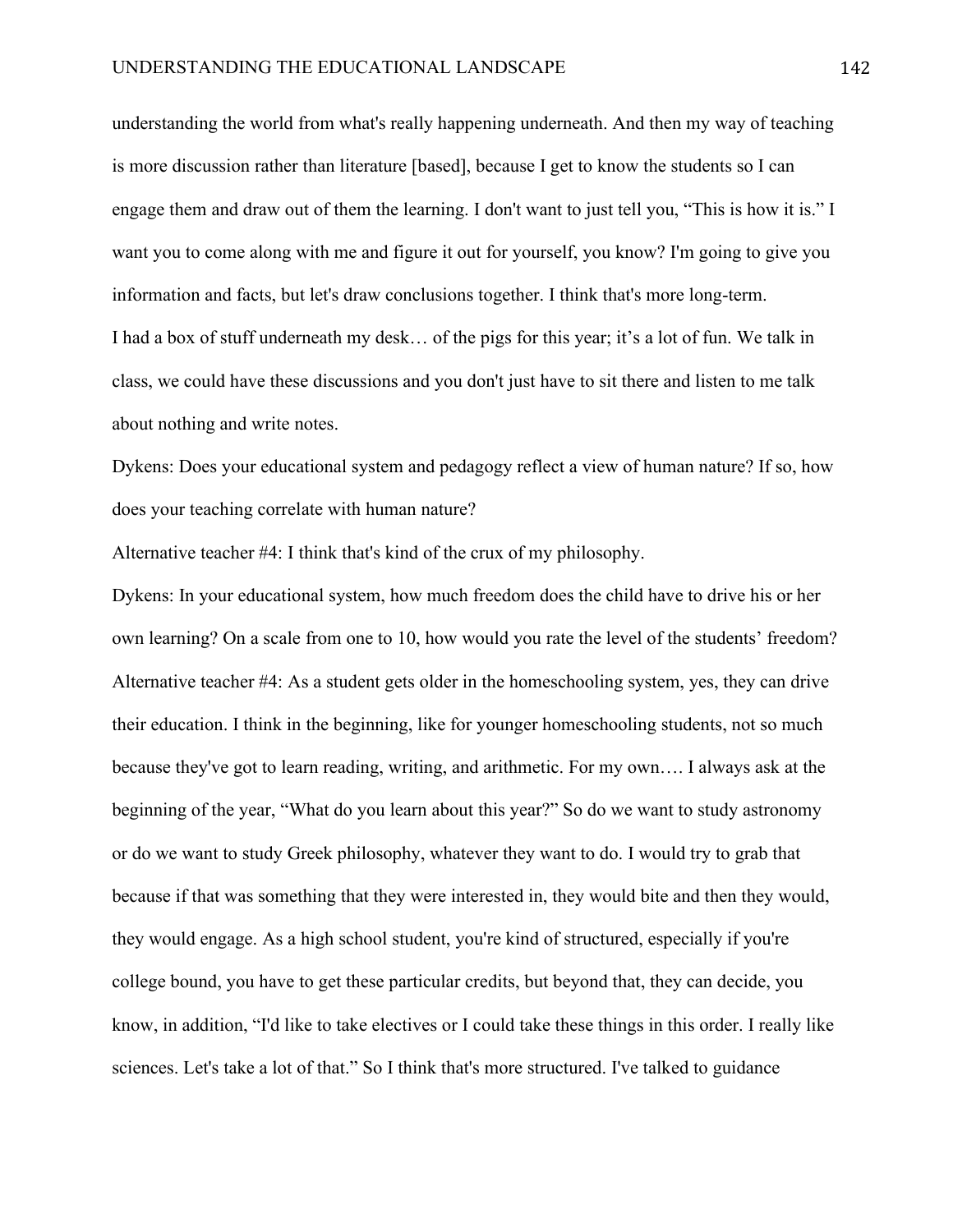understanding the world from what's really happening underneath. And then my way of teaching is more discussion rather than literature [based], because I get to know the students so I can engage them and draw out of them the learning. I don't want to just tell you, "This is how it is." I want you to come along with me and figure it out for yourself, you know? I'm going to give you information and facts, but let's draw conclusions together. I think that's more long-term.

I had a box of stuff underneath my desk… of the pigs for this year; it's a lot of fun. We talk in class, we could have these discussions and you don't just have to sit there and listen to me talk about nothing and write notes.

Dykens: Does your educational system and pedagogy reflect a view of human nature? If so, how does your teaching correlate with human nature?

Alternative teacher #4: I think that's kind of the crux of my philosophy.

Dykens: In your educational system, how much freedom does the child have to drive his or her own learning? On a scale from one to 10, how would you rate the level of the students' freedom?

Alternative teacher #4: As a student gets older in the homeschooling system, yes, they can drive their education. I think in the beginning, like for younger homeschooling students, not so much because they've got to learn reading, writing, and arithmetic. For my own…. I always ask at the beginning of the year, "What do you learn about this year?" So do we want to study astronomy or do we want to study Greek philosophy, whatever they want to do. I would try to grab that because if that was something that they were interested in, they would bite and then they would, they would engage. As a high school student, you're kind of structured, especially if you're college bound, you have to get these particular credits, but beyond that, they can decide, you know, in addition, "I'd like to take electives or I could take these things in this order. I really like sciences. Let's take a lot of that." So I think that's more structured. I've talked to guidance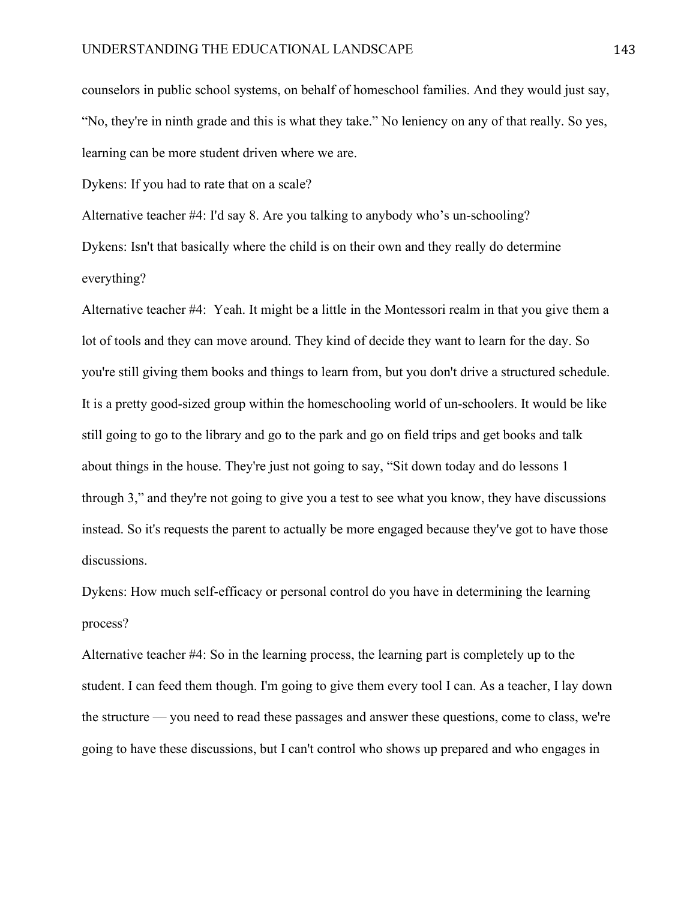counselors in public school systems, on behalf of homeschool families. And they would just say, "No, they're in ninth grade and this is what they take." No leniency on any of that really. So yes, learning can be more student driven where we are.

Dykens: If you had to rate that on a scale?

Alternative teacher #4: I'd say 8. Are you talking to anybody who's un-schooling?

Dykens: Isn't that basically where the child is on their own and they really do determine everything?

Alternative teacher #4: Yeah. It might be a little in the Montessori realm in that you give them a lot of tools and they can move around. They kind of decide they want to learn for the day. So you're still giving them books and things to learn from, but you don't drive a structured schedule. It is a pretty good-sized group within the homeschooling world of un-schoolers. It would be like still going to go to the library and go to the park and go on field trips and get books and talk about things in the house. They're just not going to say, "Sit down today and do lessons 1 through 3," and they're not going to give you a test to see what you know, they have discussions instead. So it's requests the parent to actually be more engaged because they've got to have those discussions.

Dykens: How much self-efficacy or personal control do you have in determining the learning process?

Alternative teacher #4: So in the learning process, the learning part is completely up to the student. I can feed them though. I'm going to give them every tool I can. As a teacher, I lay down the structure — you need to read these passages and answer these questions, come to class, we're going to have these discussions, but I can't control who shows up prepared and who engages in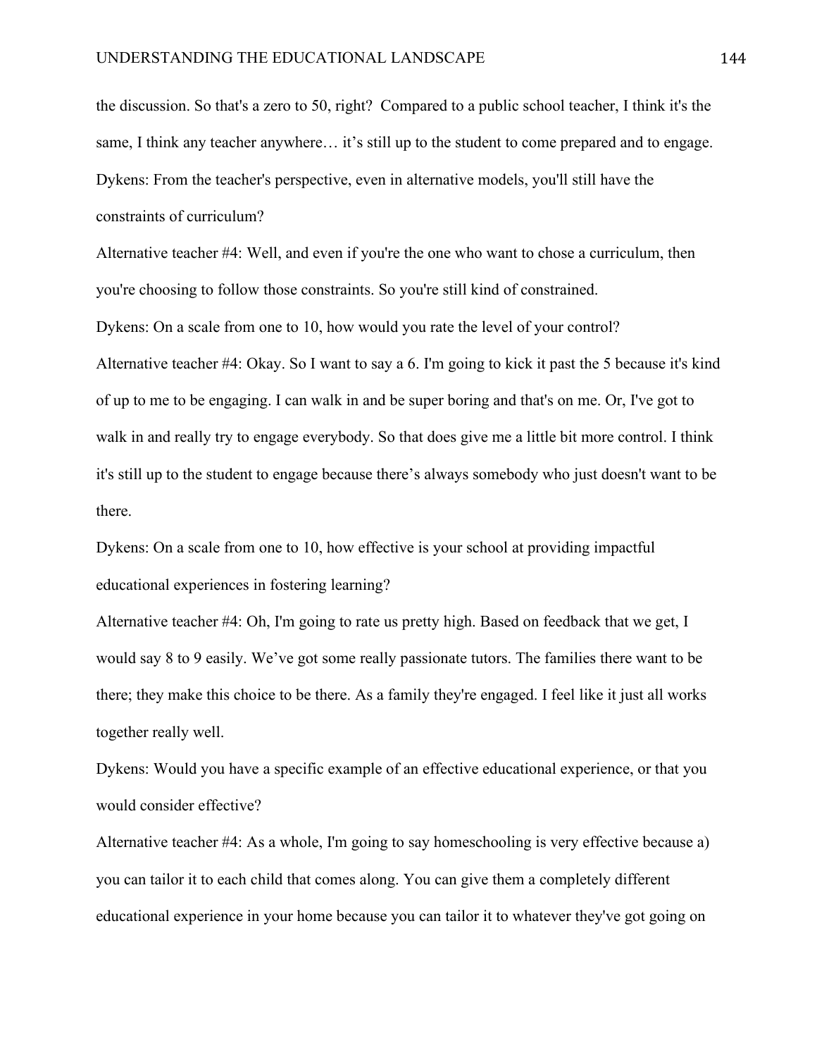the discussion. So that's a zero to 50, right? Compared to a public school teacher, I think it's the same, I think any teacher anywhere… it's still up to the student to come prepared and to engage.

Dykens: From the teacher's perspective, even in alternative models, you'll still have the constraints of curriculum?

Alternative teacher #4: Well, and even if you're the one who want to chose a curriculum, then you're choosing to follow those constraints. So you're still kind of constrained.

Dykens: On a scale from one to 10, how would you rate the level of your control?

Alternative teacher #4: Okay. So I want to say a 6. I'm going to kick it past the 5 because it's kind of up to me to be engaging. I can walk in and be super boring and that's on me. Or, I've got to walk in and really try to engage everybody. So that does give me a little bit more control. I think it's still up to the student to engage because there's always somebody who just doesn't want to be there.

Dykens: On a scale from one to 10, how effective is your school at providing impactful educational experiences in fostering learning?

Alternative teacher #4: Oh, I'm going to rate us pretty high. Based on feedback that we get, I would say 8 to 9 easily. We've got some really passionate tutors. The families there want to be there; they make this choice to be there. As a family they're engaged. I feel like it just all works together really well.

Dykens: Would you have a specific example of an effective educational experience, or that you would consider effective?

Alternative teacher #4: As a whole, I'm going to say homeschooling is very effective because a) you can tailor it to each child that comes along. You can give them a completely different educational experience in your home because you can tailor it to whatever they've got going on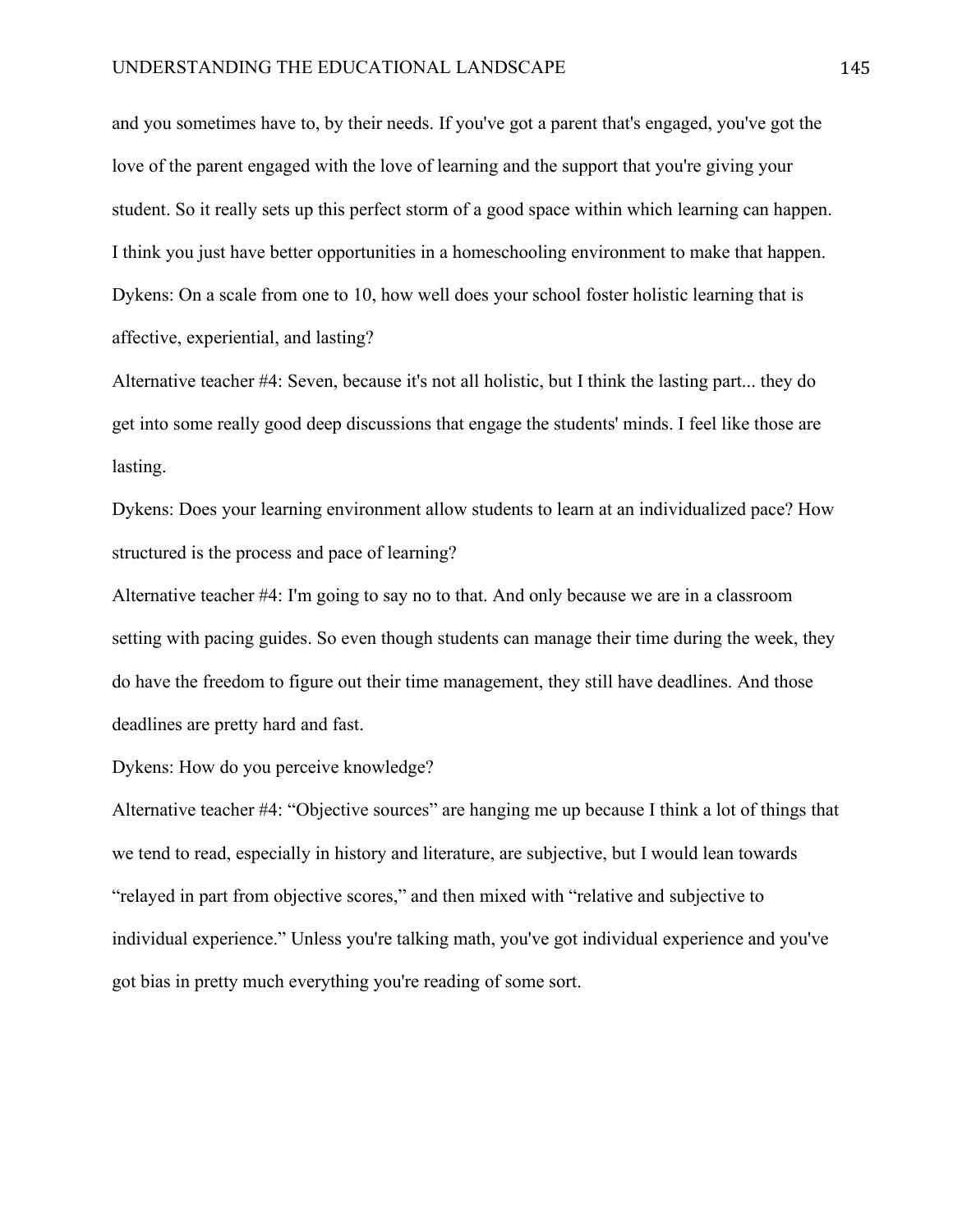and you sometimes have to, by their needs. If you've got a parent that's engaged, you've got the love of the parent engaged with the love of learning and the support that you're giving your student. So it really sets up this perfect storm of a good space within which learning can happen. I think you just have better opportunities in a homeschooling environment to make that happen.

Dykens: On a scale from one to 10, how well does your school foster holistic learning that is affective, experiential, and lasting?

Alternative teacher #4: Seven, because it's not all holistic, but I think the lasting part... they do get into some really good deep discussions that engage the students' minds. I feel like those are lasting.

Dykens: Does your learning environment allow students to learn at an individualized pace? How structured is the process and pace of learning?

Alternative teacher #4: I'm going to say no to that. And only because we are in a classroom setting with pacing guides. So even though students can manage their time during the week, they do have the freedom to figure out their time management, they still have deadlines. And those deadlines are pretty hard and fast.

Dykens: How do you perceive knowledge?

Alternative teacher #4: "Objective sources" are hanging me up because I think a lot of things that we tend to read, especially in history and literature, are subjective, but I would lean towards "relayed in part from objective scores," and then mixed with "relative and subjective to individual experience." Unless you're talking math, you've got individual experience and you've got bias in pretty much everything you're reading of some sort.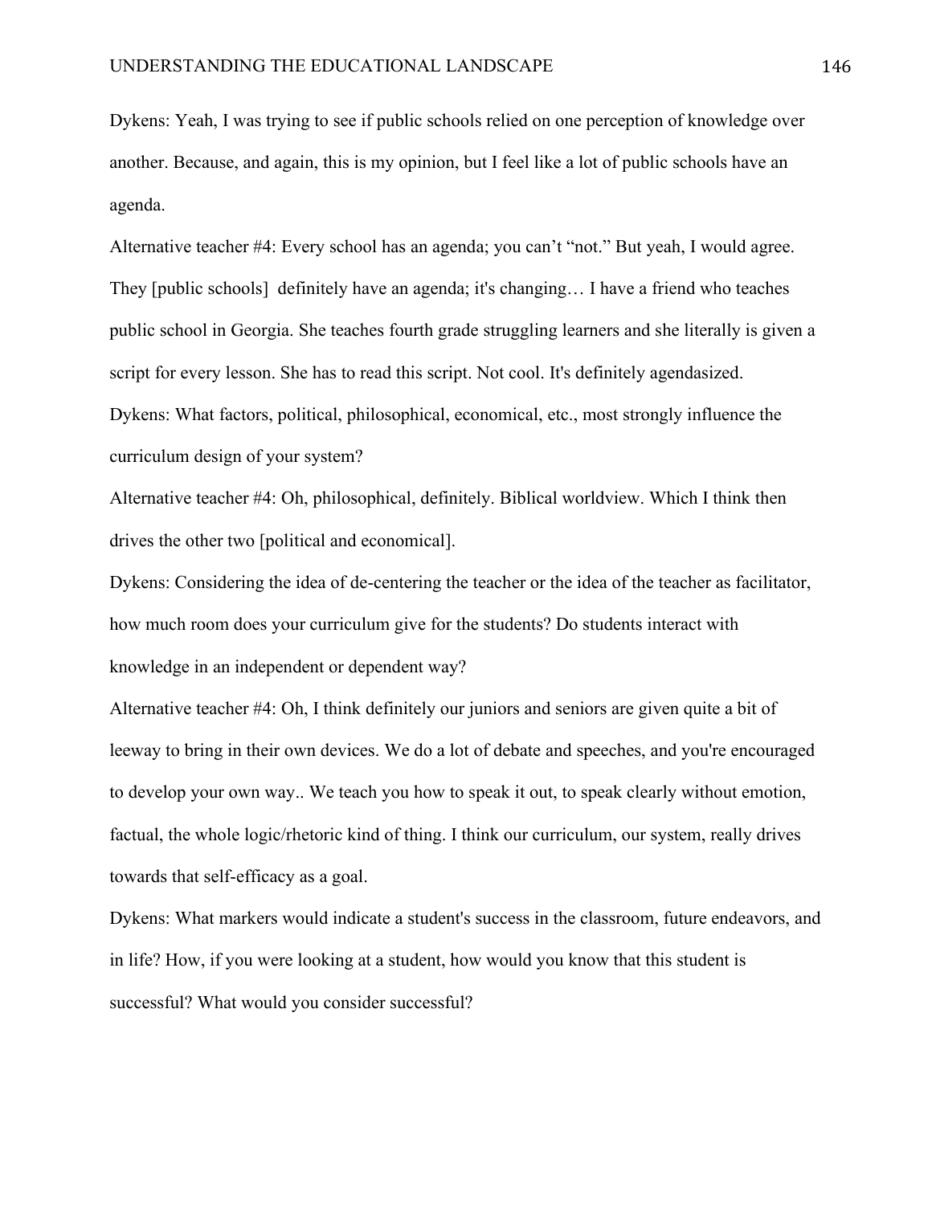Dykens: Yeah, I was trying to see if public schools relied on one perception of knowledge over another. Because, and again, this is my opinion, but I feel like a lot of public schools have an agenda.

Alternative teacher #4: Every school has an agenda; you can't "not." But yeah, I would agree. They [public schools] definitely have an agenda; it's changing… I have a friend who teaches public school in Georgia. She teaches fourth grade struggling learners and she literally is given a script for every lesson. She has to read this script. Not cool. It's definitely agendasized.

Dykens: What factors, political, philosophical, economical, etc., most strongly influence the curriculum design of your system?

Alternative teacher #4: Oh, philosophical, definitely. Biblical worldview. Which I think then drives the other two [political and economical].

Dykens: Considering the idea of de-centering the teacher or the idea of the teacher as facilitator, how much room does your curriculum give for the students? Do students interact with knowledge in an independent or dependent way?

Alternative teacher #4: Oh, I think definitely our juniors and seniors are given quite a bit of leeway to bring in their own devices. We do a lot of debate and speeches, and you're encouraged to develop your own way.. We teach you how to speak it out, to speak clearly without emotion, factual, the whole logic/rhetoric kind of thing. I think our curriculum, our system, really drives towards that self-efficacy as a goal.

Dykens: What markers would indicate a student's success in the classroom, future endeavors, and in life? How, if you were looking at a student, how would you know that this student is successful? What would you consider successful?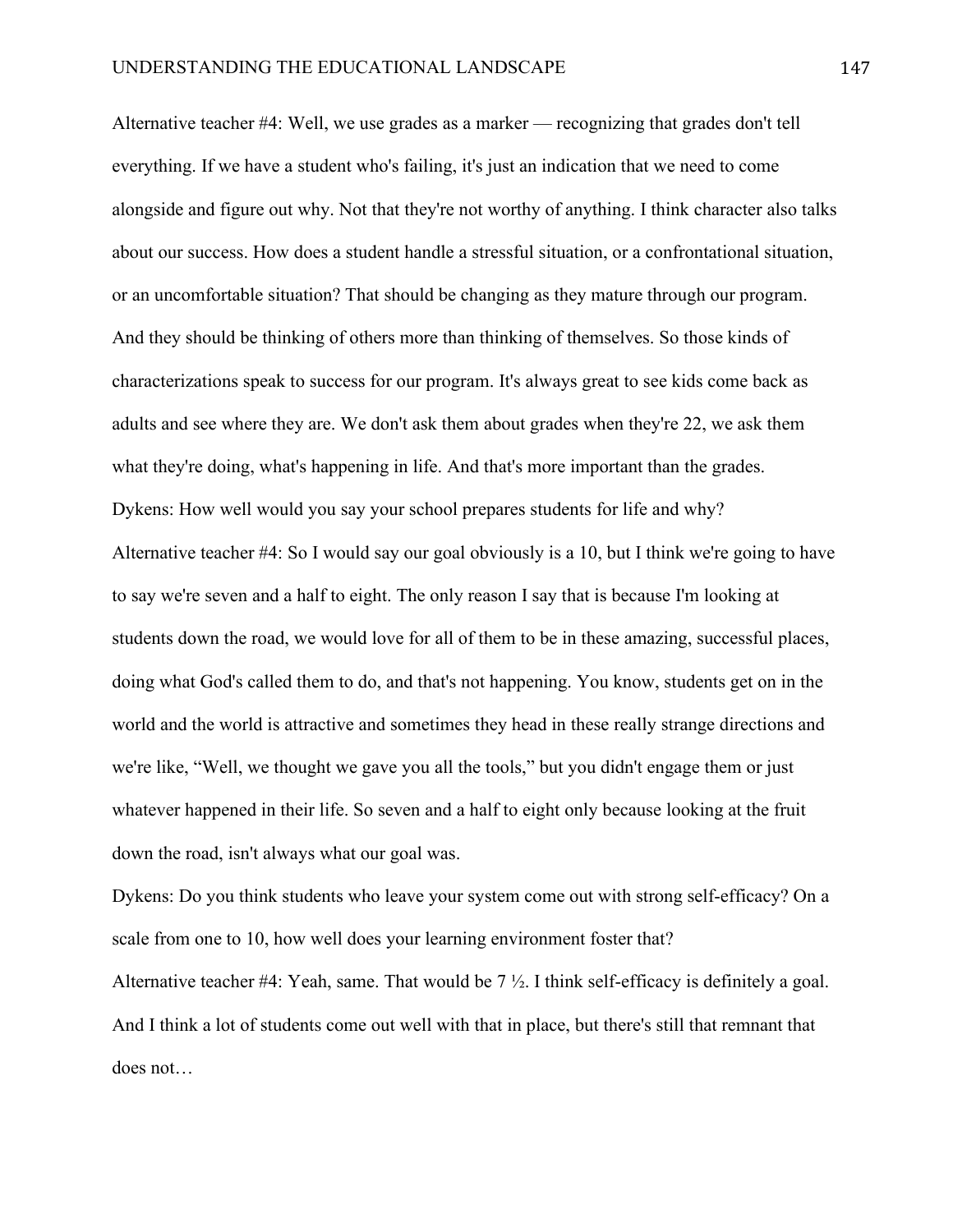Alternative teacher #4: Well, we use grades as a marker — recognizing that grades don't tell everything. If we have a student who's failing, it's just an indication that we need to come alongside and figure out why. Not that they're not worthy of anything. I think character also talks about our success. How does a student handle a stressful situation, or a confrontational situation, or an uncomfortable situation? That should be changing as they mature through our program. And they should be thinking of others more than thinking of themselves. So those kinds of characterizations speak to success for our program. It's always great to see kids come back as adults and see where they are. We don't ask them about grades when they're 22, we ask them what they're doing, what's happening in life. And that's more important than the grades.

Dykens: How well would you say your school prepares students for life and why?

Alternative teacher #4: So I would say our goal obviously is a 10, but I think we're going to have to say we're seven and a half to eight. The only reason I say that is because I'm looking at students down the road, we would love for all of them to be in these amazing, successful places, doing what God's called them to do, and that's not happening. You know, students get on in the world and the world is attractive and sometimes they head in these really strange directions and we're like, "Well, we thought we gave you all the tools," but you didn't engage them or just whatever happened in their life. So seven and a half to eight only because looking at the fruit down the road, isn't always what our goal was.

Dykens: Do you think students who leave your system come out with strong self-efficacy? On a scale from one to 10, how well does your learning environment foster that?

Alternative teacher #4: Yeah, same. That would be 7 ½. I think self-efficacy is definitely a goal. And I think a lot of students come out well with that in place, but there's still that remnant that does not…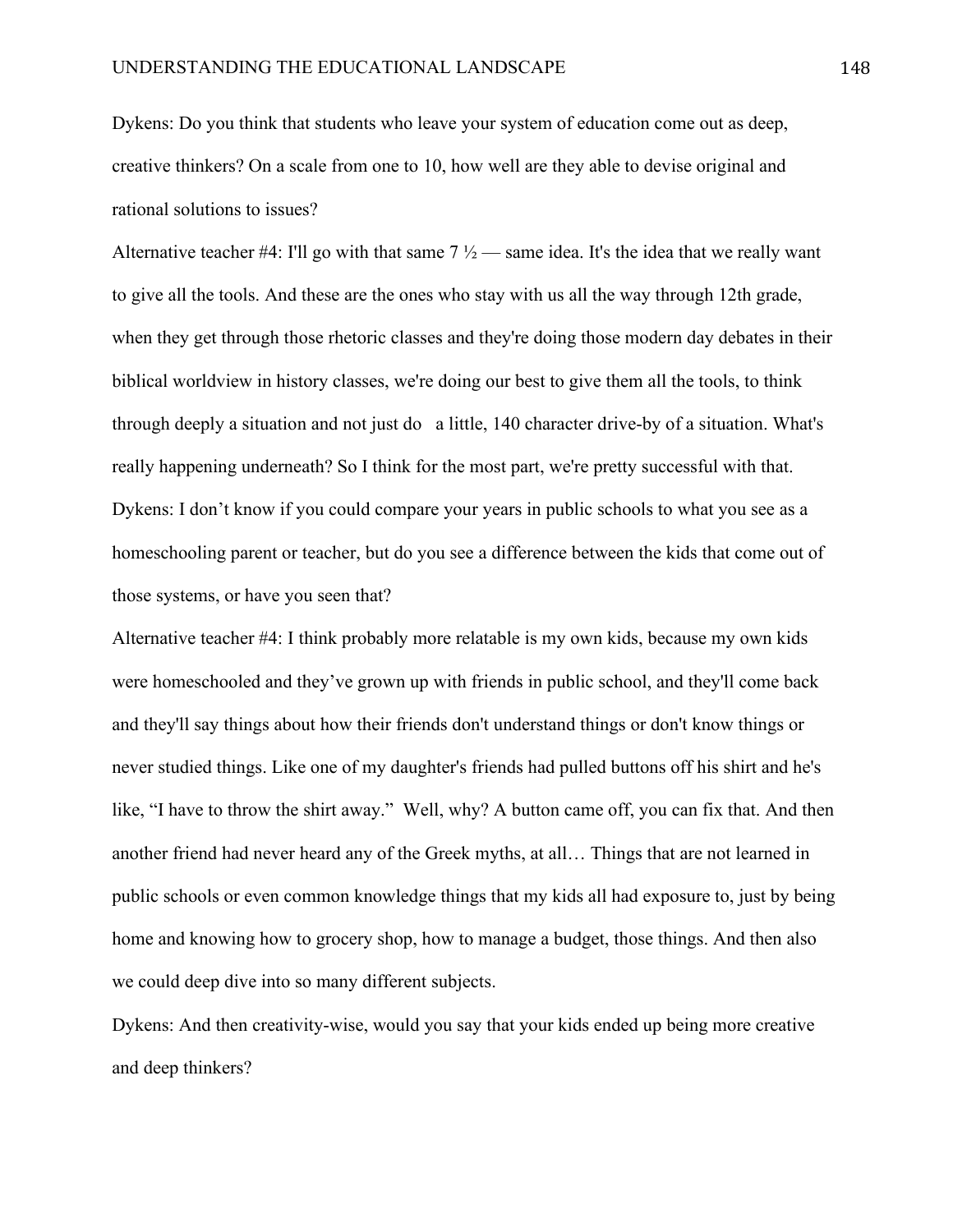Dykens: Do you think that students who leave your system of education come out as deep, creative thinkers? On a scale from one to 10, how well are they able to devise original and rational solutions to issues?

Alternative teacher #4: I'll go with that same 7 ½ — same idea. It's the idea that we really want to give all the tools. And these are the ones who stay with us all the way through 12th grade, when they get through those rhetoric classes and they're doing those modern day debates in their biblical worldview in history classes, we're doing our best to give them all the tools, to think through deeply a situation and not just do a little, 140 character drive-by of a situation. What's really happening underneath? So I think for the most part, we're pretty successful with that.

Dykens: I don't know if you could compare your years in public schools to what you see as a homeschooling parent or teacher, but do you see a difference between the kids that come out of those systems, or have you seen that?

Alternative teacher #4: I think probably more relatable is my own kids, because my own kids were homeschooled and they've grown up with friends in public school, and they'll come back and they'll say things about how their friends don't understand things or don't know things or never studied things. Like one of my daughter's friends had pulled buttons off his shirt and he's like, "I have to throw the shirt away." Well, why? A button came off, you can fix that. And then another friend had never heard any of the Greek myths, at all… Things that are not learned in public schools or even common knowledge things that my kids all had exposure to, just by being home and knowing how to grocery shop, how to manage a budget, those things. And then also we could deep dive into so many different subjects.

Dykens: And then creativity-wise, would you say that your kids ended up being more creative and deep thinkers?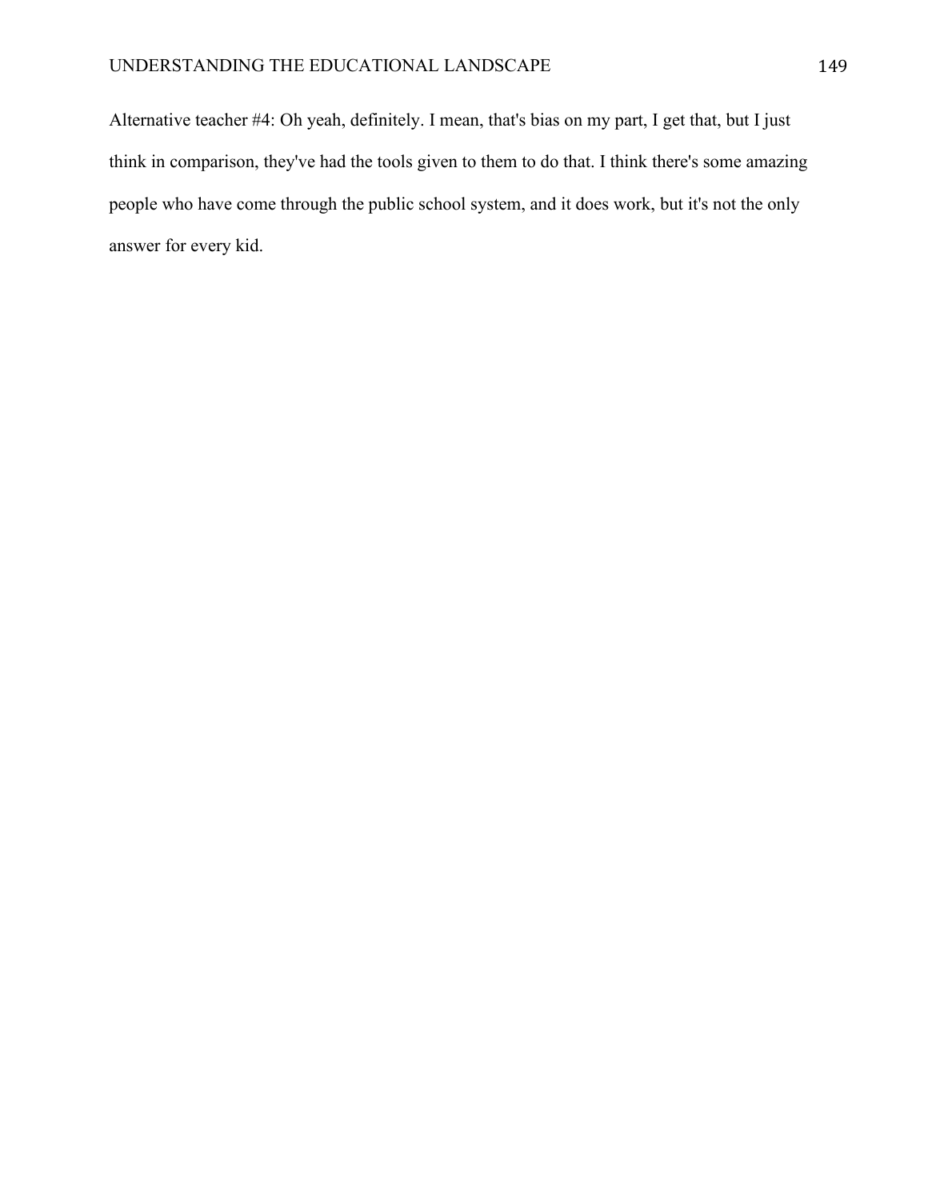Alternative teacher #4: Oh yeah, definitely. I mean, that's bias on my part, I get that, but I just think in comparison, they've had the tools given to them to do that. I think there's some amazing people who have come through the public school system, and it does work, but it's not the only answer for every kid.